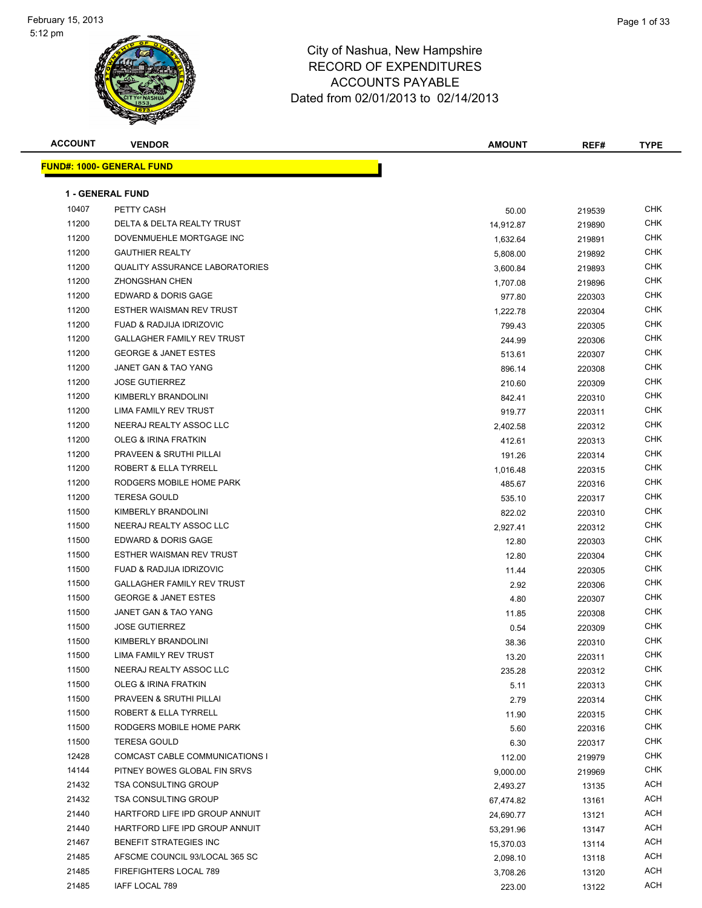# City of Nashua, New Hampshire
## RECORD OF EXPENDITURES
## ACCOUNTS PAYABLE
Dated from 02/01/2013 to 02/14/2013

February 15, 2013
5:12 pm

**FUND#: 1000- GENERAL FUND**

**1 - GENERAL FUND**

| ACCOUNT | VENDOR | AMOUNT | REF# | TYPE |
|---|---|---|---|---|
| 10407 | PETTY CASH | 50.00 | 219539 | CHK |
| 11200 | DELTA & DELTA REALTY TRUST | 14,912.87 | 219890 | CHK |
| 11200 | DOVENMUEHLE MORTGAGE INC | 1,632.64 | 219891 | CHK |
| 11200 | GAUTHIER REALTY | 5,808.00 | 219892 | CHK |
| 11200 | QUALITY ASSURANCE LABORATORIES | 3,600.84 | 219893 | CHK |
| 11200 | ZHONGSHAN CHEN | 1,707.08 | 219896 | CHK |
| 11200 | EDWARD & DORIS GAGE | 977.80 | 220303 | CHK |
| 11200 | ESTHER WAISMAN REV TRUST | 1,222.78 | 220304 | CHK |
| 11200 | FUAD & RADJIJA IDRIZOVIC | 799.43 | 220305 | CHK |
| 11200 | GALLAGHER FAMILY REV TRUST | 244.99 | 220306 | CHK |
| 11200 | GEORGE & JANET ESTES | 513.61 | 220307 | CHK |
| 11200 | JANET GAN & TAO YANG | 896.14 | 220308 | CHK |
| 11200 | JOSE GUTIERREZ | 210.60 | 220309 | CHK |
| 11200 | KIMBERLY BRANDOLINI | 842.41 | 220310 | CHK |
| 11200 | LIMA FAMILY REV TRUST | 919.77 | 220311 | CHK |
| 11200 | NEERAJ REALTY ASSOC LLC | 2,402.58 | 220312 | CHK |
| 11200 | OLEG & IRINA FRATKIN | 412.61 | 220313 | CHK |
| 11200 | PRAVEEN & SRUTHI PILLAI | 191.26 | 220314 | CHK |
| 11200 | ROBERT & ELLA TYRRELL | 1,016.48 | 220315 | CHK |
| 11200 | RODGERS MOBILE HOME PARK | 485.67 | 220316 | CHK |
| 11200 | TERESA GOULD | 535.10 | 220317 | CHK |
| 11500 | KIMBERLY BRANDOLINI | 822.02 | 220310 | CHK |
| 11500 | NEERAJ REALTY ASSOC LLC | 2,927.41 | 220312 | CHK |
| 11500 | EDWARD & DORIS GAGE | 12.80 | 220303 | CHK |
| 11500 | ESTHER WAISMAN REV TRUST | 12.80 | 220304 | CHK |
| 11500 | FUAD & RADJIJA IDRIZOVIC | 11.44 | 220305 | CHK |
| 11500 | GALLAGHER FAMILY REV TRUST | 2.92 | 220306 | CHK |
| 11500 | GEORGE & JANET ESTES | 4.80 | 220307 | CHK |
| 11500 | JANET GAN & TAO YANG | 11.85 | 220308 | CHK |
| 11500 | JOSE GUTIERREZ | 0.54 | 220309 | CHK |
| 11500 | KIMBERLY BRANDOLINI | 38.36 | 220310 | CHK |
| 11500 | LIMA FAMILY REV TRUST | 13.20 | 220311 | CHK |
| 11500 | NEERAJ REALTY ASSOC LLC | 235.28 | 220312 | CHK |
| 11500 | OLEG & IRINA FRATKIN | 5.11 | 220313 | CHK |
| 11500 | PRAVEEN & SRUTHI PILLAI | 2.79 | 220314 | CHK |
| 11500 | ROBERT & ELLA TYRRELL | 11.90 | 220315 | CHK |
| 11500 | RODGERS MOBILE HOME PARK | 5.60 | 220316 | CHK |
| 11500 | TERESA GOULD | 6.30 | 220317 | CHK |
| 12428 | COMCAST CABLE COMMUNICATIONS I | 112.00 | 219979 | CHK |
| 14144 | PITNEY BOWES GLOBAL FIN SRVS | 9,000.00 | 219969 | CHK |
| 21432 | TSA CONSULTING GROUP | 2,493.27 | 13135 | ACH |
| 21432 | TSA CONSULTING GROUP | 67,474.82 | 13161 | ACH |
| 21440 | HARTFORD LIFE IPD GROUP ANNUIT | 24,690.77 | 13121 | ACH |
| 21440 | HARTFORD LIFE IPD GROUP ANNUIT | 53,291.96 | 13147 | ACH |
| 21467 | BENEFIT STRATEGIES INC | 15,370.03 | 13114 | ACH |
| 21485 | AFSCME COUNCIL 93/LOCAL 365 SC | 2,098.10 | 13118 | ACH |
| 21485 | FIREFIGHTERS LOCAL 789 | 3,708.26 | 13120 | ACH |
| 21485 | IAFF LOCAL 789 | 223.00 | 13122 | ACH |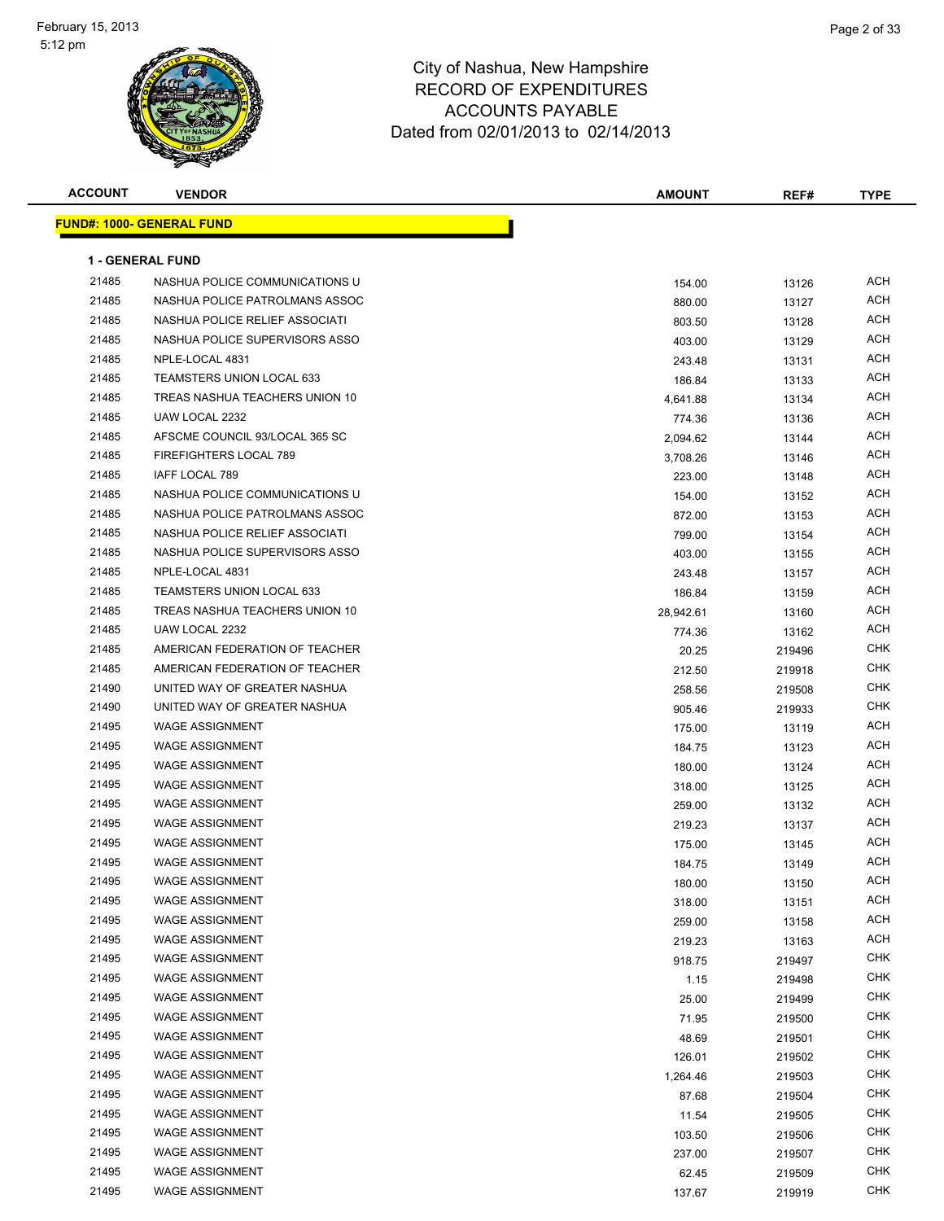City of Nashua, New Hampshire
RECORD OF EXPENDITURES
ACCOUNTS PAYABLE
Dated from 02/01/2013 to 02/14/2013

**FUND#: 1000- GENERAL FUND**

**1 - GENERAL FUND**

| ACCOUNT | VENDOR | AMOUNT | REF# | TYPE |
|---|---|---|---|---|
| 21485 | NASHUA POLICE COMMUNICATIONS U | 154.00 | 13126 | ACH |
| 21485 | NASHUA POLICE PATROLMANS ASSOC | 880.00 | 13127 | ACH |
| 21485 | NASHUA POLICE RELIEF ASSOCIATI | 803.50 | 13128 | ACH |
| 21485 | NASHUA POLICE SUPERVISORS ASSO | 403.00 | 13129 | ACH |
| 21485 | NPLE-LOCAL 4831 | 243.48 | 13131 | ACH |
| 21485 | TEAMSTERS UNION LOCAL 633 | 186.84 | 13133 | ACH |
| 21485 | TREAS NASHUA TEACHERS UNION 10 | 4,641.88 | 13134 | ACH |
| 21485 | UAW LOCAL 2232 | 774.36 | 13136 | ACH |
| 21485 | AFSCME COUNCIL 93/LOCAL 365 SC | 2,094.62 | 13144 | ACH |
| 21485 | FIREFIGHTERS LOCAL 789 | 3,708.26 | 13146 | ACH |
| 21485 | IAFF LOCAL 789 | 223.00 | 13148 | ACH |
| 21485 | NASHUA POLICE COMMUNICATIONS U | 154.00 | 13152 | ACH |
| 21485 | NASHUA POLICE PATROLMANS ASSOC | 872.00 | 13153 | ACH |
| 21485 | NASHUA POLICE RELIEF ASSOCIATI | 799.00 | 13154 | ACH |
| 21485 | NASHUA POLICE SUPERVISORS ASSO | 403.00 | 13155 | ACH |
| 21485 | NPLE-LOCAL 4831 | 243.48 | 13157 | ACH |
| 21485 | TEAMSTERS UNION LOCAL 633 | 186.84 | 13159 | ACH |
| 21485 | TREAS NASHUA TEACHERS UNION 10 | 28,942.61 | 13160 | ACH |
| 21485 | UAW LOCAL 2232 | 774.36 | 13162 | ACH |
| 21485 | AMERICAN FEDERATION OF TEACHER | 20.25 | 219496 | CHK |
| 21485 | AMERICAN FEDERATION OF TEACHER | 212.50 | 219918 | CHK |
| 21490 | UNITED WAY OF GREATER NASHUA | 258.56 | 219508 | CHK |
| 21490 | UNITED WAY OF GREATER NASHUA | 905.46 | 219933 | CHK |
| 21495 | WAGE ASSIGNMENT | 175.00 | 13119 | ACH |
| 21495 | WAGE ASSIGNMENT | 184.75 | 13123 | ACH |
| 21495 | WAGE ASSIGNMENT | 180.00 | 13124 | ACH |
| 21495 | WAGE ASSIGNMENT | 318.00 | 13125 | ACH |
| 21495 | WAGE ASSIGNMENT | 259.00 | 13132 | ACH |
| 21495 | WAGE ASSIGNMENT | 219.23 | 13137 | ACH |
| 21495 | WAGE ASSIGNMENT | 175.00 | 13145 | ACH |
| 21495 | WAGE ASSIGNMENT | 184.75 | 13149 | ACH |
| 21495 | WAGE ASSIGNMENT | 180.00 | 13150 | ACH |
| 21495 | WAGE ASSIGNMENT | 318.00 | 13151 | ACH |
| 21495 | WAGE ASSIGNMENT | 259.00 | 13158 | ACH |
| 21495 | WAGE ASSIGNMENT | 219.23 | 13163 | ACH |
| 21495 | WAGE ASSIGNMENT | 918.75 | 219497 | CHK |
| 21495 | WAGE ASSIGNMENT | 1.15 | 219498 | CHK |
| 21495 | WAGE ASSIGNMENT | 25.00 | 219499 | CHK |
| 21495 | WAGE ASSIGNMENT | 71.95 | 219500 | CHK |
| 21495 | WAGE ASSIGNMENT | 48.69 | 219501 | CHK |
| 21495 | WAGE ASSIGNMENT | 126.01 | 219502 | CHK |
| 21495 | WAGE ASSIGNMENT | 1,264.46 | 219503 | CHK |
| 21495 | WAGE ASSIGNMENT | 87.68 | 219504 | CHK |
| 21495 | WAGE ASSIGNMENT | 11.54 | 219505 | CHK |
| 21495 | WAGE ASSIGNMENT | 103.50 | 219506 | CHK |
| 21495 | WAGE ASSIGNMENT | 237.00 | 219507 | CHK |
| 21495 | WAGE ASSIGNMENT | 62.45 | 219509 | CHK |
| 21495 | WAGE ASSIGNMENT | 137.67 | 219919 | CHK |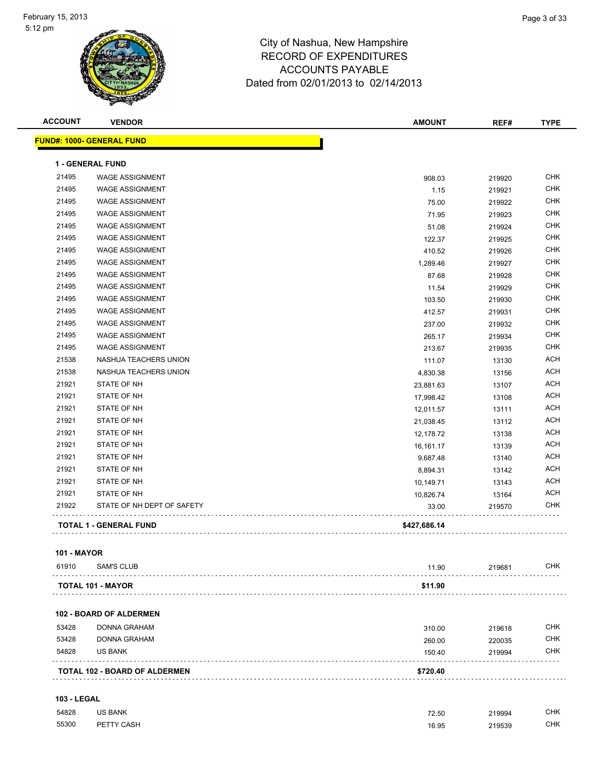# City of Nashua, New Hampshire
## RECORD OF EXPENDITURES
## ACCOUNTS PAYABLE
### Dated from 02/01/2013 to 02/14/2013

| ACCOUNT | VENDOR | AMOUNT | REF# | TYPE |
|---|---|---|---|---|
| **FUND#: 1000- GENERAL FUND** | | | | |
| **1 - GENERAL FUND** | | | | |
| 21495 | WAGE ASSIGNMENT | 908.03 | 219920 | CHK |
| 21495 | WAGE ASSIGNMENT | 1.15 | 219921 | CHK |
| 21495 | WAGE ASSIGNMENT | 75.00 | 219922 | CHK |
| 21495 | WAGE ASSIGNMENT | 71.95 | 219923 | CHK |
| 21495 | WAGE ASSIGNMENT | 51.08 | 219924 | CHK |
| 21495 | WAGE ASSIGNMENT | 122.37 | 219925 | CHK |
| 21495 | WAGE ASSIGNMENT | 410.52 | 219926 | CHK |
| 21495 | WAGE ASSIGNMENT | 1,289.46 | 219927 | CHK |
| 21495 | WAGE ASSIGNMENT | 87.68 | 219928 | CHK |
| 21495 | WAGE ASSIGNMENT | 11.54 | 219929 | CHK |
| 21495 | WAGE ASSIGNMENT | 103.50 | 219930 | CHK |
| 21495 | WAGE ASSIGNMENT | 412.57 | 219931 | CHK |
| 21495 | WAGE ASSIGNMENT | 237.00 | 219932 | CHK |
| 21495 | WAGE ASSIGNMENT | 265.17 | 219934 | CHK |
| 21495 | WAGE ASSIGNMENT | 213.67 | 219935 | CHK |
| 21538 | NASHUA TEACHERS UNION | 111.07 | 13130 | ACH |
| 21538 | NASHUA TEACHERS UNION | 4,830.38 | 13156 | ACH |
| 21921 | STATE OF NH | 23,881.63 | 13107 | ACH |
| 21921 | STATE OF NH | 17,998.42 | 13108 | ACH |
| 21921 | STATE OF NH | 12,011.57 | 13111 | ACH |
| 21921 | STATE OF NH | 21,038.45 | 13112 | ACH |
| 21921 | STATE OF NH | 12,178.72 | 13138 | ACH |
| 21921 | STATE OF NH | 16,161.17 | 13139 | ACH |
| 21921 | STATE OF NH | 9,687.48 | 13140 | ACH |
| 21921 | STATE OF NH | 8,894.31 | 13142 | ACH |
| 21921 | STATE OF NH | 10,149.71 | 13143 | ACH |
| 21921 | STATE OF NH | 10,826.74 | 13164 | ACH |
| 21922 | STATE OF NH DEPT OF SAFETY | 33.00 | 219570 | CHK |
| **TOTAL 1 - GENERAL FUND** | | **$427,686.14** | | |
| **101 - MAYOR** | | | | |
| 61910 | SAM'S CLUB | 11.90 | 219681 | CHK |
| **TOTAL 101 - MAYOR** | | **$11.90** | | |
| **102 - BOARD OF ALDERMEN** | | | | |
| 53428 | DONNA GRAHAM | 310.00 | 219618 | CHK |
| 53428 | DONNA GRAHAM | 260.00 | 220035 | CHK |
| 54828 | US BANK | 150.40 | 219994 | CHK |
| **TOTAL 102 - BOARD OF ALDERMEN** | | **$720.40** | | |
| **103 - LEGAL** | | | | |
| 54828 | US BANK | 72.50 | 219994 | CHK |
| 55300 | PETTY CASH | 16.95 | 219539 | CHK |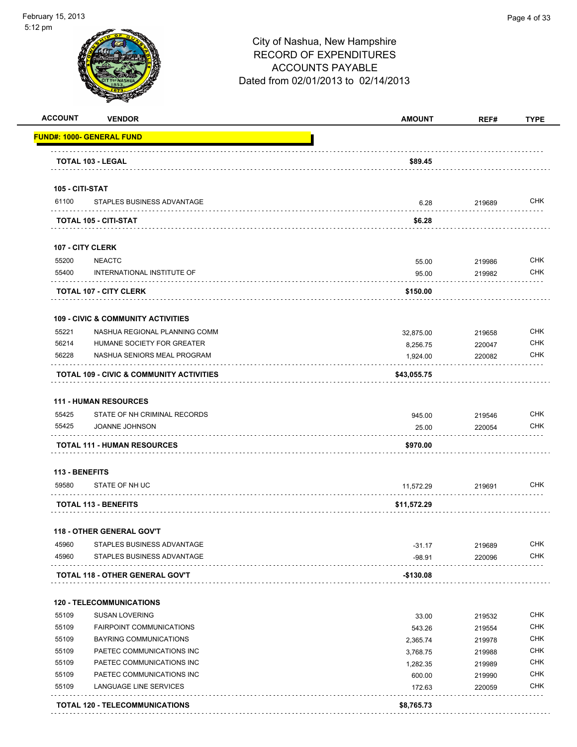City of Nashua, New Hampshire
RECORD OF EXPENDITURES
ACCOUNTS PAYABLE
Dated from 02/01/2013 to 02/14/2013

| ACCOUNT | VENDOR | AMOUNT | REF# | TYPE |
|---|---|---|---|---|
| **FUND#: 1000- GENERAL FUND** | | | | |
| | **TOTAL 103 - LEGAL** | **$89.45** | | |
| **105 - CITI-STAT** | | | | |
| 61100 | STAPLES BUSINESS ADVANTAGE | 6.28 | 219689 | CHK |
| | **TOTAL 105 - CITI-STAT** | **$6.28** | | |
| **107 - CITY CLERK** | | | | |
| 55200 | NEACTC | 55.00 | 219986 | CHK |
| 55400 | INTERNATIONAL INSTITUTE OF | 95.00 | 219982 | CHK |
| | **TOTAL 107 - CITY CLERK** | **$150.00** | | |
| **109 - CIVIC & COMMUNITY ACTIVITIES** | | | | |
| 55221 | NASHUA REGIONAL PLANNING COMM | 32,875.00 | 219658 | CHK |
| 56214 | HUMANE SOCIETY FOR GREATER | 8,256.75 | 220047 | CHK |
| 56228 | NASHUA SENIORS MEAL PROGRAM | 1,924.00 | 220082 | CHK |
| | **TOTAL 109 - CIVIC & COMMUNITY ACTIVITIES** | **$43,055.75** | | |
| **111 - HUMAN RESOURCES** | | | | |
| 55425 | STATE OF NH CRIMINAL RECORDS | 945.00 | 219546 | CHK |
| 55425 | JOANNE JOHNSON | 25.00 | 220054 | CHK |
| | **TOTAL 111 - HUMAN RESOURCES** | **$970.00** | | |
| **113 - BENEFITS** | | | | |
| 59580 | STATE OF NH UC | 11,572.29 | 219691 | CHK |
| | **TOTAL 113 - BENEFITS** | **$11,572.29** | | |
| **118 - OTHER GENERAL GOV'T** | | | | |
| 45960 | STAPLES BUSINESS ADVANTAGE | -31.17 | 219689 | CHK |
| 45960 | STAPLES BUSINESS ADVANTAGE | -98.91 | 220096 | CHK |
| | **TOTAL 118 - OTHER GENERAL GOV'T** | **-$130.08** | | |
| **120 - TELECOMMUNICATIONS** | | | | |
| 55109 | SUSAN LOVERING | 33.00 | 219532 | CHK |
| 55109 | FAIRPOINT COMMUNICATIONS | 543.26 | 219554 | CHK |
| 55109 | BAYRING COMMUNICATIONS | 2,365.74 | 219978 | CHK |
| 55109 | PAETEC COMMUNICATIONS INC | 3,768.75 | 219988 | CHK |
| 55109 | PAETEC COMMUNICATIONS INC | 1,282.35 | 219989 | CHK |
| 55109 | PAETEC COMMUNICATIONS INC | 600.00 | 219990 | CHK |
| 55109 | LANGUAGE LINE SERVICES | 172.63 | 220059 | CHK |
| | **TOTAL 120 - TELECOMMUNICATIONS** | **$8,765.73** | | |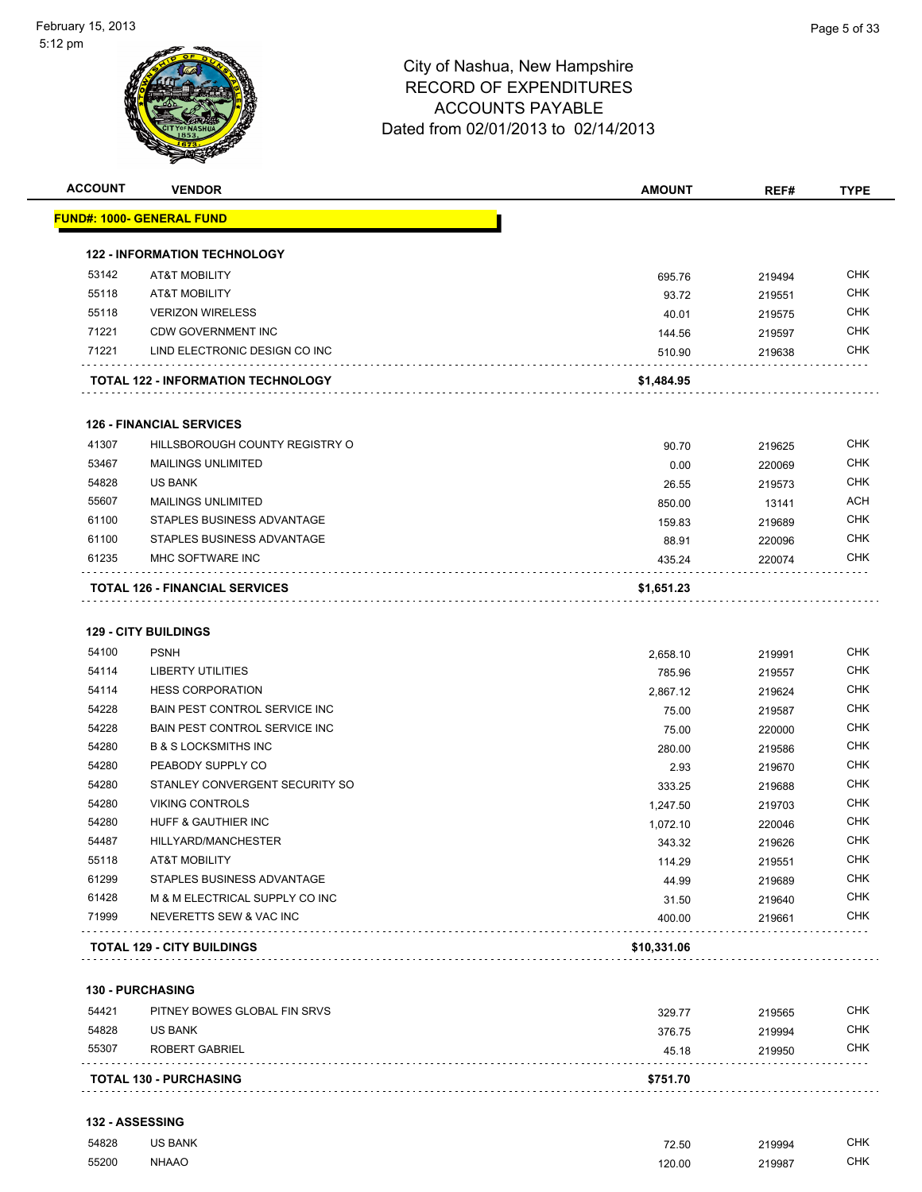City of Nashua, New Hampshire
RECORD OF EXPENDITURES
ACCOUNTS PAYABLE
Dated from 02/01/2013 to 02/14/2013

| ACCOUNT | VENDOR | AMOUNT | REF# | TYPE |
|---|---|---|---|---|
| **FUND#: 1000- GENERAL FUND** | | | | |
| **122 - INFORMATION TECHNOLOGY** | | | | |
| 53142 | AT&T MOBILITY | 695.76 | 219494 | CHK |
| 55118 | AT&T MOBILITY | 93.72 | 219551 | CHK |
| 55118 | VERIZON WIRELESS | 40.01 | 219575 | CHK |
| 71221 | CDW GOVERNMENT INC | 144.56 | 219597 | CHK |
| 71221 | LIND ELECTRONIC DESIGN CO INC | 510.90 | 219638 | CHK |
| **TOTAL 122 - INFORMATION TECHNOLOGY** | | **$1,484.95** | | |
| **126 - FINANCIAL SERVICES** | | | | |
| 41307 | HILLSBOROUGH COUNTY REGISTRY O | 90.70 | 219625 | CHK |
| 53467 | MAILINGS UNLIMITED | 0.00 | 220069 | CHK |
| 54828 | US BANK | 26.55 | 219573 | CHK |
| 55607 | MAILINGS UNLIMITED | 850.00 | 13141 | ACH |
| 61100 | STAPLES BUSINESS ADVANTAGE | 159.83 | 219689 | CHK |
| 61100 | STAPLES BUSINESS ADVANTAGE | 88.91 | 220096 | CHK |
| 61235 | MHC SOFTWARE INC | 435.24 | 220074 | CHK |
| **TOTAL 126 - FINANCIAL SERVICES** | | **$1,651.23** | | |
| **129 - CITY BUILDINGS** | | | | |
| 54100 | PSNH | 2,658.10 | 219991 | CHK |
| 54114 | LIBERTY UTILITIES | 785.96 | 219557 | CHK |
| 54114 | HESS CORPORATION | 2,867.12 | 219624 | CHK |
| 54228 | BAIN PEST CONTROL SERVICE INC | 75.00 | 219587 | CHK |
| 54228 | BAIN PEST CONTROL SERVICE INC | 75.00 | 220000 | CHK |
| 54280 | B & S LOCKSMITHS INC | 280.00 | 219586 | CHK |
| 54280 | PEABODY SUPPLY CO | 2.93 | 219670 | CHK |
| 54280 | STANLEY CONVERGENT SECURITY SO | 333.25 | 219688 | CHK |
| 54280 | VIKING CONTROLS | 1,247.50 | 219703 | CHK |
| 54280 | HUFF & GAUTHIER INC | 1,072.10 | 220046 | CHK |
| 54487 | HILLYARD/MANCHESTER | 343.32 | 219626 | CHK |
| 55118 | AT&T MOBILITY | 114.29 | 219551 | CHK |
| 61299 | STAPLES BUSINESS ADVANTAGE | 44.99 | 219689 | CHK |
| 61428 | M & M ELECTRICAL SUPPLY CO INC | 31.50 | 219640 | CHK |
| 71999 | NEVERETTS SEW & VAC INC | 400.00 | 219661 | CHK |
| **TOTAL 129 - CITY BUILDINGS** | | **$10,331.06** | | |
| **130 - PURCHASING** | | | | |
| 54421 | PITNEY BOWES GLOBAL FIN SRVS | 329.77 | 219565 | CHK |
| 54828 | US BANK | 376.75 | 219994 | CHK |
| 55307 | ROBERT GABRIEL | 45.18 | 219950 | CHK |
| **TOTAL 130 - PURCHASING** | | **$751.70** | | |
| **132 - ASSESSING** | | | | |
| 54828 | US BANK | 72.50 | 219994 | CHK |
| 55200 | NHAAO | 120.00 | 219987 | CHK |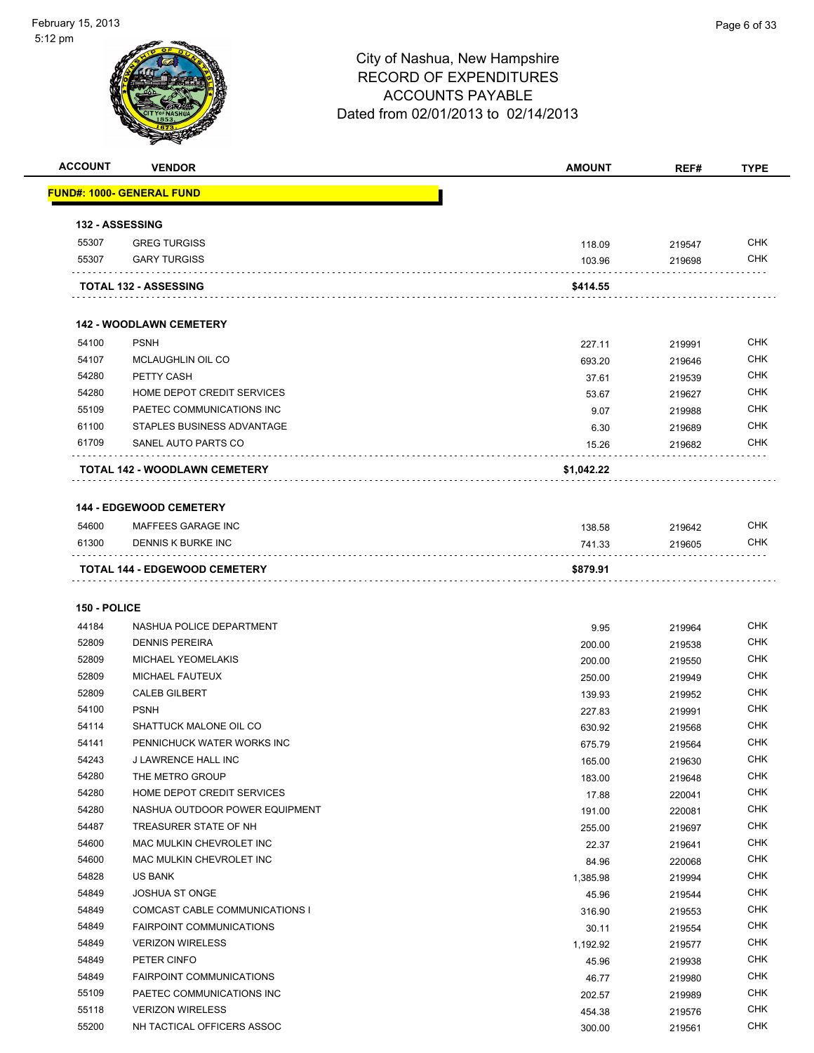City of Nashua, New Hampshire
RECORD OF EXPENDITURES
ACCOUNTS PAYABLE
Dated from 02/01/2013 to 02/14/2013

| ACCOUNT | VENDOR | AMOUNT | REF# | TYPE |
|---|---|---|---|---|
| **FUND#: 1000- GENERAL FUND** | | | | |
| **132 - ASSESSING** | | | | |
| 55307 | GREG TURGISS | 118.09 | 219547 | CHK |
| 55307 | GARY TURGISS | 103.96 | 219698 | CHK |
| | **TOTAL 132 - ASSESSING** | **$414.55** | | |
| **142 - WOODLAWN CEMETERY** | | | | |
| 54100 | PSNH | 227.11 | 219991 | CHK |
| 54107 | MCLAUGHLIN OIL CO | 693.20 | 219646 | CHK |
| 54280 | PETTY CASH | 37.61 | 219539 | CHK |
| 54280 | HOME DEPOT CREDIT SERVICES | 53.67 | 219627 | CHK |
| 55109 | PAETEC COMMUNICATIONS INC | 9.07 | 219988 | CHK |
| 61100 | STAPLES BUSINESS ADVANTAGE | 6.30 | 219689 | CHK |
| 61709 | SANEL AUTO PARTS CO | 15.26 | 219682 | CHK |
| | **TOTAL 142 - WOODLAWN CEMETERY** | **$1,042.22** | | |
| **144 - EDGEWOOD CEMETERY** | | | | |
| 54600 | MAFFEES GARAGE INC | 138.58 | 219642 | CHK |
| 61300 | DENNIS K BURKE INC | 741.33 | 219605 | CHK |
| | **TOTAL 144 - EDGEWOOD CEMETERY** | **$879.91** | | |
| **150 - POLICE** | | | | |
| 44184 | NASHUA POLICE DEPARTMENT | 9.95 | 219964 | CHK |
| 52809 | DENNIS PEREIRA | 200.00 | 219538 | CHK |
| 52809 | MICHAEL YEOMELAKIS | 200.00 | 219550 | CHK |
| 52809 | MICHAEL FAUTEUX | 250.00 | 219949 | CHK |
| 52809 | CALEB GILBERT | 139.93 | 219952 | CHK |
| 54100 | PSNH | 227.83 | 219991 | CHK |
| 54114 | SHATTUCK MALONE OIL CO | 630.92 | 219568 | CHK |
| 54141 | PENNICHUCK WATER WORKS INC | 675.79 | 219564 | CHK |
| 54243 | J LAWRENCE HALL INC | 165.00 | 219630 | CHK |
| 54280 | THE METRO GROUP | 183.00 | 219648 | CHK |
| 54280 | HOME DEPOT CREDIT SERVICES | 17.88 | 220041 | CHK |
| 54280 | NASHUA OUTDOOR POWER EQUIPMENT | 191.00 | 220081 | CHK |
| 54487 | TREASURER STATE OF NH | 255.00 | 219697 | CHK |
| 54600 | MAC MULKIN CHEVROLET INC | 22.37 | 219641 | CHK |
| 54600 | MAC MULKIN CHEVROLET INC | 84.96 | 220068 | CHK |
| 54828 | US BANK | 1,385.98 | 219994 | CHK |
| 54849 | JOSHUA ST ONGE | 45.96 | 219544 | CHK |
| 54849 | COMCAST CABLE COMMUNICATIONS I | 316.90 | 219553 | CHK |
| 54849 | FAIRPOINT COMMUNICATIONS | 30.11 | 219554 | CHK |
| 54849 | VERIZON WIRELESS | 1,192.92 | 219577 | CHK |
| 54849 | PETER CINFO | 45.96 | 219938 | CHK |
| 54849 | FAIRPOINT COMMUNICATIONS | 46.77 | 219980 | CHK |
| 55109 | PAETEC COMMUNICATIONS INC | 202.57 | 219989 | CHK |
| 55118 | VERIZON WIRELESS | 454.38 | 219576 | CHK |
| 55200 | NH TACTICAL OFFICERS ASSOC | 300.00 | 219561 | CHK |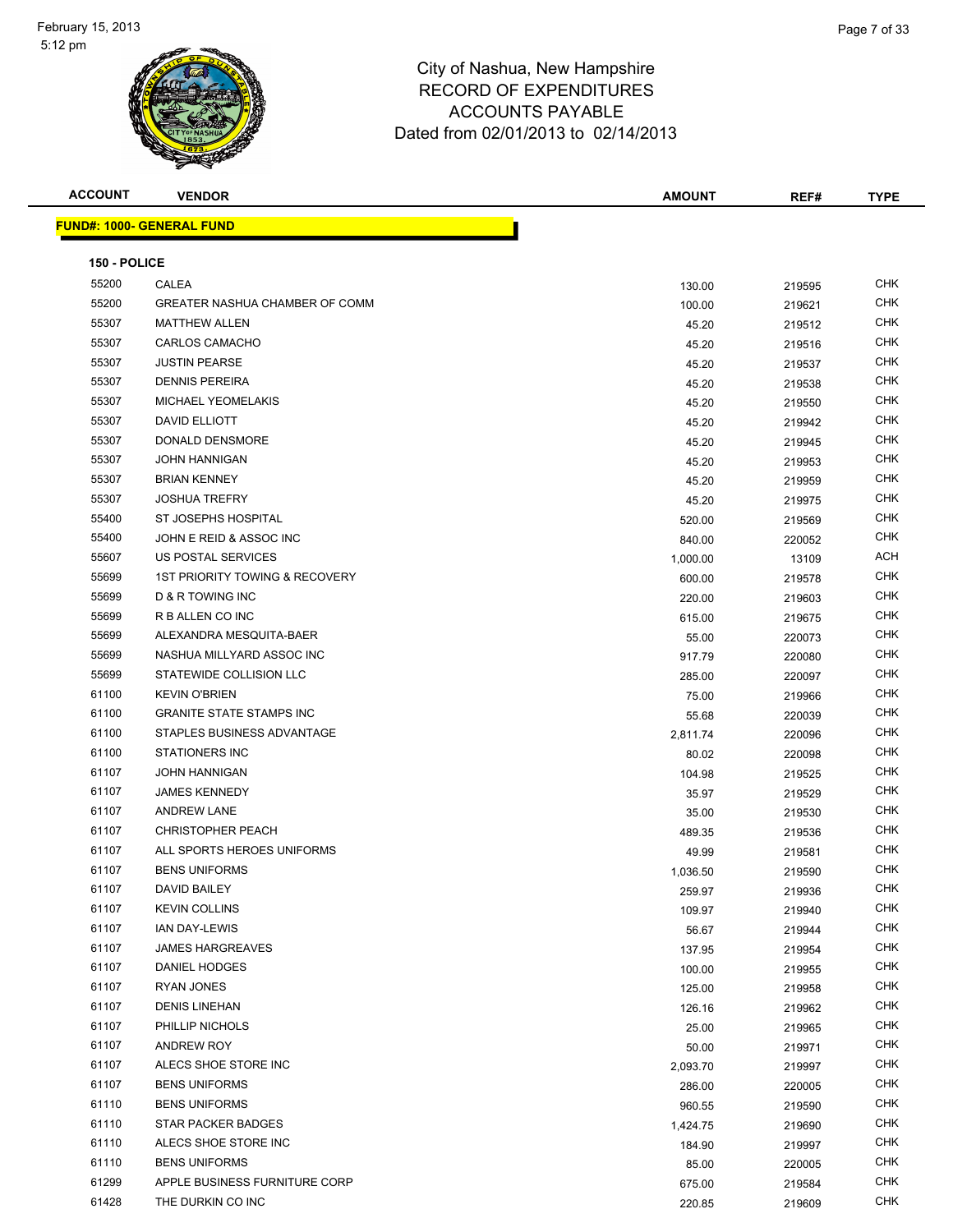# City of Nashua, New Hampshire
## RECORD OF EXPENDITURES
## ACCOUNTS PAYABLE
### Dated from 02/01/2013 to 02/14/2013

**FUND#: 1000- GENERAL FUND**

**150 - POLICE**

| ACCOUNT | VENDOR | AMOUNT | REF# | TYPE |
|---|---|---|---|---|
| 55200 | CALEA | 130.00 | 219595 | CHK |
| 55200 | GREATER NASHUA CHAMBER OF COMM | 100.00 | 219621 | CHK |
| 55307 | MATTHEW ALLEN | 45.20 | 219512 | CHK |
| 55307 | CARLOS CAMACHO | 45.20 | 219516 | CHK |
| 55307 | JUSTIN PEARSE | 45.20 | 219537 | CHK |
| 55307 | DENNIS PEREIRA | 45.20 | 219538 | CHK |
| 55307 | MICHAEL YEOMELAKIS | 45.20 | 219550 | CHK |
| 55307 | DAVID ELLIOTT | 45.20 | 219942 | CHK |
| 55307 | DONALD DENSMORE | 45.20 | 219945 | CHK |
| 55307 | JOHN HANNIGAN | 45.20 | 219953 | CHK |
| 55307 | BRIAN KENNEY | 45.20 | 219959 | CHK |
| 55307 | JOSHUA TREFRY | 45.20 | 219975 | CHK |
| 55400 | ST JOSEPHS HOSPITAL | 520.00 | 219569 | CHK |
| 55400 | JOHN E REID & ASSOC INC | 840.00 | 220052 | CHK |
| 55607 | US POSTAL SERVICES | 1,000.00 | 13109 | ACH |
| 55699 | 1ST PRIORITY TOWING & RECOVERY | 600.00 | 219578 | CHK |
| 55699 | D & R TOWING INC | 220.00 | 219603 | CHK |
| 55699 | R B ALLEN CO INC | 615.00 | 219675 | CHK |
| 55699 | ALEXANDRA MESQUITA-BAER | 55.00 | 220073 | CHK |
| 55699 | NASHUA MILLYARD ASSOC INC | 917.79 | 220080 | CHK |
| 55699 | STATEWIDE COLLISION LLC | 285.00 | 220097 | CHK |
| 61100 | KEVIN O'BRIEN | 75.00 | 219966 | CHK |
| 61100 | GRANITE STATE STAMPS INC | 55.68 | 220039 | CHK |
| 61100 | STAPLES BUSINESS ADVANTAGE | 2,811.74 | 220096 | CHK |
| 61100 | STATIONERS INC | 80.02 | 220098 | CHK |
| 61107 | JOHN HANNIGAN | 104.98 | 219525 | CHK |
| 61107 | JAMES KENNEDY | 35.97 | 219529 | CHK |
| 61107 | ANDREW LANE | 35.00 | 219530 | CHK |
| 61107 | CHRISTOPHER PEACH | 489.35 | 219536 | CHK |
| 61107 | ALL SPORTS HEROES UNIFORMS | 49.99 | 219581 | CHK |
| 61107 | BENS UNIFORMS | 1,036.50 | 219590 | CHK |
| 61107 | DAVID BAILEY | 259.97 | 219936 | CHK |
| 61107 | KEVIN COLLINS | 109.97 | 219940 | CHK |
| 61107 | IAN DAY-LEWIS | 56.67 | 219944 | CHK |
| 61107 | JAMES HARGREAVES | 137.95 | 219954 | CHK |
| 61107 | DANIEL HODGES | 100.00 | 219955 | CHK |
| 61107 | RYAN JONES | 125.00 | 219958 | CHK |
| 61107 | DENIS LINEHAN | 126.16 | 219962 | CHK |
| 61107 | PHILLIP NICHOLS | 25.00 | 219965 | CHK |
| 61107 | ANDREW ROY | 50.00 | 219971 | CHK |
| 61107 | ALECS SHOE STORE INC | 2,093.70 | 219997 | CHK |
| 61107 | BENS UNIFORMS | 286.00 | 220005 | CHK |
| 61110 | BENS UNIFORMS | 960.55 | 219590 | CHK |
| 61110 | STAR PACKER BADGES | 1,424.75 | 219690 | CHK |
| 61110 | ALECS SHOE STORE INC | 184.90 | 219997 | CHK |
| 61110 | BENS UNIFORMS | 85.00 | 220005 | CHK |
| 61299 | APPLE BUSINESS FURNITURE CORP | 675.00 | 219584 | CHK |
| 61428 | THE DURKIN CO INC | 220.85 | 219609 | CHK |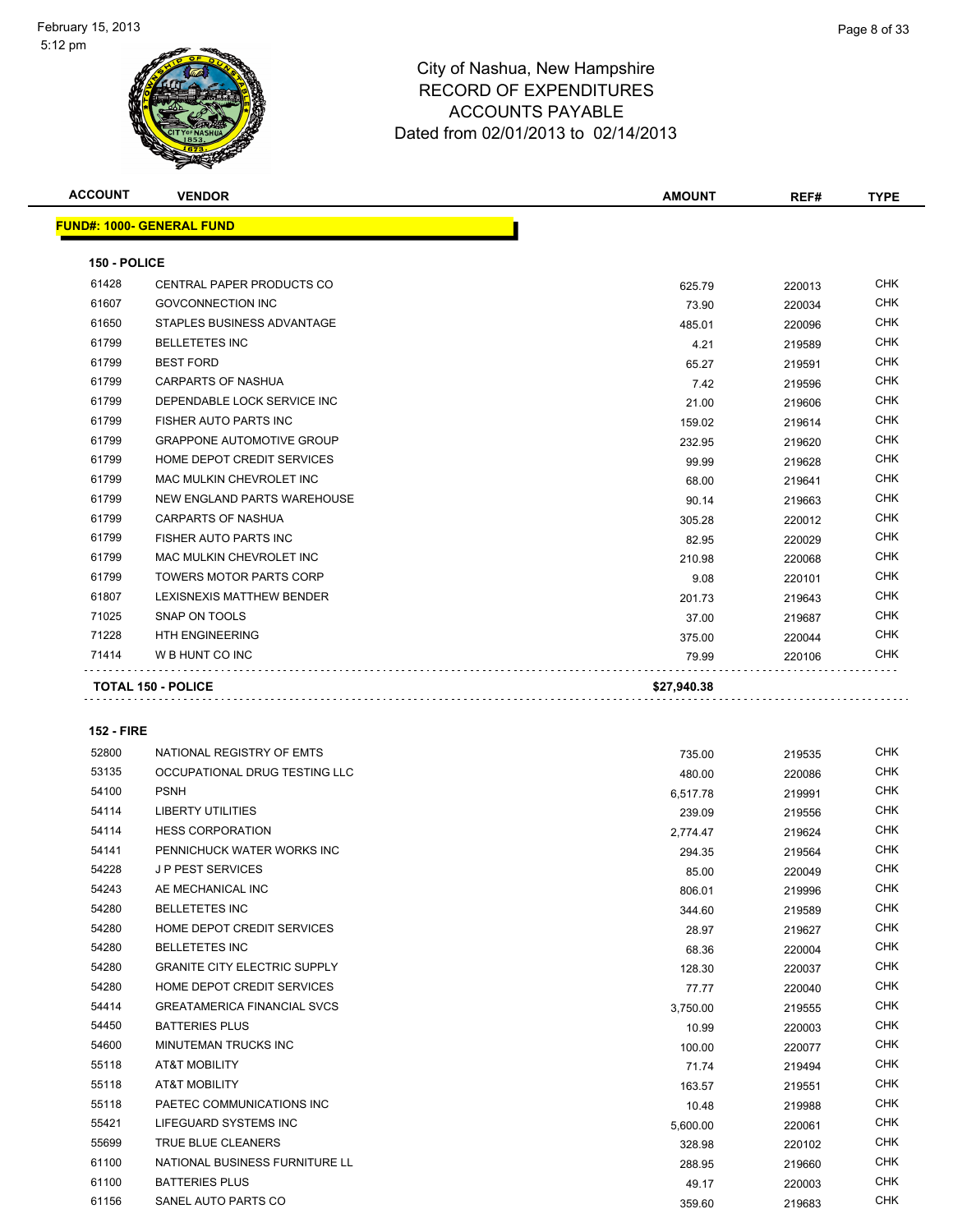City of Nashua, New Hampshire
RECORD OF EXPENDITURES
ACCOUNTS PAYABLE
Dated from 02/01/2013 to 02/14/2013

| ACCOUNT | VENDOR | AMOUNT | REF# | TYPE |
|---|---|---|---|---|

**FUND#: 1000- GENERAL FUND**

**150 - POLICE**

| ACCOUNT | VENDOR | AMOUNT | REF# | TYPE |
|---|---|---|---|---|
| 61428 | CENTRAL PAPER PRODUCTS CO | 625.79 | 220013 | CHK |
| 61607 | GOVCONNECTION INC | 73.90 | 220034 | CHK |
| 61650 | STAPLES BUSINESS ADVANTAGE | 485.01 | 220096 | CHK |
| 61799 | BELLETETES INC | 4.21 | 219589 | CHK |
| 61799 | BEST FORD | 65.27 | 219591 | CHK |
| 61799 | CARPARTS OF NASHUA | 7.42 | 219596 | CHK |
| 61799 | DEPENDABLE LOCK SERVICE INC | 21.00 | 219606 | CHK |
| 61799 | FISHER AUTO PARTS INC | 159.02 | 219614 | CHK |
| 61799 | GRAPPONE AUTOMOTIVE GROUP | 232.95 | 219620 | CHK |
| 61799 | HOME DEPOT CREDIT SERVICES | 99.99 | 219628 | CHK |
| 61799 | MAC MULKIN CHEVROLET INC | 68.00 | 219641 | CHK |
| 61799 | NEW ENGLAND PARTS WAREHOUSE | 90.14 | 219663 | CHK |
| 61799 | CARPARTS OF NASHUA | 305.28 | 220012 | CHK |
| 61799 | FISHER AUTO PARTS INC | 82.95 | 220029 | CHK |
| 61799 | MAC MULKIN CHEVROLET INC | 210.98 | 220068 | CHK |
| 61799 | TOWERS MOTOR PARTS CORP | 9.08 | 220101 | CHK |
| 61807 | LEXISNEXIS MATTHEW BENDER | 201.73 | 219643 | CHK |
| 71025 | SNAP ON TOOLS | 37.00 | 219687 | CHK |
| 71228 | HTH ENGINEERING | 375.00 | 220044 | CHK |
| 71414 | W B HUNT CO INC | 79.99 | 220106 | CHK |
| **TOTAL 150 - POLICE** | | **$27,940.38** | | |

**152 - FIRE**

| ACCOUNT | VENDOR | AMOUNT | REF# | TYPE |
|---|---|---|---|---|
| 52800 | NATIONAL REGISTRY OF EMTS | 735.00 | 219535 | CHK |
| 53135 | OCCUPATIONAL DRUG TESTING LLC | 480.00 | 220086 | CHK |
| 54100 | PSNH | 6,517.78 | 219991 | CHK |
| 54114 | LIBERTY UTILITIES | 239.09 | 219556 | CHK |
| 54114 | HESS CORPORATION | 2,774.47 | 219624 | CHK |
| 54141 | PENNICHUCK WATER WORKS INC | 294.35 | 219564 | CHK |
| 54228 | J P PEST SERVICES | 85.00 | 220049 | CHK |
| 54243 | AE MECHANICAL INC | 806.01 | 219996 | CHK |
| 54280 | BELLETETES INC | 344.60 | 219589 | CHK |
| 54280 | HOME DEPOT CREDIT SERVICES | 28.97 | 219627 | CHK |
| 54280 | BELLETETES INC | 68.36 | 220004 | CHK |
| 54280 | GRANITE CITY ELECTRIC SUPPLY | 128.30 | 220037 | CHK |
| 54280 | HOME DEPOT CREDIT SERVICES | 77.77 | 220040 | CHK |
| 54414 | GREATAMERICA FINANCIAL SVCS | 3,750.00 | 219555 | CHK |
| 54450 | BATTERIES PLUS | 10.99 | 220003 | CHK |
| 54600 | MINUTEMAN TRUCKS INC | 100.00 | 220077 | CHK |
| 55118 | AT&T MOBILITY | 71.74 | 219494 | CHK |
| 55118 | AT&T MOBILITY | 163.57 | 219551 | CHK |
| 55118 | PAETEC COMMUNICATIONS INC | 10.48 | 219988 | CHK |
| 55421 | LIFEGUARD SYSTEMS INC | 5,600.00 | 220061 | CHK |
| 55699 | TRUE BLUE CLEANERS | 328.98 | 220102 | CHK |
| 61100 | NATIONAL BUSINESS FURNITURE LL | 288.95 | 219660 | CHK |
| 61100 | BATTERIES PLUS | 49.17 | 220003 | CHK |
| 61156 | SANEL AUTO PARTS CO | 359.60 | 219683 | CHK |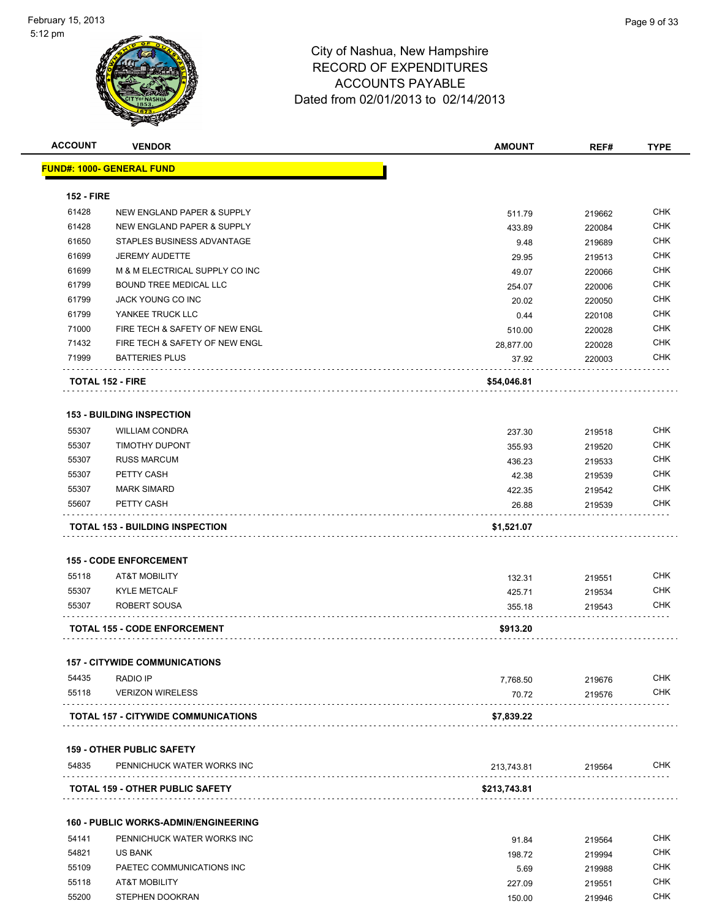# City of Nashua, New Hampshire
## RECORD OF EXPENDITURES
## ACCOUNTS PAYABLE
## Dated from 02/01/2013 to 02/14/2013

| ACCOUNT | VENDOR | AMOUNT | REF# | TYPE |
|---|---|---|---|---|
| **FUND#: 1000- GENERAL FUND** | | | | |
| **152 - FIRE** | | | | |
| 61428 | NEW ENGLAND PAPER & SUPPLY | 511.79 | 219662 | CHK |
| 61428 | NEW ENGLAND PAPER & SUPPLY | 433.89 | 220084 | CHK |
| 61650 | STAPLES BUSINESS ADVANTAGE | 9.48 | 219689 | CHK |
| 61699 | JEREMY AUDETTE | 29.95 | 219513 | CHK |
| 61699 | M & M ELECTRICAL SUPPLY CO INC | 49.07 | 220066 | CHK |
| 61799 | BOUND TREE MEDICAL LLC | 254.07 | 220006 | CHK |
| 61799 | JACK YOUNG CO INC | 20.02 | 220050 | CHK |
| 61799 | YANKEE TRUCK LLC | 0.44 | 220108 | CHK |
| 71000 | FIRE TECH & SAFETY OF NEW ENGL | 510.00 | 220028 | CHK |
| 71432 | FIRE TECH & SAFETY OF NEW ENGL | 28,877.00 | 220028 | CHK |
| 71999 | BATTERIES PLUS | 37.92 | 220003 | CHK |
| **TOTAL 152 - FIRE** | | **$54,046.81** | | |
| **153 - BUILDING INSPECTION** | | | | |
| 55307 | WILLIAM CONDRA | 237.30 | 219518 | CHK |
| 55307 | TIMOTHY DUPONT | 355.93 | 219520 | CHK |
| 55307 | RUSS MARCUM | 436.23 | 219533 | CHK |
| 55307 | PETTY CASH | 42.38 | 219539 | CHK |
| 55307 | MARK SIMARD | 422.35 | 219542 | CHK |
| 55607 | PETTY CASH | 26.88 | 219539 | CHK |
| **TOTAL 153 - BUILDING INSPECTION** | | **$1,521.07** | | |
| **155 - CODE ENFORCEMENT** | | | | |
| 55118 | AT&T MOBILITY | 132.31 | 219551 | CHK |
| 55307 | KYLE METCALF | 425.71 | 219534 | CHK |
| 55307 | ROBERT SOUSA | 355.18 | 219543 | CHK |
| **TOTAL 155 - CODE ENFORCEMENT** | | **$913.20** | | |
| **157 - CITYWIDE COMMUNICATIONS** | | | | |
| 54435 | RADIO IP | 7,768.50 | 219676 | CHK |
| 55118 | VERIZON WIRELESS | 70.72 | 219576 | CHK |
| **TOTAL 157 - CITYWIDE COMMUNICATIONS** | | **$7,839.22** | | |
| **159 - OTHER PUBLIC SAFETY** | | | | |
| 54835 | PENNICHUCK WATER WORKS INC | 213,743.81 | 219564 | CHK |
| **TOTAL 159 - OTHER PUBLIC SAFETY** | | **$213,743.81** | | |
| **160 - PUBLIC WORKS-ADMIN/ENGINEERING** | | | | |
| 54141 | PENNICHUCK WATER WORKS INC | 91.84 | 219564 | CHK |
| 54821 | US BANK | 198.72 | 219994 | CHK |
| 55109 | PAETEC COMMUNICATIONS INC | 5.69 | 219988 | CHK |
| 55118 | AT&T MOBILITY | 227.09 | 219551 | CHK |
| 55200 | STEPHEN DOOKRAN | 150.00 | 219946 | CHK |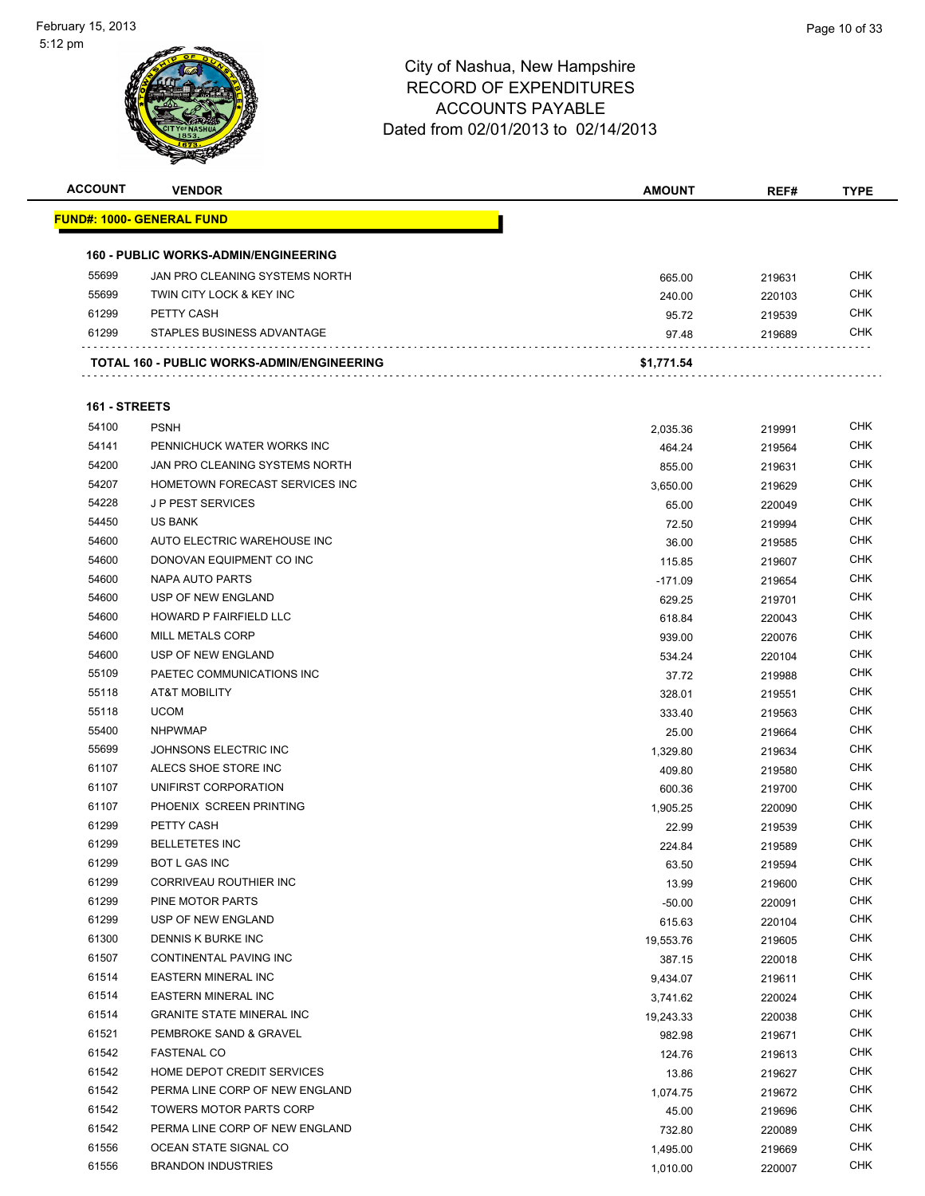# City of Nashua, New Hampshire
## RECORD OF EXPENDITURES
## ACCOUNTS PAYABLE
### Dated from 02/01/2013 to 02/14/2013

| ACCOUNT | VENDOR | AMOUNT | REF# | TYPE |
|---|---|---|---|---|
| **FUND#: 1000- GENERAL FUND** | | | | |
| **160 - PUBLIC WORKS-ADMIN/ENGINEERING** | | | | |
| 55699 | JAN PRO CLEANING SYSTEMS NORTH | 665.00 | 219631 | CHK |
| 55699 | TWIN CITY LOCK & KEY INC | 240.00 | 220103 | CHK |
| 61299 | PETTY CASH | 95.72 | 219539 | CHK |
| 61299 | STAPLES BUSINESS ADVANTAGE | 97.48 | 219689 | CHK |
| **TOTAL 160 - PUBLIC WORKS-ADMIN/ENGINEERING** | | **$1,771.54** | | |
| **161 - STREETS** | | | | |
| 54100 | PSNH | 2,035.36 | 219991 | CHK |
| 54141 | PENNICHUCK WATER WORKS INC | 464.24 | 219564 | CHK |
| 54200 | JAN PRO CLEANING SYSTEMS NORTH | 855.00 | 219631 | CHK |
| 54207 | HOMETOWN FORECAST SERVICES INC | 3,650.00 | 219629 | CHK |
| 54228 | J P PEST SERVICES | 65.00 | 220049 | CHK |
| 54450 | US BANK | 72.50 | 219994 | CHK |
| 54600 | AUTO ELECTRIC WAREHOUSE INC | 36.00 | 219585 | CHK |
| 54600 | DONOVAN EQUIPMENT CO INC | 115.85 | 219607 | CHK |
| 54600 | NAPA AUTO PARTS | -171.09 | 219654 | CHK |
| 54600 | USP OF NEW ENGLAND | 629.25 | 219701 | CHK |
| 54600 | HOWARD P FAIRFIELD LLC | 618.84 | 220043 | CHK |
| 54600 | MILL METALS CORP | 939.00 | 220076 | CHK |
| 54600 | USP OF NEW ENGLAND | 534.24 | 220104 | CHK |
| 55109 | PAETEC COMMUNICATIONS INC | 37.72 | 219988 | CHK |
| 55118 | AT&T MOBILITY | 328.01 | 219551 | CHK |
| 55118 | UCOM | 333.40 | 219563 | CHK |
| 55400 | NHPWMAP | 25.00 | 219664 | CHK |
| 55699 | JOHNSONS ELECTRIC INC | 1,329.80 | 219634 | CHK |
| 61107 | ALECS SHOE STORE INC | 409.80 | 219580 | CHK |
| 61107 | UNIFIRST CORPORATION | 600.36 | 219700 | CHK |
| 61107 | PHOENIX SCREEN PRINTING | 1,905.25 | 220090 | CHK |
| 61299 | PETTY CASH | 22.99 | 219539 | CHK |
| 61299 | BELLETETES INC | 224.84 | 219589 | CHK |
| 61299 | BOT L GAS INC | 63.50 | 219594 | CHK |
| 61299 | CORRIVEAU ROUTHIER INC | 13.99 | 219600 | CHK |
| 61299 | PINE MOTOR PARTS | -50.00 | 220091 | CHK |
| 61299 | USP OF NEW ENGLAND | 615.63 | 220104 | CHK |
| 61300 | DENNIS K BURKE INC | 19,553.76 | 219605 | CHK |
| 61507 | CONTINENTAL PAVING INC | 387.15 | 220018 | CHK |
| 61514 | EASTERN MINERAL INC | 9,434.07 | 219611 | CHK |
| 61514 | EASTERN MINERAL INC | 3,741.62 | 220024 | CHK |
| 61514 | GRANITE STATE MINERAL INC | 19,243.33 | 220038 | CHK |
| 61521 | PEMBROKE SAND & GRAVEL | 982.98 | 219671 | CHK |
| 61542 | FASTENAL CO | 124.76 | 219613 | CHK |
| 61542 | HOME DEPOT CREDIT SERVICES | 13.86 | 219627 | CHK |
| 61542 | PERMA LINE CORP OF NEW ENGLAND | 1,074.75 | 219672 | CHK |
| 61542 | TOWERS MOTOR PARTS CORP | 45.00 | 219696 | CHK |
| 61542 | PERMA LINE CORP OF NEW ENGLAND | 732.80 | 220089 | CHK |
| 61556 | OCEAN STATE SIGNAL CO | 1,495.00 | 219669 | CHK |
| 61556 | BRANDON INDUSTRIES | 1,010.00 | 220007 | CHK |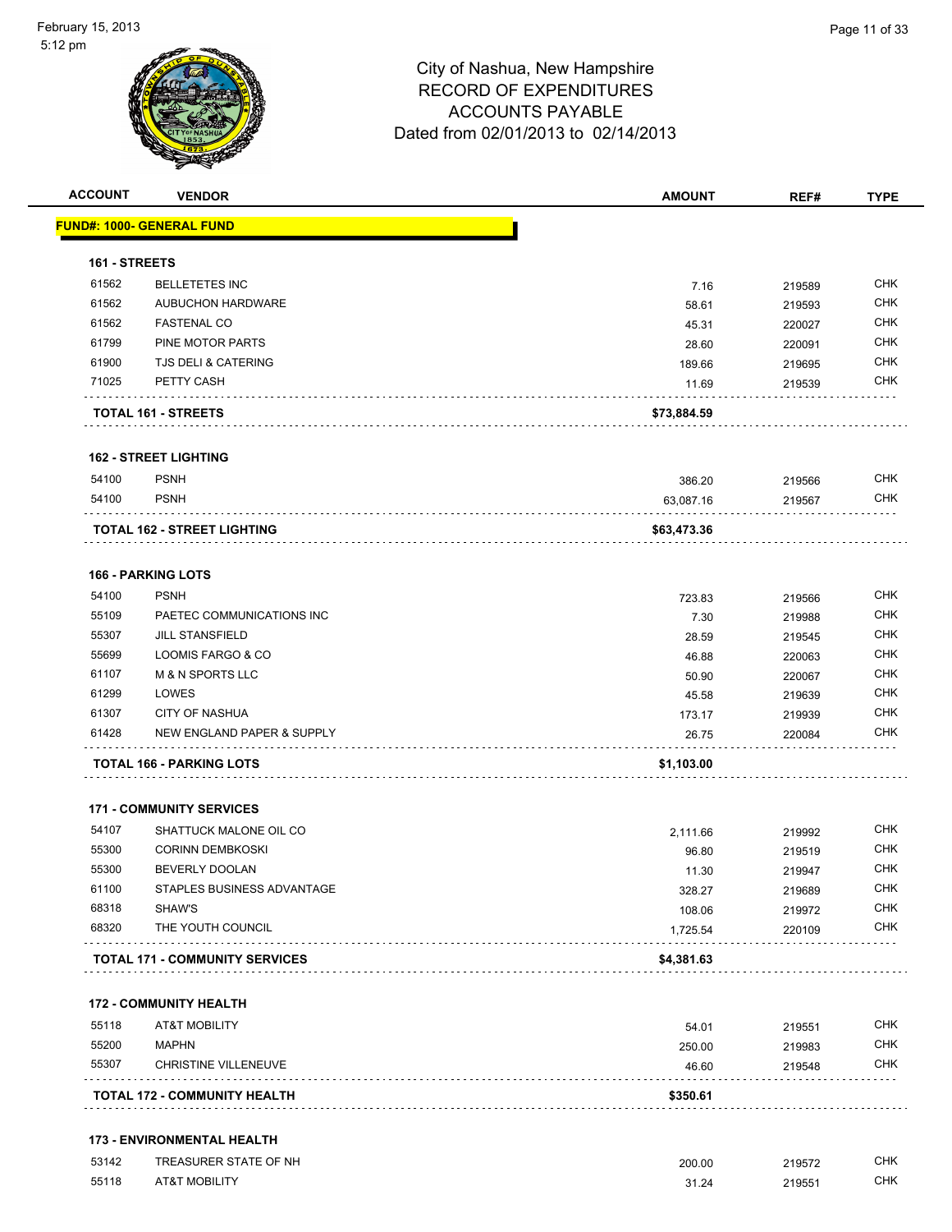# City of Nashua, New Hampshire
## RECORD OF EXPENDITURES
## ACCOUNTS PAYABLE
### Dated from 02/01/2013 to 02/14/2013

| ACCOUNT | VENDOR | AMOUNT | REF# | TYPE |
|---|---|---|---|---|
| **FUND#: 1000- GENERAL FUND** | | | | |
| **161 - STREETS** | | | | |
| 61562 | BELLETETES INC | 7.16 | 219589 | CHK |
| 61562 | AUBUCHON HARDWARE | 58.61 | 219593 | CHK |
| 61562 | FASTENAL CO | 45.31 | 220027 | CHK |
| 61799 | PINE MOTOR PARTS | 28.60 | 220091 | CHK |
| 61900 | TJS DELI & CATERING | 189.66 | 219695 | CHK |
| 71025 | PETTY CASH | 11.69 | 219539 | CHK |
| **TOTAL 161 - STREETS** | | **$73,884.59** | | |
| **162 - STREET LIGHTING** | | | | |
| 54100 | PSNH | 386.20 | 219566 | CHK |
| 54100 | PSNH | 63,087.16 | 219567 | CHK |
| **TOTAL 162 - STREET LIGHTING** | | **$63,473.36** | | |
| **166 - PARKING LOTS** | | | | |
| 54100 | PSNH | 723.83 | 219566 | CHK |
| 55109 | PAETEC COMMUNICATIONS INC | 7.30 | 219988 | CHK |
| 55307 | JILL STANSFIELD | 28.59 | 219545 | CHK |
| 55699 | LOOMIS FARGO & CO | 46.88 | 220063 | CHK |
| 61107 | M & N SPORTS LLC | 50.90 | 220067 | CHK |
| 61299 | LOWES | 45.58 | 219639 | CHK |
| 61307 | CITY OF NASHUA | 173.17 | 219939 | CHK |
| 61428 | NEW ENGLAND PAPER & SUPPLY | 26.75 | 220084 | CHK |
| **TOTAL 166 - PARKING LOTS** | | **$1,103.00** | | |
| **171 - COMMUNITY SERVICES** | | | | |
| 54107 | SHATTUCK MALONE OIL CO | 2,111.66 | 219992 | CHK |
| 55300 | CORINN DEMBKOSKI | 96.80 | 219519 | CHK |
| 55300 | BEVERLY DOOLAN | 11.30 | 219947 | CHK |
| 61100 | STAPLES BUSINESS ADVANTAGE | 328.27 | 219689 | CHK |
| 68318 | SHAW'S | 108.06 | 219972 | CHK |
| 68320 | THE YOUTH COUNCIL | 1,725.54 | 220109 | CHK |
| **TOTAL 171 - COMMUNITY SERVICES** | | **$4,381.63** | | |
| **172 - COMMUNITY HEALTH** | | | | |
| 55118 | AT&T MOBILITY | 54.01 | 219551 | CHK |
| 55200 | MAPHN | 250.00 | 219983 | CHK |
| 55307 | CHRISTINE VILLENEUVE | 46.60 | 219548 | CHK |
| **TOTAL 172 - COMMUNITY HEALTH** | | **$350.61** | | |
| **173 - ENVIRONMENTAL HEALTH** | | | | |
| 53142 | TREASURER STATE OF NH | 200.00 | 219572 | CHK |
| 55118 | AT&T MOBILITY | 31.24 | 219551 | CHK |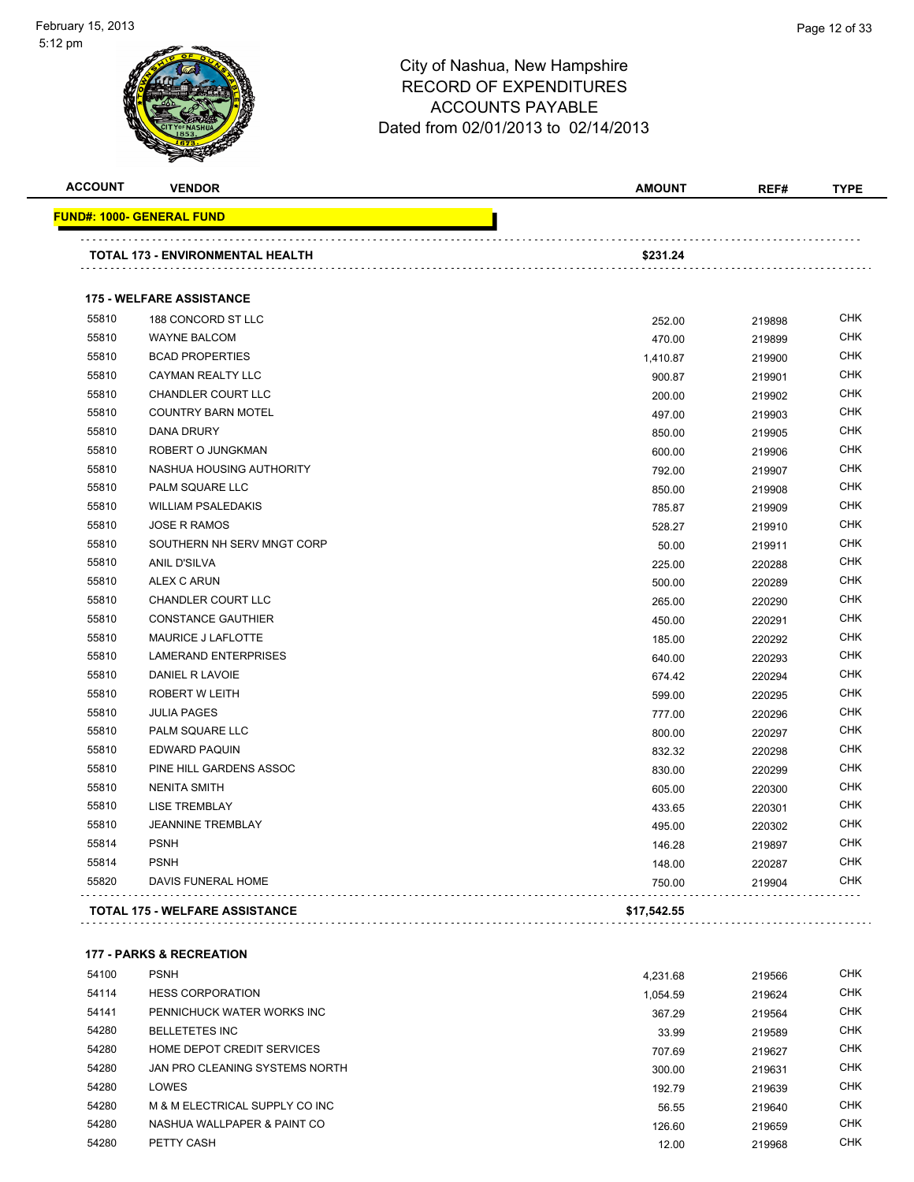City of Nashua, New Hampshire
RECORD OF EXPENDITURES
ACCOUNTS PAYABLE
Dated from 02/01/2013 to 02/14/2013

| ACCOUNT | VENDOR | AMOUNT | REF# | TYPE |
|---|---|---|---|---|
| **FUND#: 1000- GENERAL FUND** | | | | |
| | **TOTAL 173 - ENVIRONMENTAL HEALTH** | **$231.24** | | |
| | **175 - WELFARE ASSISTANCE** | | | |
| 55810 | 188 CONCORD ST LLC | 252.00 | 219898 | CHK |
| 55810 | WAYNE BALCOM | 470.00 | 219899 | CHK |
| 55810 | BCAD PROPERTIES | 1,410.87 | 219900 | CHK |
| 55810 | CAYMAN REALTY LLC | 900.87 | 219901 | CHK |
| 55810 | CHANDLER COURT LLC | 200.00 | 219902 | CHK |
| 55810 | COUNTRY BARN MOTEL | 497.00 | 219903 | CHK |
| 55810 | DANA DRURY | 850.00 | 219905 | CHK |
| 55810 | ROBERT O JUNGKMAN | 600.00 | 219906 | CHK |
| 55810 | NASHUA HOUSING AUTHORITY | 792.00 | 219907 | CHK |
| 55810 | PALM SQUARE LLC | 850.00 | 219908 | CHK |
| 55810 | WILLIAM PSALEDAKIS | 785.87 | 219909 | CHK |
| 55810 | JOSE R RAMOS | 528.27 | 219910 | CHK |
| 55810 | SOUTHERN NH SERV MNGT CORP | 50.00 | 219911 | CHK |
| 55810 | ANIL D'SILVA | 225.00 | 220288 | CHK |
| 55810 | ALEX C ARUN | 500.00 | 220289 | CHK |
| 55810 | CHANDLER COURT LLC | 265.00 | 220290 | CHK |
| 55810 | CONSTANCE GAUTHIER | 450.00 | 220291 | CHK |
| 55810 | MAURICE J LAFLOTTE | 185.00 | 220292 | CHK |
| 55810 | LAMERAND ENTERPRISES | 640.00 | 220293 | CHK |
| 55810 | DANIEL R LAVOIE | 674.42 | 220294 | CHK |
| 55810 | ROBERT W LEITH | 599.00 | 220295 | CHK |
| 55810 | JULIA PAGES | 777.00 | 220296 | CHK |
| 55810 | PALM SQUARE LLC | 800.00 | 220297 | CHK |
| 55810 | EDWARD PAQUIN | 832.32 | 220298 | CHK |
| 55810 | PINE HILL GARDENS ASSOC | 830.00 | 220299 | CHK |
| 55810 | NENITA SMITH | 605.00 | 220300 | CHK |
| 55810 | LISE TREMBLAY | 433.65 | 220301 | CHK |
| 55810 | JEANNINE TREMBLAY | 495.00 | 220302 | CHK |
| 55814 | PSNH | 146.28 | 219897 | CHK |
| 55814 | PSNH | 148.00 | 220287 | CHK |
| 55820 | DAVIS FUNERAL HOME | 750.00 | 219904 | CHK |
| | **TOTAL 175 - WELFARE ASSISTANCE** | **$17,542.55** | | |
| | **177 - PARKS & RECREATION** | | | |
| 54100 | PSNH | 4,231.68 | 219566 | CHK |
| 54114 | HESS CORPORATION | 1,054.59 | 219624 | CHK |
| 54141 | PENNICHUCK WATER WORKS INC | 367.29 | 219564 | CHK |
| 54280 | BELLETETES INC | 33.99 | 219589 | CHK |
| 54280 | HOME DEPOT CREDIT SERVICES | 707.69 | 219627 | CHK |
| 54280 | JAN PRO CLEANING SYSTEMS NORTH | 300.00 | 219631 | CHK |
| 54280 | LOWES | 192.79 | 219639 | CHK |
| 54280 | M & M ELECTRICAL SUPPLY CO INC | 56.55 | 219640 | CHK |
| 54280 | NASHUA WALLPAPER & PAINT CO | 126.60 | 219659 | CHK |
| 54280 | PETTY CASH | 12.00 | 219968 | CHK |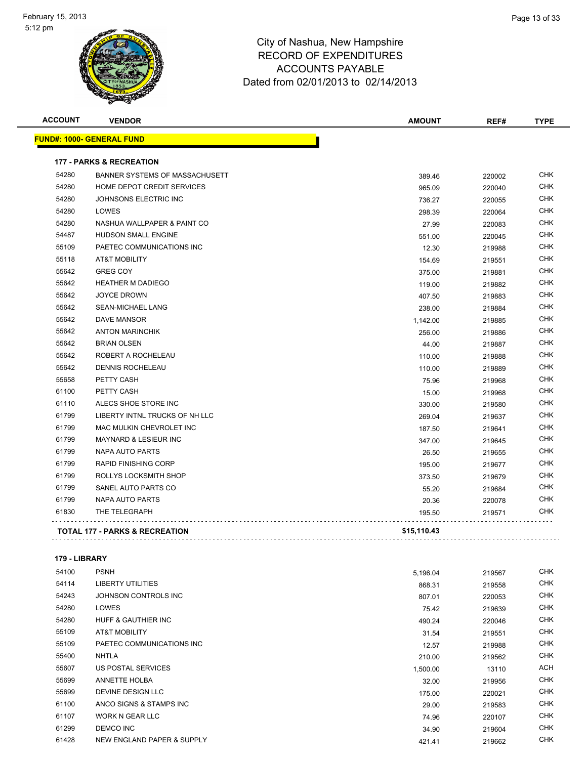# City of Nashua, New Hampshire
## RECORD OF EXPENDITURES
## ACCOUNTS PAYABLE
## Dated from 02/01/2013 to 02/14/2013

| ACCOUNT | VENDOR | AMOUNT | REF# | TYPE |
|---|---|---|---|---|
| **FUND#: 1000- GENERAL FUND** | | | | |
| **177 - PARKS & RECREATION** | | | | |
| 54280 | BANNER SYSTEMS OF MASSACHUSETT | 389.46 | 220002 | CHK |
| 54280 | HOME DEPOT CREDIT SERVICES | 965.09 | 220040 | CHK |
| 54280 | JOHNSONS ELECTRIC INC | 736.27 | 220055 | CHK |
| 54280 | LOWES | 298.39 | 220064 | CHK |
| 54280 | NASHUA WALLPAPER & PAINT CO | 27.99 | 220083 | CHK |
| 54487 | HUDSON SMALL ENGINE | 551.00 | 220045 | CHK |
| 55109 | PAETEC COMMUNICATIONS INC | 12.30 | 219988 | CHK |
| 55118 | AT&T MOBILITY | 154.69 | 219551 | CHK |
| 55642 | GREG COY | 375.00 | 219881 | CHK |
| 55642 | HEATHER M DADIEGO | 119.00 | 219882 | CHK |
| 55642 | JOYCE DROWN | 407.50 | 219883 | CHK |
| 55642 | SEAN-MICHAEL LANG | 238.00 | 219884 | CHK |
| 55642 | DAVE MANSOR | 1,142.00 | 219885 | CHK |
| 55642 | ANTON MARINCHIK | 256.00 | 219886 | CHK |
| 55642 | BRIAN OLSEN | 44.00 | 219887 | CHK |
| 55642 | ROBERT A ROCHELEAU | 110.00 | 219888 | CHK |
| 55642 | DENNIS ROCHELEAU | 110.00 | 219889 | CHK |
| 55658 | PETTY CASH | 75.96 | 219968 | CHK |
| 61100 | PETTY CASH | 15.00 | 219968 | CHK |
| 61110 | ALECS SHOE STORE INC | 330.00 | 219580 | CHK |
| 61799 | LIBERTY INTNL TRUCKS OF NH LLC | 269.04 | 219637 | CHK |
| 61799 | MAC MULKIN CHEVROLET INC | 187.50 | 219641 | CHK |
| 61799 | MAYNARD & LESIEUR INC | 347.00 | 219645 | CHK |
| 61799 | NAPA AUTO PARTS | 26.50 | 219655 | CHK |
| 61799 | RAPID FINISHING CORP | 195.00 | 219677 | CHK |
| 61799 | ROLLYS LOCKSMITH SHOP | 373.50 | 219679 | CHK |
| 61799 | SANEL AUTO PARTS CO | 55.20 | 219684 | CHK |
| 61799 | NAPA AUTO PARTS | 20.36 | 220078 | CHK |
| 61830 | THE TELEGRAPH | 195.50 | 219571 | CHK |
| **TOTAL 177 - PARKS & RECREATION** | | **$15,110.43** | | |
| **179 - LIBRARY** | | | | |
| 54100 | PSNH | 5,196.04 | 219567 | CHK |
| 54114 | LIBERTY UTILITIES | 868.31 | 219558 | CHK |
| 54243 | JOHNSON CONTROLS INC | 807.01 | 220053 | CHK |
| 54280 | LOWES | 75.42 | 219639 | CHK |
| 54280 | HUFF & GAUTHIER INC | 490.24 | 220046 | CHK |
| 55109 | AT&T MOBILITY | 31.54 | 219551 | CHK |
| 55109 | PAETEC COMMUNICATIONS INC | 12.57 | 219988 | CHK |
| 55400 | NHTLA | 210.00 | 219562 | CHK |
| 55607 | US POSTAL SERVICES | 1,500.00 | 13110 | ACH |
| 55699 | ANNETTE HOLBA | 32.00 | 219956 | CHK |
| 55699 | DEVINE DESIGN LLC | 175.00 | 220021 | CHK |
| 61100 | ANCO SIGNS & STAMPS INC | 29.00 | 219583 | CHK |
| 61107 | WORK N GEAR LLC | 74.96 | 220107 | CHK |
| 61299 | DEMCO INC | 34.90 | 219604 | CHK |
| 61428 | NEW ENGLAND PAPER & SUPPLY | 421.41 | 219662 | CHK |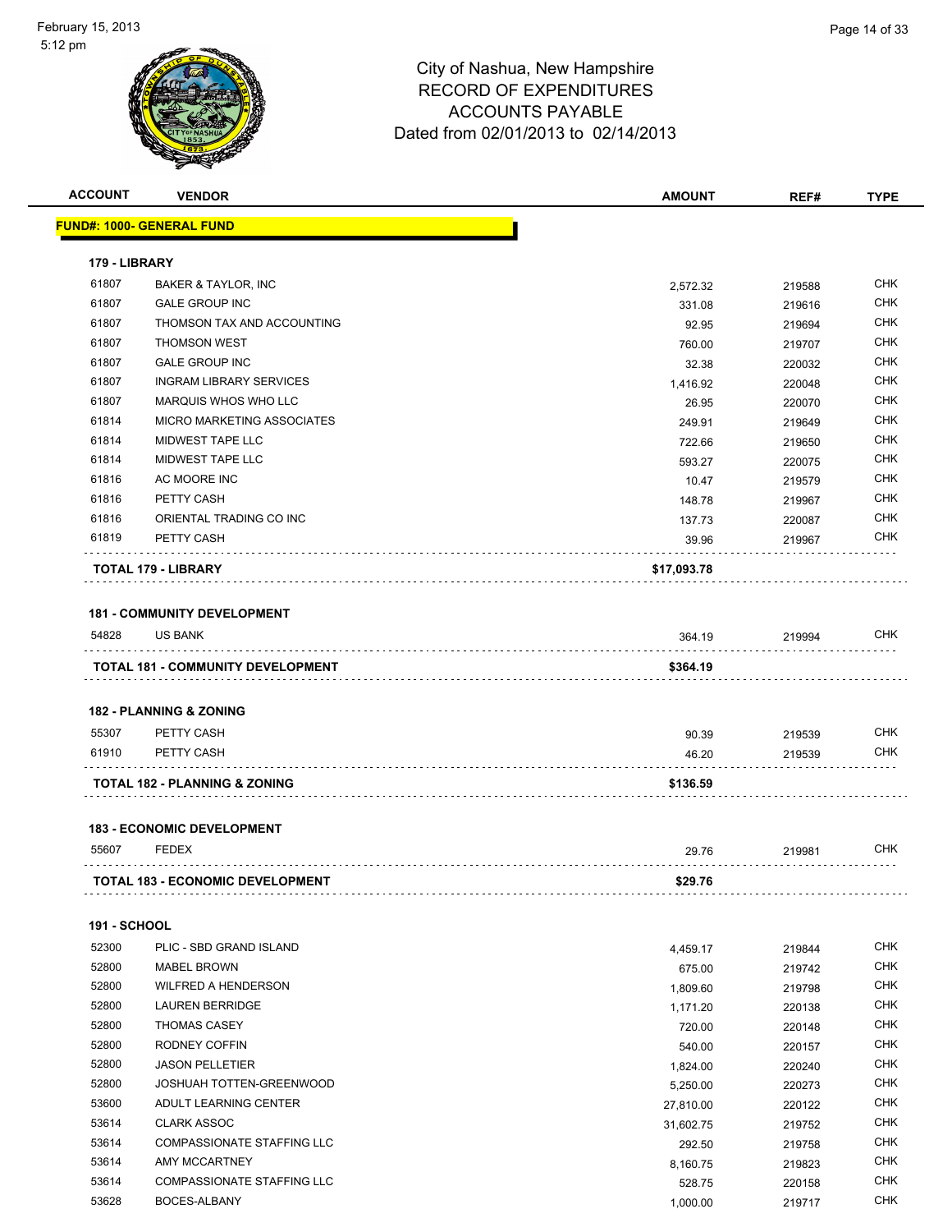# City of Nashua, New Hampshire
## RECORD OF EXPENDITURES
## ACCOUNTS PAYABLE
## Dated from 02/01/2013 to 02/14/2013

| ACCOUNT | VENDOR | AMOUNT | REF# | TYPE |
|---|---|---|---|---|
| **FUND#: 1000- GENERAL FUND** | | | | |
| **179 - LIBRARY** | | | | |
| 61807 | BAKER & TAYLOR, INC | 2,572.32 | 219588 | CHK |
| 61807 | GALE GROUP INC | 331.08 | 219616 | CHK |
| 61807 | THOMSON TAX AND ACCOUNTING | 92.95 | 219694 | CHK |
| 61807 | THOMSON WEST | 760.00 | 219707 | CHK |
| 61807 | GALE GROUP INC | 32.38 | 220032 | CHK |
| 61807 | INGRAM LIBRARY SERVICES | 1,416.92 | 220048 | CHK |
| 61807 | MARQUIS WHOS WHO LLC | 26.95 | 220070 | CHK |
| 61814 | MICRO MARKETING ASSOCIATES | 249.91 | 219649 | CHK |
| 61814 | MIDWEST TAPE LLC | 722.66 | 219650 | CHK |
| 61814 | MIDWEST TAPE LLC | 593.27 | 220075 | CHK |
| 61816 | AC MOORE INC | 10.47 | 219579 | CHK |
| 61816 | PETTY CASH | 148.78 | 219967 | CHK |
| 61816 | ORIENTAL TRADING CO INC | 137.73 | 220087 | CHK |
| 61819 | PETTY CASH | 39.96 | 219967 | CHK |
| **TOTAL 179 - LIBRARY** | | **$17,093.78** | | |
| **181 - COMMUNITY DEVELOPMENT** | | | | |
| 54828 | US BANK | 364.19 | 219994 | CHK |
| **TOTAL 181 - COMMUNITY DEVELOPMENT** | | **$364.19** | | |
| **182 - PLANNING & ZONING** | | | | |
| 55307 | PETTY CASH | 90.39 | 219539 | CHK |
| 61910 | PETTY CASH | 46.20 | 219539 | CHK |
| **TOTAL 182 - PLANNING & ZONING** | | **$136.59** | | |
| **183 - ECONOMIC DEVELOPMENT** | | | | |
| 55607 | FEDEX | 29.76 | 219981 | CHK |
| **TOTAL 183 - ECONOMIC DEVELOPMENT** | | **$29.76** | | |
| **191 - SCHOOL** | | | | |
| 52300 | PLIC - SBD GRAND ISLAND | 4,459.17 | 219844 | CHK |
| 52800 | MABEL BROWN | 675.00 | 219742 | CHK |
| 52800 | WILFRED A HENDERSON | 1,809.60 | 219798 | CHK |
| 52800 | LAUREN BERRIDGE | 1,171.20 | 220138 | CHK |
| 52800 | THOMAS CASEY | 720.00 | 220148 | CHK |
| 52800 | RODNEY COFFIN | 540.00 | 220157 | CHK |
| 52800 | JASON PELLETIER | 1,824.00 | 220240 | CHK |
| 52800 | JOSHUAH TOTTEN-GREENWOOD | 5,250.00 | 220273 | CHK |
| 53600 | ADULT LEARNING CENTER | 27,810.00 | 220122 | CHK |
| 53614 | CLARK ASSOC | 31,602.75 | 219752 | CHK |
| 53614 | COMPASSIONATE STAFFING LLC | 292.50 | 219758 | CHK |
| 53614 | AMY MCCARTNEY | 8,160.75 | 219823 | CHK |
| 53614 | COMPASSIONATE STAFFING LLC | 528.75 | 220158 | CHK |
| 53628 | BOCES-ALBANY | 1,000.00 | 219717 | CHK |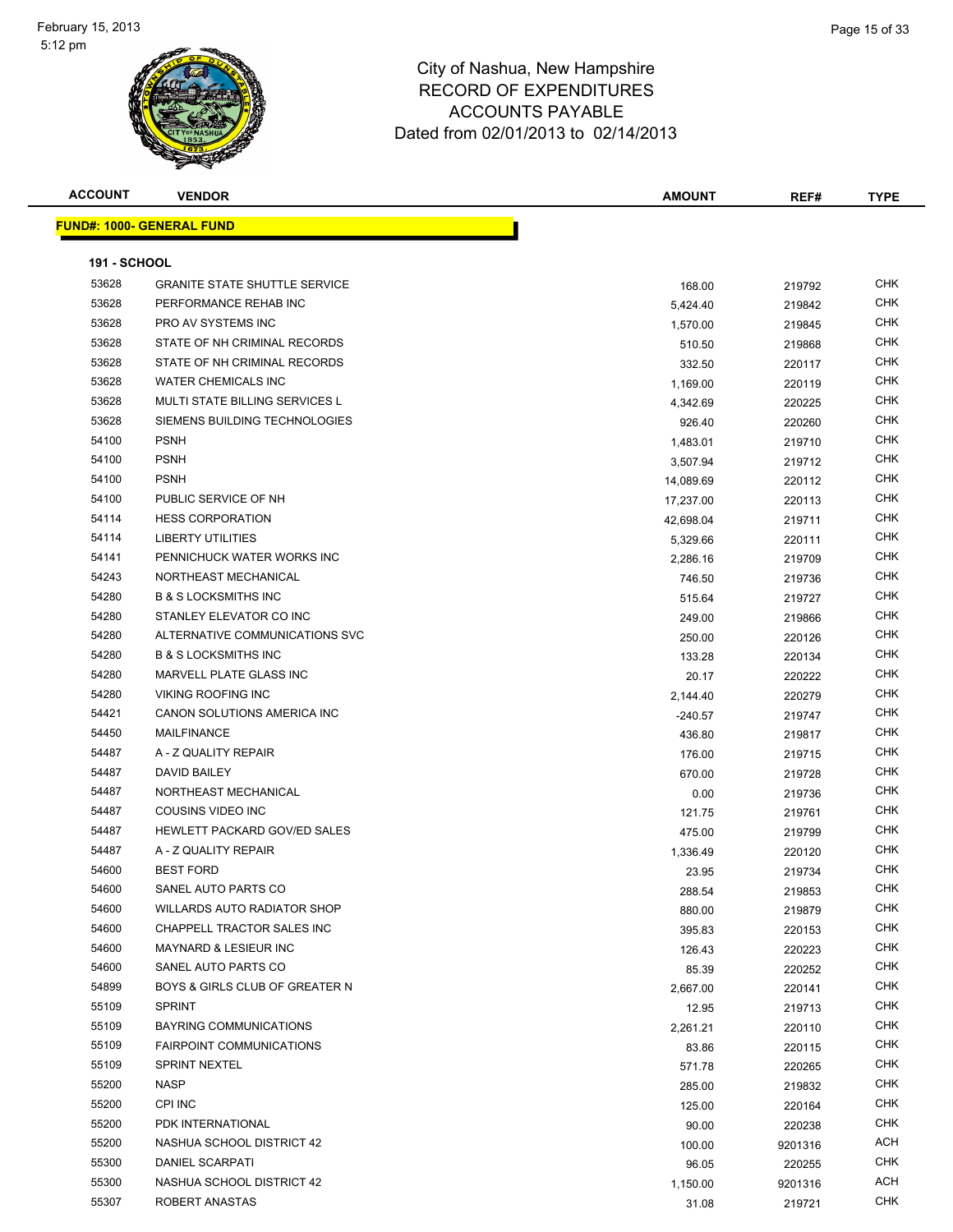City of Nashua, New Hampshire
RECORD OF EXPENDITURES
ACCOUNTS PAYABLE
Dated from 02/01/2013 to 02/14/2013

February 15, 2013
5:12 pm

**FUND#: 1000- GENERAL FUND**

**191 - SCHOOL**

| ACCOUNT | VENDOR | AMOUNT | REF# | TYPE |
|---|---|---|---|---|
| 53628 | GRANITE STATE SHUTTLE SERVICE | 168.00 | 219792 | CHK |
| 53628 | PERFORMANCE REHAB INC | 5,424.40 | 219842 | CHK |
| 53628 | PRO AV SYSTEMS INC | 1,570.00 | 219845 | CHK |
| 53628 | STATE OF NH CRIMINAL RECORDS | 510.50 | 219868 | CHK |
| 53628 | STATE OF NH CRIMINAL RECORDS | 332.50 | 220117 | CHK |
| 53628 | WATER CHEMICALS INC | 1,169.00 | 220119 | CHK |
| 53628 | MULTI STATE BILLING SERVICES L | 4,342.69 | 220225 | CHK |
| 53628 | SIEMENS BUILDING TECHNOLOGIES | 926.40 | 220260 | CHK |
| 54100 | PSNH | 1,483.01 | 219710 | CHK |
| 54100 | PSNH | 3,507.94 | 219712 | CHK |
| 54100 | PSNH | 14,089.69 | 220112 | CHK |
| 54100 | PUBLIC SERVICE OF NH | 17,237.00 | 220113 | CHK |
| 54114 | HESS CORPORATION | 42,698.04 | 219711 | CHK |
| 54114 | LIBERTY UTILITIES | 5,329.66 | 220111 | CHK |
| 54141 | PENNICHUCK WATER WORKS INC | 2,286.16 | 219709 | CHK |
| 54243 | NORTHEAST MECHANICAL | 746.50 | 219736 | CHK |
| 54280 | B & S LOCKSMITHS INC | 515.64 | 219727 | CHK |
| 54280 | STANLEY ELEVATOR CO INC | 249.00 | 219866 | CHK |
| 54280 | ALTERNATIVE COMMUNICATIONS SVC | 250.00 | 220126 | CHK |
| 54280 | B & S LOCKSMITHS INC | 133.28 | 220134 | CHK |
| 54280 | MARVELL PLATE GLASS INC | 20.17 | 220222 | CHK |
| 54280 | VIKING ROOFING INC | 2,144.40 | 220279 | CHK |
| 54421 | CANON SOLUTIONS AMERICA INC | -240.57 | 219747 | CHK |
| 54450 | MAILFINANCE | 436.80 | 219817 | CHK |
| 54487 | A - Z QUALITY REPAIR | 176.00 | 219715 | CHK |
| 54487 | DAVID BAILEY | 670.00 | 219728 | CHK |
| 54487 | NORTHEAST MECHANICAL | 0.00 | 219736 | CHK |
| 54487 | COUSINS VIDEO INC | 121.75 | 219761 | CHK |
| 54487 | HEWLETT PACKARD GOV/ED SALES | 475.00 | 219799 | CHK |
| 54487 | A - Z QUALITY REPAIR | 1,336.49 | 220120 | CHK |
| 54600 | BEST FORD | 23.95 | 219734 | CHK |
| 54600 | SANEL AUTO PARTS CO | 288.54 | 219853 | CHK |
| 54600 | WILLARDS AUTO RADIATOR SHOP | 880.00 | 219879 | CHK |
| 54600 | CHAPPELL TRACTOR SALES INC | 395.83 | 220153 | CHK |
| 54600 | MAYNARD & LESIEUR INC | 126.43 | 220223 | CHK |
| 54600 | SANEL AUTO PARTS CO | 85.39 | 220252 | CHK |
| 54899 | BOYS & GIRLS CLUB OF GREATER N | 2,667.00 | 220141 | CHK |
| 55109 | SPRINT | 12.95 | 219713 | CHK |
| 55109 | BAYRING COMMUNICATIONS | 2,261.21 | 220110 | CHK |
| 55109 | FAIRPOINT COMMUNICATIONS | 83.86 | 220115 | CHK |
| 55109 | SPRINT NEXTEL | 571.78 | 220265 | CHK |
| 55200 | NASP | 285.00 | 219832 | CHK |
| 55200 | CPI INC | 125.00 | 220164 | CHK |
| 55200 | PDK INTERNATIONAL | 90.00 | 220238 | CHK |
| 55200 | NASHUA SCHOOL DISTRICT 42 | 100.00 | 9201316 | ACH |
| 55300 | DANIEL SCARPATI | 96.05 | 220255 | CHK |
| 55300 | NASHUA SCHOOL DISTRICT 42 | 1,150.00 | 9201316 | ACH |
| 55307 | ROBERT ANASTAS | 31.08 | 219721 | CHK |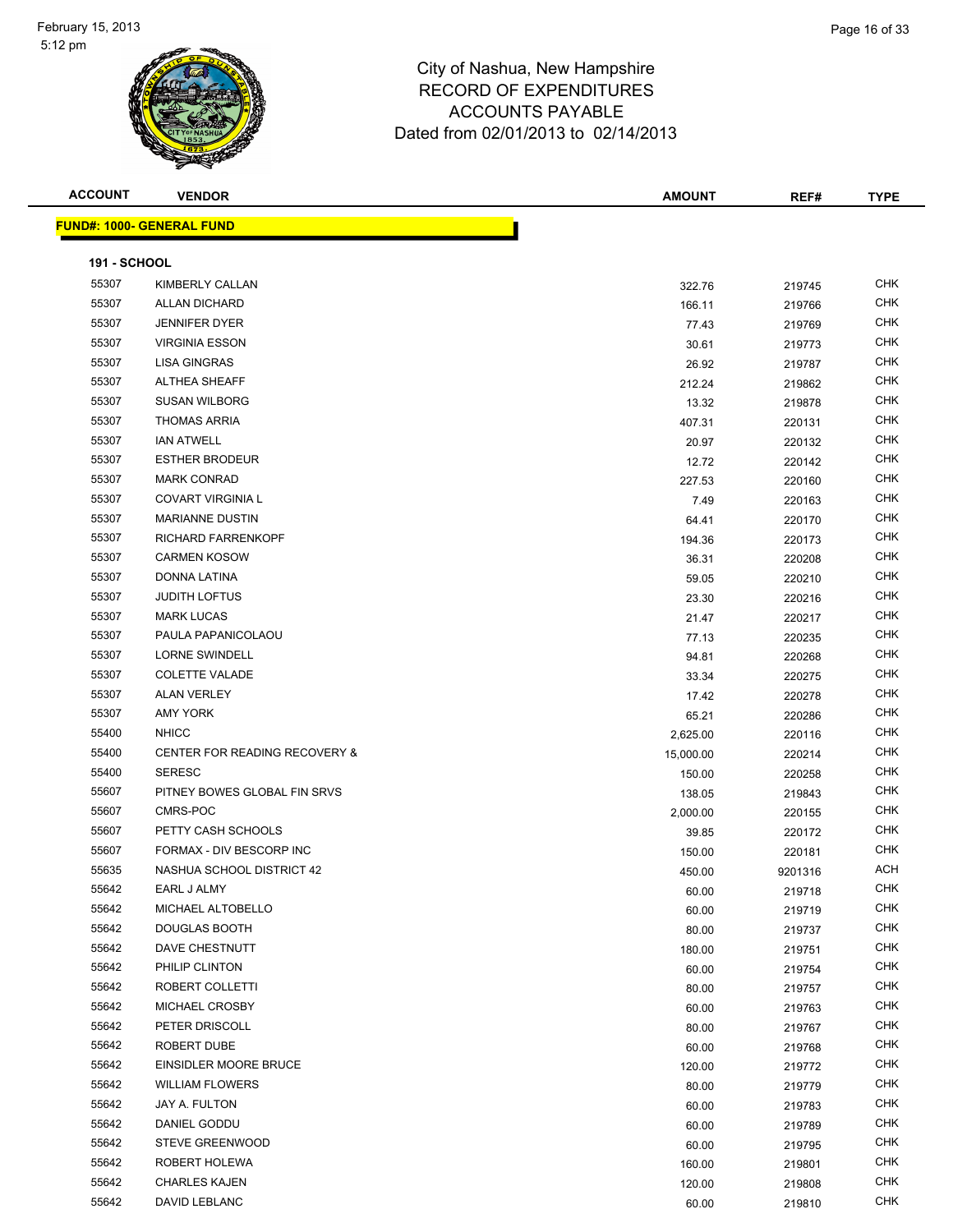City of Nashua, New Hampshire
RECORD OF EXPENDITURES
ACCOUNTS PAYABLE
Dated from 02/01/2013 to 02/14/2013

**FUND#: 1000- GENERAL FUND**

**191 - SCHOOL**

| ACCOUNT | VENDOR | AMOUNT | REF# | TYPE |
|---|---|---|---|---|
| 55307 | KIMBERLY CALLAN | 322.76 | 219745 | CHK |
| 55307 | ALLAN DICHARD | 166.11 | 219766 | CHK |
| 55307 | JENNIFER DYER | 77.43 | 219769 | CHK |
| 55307 | VIRGINIA ESSON | 30.61 | 219773 | CHK |
| 55307 | LISA GINGRAS | 26.92 | 219787 | CHK |
| 55307 | ALTHEA SHEAFF | 212.24 | 219862 | CHK |
| 55307 | SUSAN WILBORG | 13.32 | 219878 | CHK |
| 55307 | THOMAS ARRIA | 407.31 | 220131 | CHK |
| 55307 | IAN ATWELL | 20.97 | 220132 | CHK |
| 55307 | ESTHER BRODEUR | 12.72 | 220142 | CHK |
| 55307 | MARK CONRAD | 227.53 | 220160 | CHK |
| 55307 | COVART VIRGINIA L | 7.49 | 220163 | CHK |
| 55307 | MARIANNE DUSTIN | 64.41 | 220170 | CHK |
| 55307 | RICHARD FARRENKOPF | 194.36 | 220173 | CHK |
| 55307 | CARMEN KOSOW | 36.31 | 220208 | CHK |
| 55307 | DONNA LATINA | 59.05 | 220210 | CHK |
| 55307 | JUDITH LOFTUS | 23.30 | 220216 | CHK |
| 55307 | MARK LUCAS | 21.47 | 220217 | CHK |
| 55307 | PAULA PAPANICOLAOU | 77.13 | 220235 | CHK |
| 55307 | LORNE SWINDELL | 94.81 | 220268 | CHK |
| 55307 | COLETTE VALADE | 33.34 | 220275 | CHK |
| 55307 | ALAN VERLEY | 17.42 | 220278 | CHK |
| 55307 | AMY YORK | 65.21 | 220286 | CHK |
| 55400 | NHICC | 2,625.00 | 220116 | CHK |
| 55400 | CENTER FOR READING RECOVERY & | 15,000.00 | 220214 | CHK |
| 55400 | SERESC | 150.00 | 220258 | CHK |
| 55607 | PITNEY BOWES GLOBAL FIN SRVS | 138.05 | 219843 | CHK |
| 55607 | CMRS-POC | 2,000.00 | 220155 | CHK |
| 55607 | PETTY CASH SCHOOLS | 39.85 | 220172 | CHK |
| 55607 | FORMAX - DIV BESCORP INC | 150.00 | 220181 | CHK |
| 55635 | NASHUA SCHOOL DISTRICT 42 | 450.00 | 9201316 | ACH |
| 55642 | EARL J ALMY | 60.00 | 219718 | CHK |
| 55642 | MICHAEL ALTOBELLO | 60.00 | 219719 | CHK |
| 55642 | DOUGLAS BOOTH | 80.00 | 219737 | CHK |
| 55642 | DAVE CHESTNUTT | 180.00 | 219751 | CHK |
| 55642 | PHILIP CLINTON | 60.00 | 219754 | CHK |
| 55642 | ROBERT COLLETTI | 80.00 | 219757 | CHK |
| 55642 | MICHAEL CROSBY | 60.00 | 219763 | CHK |
| 55642 | PETER DRISCOLL | 80.00 | 219767 | CHK |
| 55642 | ROBERT DUBE | 60.00 | 219768 | CHK |
| 55642 | EINSIDLER MOORE BRUCE | 120.00 | 219772 | CHK |
| 55642 | WILLIAM FLOWERS | 80.00 | 219779 | CHK |
| 55642 | JAY A. FULTON | 60.00 | 219783 | CHK |
| 55642 | DANIEL GODDU | 60.00 | 219789 | CHK |
| 55642 | STEVE GREENWOOD | 60.00 | 219795 | CHK |
| 55642 | ROBERT HOLEWA | 160.00 | 219801 | CHK |
| 55642 | CHARLES KAJEN | 120.00 | 219808 | CHK |
| 55642 | DAVID LEBLANC | 60.00 | 219810 | CHK |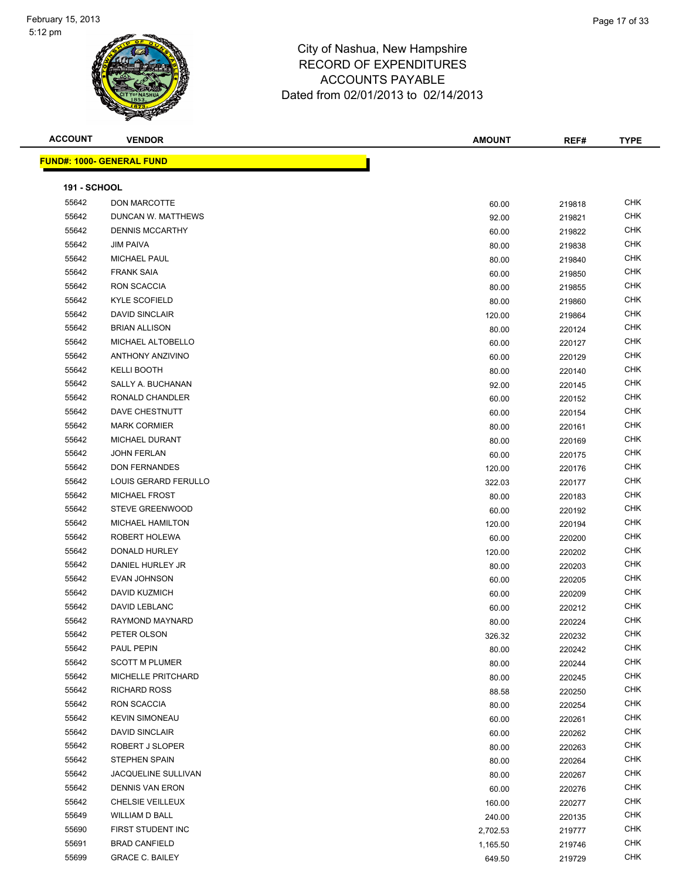City of Nashua, New Hampshire
RECORD OF EXPENDITURES
ACCOUNTS PAYABLE
Dated from 02/01/2013 to 02/14/2013

**FUND#: 1000- GENERAL FUND**

**191 - SCHOOL**

| ACCOUNT | VENDOR | AMOUNT | REF# | TYPE |
|---|---|---|---|---|
| 55642 | DON MARCOTTE | 60.00 | 219818 | CHK |
| 55642 | DUNCAN W. MATTHEWS | 92.00 | 219821 | CHK |
| 55642 | DENNIS MCCARTHY | 60.00 | 219822 | CHK |
| 55642 | JIM PAIVA | 80.00 | 219838 | CHK |
| 55642 | MICHAEL PAUL | 80.00 | 219840 | CHK |
| 55642 | FRANK SAIA | 60.00 | 219850 | CHK |
| 55642 | RON SCACCIA | 80.00 | 219855 | CHK |
| 55642 | KYLE SCOFIELD | 80.00 | 219860 | CHK |
| 55642 | DAVID SINCLAIR | 120.00 | 219864 | CHK |
| 55642 | BRIAN ALLISON | 80.00 | 220124 | CHK |
| 55642 | MICHAEL ALTOBELLO | 60.00 | 220127 | CHK |
| 55642 | ANTHONY ANZIVINO | 60.00 | 220129 | CHK |
| 55642 | KELLI BOOTH | 80.00 | 220140 | CHK |
| 55642 | SALLY A. BUCHANAN | 92.00 | 220145 | CHK |
| 55642 | RONALD CHANDLER | 60.00 | 220152 | CHK |
| 55642 | DAVE CHESTNUTT | 60.00 | 220154 | CHK |
| 55642 | MARK CORMIER | 80.00 | 220161 | CHK |
| 55642 | MICHAEL DURANT | 80.00 | 220169 | CHK |
| 55642 | JOHN FERLAN | 60.00 | 220175 | CHK |
| 55642 | DON FERNANDES | 120.00 | 220176 | CHK |
| 55642 | LOUIS GERARD FERULLO | 322.03 | 220177 | CHK |
| 55642 | MICHAEL FROST | 80.00 | 220183 | CHK |
| 55642 | STEVE GREENWOOD | 60.00 | 220192 | CHK |
| 55642 | MICHAEL HAMILTON | 120.00 | 220194 | CHK |
| 55642 | ROBERT HOLEWA | 60.00 | 220200 | CHK |
| 55642 | DONALD HURLEY | 120.00 | 220202 | CHK |
| 55642 | DANIEL HURLEY JR | 80.00 | 220203 | CHK |
| 55642 | EVAN JOHNSON | 60.00 | 220205 | CHK |
| 55642 | DAVID KUZMICH | 60.00 | 220209 | CHK |
| 55642 | DAVID LEBLANC | 60.00 | 220212 | CHK |
| 55642 | RAYMOND MAYNARD | 80.00 | 220224 | CHK |
| 55642 | PETER OLSON | 326.32 | 220232 | CHK |
| 55642 | PAUL PEPIN | 80.00 | 220242 | CHK |
| 55642 | SCOTT M PLUMER | 80.00 | 220244 | CHK |
| 55642 | MICHELLE PRITCHARD | 80.00 | 220245 | CHK |
| 55642 | RICHARD ROSS | 88.58 | 220250 | CHK |
| 55642 | RON SCACCIA | 80.00 | 220254 | CHK |
| 55642 | KEVIN SIMONEAU | 60.00 | 220261 | CHK |
| 55642 | DAVID SINCLAIR | 60.00 | 220262 | CHK |
| 55642 | ROBERT J SLOPER | 80.00 | 220263 | CHK |
| 55642 | STEPHEN SPAIN | 80.00 | 220264 | CHK |
| 55642 | JACQUELINE SULLIVAN | 80.00 | 220267 | CHK |
| 55642 | DENNIS VAN ERON | 60.00 | 220276 | CHK |
| 55642 | CHELSIE VEILLEUX | 160.00 | 220277 | CHK |
| 55649 | WILLIAM D BALL | 240.00 | 220135 | CHK |
| 55690 | FIRST STUDENT INC | 2,702.53 | 219777 | CHK |
| 55691 | BRAD CANFIELD | 1,165.50 | 219746 | CHK |
| 55699 | GRACE C. BAILEY | 649.50 | 219729 | CHK |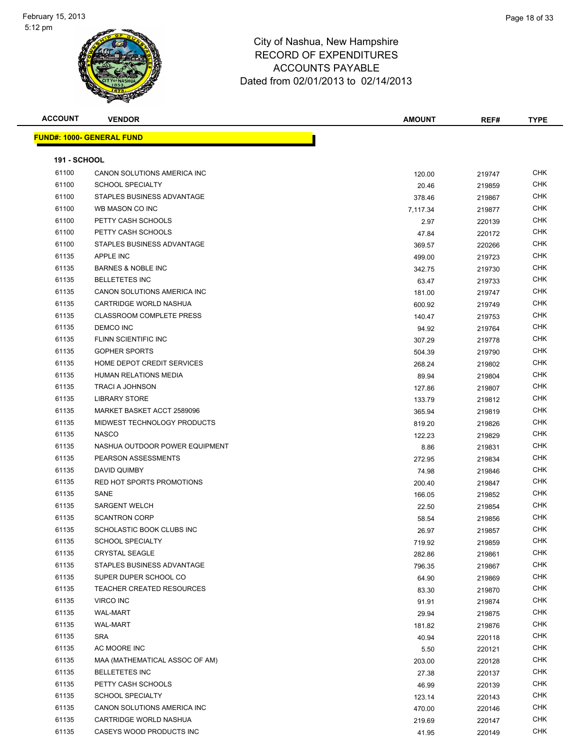# City of Nashua, New Hampshire
# RECORD OF EXPENDITURES
# ACCOUNTS PAYABLE
# Dated from 02/01/2013 to 02/14/2013

| ACCOUNT | VENDOR | AMOUNT | REF# | TYPE |
|---|---|---|---|---|

**FUND#: 1000- GENERAL FUND**

**191 - SCHOOL**

| ACCOUNT | VENDOR | AMOUNT | REF# | TYPE |
|---|---|---|---|---|
| 61100 | CANON SOLUTIONS AMERICA INC | 120.00 | 219747 | CHK |
| 61100 | SCHOOL SPECIALTY | 20.46 | 219859 | CHK |
| 61100 | STAPLES BUSINESS ADVANTAGE | 378.46 | 219867 | CHK |
| 61100 | WB MASON CO INC | 7,117.34 | 219877 | CHK |
| 61100 | PETTY CASH SCHOOLS | 2.97 | 220139 | CHK |
| 61100 | PETTY CASH SCHOOLS | 47.84 | 220172 | CHK |
| 61100 | STAPLES BUSINESS ADVANTAGE | 369.57 | 220266 | CHK |
| 61135 | APPLE INC | 499.00 | 219723 | CHK |
| 61135 | BARNES & NOBLE INC | 342.75 | 219730 | CHK |
| 61135 | BELLETETES INC | 63.47 | 219733 | CHK |
| 61135 | CANON SOLUTIONS AMERICA INC | 181.00 | 219747 | CHK |
| 61135 | CARTRIDGE WORLD NASHUA | 600.92 | 219749 | CHK |
| 61135 | CLASSROOM COMPLETE PRESS | 140.47 | 219753 | CHK |
| 61135 | DEMCO INC | 94.92 | 219764 | CHK |
| 61135 | FLINN SCIENTIFIC INC | 307.29 | 219778 | CHK |
| 61135 | GOPHER SPORTS | 504.39 | 219790 | CHK |
| 61135 | HOME DEPOT CREDIT SERVICES | 268.24 | 219802 | CHK |
| 61135 | HUMAN RELATIONS MEDIA | 89.94 | 219804 | CHK |
| 61135 | TRACI A JOHNSON | 127.86 | 219807 | CHK |
| 61135 | LIBRARY STORE | 133.79 | 219812 | CHK |
| 61135 | MARKET BASKET ACCT 2589096 | 365.94 | 219819 | CHK |
| 61135 | MIDWEST TECHNOLOGY PRODUCTS | 819.20 | 219826 | CHK |
| 61135 | NASCO | 122.23 | 219829 | CHK |
| 61135 | NASHUA OUTDOOR POWER EQUIPMENT | 8.86 | 219831 | CHK |
| 61135 | PEARSON ASSESSMENTS | 272.95 | 219834 | CHK |
| 61135 | DAVID QUIMBY | 74.98 | 219846 | CHK |
| 61135 | RED HOT SPORTS PROMOTIONS | 200.40 | 219847 | CHK |
| 61135 | SANE | 166.05 | 219852 | CHK |
| 61135 | SARGENT WELCH | 22.50 | 219854 | CHK |
| 61135 | SCANTRON CORP | 58.54 | 219856 | CHK |
| 61135 | SCHOLASTIC BOOK CLUBS INC | 26.97 | 219857 | CHK |
| 61135 | SCHOOL SPECIALTY | 719.92 | 219859 | CHK |
| 61135 | CRYSTAL SEAGLE | 282.86 | 219861 | CHK |
| 61135 | STAPLES BUSINESS ADVANTAGE | 796.35 | 219867 | CHK |
| 61135 | SUPER DUPER SCHOOL CO | 64.90 | 219869 | CHK |
| 61135 | TEACHER CREATED RESOURCES | 83.30 | 219870 | CHK |
| 61135 | VIRCO INC | 91.91 | 219874 | CHK |
| 61135 | WAL-MART | 29.94 | 219875 | CHK |
| 61135 | WAL-MART | 181.82 | 219876 | CHK |
| 61135 | SRA | 40.94 | 220118 | CHK |
| 61135 | AC MOORE INC | 5.50 | 220121 | CHK |
| 61135 | MAA (MATHEMATICAL ASSOC OF AM) | 203.00 | 220128 | CHK |
| 61135 | BELLETETES INC | 27.38 | 220137 | CHK |
| 61135 | PETTY CASH SCHOOLS | 46.99 | 220139 | CHK |
| 61135 | SCHOOL SPECIALTY | 123.14 | 220143 | CHK |
| 61135 | CANON SOLUTIONS AMERICA INC | 470.00 | 220146 | CHK |
| 61135 | CARTRIDGE WORLD NASHUA | 219.69 | 220147 | CHK |
| 61135 | CASEYS WOOD PRODUCTS INC | 41.95 | 220149 | CHK |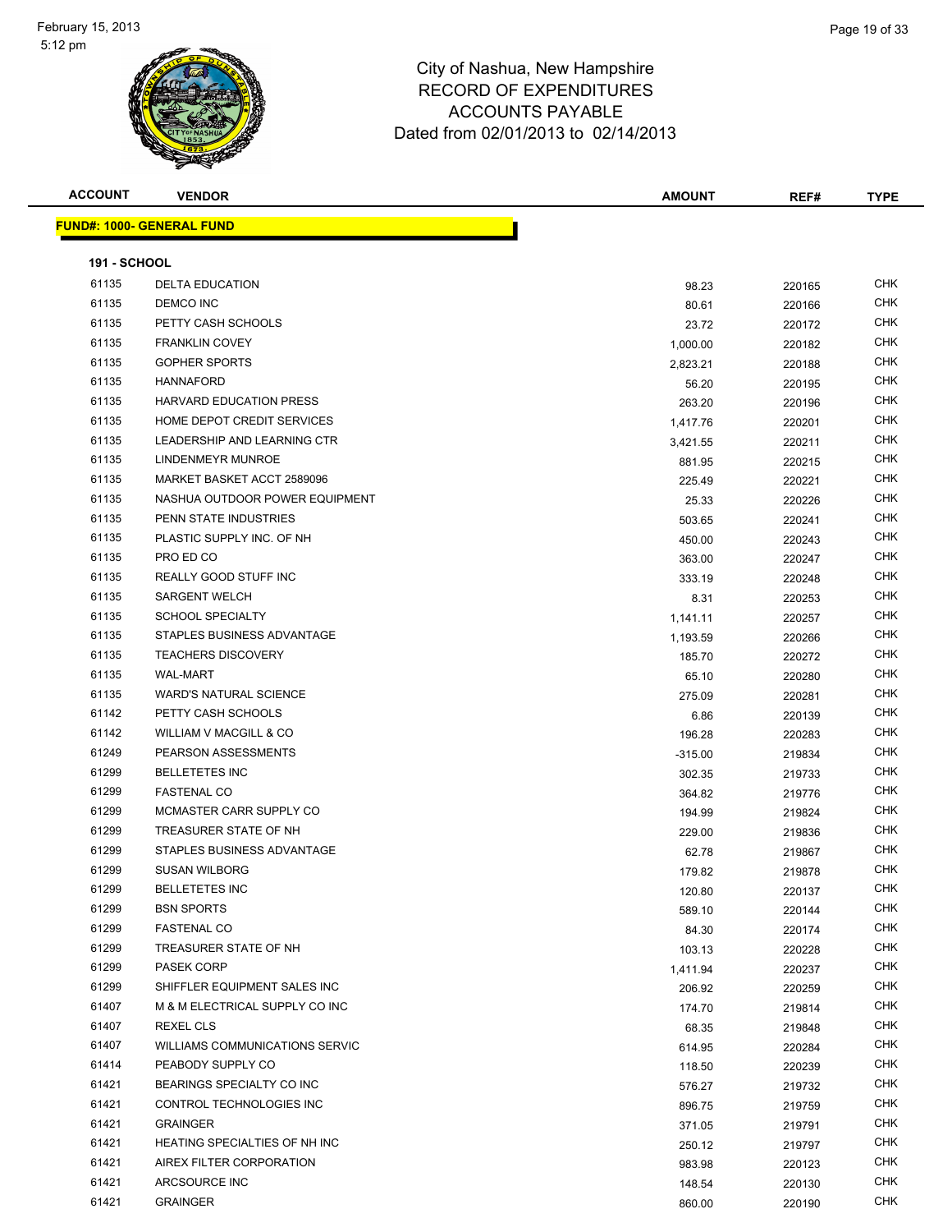City of Nashua, New Hampshire
RECORD OF EXPENDITURES
ACCOUNTS PAYABLE
Dated from 02/01/2013 to 02/14/2013

February 15, 2013
5:12 pm

**FUND#: 1000- GENERAL FUND**

**191 - SCHOOL**

| ACCOUNT | VENDOR | AMOUNT | REF# | TYPE |
|---|---|---|---|---|
| 61135 | DELTA EDUCATION | 98.23 | 220165 | CHK |
| 61135 | DEMCO INC | 80.61 | 220166 | CHK |
| 61135 | PETTY CASH SCHOOLS | 23.72 | 220172 | CHK |
| 61135 | FRANKLIN COVEY | 1,000.00 | 220182 | CHK |
| 61135 | GOPHER SPORTS | 2,823.21 | 220188 | CHK |
| 61135 | HANNAFORD | 56.20 | 220195 | CHK |
| 61135 | HARVARD EDUCATION PRESS | 263.20 | 220196 | CHK |
| 61135 | HOME DEPOT CREDIT SERVICES | 1,417.76 | 220201 | CHK |
| 61135 | LEADERSHIP AND LEARNING CTR | 3,421.55 | 220211 | CHK |
| 61135 | LINDENMEYR MUNROE | 881.95 | 220215 | CHK |
| 61135 | MARKET BASKET ACCT 2589096 | 225.49 | 220221 | CHK |
| 61135 | NASHUA OUTDOOR POWER EQUIPMENT | 25.33 | 220226 | CHK |
| 61135 | PENN STATE INDUSTRIES | 503.65 | 220241 | CHK |
| 61135 | PLASTIC SUPPLY INC. OF NH | 450.00 | 220243 | CHK |
| 61135 | PRO ED CO | 363.00 | 220247 | CHK |
| 61135 | REALLY GOOD STUFF INC | 333.19 | 220248 | CHK |
| 61135 | SARGENT WELCH | 8.31 | 220253 | CHK |
| 61135 | SCHOOL SPECIALTY | 1,141.11 | 220257 | CHK |
| 61135 | STAPLES BUSINESS ADVANTAGE | 1,193.59 | 220266 | CHK |
| 61135 | TEACHERS DISCOVERY | 185.70 | 220272 | CHK |
| 61135 | WAL-MART | 65.10 | 220280 | CHK |
| 61135 | WARD'S NATURAL SCIENCE | 275.09 | 220281 | CHK |
| 61142 | PETTY CASH SCHOOLS | 6.86 | 220139 | CHK |
| 61142 | WILLIAM V MACGILL & CO | 196.28 | 220283 | CHK |
| 61249 | PEARSON ASSESSMENTS | -315.00 | 219834 | CHK |
| 61299 | BELLETETES INC | 302.35 | 219733 | CHK |
| 61299 | FASTENAL CO | 364.82 | 219776 | CHK |
| 61299 | MCMASTER CARR SUPPLY CO | 194.99 | 219824 | CHK |
| 61299 | TREASURER STATE OF NH | 229.00 | 219836 | CHK |
| 61299 | STAPLES BUSINESS ADVANTAGE | 62.78 | 219867 | CHK |
| 61299 | SUSAN WILBORG | 179.82 | 219878 | CHK |
| 61299 | BELLETETES INC | 120.80 | 220137 | CHK |
| 61299 | BSN SPORTS | 589.10 | 220144 | CHK |
| 61299 | FASTENAL CO | 84.30 | 220174 | CHK |
| 61299 | TREASURER STATE OF NH | 103.13 | 220228 | CHK |
| 61299 | PASEK CORP | 1,411.94 | 220237 | CHK |
| 61299 | SHIFFLER EQUIPMENT SALES INC | 206.92 | 220259 | CHK |
| 61407 | M & M ELECTRICAL SUPPLY CO INC | 174.70 | 219814 | CHK |
| 61407 | REXEL CLS | 68.35 | 219848 | CHK |
| 61407 | WILLIAMS COMMUNICATIONS SERVIC | 614.95 | 220284 | CHK |
| 61414 | PEABODY SUPPLY CO | 118.50 | 220239 | CHK |
| 61421 | BEARINGS SPECIALTY CO INC | 576.27 | 219732 | CHK |
| 61421 | CONTROL TECHNOLOGIES INC | 896.75 | 219759 | CHK |
| 61421 | GRAINGER | 371.05 | 219791 | CHK |
| 61421 | HEATING SPECIALTIES OF NH INC | 250.12 | 219797 | CHK |
| 61421 | AIREX FILTER CORPORATION | 983.98 | 220123 | CHK |
| 61421 | ARCSOURCE INC | 148.54 | 220130 | CHK |
| 61421 | GRAINGER | 860.00 | 220190 | CHK |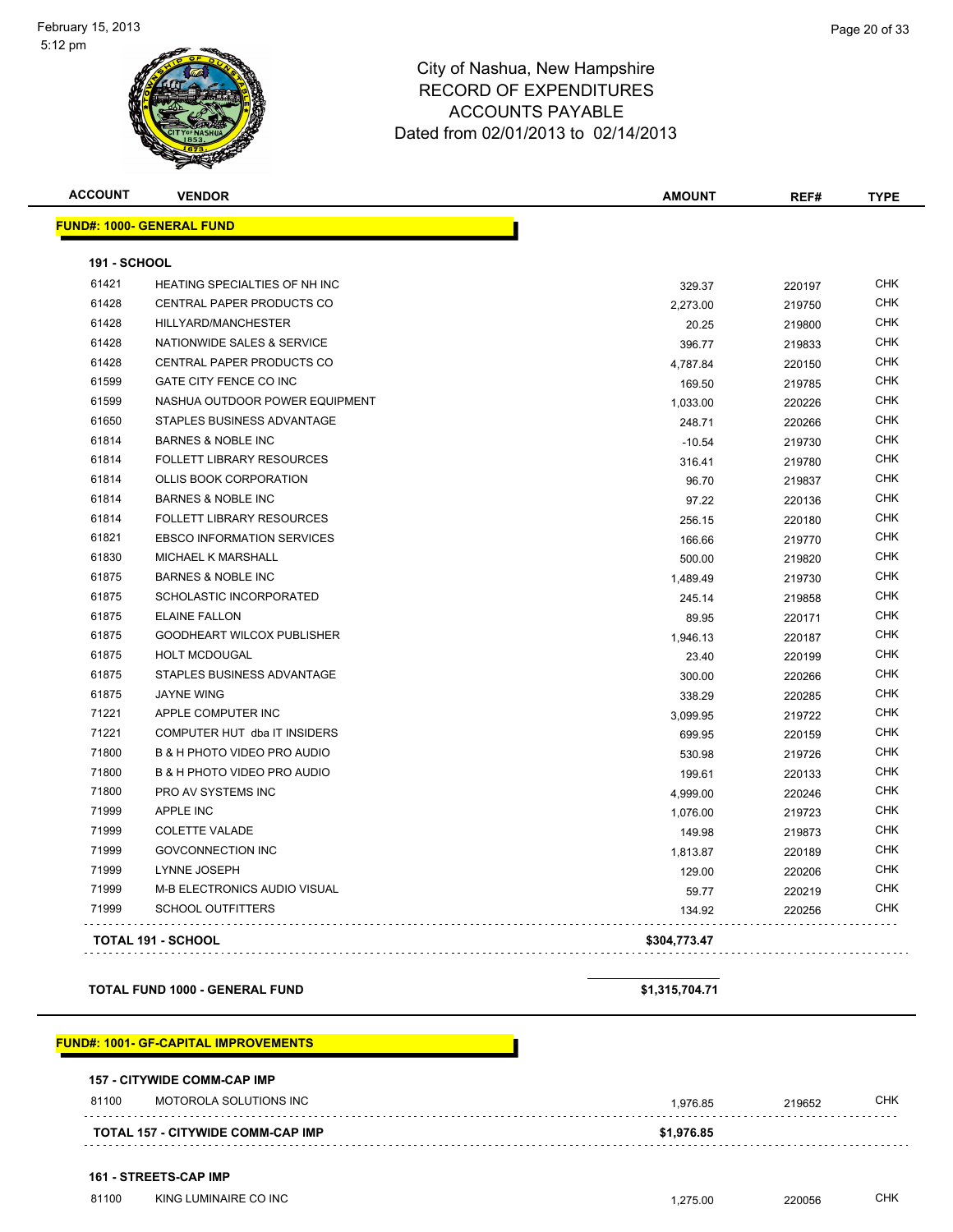# City of Nashua, New Hampshire
## RECORD OF EXPENDITURES
## ACCOUNTS PAYABLE
### Dated from 02/01/2013 to 02/14/2013

| ACCOUNT | VENDOR | AMOUNT | REF# | TYPE |
|---|---|---|---|---|
| **FUND#: 1000- GENERAL FUND** | | | | |
| **191 - SCHOOL** | | | | |
| 61421 | HEATING SPECIALTIES OF NH INC | 329.37 | 220197 | CHK |
| 61428 | CENTRAL PAPER PRODUCTS CO | 2,273.00 | 219750 | CHK |
| 61428 | HILLYARD/MANCHESTER | 20.25 | 219800 | CHK |
| 61428 | NATIONWIDE SALES & SERVICE | 396.77 | 219833 | CHK |
| 61428 | CENTRAL PAPER PRODUCTS CO | 4,787.84 | 220150 | CHK |
| 61599 | GATE CITY FENCE CO INC | 169.50 | 219785 | CHK |
| 61599 | NASHUA OUTDOOR POWER EQUIPMENT | 1,033.00 | 220226 | CHK |
| 61650 | STAPLES BUSINESS ADVANTAGE | 248.71 | 220266 | CHK |
| 61814 | BARNES & NOBLE INC | -10.54 | 219730 | CHK |
| 61814 | FOLLETT LIBRARY RESOURCES | 316.41 | 219780 | CHK |
| 61814 | OLLIS BOOK CORPORATION | 96.70 | 219837 | CHK |
| 61814 | BARNES & NOBLE INC | 97.22 | 220136 | CHK |
| 61814 | FOLLETT LIBRARY RESOURCES | 256.15 | 220180 | CHK |
| 61821 | EBSCO INFORMATION SERVICES | 166.66 | 219770 | CHK |
| 61830 | MICHAEL K MARSHALL | 500.00 | 219820 | CHK |
| 61875 | BARNES & NOBLE INC | 1,489.49 | 219730 | CHK |
| 61875 | SCHOLASTIC INCORPORATED | 245.14 | 219858 | CHK |
| 61875 | ELAINE FALLON | 89.95 | 220171 | CHK |
| 61875 | GOODHEART WILCOX PUBLISHER | 1,946.13 | 220187 | CHK |
| 61875 | HOLT MCDOUGAL | 23.40 | 220199 | CHK |
| 61875 | STAPLES BUSINESS ADVANTAGE | 300.00 | 220266 | CHK |
| 61875 | JAYNE WING | 338.29 | 220285 | CHK |
| 71221 | APPLE COMPUTER INC | 3,099.95 | 219722 | CHK |
| 71221 | COMPUTER HUT dba IT INSIDERS | 699.95 | 220159 | CHK |
| 71800 | B & H PHOTO VIDEO PRO AUDIO | 530.98 | 219726 | CHK |
| 71800 | B & H PHOTO VIDEO PRO AUDIO | 199.61 | 220133 | CHK |
| 71800 | PRO AV SYSTEMS INC | 4,999.00 | 220246 | CHK |
| 71999 | APPLE INC | 1,076.00 | 219723 | CHK |
| 71999 | COLETTE VALADE | 149.98 | 219873 | CHK |
| 71999 | GOVCONNECTION INC | 1,813.87 | 220189 | CHK |
| 71999 | LYNNE JOSEPH | 129.00 | 220206 | CHK |
| 71999 | M-B ELECTRONICS AUDIO VISUAL | 59.77 | 220219 | CHK |
| 71999 | SCHOOL OUTFITTERS | 134.92 | 220256 | CHK |
| | **TOTAL 191 - SCHOOL** | **$304,773.47** | | |
| | **TOTAL FUND 1000 - GENERAL FUND** | **$1,315,704.71** | | |
| **FUND#: 1001- GF-CAPITAL IMPROVEMENTS** | | | | |
| **157 - CITYWIDE COMM-CAP IMP** | | | | |
| 81100 | MOTOROLA SOLUTIONS INC | 1,976.85 | 219652 | CHK |
| | **TOTAL 157 - CITYWIDE COMM-CAP IMP** | **$1,976.85** | | |
| **161 - STREETS-CAP IMP** | | | | |
| 81100 | KING LUMINAIRE CO INC | 1,275.00 | 220056 | CHK |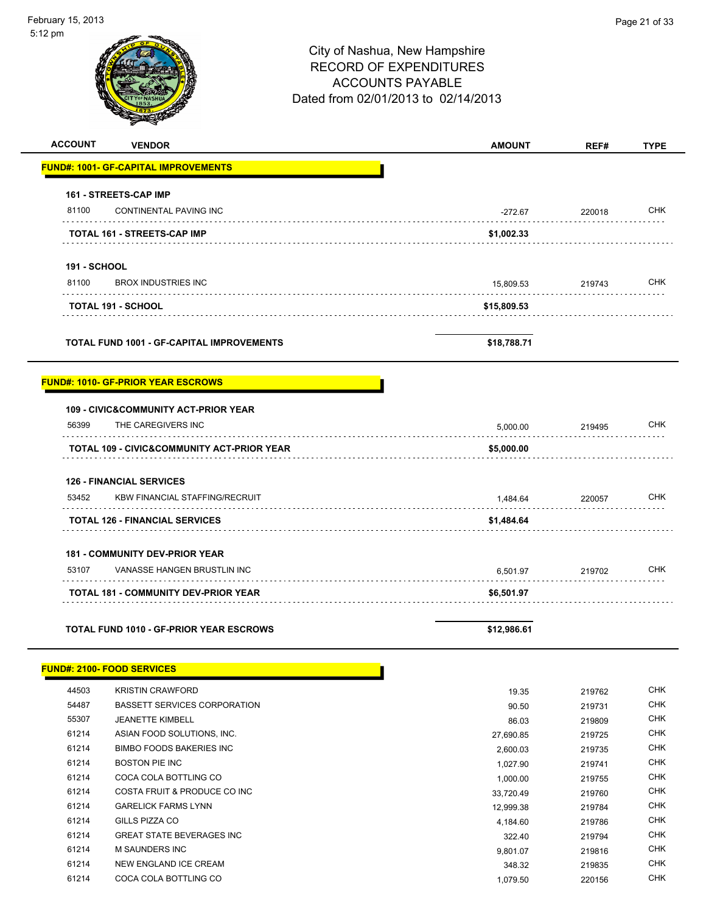City of Nashua, New Hampshire
RECORD OF EXPENDITURES
ACCOUNTS PAYABLE
Dated from 02/01/2013 to 02/14/2013

| ACCOUNT | VENDOR | AMOUNT | REF# | TYPE |
|---|---|---|---|---|
| **FUND#: 1001- GF-CAPITAL IMPROVEMENTS** | | | | |
| **161 - STREETS-CAP IMP** | | | | |
| 81100 | CONTINENTAL PAVING INC | -272.67 | 220018 | CHK |
| | **TOTAL 161 - STREETS-CAP IMP** | **$1,002.33** | | |
| **191 - SCHOOL** | | | | |
| 81100 | BROX INDUSTRIES INC | 15,809.53 | 219743 | CHK |
| | **TOTAL 191 - SCHOOL** | **$15,809.53** | | |
| | **TOTAL FUND 1001 - GF-CAPITAL IMPROVEMENTS** | **$18,788.71** | | |
| **FUND#: 1010- GF-PRIOR YEAR ESCROWS** | | | | |
| **109 - CIVIC&COMMUNITY ACT-PRIOR YEAR** | | | | |
| 56399 | THE CAREGIVERS INC | 5,000.00 | 219495 | CHK |
| | **TOTAL 109 - CIVIC&COMMUNITY ACT-PRIOR YEAR** | **$5,000.00** | | |
| **126 - FINANCIAL SERVICES** | | | | |
| 53452 | KBW FINANCIAL STAFFING/RECRUIT | 1,484.64 | 220057 | CHK |
| | **TOTAL 126 - FINANCIAL SERVICES** | **$1,484.64** | | |
| **181 - COMMUNITY DEV-PRIOR YEAR** | | | | |
| 53107 | VANASSE HANGEN BRUSTLIN INC | 6,501.97 | 219702 | CHK |
| | **TOTAL 181 - COMMUNITY DEV-PRIOR YEAR** | **$6,501.97** | | |
| | **TOTAL FUND 1010 - GF-PRIOR YEAR ESCROWS** | **$12,986.61** | | |
| **FUND#: 2100- FOOD SERVICES** | | | | |
| 44503 | KRISTIN CRAWFORD | 19.35 | 219762 | CHK |
| 54487 | BASSETT SERVICES CORPORATION | 90.50 | 219731 | CHK |
| 55307 | JEANETTE KIMBELL | 86.03 | 219809 | CHK |
| 61214 | ASIAN FOOD SOLUTIONS, INC. | 27,690.85 | 219725 | CHK |
| 61214 | BIMBO FOODS BAKERIES INC | 2,600.03 | 219735 | CHK |
| 61214 | BOSTON PIE INC | 1,027.90 | 219741 | CHK |
| 61214 | COCA COLA BOTTLING CO | 1,000.00 | 219755 | CHK |
| 61214 | COSTA FRUIT & PRODUCE CO INC | 33,720.49 | 219760 | CHK |
| 61214 | GARELICK FARMS LYNN | 12,999.38 | 219784 | CHK |
| 61214 | GILLS PIZZA CO | 4,184.60 | 219786 | CHK |
| 61214 | GREAT STATE BEVERAGES INC | 322.40 | 219794 | CHK |
| 61214 | M SAUNDERS INC | 9,801.07 | 219816 | CHK |
| 61214 | NEW ENGLAND ICE CREAM | 348.32 | 219835 | CHK |
| 61214 | COCA COLA BOTTLING CO | 1,079.50 | 220156 | CHK |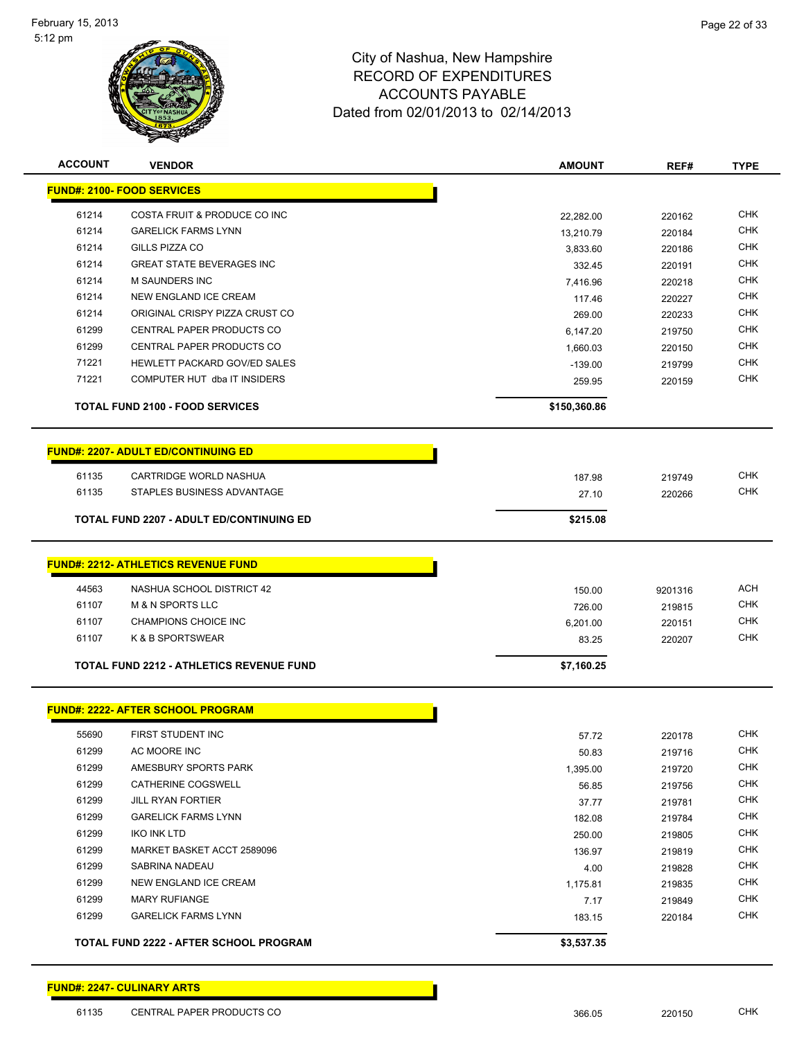# City of Nashua, New Hampshire
## RECORD OF EXPENDITURES
## ACCOUNTS PAYABLE
### Dated from 02/01/2013 to 02/14/2013

| ACCOUNT | VENDOR | AMOUNT | REF# | TYPE |
|---|---|---|---|---|
| **FUND#: 2100- FOOD SERVICES** | | | | |
| 61214 | COSTA FRUIT & PRODUCE CO INC | 22,282.00 | 220162 | CHK |
| 61214 | GARELICK FARMS LYNN | 13,210.79 | 220184 | CHK |
| 61214 | GILLS PIZZA CO | 3,833.60 | 220186 | CHK |
| 61214 | GREAT STATE BEVERAGES INC | 332.45 | 220191 | CHK |
| 61214 | M SAUNDERS INC | 7,416.96 | 220218 | CHK |
| 61214 | NEW ENGLAND ICE CREAM | 117.46 | 220227 | CHK |
| 61214 | ORIGINAL CRISPY PIZZA CRUST CO | 269.00 | 220233 | CHK |
| 61299 | CENTRAL PAPER PRODUCTS CO | 6,147.20 | 219750 | CHK |
| 61299 | CENTRAL PAPER PRODUCTS CO | 1,660.03 | 220150 | CHK |
| 71221 | HEWLETT PACKARD GOV/ED SALES | -139.00 | 219799 | CHK |
| 71221 | COMPUTER HUT dba IT INSIDERS | 259.95 | 220159 | CHK |
| | **TOTAL FUND 2100 - FOOD SERVICES** | **$150,360.86** | | |
| **FUND#: 2207- ADULT ED/CONTINUING ED** | | | | |
| 61135 | CARTRIDGE WORLD NASHUA | 187.98 | 219749 | CHK |
| 61135 | STAPLES BUSINESS ADVANTAGE | 27.10 | 220266 | CHK |
| | **TOTAL FUND 2207 - ADULT ED/CONTINUING ED** | **$215.08** | | |
| **FUND#: 2212- ATHLETICS REVENUE FUND** | | | | |
| 44563 | NASHUA SCHOOL DISTRICT 42 | 150.00 | 9201316 | ACH |
| 61107 | M & N SPORTS LLC | 726.00 | 219815 | CHK |
| 61107 | CHAMPIONS CHOICE INC | 6,201.00 | 220151 | CHK |
| 61107 | K & B SPORTSWEAR | 83.25 | 220207 | CHK |
| | **TOTAL FUND 2212 - ATHLETICS REVENUE FUND** | **$7,160.25** | | |
| **FUND#: 2222- AFTER SCHOOL PROGRAM** | | | | |
| 55690 | FIRST STUDENT INC | 57.72 | 220178 | CHK |
| 61299 | AC MOORE INC | 50.83 | 219716 | CHK |
| 61299 | AMESBURY SPORTS PARK | 1,395.00 | 219720 | CHK |
| 61299 | CATHERINE COGSWELL | 56.85 | 219756 | CHK |
| 61299 | JILL RYAN FORTIER | 37.77 | 219781 | CHK |
| 61299 | GARELICK FARMS LYNN | 182.08 | 219784 | CHK |
| 61299 | IKO INK LTD | 250.00 | 219805 | CHK |
| 61299 | MARKET BASKET ACCT 2589096 | 136.97 | 219819 | CHK |
| 61299 | SABRINA NADEAU | 4.00 | 219828 | CHK |
| 61299 | NEW ENGLAND ICE CREAM | 1,175.81 | 219835 | CHK |
| 61299 | MARY RUFIANGE | 7.17 | 219849 | CHK |
| 61299 | GARELICK FARMS LYNN | 183.15 | 220184 | CHK |
| | **TOTAL FUND 2222 - AFTER SCHOOL PROGRAM** | **$3,537.35** | | |
| **FUND#: 2247- CULINARY ARTS** | | | | |
| 61135 | CENTRAL PAPER PRODUCTS CO | 366.05 | 220150 | CHK |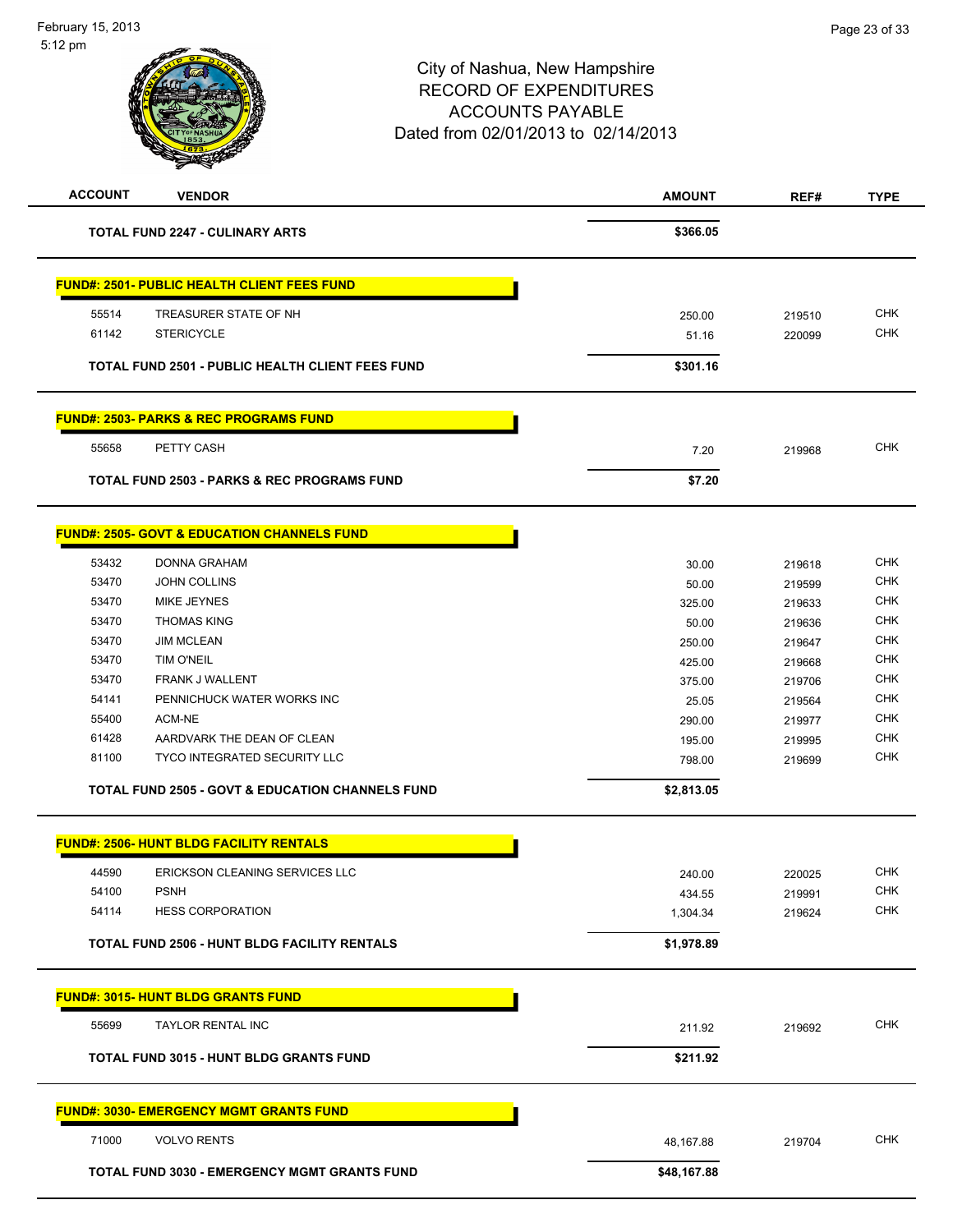City of Nashua, New Hampshire
RECORD OF EXPENDITURES
ACCOUNTS PAYABLE
Dated from 02/01/2013 to 02/14/2013

| ACCOUNT | VENDOR | AMOUNT | REF# | TYPE |
|---|---|---|---|---|
| | **TOTAL FUND 2247 - CULINARY ARTS** | **$366.05** | | |
| | **FUND#: 2501- PUBLIC HEALTH CLIENT FEES FUND** | | | |
| 55514 | TREASURER STATE OF NH | 250.00 | 219510 | CHK |
| 61142 | STERICYCLE | 51.16 | 220099 | CHK |
| | **TOTAL FUND 2501 - PUBLIC HEALTH CLIENT FEES FUND** | **$301.16** | | |
| | **FUND#: 2503- PARKS & REC PROGRAMS FUND** | | | |
| 55658 | PETTY CASH | 7.20 | 219968 | CHK |
| | **TOTAL FUND 2503 - PARKS & REC PROGRAMS FUND** | **$7.20** | | |
| | **FUND#: 2505- GOVT & EDUCATION CHANNELS FUND** | | | |
| 53432 | DONNA GRAHAM | 30.00 | 219618 | CHK |
| 53470 | JOHN COLLINS | 50.00 | 219599 | CHK |
| 53470 | MIKE JEYNES | 325.00 | 219633 | CHK |
| 53470 | THOMAS KING | 50.00 | 219636 | CHK |
| 53470 | JIM MCLEAN | 250.00 | 219647 | CHK |
| 53470 | TIM O'NEIL | 425.00 | 219668 | CHK |
| 53470 | FRANK J WALLENT | 375.00 | 219706 | CHK |
| 54141 | PENNICHUCK WATER WORKS INC | 25.05 | 219564 | CHK |
| 55400 | ACM-NE | 290.00 | 219977 | CHK |
| 61428 | AARDVARK THE DEAN OF CLEAN | 195.00 | 219995 | CHK |
| 81100 | TYCO INTEGRATED SECURITY LLC | 798.00 | 219699 | CHK |
| | **TOTAL FUND 2505 - GOVT & EDUCATION CHANNELS FUND** | **$2,813.05** | | |
| | **FUND#: 2506- HUNT BLDG FACILITY RENTALS** | | | |
| 44590 | ERICKSON CLEANING SERVICES LLC | 240.00 | 220025 | CHK |
| 54100 | PSNH | 434.55 | 219991 | CHK |
| 54114 | HESS CORPORATION | 1,304.34 | 219624 | CHK |
| | **TOTAL FUND 2506 - HUNT BLDG FACILITY RENTALS** | **$1,978.89** | | |
| | **FUND#: 3015- HUNT BLDG GRANTS FUND** | | | |
| 55699 | TAYLOR RENTAL INC | 211.92 | 219692 | CHK |
| | **TOTAL FUND 3015 - HUNT BLDG GRANTS FUND** | **$211.92** | | |
| | **FUND#: 3030- EMERGENCY MGMT GRANTS FUND** | | | |
| 71000 | VOLVO RENTS | 48,167.88 | 219704 | CHK |
| | **TOTAL FUND 3030 - EMERGENCY MGMT GRANTS FUND** | **$48,167.88** | | |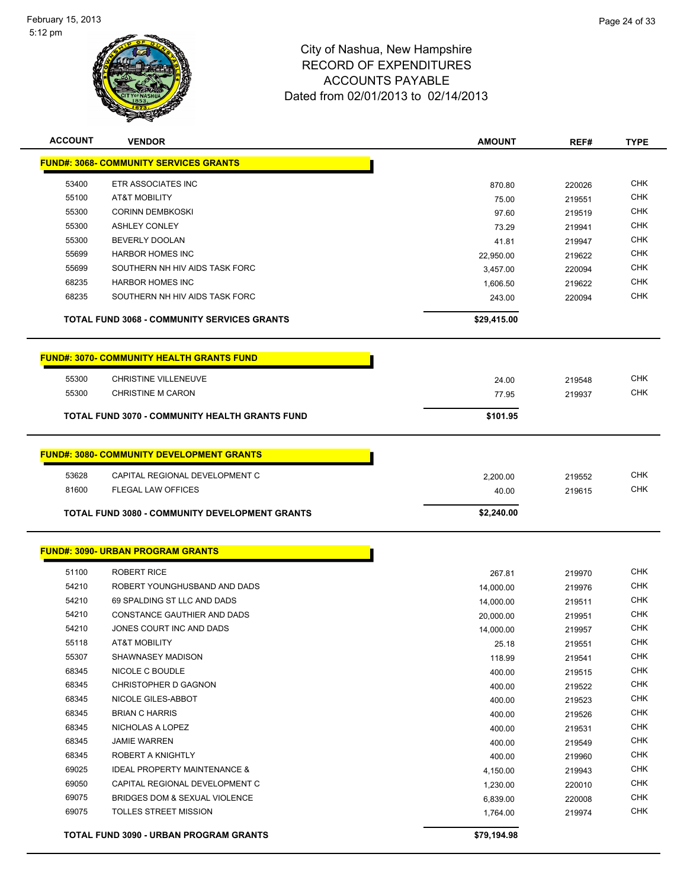# City of Nashua, New Hampshire
## RECORD OF EXPENDITURES
## ACCOUNTS PAYABLE
### Dated from 02/01/2013 to 02/14/2013

| ACCOUNT | VENDOR | AMOUNT | REF# | TYPE |
|---|---|---|---|---|
| **FUND#: 3068- COMMUNITY SERVICES GRANTS** | | | | |
| 53400 | ETR ASSOCIATES INC | 870.80 | 220026 | CHK |
| 55100 | AT&T MOBILITY | 75.00 | 219551 | CHK |
| 55300 | CORINN DEMBKOSKI | 97.60 | 219519 | CHK |
| 55300 | ASHLEY CONLEY | 73.29 | 219941 | CHK |
| 55300 | BEVERLY DOOLAN | 41.81 | 219947 | CHK |
| 55699 | HARBOR HOMES INC | 22,950.00 | 219622 | CHK |
| 55699 | SOUTHERN NH HIV AIDS TASK FORC | 3,457.00 | 220094 | CHK |
| 68235 | HARBOR HOMES INC | 1,606.50 | 219622 | CHK |
| 68235 | SOUTHERN NH HIV AIDS TASK FORC | 243.00 | 220094 | CHK |
| | **TOTAL FUND 3068 - COMMUNITY SERVICES GRANTS** | **$29,415.00** | | |
| **FUND#: 3070- COMMUNITY HEALTH GRANTS FUND** | | | | |
| 55300 | CHRISTINE VILLENEUVE | 24.00 | 219548 | CHK |
| 55300 | CHRISTINE M CARON | 77.95 | 219937 | CHK |
| | **TOTAL FUND 3070 - COMMUNITY HEALTH GRANTS FUND** | **$101.95** | | |
| **FUND#: 3080- COMMUNITY DEVELOPMENT GRANTS** | | | | |
| 53628 | CAPITAL REGIONAL DEVELOPMENT C | 2,200.00 | 219552 | CHK |
| 81600 | FLEGAL LAW OFFICES | 40.00 | 219615 | CHK |
| | **TOTAL FUND 3080 - COMMUNITY DEVELOPMENT GRANTS** | **$2,240.00** | | |
| **FUND#: 3090- URBAN PROGRAM GRANTS** | | | | |
| 51100 | ROBERT RICE | 267.81 | 219970 | CHK |
| 54210 | ROBERT YOUNGHUSBAND AND DADS | 14,000.00 | 219976 | CHK |
| 54210 | 69 SPALDING ST LLC AND DADS | 14,000.00 | 219511 | CHK |
| 54210 | CONSTANCE GAUTHIER AND DADS | 20,000.00 | 219951 | CHK |
| 54210 | JONES COURT INC AND DADS | 14,000.00 | 219957 | CHK |
| 55118 | AT&T MOBILITY | 25.18 | 219551 | CHK |
| 55307 | SHAWNASEY MADISON | 118.99 | 219541 | CHK |
| 68345 | NICOLE C BOUDLE | 400.00 | 219515 | CHK |
| 68345 | CHRISTOPHER D GAGNON | 400.00 | 219522 | CHK |
| 68345 | NICOLE GILES-ABBOT | 400.00 | 219523 | CHK |
| 68345 | BRIAN C HARRIS | 400.00 | 219526 | CHK |
| 68345 | NICHOLAS A LOPEZ | 400.00 | 219531 | CHK |
| 68345 | JAMIE WARREN | 400.00 | 219549 | CHK |
| 68345 | ROBERT A KNIGHTLY | 400.00 | 219960 | CHK |
| 69025 | IDEAL PROPERTY MAINTENANCE & | 4,150.00 | 219943 | CHK |
| 69050 | CAPITAL REGIONAL DEVELOPMENT C | 1,230.00 | 220010 | CHK |
| 69075 | BRIDGES DOM & SEXUAL VIOLENCE | 6,839.00 | 220008 | CHK |
| 69075 | TOLLES STREET MISSION | 1,764.00 | 219974 | CHK |
| | **TOTAL FUND 3090 - URBAN PROGRAM GRANTS** | **$79,194.98** | | |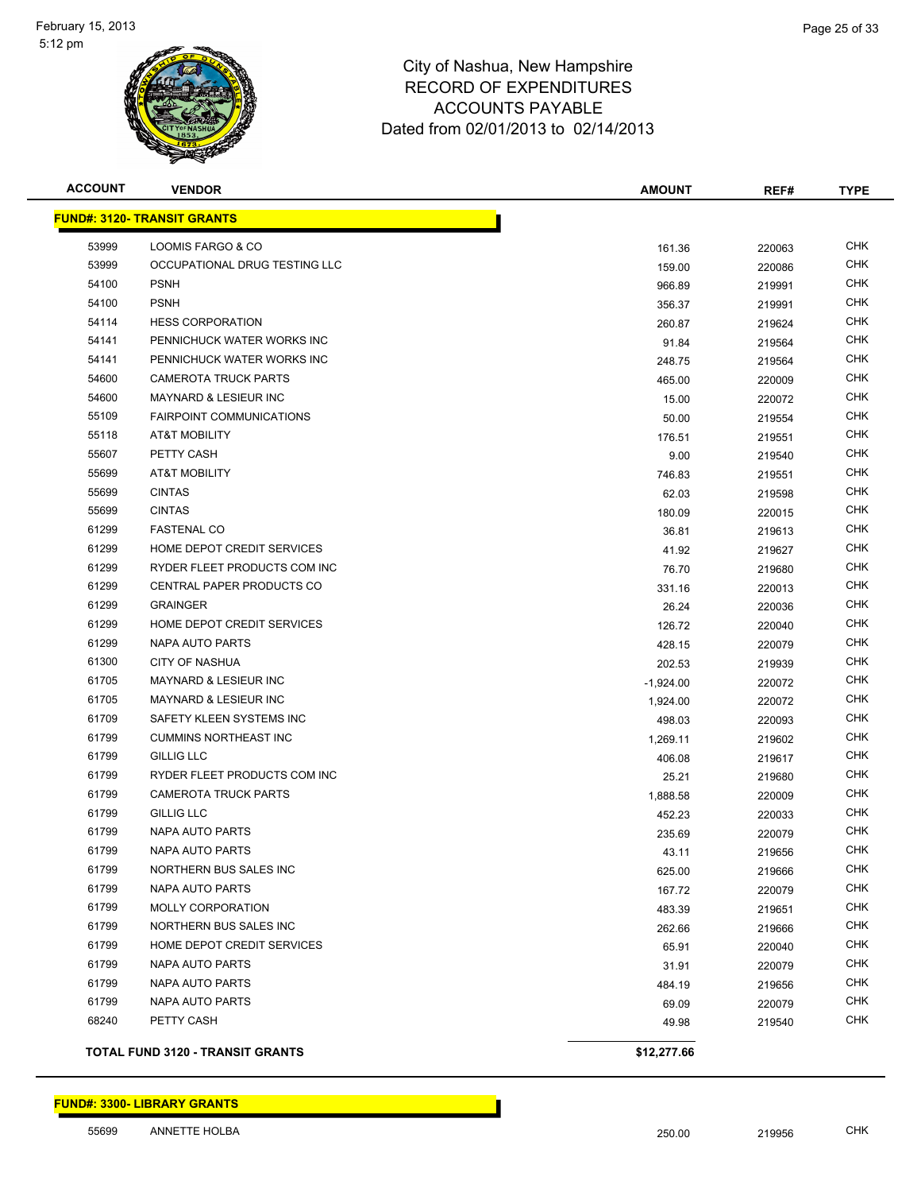# City of Nashua, New Hampshire
# RECORD OF EXPENDITURES
# ACCOUNTS PAYABLE
# Dated from 02/01/2013 to 02/14/2013

| ACCOUNT | VENDOR | AMOUNT | REF# | TYPE |
|---|---|---|---|---|
| **FUND#: 3120- TRANSIT GRANTS** | | | | |
| 53999 | LOOMIS FARGO & CO | 161.36 | 220063 | CHK |
| 53999 | OCCUPATIONAL DRUG TESTING LLC | 159.00 | 220086 | CHK |
| 54100 | PSNH | 966.89 | 219991 | CHK |
| 54100 | PSNH | 356.37 | 219991 | CHK |
| 54114 | HESS CORPORATION | 260.87 | 219624 | CHK |
| 54141 | PENNICHUCK WATER WORKS INC | 91.84 | 219564 | CHK |
| 54141 | PENNICHUCK WATER WORKS INC | 248.75 | 219564 | CHK |
| 54600 | CAMEROTA TRUCK PARTS | 465.00 | 220009 | CHK |
| 54600 | MAYNARD & LESIEUR INC | 15.00 | 220072 | CHK |
| 55109 | FAIRPOINT COMMUNICATIONS | 50.00 | 219554 | CHK |
| 55118 | AT&T MOBILITY | 176.51 | 219551 | CHK |
| 55607 | PETTY CASH | 9.00 | 219540 | CHK |
| 55699 | AT&T MOBILITY | 746.83 | 219551 | CHK |
| 55699 | CINTAS | 62.03 | 219598 | CHK |
| 55699 | CINTAS | 180.09 | 220015 | CHK |
| 61299 | FASTENAL CO | 36.81 | 219613 | CHK |
| 61299 | HOME DEPOT CREDIT SERVICES | 41.92 | 219627 | CHK |
| 61299 | RYDER FLEET PRODUCTS COM INC | 76.70 | 219680 | CHK |
| 61299 | CENTRAL PAPER PRODUCTS CO | 331.16 | 220013 | CHK |
| 61299 | GRAINGER | 26.24 | 220036 | CHK |
| 61299 | HOME DEPOT CREDIT SERVICES | 126.72 | 220040 | CHK |
| 61299 | NAPA AUTO PARTS | 428.15 | 220079 | CHK |
| 61300 | CITY OF NASHUA | 202.53 | 219939 | CHK |
| 61705 | MAYNARD & LESIEUR INC | -1,924.00 | 220072 | CHK |
| 61705 | MAYNARD & LESIEUR INC | 1,924.00 | 220072 | CHK |
| 61709 | SAFETY KLEEN SYSTEMS INC | 498.03 | 220093 | CHK |
| 61799 | CUMMINS NORTHEAST INC | 1,269.11 | 219602 | CHK |
| 61799 | GILLIG LLC | 406.08 | 219617 | CHK |
| 61799 | RYDER FLEET PRODUCTS COM INC | 25.21 | 219680 | CHK |
| 61799 | CAMEROTA TRUCK PARTS | 1,888.58 | 220009 | CHK |
| 61799 | GILLIG LLC | 452.23 | 220033 | CHK |
| 61799 | NAPA AUTO PARTS | 235.69 | 220079 | CHK |
| 61799 | NAPA AUTO PARTS | 43.11 | 219656 | CHK |
| 61799 | NORTHERN BUS SALES INC | 625.00 | 219666 | CHK |
| 61799 | NAPA AUTO PARTS | 167.72 | 220079 | CHK |
| 61799 | MOLLY CORPORATION | 483.39 | 219651 | CHK |
| 61799 | NORTHERN BUS SALES INC | 262.66 | 219666 | CHK |
| 61799 | HOME DEPOT CREDIT SERVICES | 65.91 | 220040 | CHK |
| 61799 | NAPA AUTO PARTS | 31.91 | 220079 | CHK |
| 61799 | NAPA AUTO PARTS | 484.19 | 219656 | CHK |
| 61799 | NAPA AUTO PARTS | 69.09 | 220079 | CHK |
| 68240 | PETTY CASH | 49.98 | 219540 | CHK |
| | **TOTAL FUND 3120 - TRANSIT GRANTS** | **$12,277.66** | | |

| ACCOUNT | VENDOR | AMOUNT | REF# | TYPE |
|---|---|---|---|---|
| **FUND#: 3300- LIBRARY GRANTS** | | | | |
| 55699 | ANNETTE HOLBA | 250.00 | 219956 | CHK |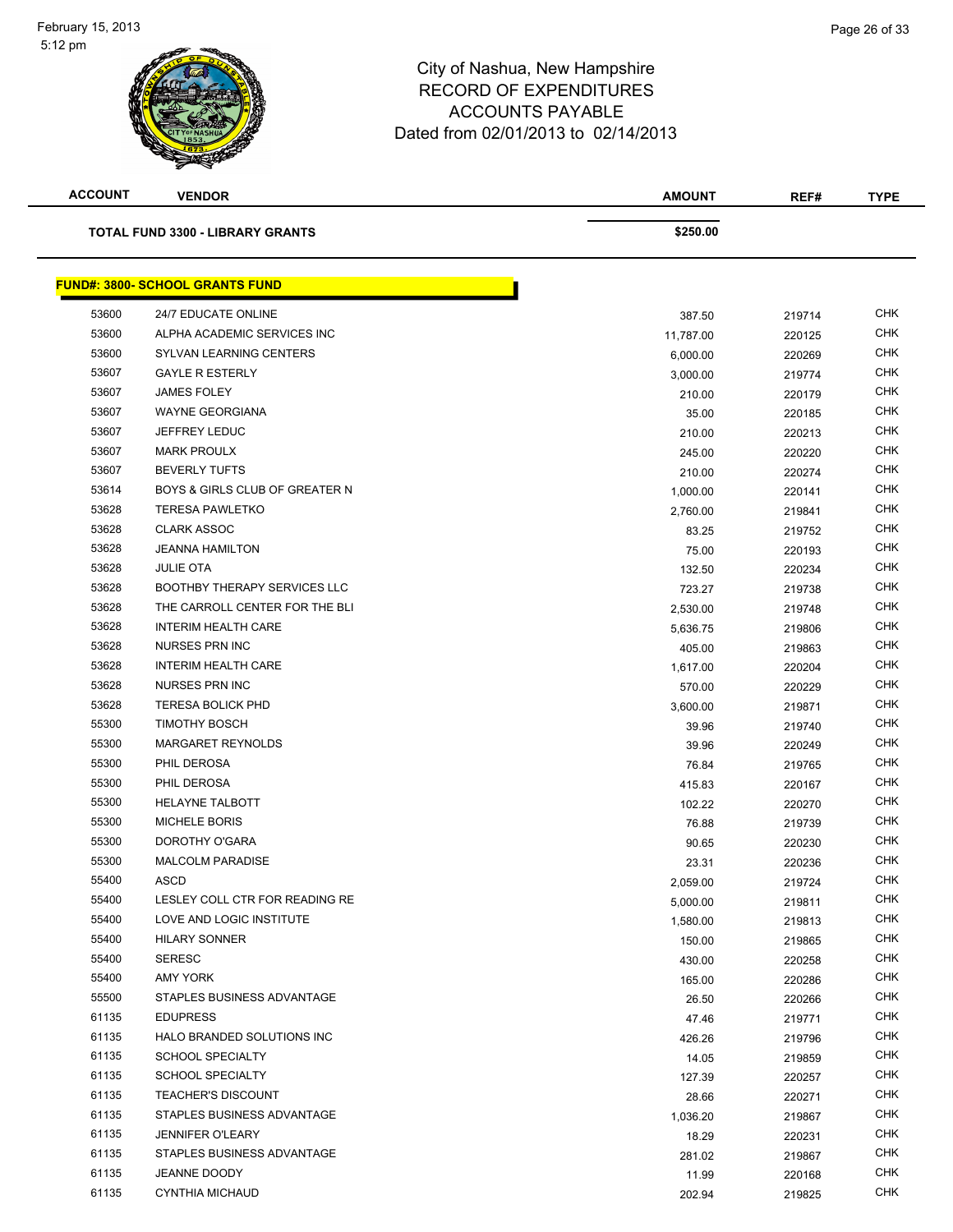# City of Nashua, New Hampshire
## RECORD OF EXPENDITURES
## ACCOUNTS PAYABLE
## Dated from 02/01/2013 to 02/14/2013

| ACCOUNT | VENDOR | AMOUNT | REF# | TYPE |
|---|---|---|---|---|
| | **TOTAL FUND 3300 - LIBRARY GRANTS** | **$250.00** | | |

**FUND#: 3800- SCHOOL GRANTS FUND**

| ACCOUNT | VENDOR | AMOUNT | REF# | TYPE |
|---|---|---|---|---|
| 53600 | 24/7 EDUCATE ONLINE | 387.50 | 219714 | CHK |
| 53600 | ALPHA ACADEMIC SERVICES INC | 11,787.00 | 220125 | CHK |
| 53600 | SYLVAN LEARNING CENTERS | 6,000.00 | 220269 | CHK |
| 53607 | GAYLE R ESTERLY | 3,000.00 | 219774 | CHK |
| 53607 | JAMES FOLEY | 210.00 | 220179 | CHK |
| 53607 | WAYNE GEORGIANA | 35.00 | 220185 | CHK |
| 53607 | JEFFREY LEDUC | 210.00 | 220213 | CHK |
| 53607 | MARK PROULX | 245.00 | 220220 | CHK |
| 53607 | BEVERLY TUFTS | 210.00 | 220274 | CHK |
| 53614 | BOYS & GIRLS CLUB OF GREATER N | 1,000.00 | 220141 | CHK |
| 53628 | TERESA PAWLETKO | 2,760.00 | 219841 | CHK |
| 53628 | CLARK ASSOC | 83.25 | 219752 | CHK |
| 53628 | JEANNA HAMILTON | 75.00 | 220193 | CHK |
| 53628 | JULIE OTA | 132.50 | 220234 | CHK |
| 53628 | BOOTHBY THERAPY SERVICES LLC | 723.27 | 219738 | CHK |
| 53628 | THE CARROLL CENTER FOR THE BLI | 2,530.00 | 219748 | CHK |
| 53628 | INTERIM HEALTH CARE | 5,636.75 | 219806 | CHK |
| 53628 | NURSES PRN INC | 405.00 | 219863 | CHK |
| 53628 | INTERIM HEALTH CARE | 1,617.00 | 220204 | CHK |
| 53628 | NURSES PRN INC | 570.00 | 220229 | CHK |
| 53628 | TERESA BOLICK PHD | 3,600.00 | 219871 | CHK |
| 55300 | TIMOTHY BOSCH | 39.96 | 219740 | CHK |
| 55300 | MARGARET REYNOLDS | 39.96 | 220249 | CHK |
| 55300 | PHIL DEROSA | 76.84 | 219765 | CHK |
| 55300 | PHIL DEROSA | 415.83 | 220167 | CHK |
| 55300 | HELAYNE TALBOTT | 102.22 | 220270 | CHK |
| 55300 | MICHELE BORIS | 76.88 | 219739 | CHK |
| 55300 | DOROTHY O'GARA | 90.65 | 220230 | CHK |
| 55300 | MALCOLM PARADISE | 23.31 | 220236 | CHK |
| 55400 | ASCD | 2,059.00 | 219724 | CHK |
| 55400 | LESLEY COLL CTR FOR READING RE | 5,000.00 | 219811 | CHK |
| 55400 | LOVE AND LOGIC INSTITUTE | 1,580.00 | 219813 | CHK |
| 55400 | HILARY SONNER | 150.00 | 219865 | CHK |
| 55400 | SERESC | 430.00 | 220258 | CHK |
| 55400 | AMY YORK | 165.00 | 220286 | CHK |
| 55500 | STAPLES BUSINESS ADVANTAGE | 26.50 | 220266 | CHK |
| 61135 | EDUPRESS | 47.46 | 219771 | CHK |
| 61135 | HALO BRANDED SOLUTIONS INC | 426.26 | 219796 | CHK |
| 61135 | SCHOOL SPECIALTY | 14.05 | 219859 | CHK |
| 61135 | SCHOOL SPECIALTY | 127.39 | 220257 | CHK |
| 61135 | TEACHER'S DISCOUNT | 28.66 | 220271 | CHK |
| 61135 | STAPLES BUSINESS ADVANTAGE | 1,036.20 | 219867 | CHK |
| 61135 | JENNIFER O'LEARY | 18.29 | 220231 | CHK |
| 61135 | STAPLES BUSINESS ADVANTAGE | 281.02 | 219867 | CHK |
| 61135 | JEANNE DOODY | 11.99 | 220168 | CHK |
| 61135 | CYNTHIA MICHAUD | 202.94 | 219825 | CHK |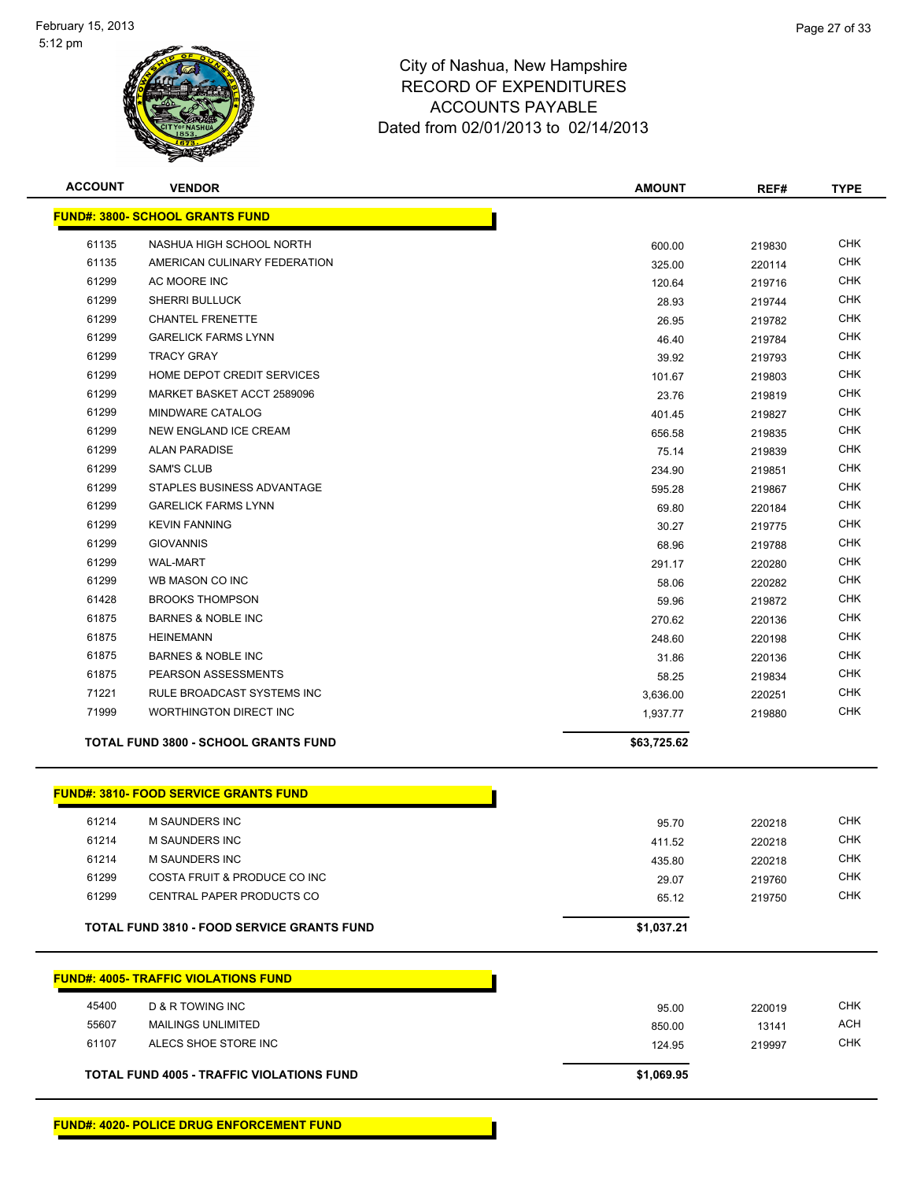City of Nashua, New Hampshire
RECORD OF EXPENDITURES
ACCOUNTS PAYABLE
Dated from 02/01/2013 to 02/14/2013

| ACCOUNT | VENDOR | AMOUNT | REF# | TYPE |
|---|---|---|---|---|
| **FUND#: 3800- SCHOOL GRANTS FUND** | | | | |
| 61135 | NASHUA HIGH SCHOOL NORTH | 600.00 | 219830 | CHK |
| 61135 | AMERICAN CULINARY FEDERATION | 325.00 | 220114 | CHK |
| 61299 | AC MOORE INC | 120.64 | 219716 | CHK |
| 61299 | SHERRI BULLUCK | 28.93 | 219744 | CHK |
| 61299 | CHANTEL FRENETTE | 26.95 | 219782 | CHK |
| 61299 | GARELICK FARMS LYNN | 46.40 | 219784 | CHK |
| 61299 | TRACY GRAY | 39.92 | 219793 | CHK |
| 61299 | HOME DEPOT CREDIT SERVICES | 101.67 | 219803 | CHK |
| 61299 | MARKET BASKET ACCT 2589096 | 23.76 | 219819 | CHK |
| 61299 | MINDWARE CATALOG | 401.45 | 219827 | CHK |
| 61299 | NEW ENGLAND ICE CREAM | 656.58 | 219835 | CHK |
| 61299 | ALAN PARADISE | 75.14 | 219839 | CHK |
| 61299 | SAM'S CLUB | 234.90 | 219851 | CHK |
| 61299 | STAPLES BUSINESS ADVANTAGE | 595.28 | 219867 | CHK |
| 61299 | GARELICK FARMS LYNN | 69.80 | 220184 | CHK |
| 61299 | KEVIN FANNING | 30.27 | 219775 | CHK |
| 61299 | GIOVANNIS | 68.96 | 219788 | CHK |
| 61299 | WAL-MART | 291.17 | 220280 | CHK |
| 61299 | WB MASON CO INC | 58.06 | 220282 | CHK |
| 61428 | BROOKS THOMPSON | 59.96 | 219872 | CHK |
| 61875 | BARNES & NOBLE INC | 270.62 | 220136 | CHK |
| 61875 | HEINEMANN | 248.60 | 220198 | CHK |
| 61875 | BARNES & NOBLE INC | 31.86 | 220136 | CHK |
| 61875 | PEARSON ASSESSMENTS | 58.25 | 219834 | CHK |
| 71221 | RULE BROADCAST SYSTEMS INC | 3,636.00 | 220251 | CHK |
| 71999 | WORTHINGTON DIRECT INC | 1,937.77 | 219880 | CHK |
| | **TOTAL FUND 3800 - SCHOOL GRANTS FUND** | **$63,725.62** | | |
| **FUND#: 3810- FOOD SERVICE GRANTS FUND** | | | | |
| 61214 | M SAUNDERS INC | 95.70 | 220218 | CHK |
| 61214 | M SAUNDERS INC | 411.52 | 220218 | CHK |
| 61214 | M SAUNDERS INC | 435.80 | 220218 | CHK |
| 61299 | COSTA FRUIT & PRODUCE CO INC | 29.07 | 219760 | CHK |
| 61299 | CENTRAL PAPER PRODUCTS CO | 65.12 | 219750 | CHK |
| | **TOTAL FUND 3810 - FOOD SERVICE GRANTS FUND** | **$1,037.21** | | |
| **FUND#: 4005- TRAFFIC VIOLATIONS FUND** | | | | |
| 45400 | D & R TOWING INC | 95.00 | 220019 | CHK |
| 55607 | MAILINGS UNLIMITED | 850.00 | 13141 | ACH |
| 61107 | ALECS SHOE STORE INC | 124.95 | 219997 | CHK |
| | **TOTAL FUND 4005 - TRAFFIC VIOLATIONS FUND** | **$1,069.95** | | |

**FUND#: 4020- POLICE DRUG ENFORCEMENT FUND**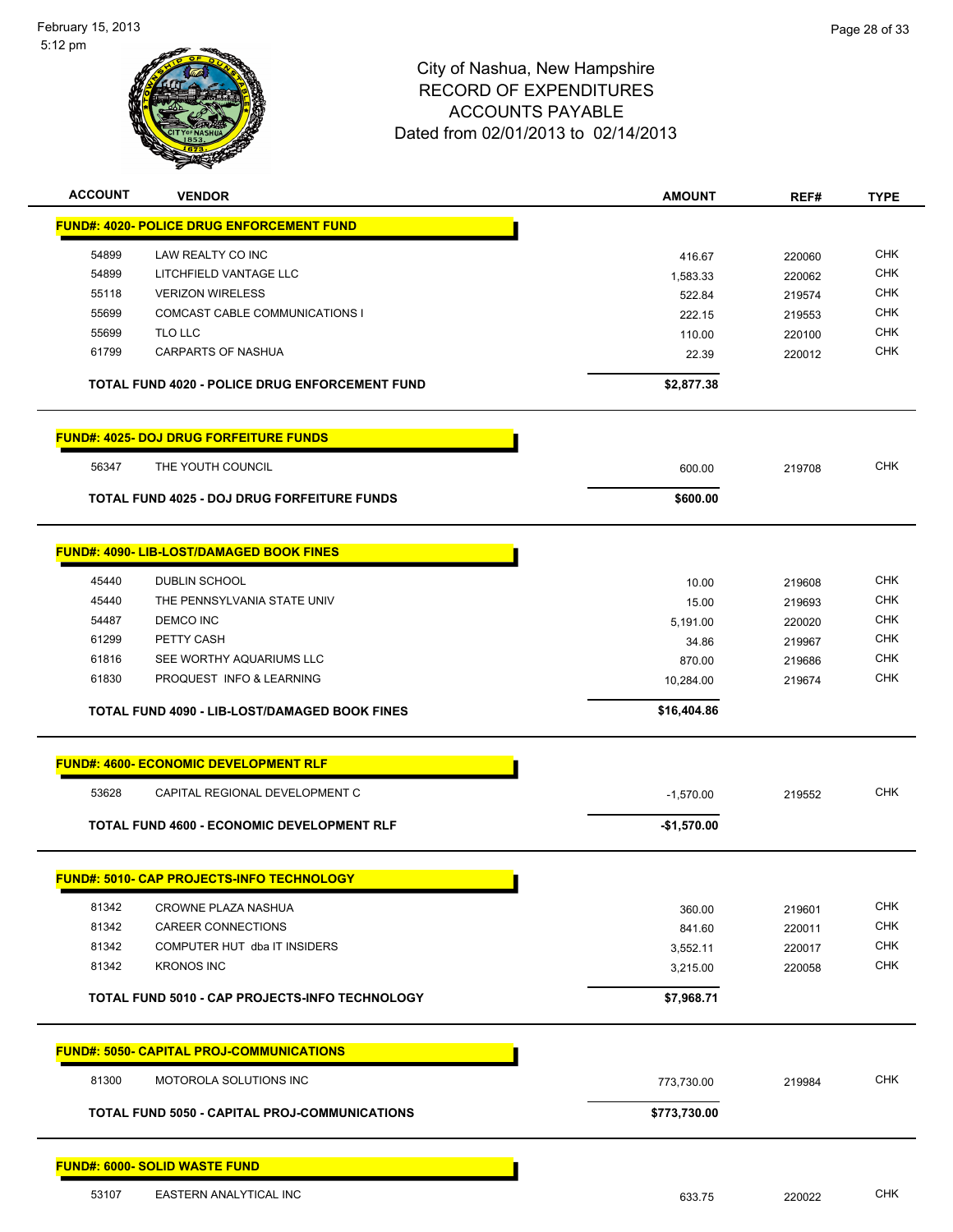City of Nashua, New Hampshire
RECORD OF EXPENDITURES
ACCOUNTS PAYABLE
Dated from 02/01/2013 to 02/14/2013

| ACCOUNT | VENDOR | AMOUNT | REF# | TYPE |
|---|---|---|---|---|
| **FUND#: 4020- POLICE DRUG ENFORCEMENT FUND** | | | | |
| 54899 | LAW REALTY CO INC | 416.67 | 220060 | CHK |
| 54899 | LITCHFIELD VANTAGE LLC | 1,583.33 | 220062 | CHK |
| 55118 | VERIZON WIRELESS | 522.84 | 219574 | CHK |
| 55699 | COMCAST CABLE COMMUNICATIONS I | 222.15 | 219553 | CHK |
| 55699 | TLO LLC | 110.00 | 220100 | CHK |
| 61799 | CARPARTS OF NASHUA | 22.39 | 220012 | CHK |
| | **TOTAL FUND 4020 - POLICE DRUG ENFORCEMENT FUND** | **$2,877.38** | | |
| **FUND#: 4025- DOJ DRUG FORFEITURE FUNDS** | | | | |
| 56347 | THE YOUTH COUNCIL | 600.00 | 219708 | CHK |
| | **TOTAL FUND 4025 - DOJ DRUG FORFEITURE FUNDS** | **$600.00** | | |
| **FUND#: 4090- LIB-LOST/DAMAGED BOOK FINES** | | | | |
| 45440 | DUBLIN SCHOOL | 10.00 | 219608 | CHK |
| 45440 | THE PENNSYLVANIA STATE UNIV | 15.00 | 219693 | CHK |
| 54487 | DEMCO INC | 5,191.00 | 220020 | CHK |
| 61299 | PETTY CASH | 34.86 | 219967 | CHK |
| 61816 | SEE WORTHY AQUARIUMS LLC | 870.00 | 219686 | CHK |
| 61830 | PROQUEST INFO & LEARNING | 10,284.00 | 219674 | CHK |
| | **TOTAL FUND 4090 - LIB-LOST/DAMAGED BOOK FINES** | **$16,404.86** | | |
| **FUND#: 4600- ECONOMIC DEVELOPMENT RLF** | | | | |
| 53628 | CAPITAL REGIONAL DEVELOPMENT C | -1,570.00 | 219552 | CHK |
| | **TOTAL FUND 4600 - ECONOMIC DEVELOPMENT RLF** | **-$1,570.00** | | |
| **FUND#: 5010- CAP PROJECTS-INFO TECHNOLOGY** | | | | |
| 81342 | CROWNE PLAZA NASHUA | 360.00 | 219601 | CHK |
| 81342 | CAREER CONNECTIONS | 841.60 | 220011 | CHK |
| 81342 | COMPUTER HUT dba IT INSIDERS | 3,552.11 | 220017 | CHK |
| 81342 | KRONOS INC | 3,215.00 | 220058 | CHK |
| | **TOTAL FUND 5010 - CAP PROJECTS-INFO TECHNOLOGY** | **$7,968.71** | | |
| **FUND#: 5050- CAPITAL PROJ-COMMUNICATIONS** | | | | |
| 81300 | MOTOROLA SOLUTIONS INC | 773,730.00 | 219984 | CHK |
| | **TOTAL FUND 5050 - CAPITAL PROJ-COMMUNICATIONS** | **$773,730.00** | | |
| **FUND#: 6000- SOLID WASTE FUND** | | | | |
| 53107 | EASTERN ANALYTICAL INC | 633.75 | 220022 | CHK |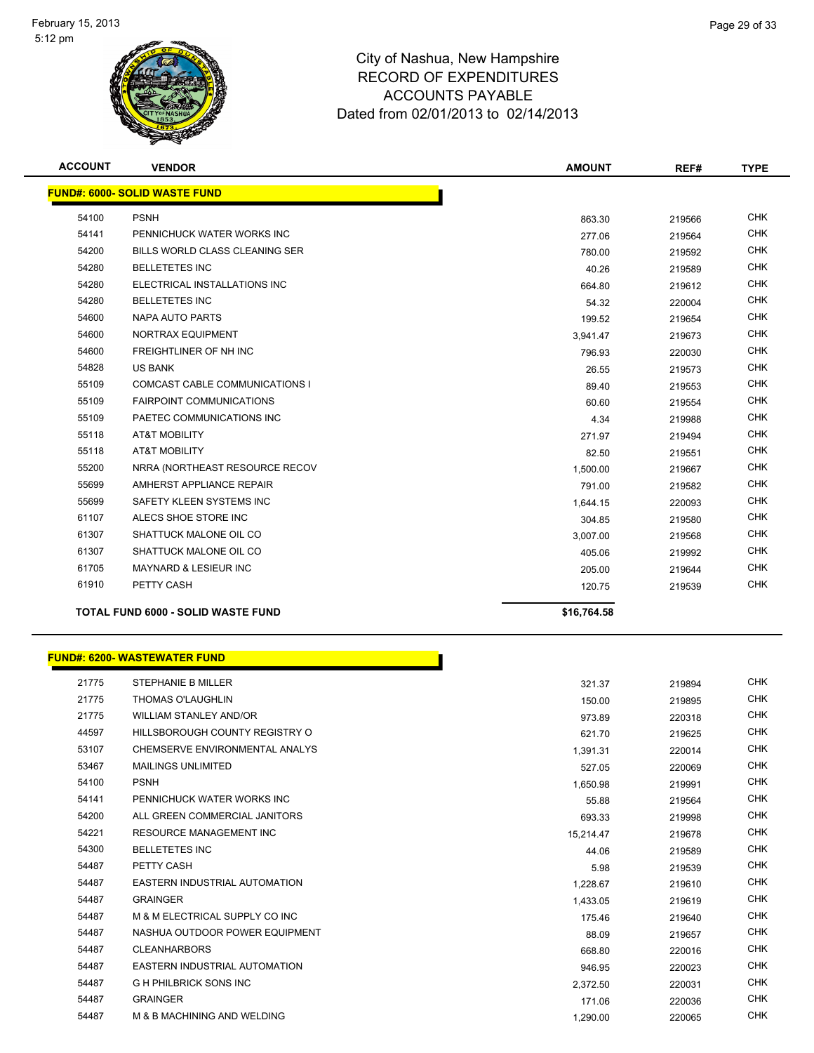February 15, 2013
5:12 pm

# City of Nashua, New Hampshire
## RECORD OF EXPENDITURES
## ACCOUNTS PAYABLE
## Dated from 02/01/2013 to 02/14/2013

| ACCOUNT | VENDOR | AMOUNT | REF# | TYPE |
|---|---|---|---|---|
| **FUND#: 6000- SOLID WASTE FUND** | | | | |
| 54100 | PSNH | 863.30 | 219566 | CHK |
| 54141 | PENNICHUCK WATER WORKS INC | 277.06 | 219564 | CHK |
| 54200 | BILLS WORLD CLASS CLEANING SER | 780.00 | 219592 | CHK |
| 54280 | BELLETETES INC | 40.26 | 219589 | CHK |
| 54280 | ELECTRICAL INSTALLATIONS INC | 664.80 | 219612 | CHK |
| 54280 | BELLETETES INC | 54.32 | 220004 | CHK |
| 54600 | NAPA AUTO PARTS | 199.52 | 219654 | CHK |
| 54600 | NORTRAX EQUIPMENT | 3,941.47 | 219673 | CHK |
| 54600 | FREIGHTLINER OF NH INC | 796.93 | 220030 | CHK |
| 54828 | US BANK | 26.55 | 219573 | CHK |
| 55109 | COMCAST CABLE COMMUNICATIONS I | 89.40 | 219553 | CHK |
| 55109 | FAIRPOINT COMMUNICATIONS | 60.60 | 219554 | CHK |
| 55109 | PAETEC COMMUNICATIONS INC | 4.34 | 219988 | CHK |
| 55118 | AT&T MOBILITY | 271.97 | 219494 | CHK |
| 55118 | AT&T MOBILITY | 82.50 | 219551 | CHK |
| 55200 | NRRA (NORTHEAST RESOURCE RECOV | 1,500.00 | 219667 | CHK |
| 55699 | AMHERST APPLIANCE REPAIR | 791.00 | 219582 | CHK |
| 55699 | SAFETY KLEEN SYSTEMS INC | 1,644.15 | 220093 | CHK |
| 61107 | ALECS SHOE STORE INC | 304.85 | 219580 | CHK |
| 61307 | SHATTUCK MALONE OIL CO | 3,007.00 | 219568 | CHK |
| 61307 | SHATTUCK MALONE OIL CO | 405.06 | 219992 | CHK |
| 61705 | MAYNARD & LESIEUR INC | 205.00 | 219644 | CHK |
| 61910 | PETTY CASH | 120.75 | 219539 | CHK |
| **TOTAL FUND 6000 - SOLID WASTE FUND** | | **$16,764.58** | | |

| ACCOUNT | VENDOR | AMOUNT | REF# | TYPE |
|---|---|---|---|---|
| **FUND#: 6200- WASTEWATER FUND** | | | | |
| 21775 | STEPHANIE B MILLER | 321.37 | 219894 | CHK |
| 21775 | THOMAS O'LAUGHLIN | 150.00 | 219895 | CHK |
| 21775 | WILLIAM STANLEY AND/OR | 973.89 | 220318 | CHK |
| 44597 | HILLSBOROUGH COUNTY REGISTRY O | 621.70 | 219625 | CHK |
| 53107 | CHEMSERVE ENVIRONMENTAL ANALYS | 1,391.31 | 220014 | CHK |
| 53467 | MAILINGS UNLIMITED | 527.05 | 220069 | CHK |
| 54100 | PSNH | 1,650.98 | 219991 | CHK |
| 54141 | PENNICHUCK WATER WORKS INC | 55.88 | 219564 | CHK |
| 54200 | ALL GREEN COMMERCIAL JANITORS | 693.33 | 219998 | CHK |
| 54221 | RESOURCE MANAGEMENT INC | 15,214.47 | 219678 | CHK |
| 54300 | BELLETETES INC | 44.06 | 219589 | CHK |
| 54487 | PETTY CASH | 5.98 | 219539 | CHK |
| 54487 | EASTERN INDUSTRIAL AUTOMATION | 1,228.67 | 219610 | CHK |
| 54487 | GRAINGER | 1,433.05 | 219619 | CHK |
| 54487 | M & M ELECTRICAL SUPPLY CO INC | 175.46 | 219640 | CHK |
| 54487 | NASHUA OUTDOOR POWER EQUIPMENT | 88.09 | 219657 | CHK |
| 54487 | CLEANHARBORS | 668.80 | 220016 | CHK |
| 54487 | EASTERN INDUSTRIAL AUTOMATION | 946.95 | 220023 | CHK |
| 54487 | G H PHILBRICK SONS INC | 2,372.50 | 220031 | CHK |
| 54487 | GRAINGER | 171.06 | 220036 | CHK |
| 54487 | M & B MACHINING AND WELDING | 1,290.00 | 220065 | CHK |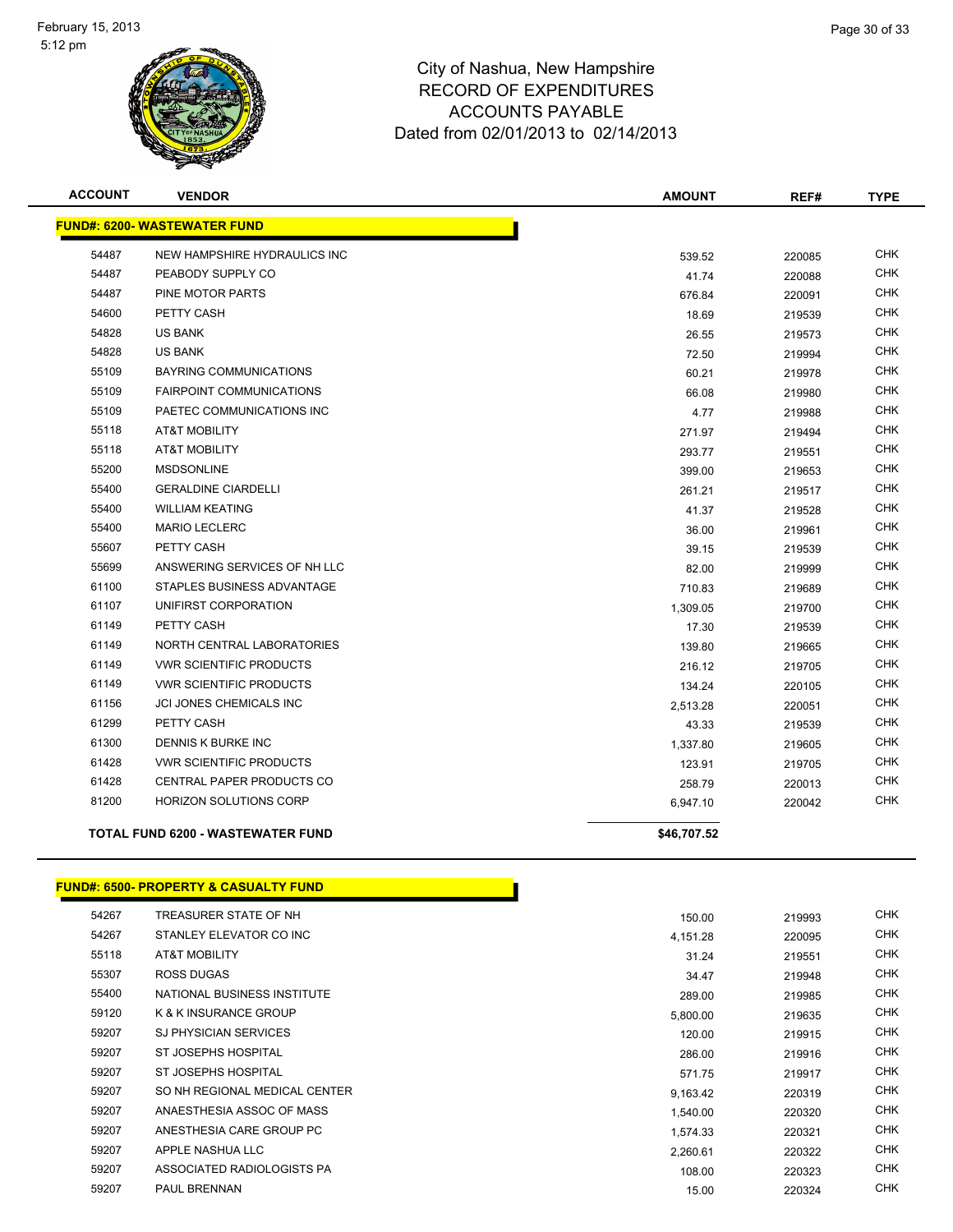# City of Nashua, New Hampshire
## RECORD OF EXPENDITURES
## ACCOUNTS PAYABLE
## Dated from 02/01/2013 to 02/14/2013

| ACCOUNT | VENDOR | AMOUNT | REF# | TYPE |
|---|---|---|---|---|
| **FUND#: 6200- WASTEWATER FUND** | | | | |
| 54487 | NEW HAMPSHIRE HYDRAULICS INC | 539.52 | 220085 | CHK |
| 54487 | PEABODY SUPPLY CO | 41.74 | 220088 | CHK |
| 54487 | PINE MOTOR PARTS | 676.84 | 220091 | CHK |
| 54600 | PETTY CASH | 18.69 | 219539 | CHK |
| 54828 | US BANK | 26.55 | 219573 | CHK |
| 54828 | US BANK | 72.50 | 219994 | CHK |
| 55109 | BAYRING COMMUNICATIONS | 60.21 | 219978 | CHK |
| 55109 | FAIRPOINT COMMUNICATIONS | 66.08 | 219980 | CHK |
| 55109 | PAETEC COMMUNICATIONS INC | 4.77 | 219988 | CHK |
| 55118 | AT&T MOBILITY | 271.97 | 219494 | CHK |
| 55118 | AT&T MOBILITY | 293.77 | 219551 | CHK |
| 55200 | MSDSONLINE | 399.00 | 219653 | CHK |
| 55400 | GERALDINE CIARDELLI | 261.21 | 219517 | CHK |
| 55400 | WILLIAM KEATING | 41.37 | 219528 | CHK |
| 55400 | MARIO LECLERC | 36.00 | 219961 | CHK |
| 55607 | PETTY CASH | 39.15 | 219539 | CHK |
| 55699 | ANSWERING SERVICES OF NH LLC | 82.00 | 219999 | CHK |
| 61100 | STAPLES BUSINESS ADVANTAGE | 710.83 | 219689 | CHK |
| 61107 | UNIFIRST CORPORATION | 1,309.05 | 219700 | CHK |
| 61149 | PETTY CASH | 17.30 | 219539 | CHK |
| 61149 | NORTH CENTRAL LABORATORIES | 139.80 | 219665 | CHK |
| 61149 | VWR SCIENTIFIC PRODUCTS | 216.12 | 219705 | CHK |
| 61149 | VWR SCIENTIFIC PRODUCTS | 134.24 | 220105 | CHK |
| 61156 | JCI JONES CHEMICALS INC | 2,513.28 | 220051 | CHK |
| 61299 | PETTY CASH | 43.33 | 219539 | CHK |
| 61300 | DENNIS K BURKE INC | 1,337.80 | 219605 | CHK |
| 61428 | VWR SCIENTIFIC PRODUCTS | 123.91 | 219705 | CHK |
| 61428 | CENTRAL PAPER PRODUCTS CO | 258.79 | 220013 | CHK |
| 81200 | HORIZON SOLUTIONS CORP | 6,947.10 | 220042 | CHK |
| | **TOTAL FUND 6200 - WASTEWATER FUND** | **$46,707.52** | | |

| ACCOUNT | VENDOR | AMOUNT | REF# | TYPE |
|---|---|---|---|---|
| **FUND#: 6500- PROPERTY & CASUALTY FUND** | | | | |
| 54267 | TREASURER STATE OF NH | 150.00 | 219993 | CHK |
| 54267 | STANLEY ELEVATOR CO INC | 4,151.28 | 220095 | CHK |
| 55118 | AT&T MOBILITY | 31.24 | 219551 | CHK |
| 55307 | ROSS DUGAS | 34.47 | 219948 | CHK |
| 55400 | NATIONAL BUSINESS INSTITUTE | 289.00 | 219985 | CHK |
| 59120 | K & K INSURANCE GROUP | 5,800.00 | 219635 | CHK |
| 59207 | SJ PHYSICIAN SERVICES | 120.00 | 219915 | CHK |
| 59207 | ST JOSEPHS HOSPITAL | 286.00 | 219916 | CHK |
| 59207 | ST JOSEPHS HOSPITAL | 571.75 | 219917 | CHK |
| 59207 | SO NH REGIONAL MEDICAL CENTER | 9,163.42 | 220319 | CHK |
| 59207 | ANAESTHESIA ASSOC OF MASS | 1,540.00 | 220320 | CHK |
| 59207 | ANESTHESIA CARE GROUP PC | 1,574.33 | 220321 | CHK |
| 59207 | APPLE NASHUA LLC | 2,260.61 | 220322 | CHK |
| 59207 | ASSOCIATED RADIOLOGISTS PA | 108.00 | 220323 | CHK |
| 59207 | PAUL BRENNAN | 15.00 | 220324 | CHK |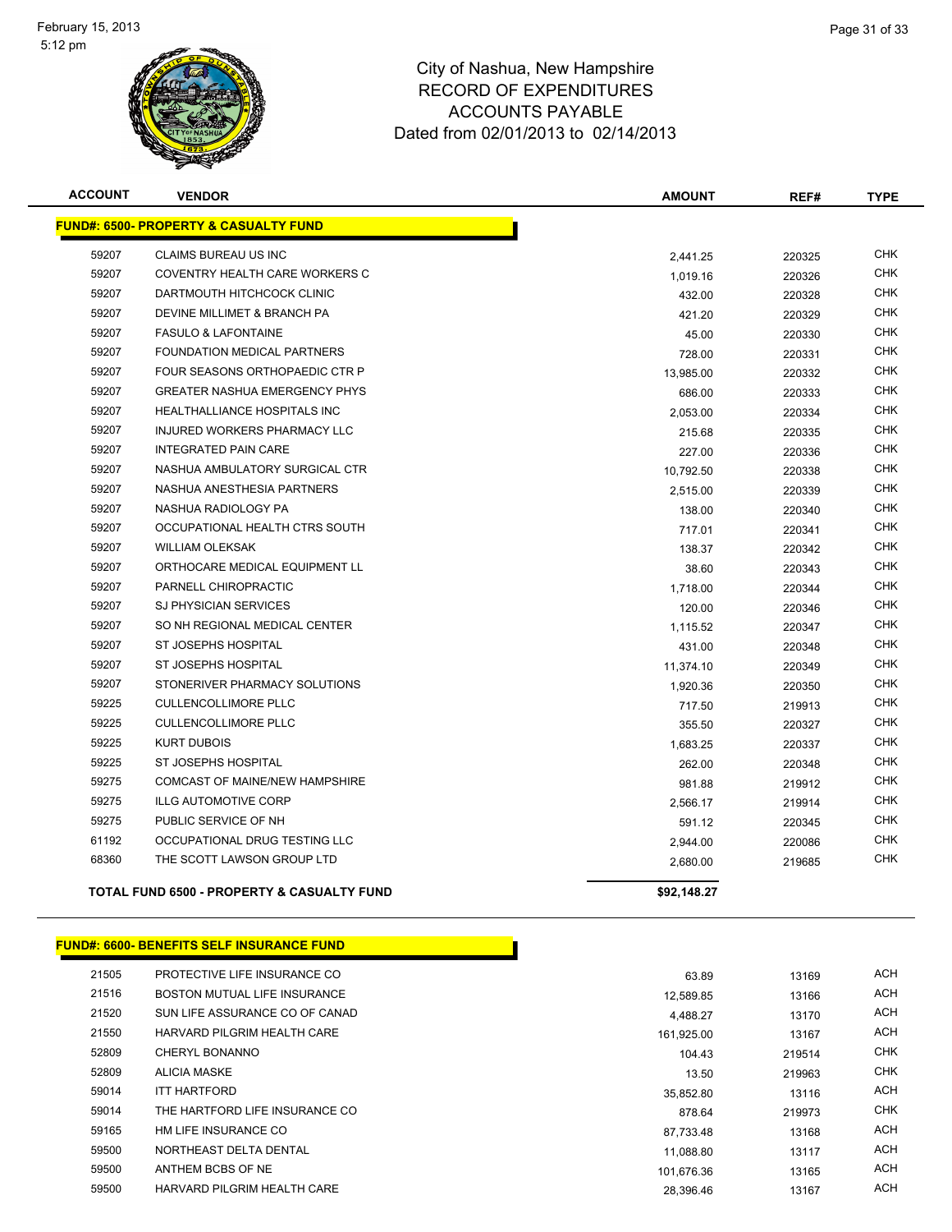# City of Nashua, New Hampshire
## RECORD OF EXPENDITURES
## ACCOUNTS PAYABLE
## Dated from 02/01/2013 to 02/14/2013

| ACCOUNT | VENDOR | AMOUNT | REF# | TYPE |
|---|---|---|---|---|
| **FUND#: 6500- PROPERTY & CASUALTY FUND** | | | | |
| 59207 | CLAIMS BUREAU US INC | 2,441.25 | 220325 | CHK |
| 59207 | COVENTRY HEALTH CARE WORKERS C | 1,019.16 | 220326 | CHK |
| 59207 | DARTMOUTH HITCHCOCK CLINIC | 432.00 | 220328 | CHK |
| 59207 | DEVINE MILLIMET & BRANCH PA | 421.20 | 220329 | CHK |
| 59207 | FASULO & LAFONTAINE | 45.00 | 220330 | CHK |
| 59207 | FOUNDATION MEDICAL PARTNERS | 728.00 | 220331 | CHK |
| 59207 | FOUR SEASONS ORTHOPAEDIC CTR P | 13,985.00 | 220332 | CHK |
| 59207 | GREATER NASHUA EMERGENCY PHYS | 686.00 | 220333 | CHK |
| 59207 | HEALTHALLIANCE HOSPITALS INC | 2,053.00 | 220334 | CHK |
| 59207 | INJURED WORKERS PHARMACY LLC | 215.68 | 220335 | CHK |
| 59207 | INTEGRATED PAIN CARE | 227.00 | 220336 | CHK |
| 59207 | NASHUA AMBULATORY SURGICAL CTR | 10,792.50 | 220338 | CHK |
| 59207 | NASHUA ANESTHESIA PARTNERS | 2,515.00 | 220339 | CHK |
| 59207 | NASHUA RADIOLOGY PA | 138.00 | 220340 | CHK |
| 59207 | OCCUPATIONAL HEALTH CTRS SOUTH | 717.01 | 220341 | CHK |
| 59207 | WILLIAM OLEKSAK | 138.37 | 220342 | CHK |
| 59207 | ORTHOCARE MEDICAL EQUIPMENT LL | 38.60 | 220343 | CHK |
| 59207 | PARNELL CHIROPRACTIC | 1,718.00 | 220344 | CHK |
| 59207 | SJ PHYSICIAN SERVICES | 120.00 | 220346 | CHK |
| 59207 | SO NH REGIONAL MEDICAL CENTER | 1,115.52 | 220347 | CHK |
| 59207 | ST JOSEPHS HOSPITAL | 431.00 | 220348 | CHK |
| 59207 | ST JOSEPHS HOSPITAL | 11,374.10 | 220349 | CHK |
| 59207 | STONERIVER PHARMACY SOLUTIONS | 1,920.36 | 220350 | CHK |
| 59225 | CULLENCOLLIMORE PLLC | 717.50 | 219913 | CHK |
| 59225 | CULLENCOLLIMORE PLLC | 355.50 | 220327 | CHK |
| 59225 | KURT DUBOIS | 1,683.25 | 220337 | CHK |
| 59225 | ST JOSEPHS HOSPITAL | 262.00 | 220348 | CHK |
| 59275 | COMCAST OF MAINE/NEW HAMPSHIRE | 981.88 | 219912 | CHK |
| 59275 | ILLG AUTOMOTIVE CORP | 2,566.17 | 219914 | CHK |
| 59275 | PUBLIC SERVICE OF NH | 591.12 | 220345 | CHK |
| 61192 | OCCUPATIONAL DRUG TESTING LLC | 2,944.00 | 220086 | CHK |
| 68360 | THE SCOTT LAWSON GROUP LTD | 2,680.00 | 219685 | CHK |
| | **TOTAL FUND 6500 - PROPERTY & CASUALTY FUND** | **$92,148.27** | | |

| ACCOUNT | VENDOR | AMOUNT | REF# | TYPE |
|---|---|---|---|---|
| **FUND#: 6600- BENEFITS SELF INSURANCE FUND** | | | | |
| 21505 | PROTECTIVE LIFE INSURANCE CO | 63.89 | 13169 | ACH |
| 21516 | BOSTON MUTUAL LIFE INSURANCE | 12,589.85 | 13166 | ACH |
| 21520 | SUN LIFE ASSURANCE CO OF CANAD | 4,488.27 | 13170 | ACH |
| 21550 | HARVARD PILGRIM HEALTH CARE | 161,925.00 | 13167 | ACH |
| 52809 | CHERYL BONANNO | 104.43 | 219514 | CHK |
| 52809 | ALICIA MASKE | 13.50 | 219963 | CHK |
| 59014 | ITT HARTFORD | 35,852.80 | 13116 | ACH |
| 59014 | THE HARTFORD LIFE INSURANCE CO | 878.64 | 219973 | CHK |
| 59165 | HM LIFE INSURANCE CO | 87,733.48 | 13168 | ACH |
| 59500 | NORTHEAST DELTA DENTAL | 11,088.80 | 13117 | ACH |
| 59500 | ANTHEM BCBS OF NE | 101,676.36 | 13165 | ACH |
| 59500 | HARVARD PILGRIM HEALTH CARE | 28,396.46 | 13167 | ACH |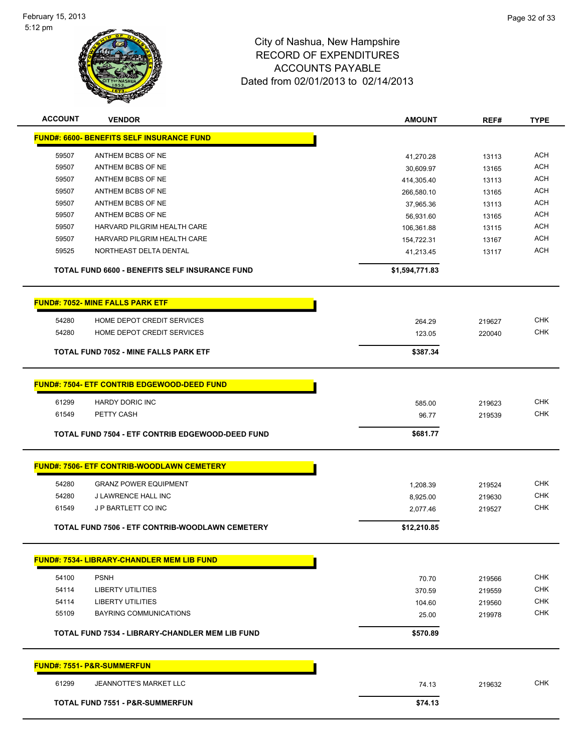City of Nashua, New Hampshire
RECORD OF EXPENDITURES
ACCOUNTS PAYABLE
Dated from 02/01/2013 to 02/14/2013

| ACCOUNT | VENDOR | AMOUNT | REF# | TYPE |
|---|---|---|---|---|
| **FUND#: 6600- BENEFITS SELF INSURANCE FUND** | | | | |
| 59507 | ANTHEM BCBS OF NE | 41,270.28 | 13113 | ACH |
| 59507 | ANTHEM BCBS OF NE | 30,609.97 | 13165 | ACH |
| 59507 | ANTHEM BCBS OF NE | 414,305.40 | 13113 | ACH |
| 59507 | ANTHEM BCBS OF NE | 266,580.10 | 13165 | ACH |
| 59507 | ANTHEM BCBS OF NE | 37,965.36 | 13113 | ACH |
| 59507 | ANTHEM BCBS OF NE | 56,931.60 | 13165 | ACH |
| 59507 | HARVARD PILGRIM HEALTH CARE | 106,361.88 | 13115 | ACH |
| 59507 | HARVARD PILGRIM HEALTH CARE | 154,722.31 | 13167 | ACH |
| 59525 | NORTHEAST DELTA DENTAL | 41,213.45 | 13117 | ACH |
| **TOTAL FUND 6600 - BENEFITS SELF INSURANCE FUND** | | **$1,594,771.83** | | |
| **FUND#: 7052- MINE FALLS PARK ETF** | | | | |
| 54280 | HOME DEPOT CREDIT SERVICES | 264.29 | 219627 | CHK |
| 54280 | HOME DEPOT CREDIT SERVICES | 123.05 | 220040 | CHK |
| **TOTAL FUND 7052 - MINE FALLS PARK ETF** | | **$387.34** | | |
| **FUND#: 7504- ETF CONTRIB EDGEWOOD-DEED FUND** | | | | |
| 61299 | HARDY DORIC INC | 585.00 | 219623 | CHK |
| 61549 | PETTY CASH | 96.77 | 219539 | CHK |
| **TOTAL FUND 7504 - ETF CONTRIB EDGEWOOD-DEED FUND** | | **$681.77** | | |
| **FUND#: 7506- ETF CONTRIB-WOODLAWN CEMETERY** | | | | |
| 54280 | GRANZ POWER EQUIPMENT | 1,208.39 | 219524 | CHK |
| 54280 | J LAWRENCE HALL INC | 8,925.00 | 219630 | CHK |
| 61549 | J P BARTLETT CO INC | 2,077.46 | 219527 | CHK |
| **TOTAL FUND 7506 - ETF CONTRIB-WOODLAWN CEMETERY** | | **$12,210.85** | | |
| **FUND#: 7534- LIBRARY-CHANDLER MEM LIB FUND** | | | | |
| 54100 | PSNH | 70.70 | 219566 | CHK |
| 54114 | LIBERTY UTILITIES | 370.59 | 219559 | CHK |
| 54114 | LIBERTY UTILITIES | 104.60 | 219560 | CHK |
| 55109 | BAYRING COMMUNICATIONS | 25.00 | 219978 | CHK |
| **TOTAL FUND 7534 - LIBRARY-CHANDLER MEM LIB FUND** | | **$570.89** | | |
| **FUND#: 7551- P&R-SUMMERFUN** | | | | |
| 61299 | JEANNOTTE'S MARKET LLC | 74.13 | 219632 | CHK |
| **TOTAL FUND 7551 - P&R-SUMMERFUN** | | **$74.13** | | |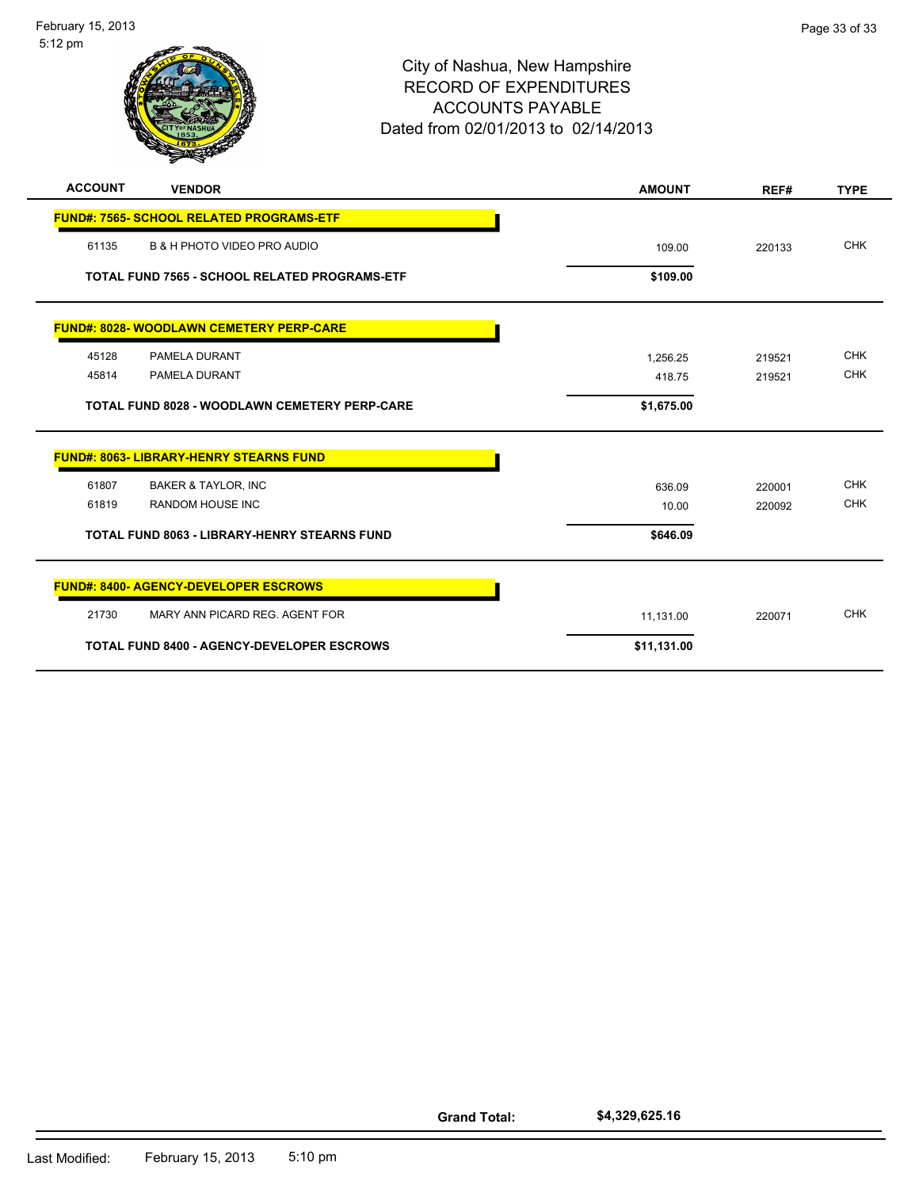# City of Nashua, New Hampshire
## RECORD OF EXPENDITURES
## ACCOUNTS PAYABLE
## Dated from 02/01/2013 to 02/14/2013

| ACCOUNT | VENDOR | AMOUNT | REF# | TYPE |
|---|---|---|---|---|
| **FUND#: 7565- SCHOOL RELATED PROGRAMS-ETF** | | | | |
| 61135 | B & H PHOTO VIDEO PRO AUDIO | 109.00 | 220133 | CHK |
| | **TOTAL FUND 7565 - SCHOOL RELATED PROGRAMS-ETF** | **$109.00** | | |
| **FUND#: 8028- WOODLAWN CEMETERY PERP-CARE** | | | | |
| 45128 | PAMELA DURANT | 1,256.25 | 219521 | CHK |
| 45814 | PAMELA DURANT | 418.75 | 219521 | CHK |
| | **TOTAL FUND 8028 - WOODLAWN CEMETERY PERP-CARE** | **$1,675.00** | | |
| **FUND#: 8063- LIBRARY-HENRY STEARNS FUND** | | | | |
| 61807 | BAKER & TAYLOR, INC | 636.09 | 220001 | CHK |
| 61819 | RANDOM HOUSE INC | 10.00 | 220092 | CHK |
| | **TOTAL FUND 8063 - LIBRARY-HENRY STEARNS FUND** | **$646.09** | | |
| **FUND#: 8400- AGENCY-DEVELOPER ESCROWS** | | | | |
| 21730 | MARY ANN PICARD REG. AGENT FOR | 11,131.00 | 220071 | CHK |
| | **TOTAL FUND 8400 - AGENCY-DEVELOPER ESCROWS** | **$11,131.00** | | |

**Grand Total: $4,329,625.16**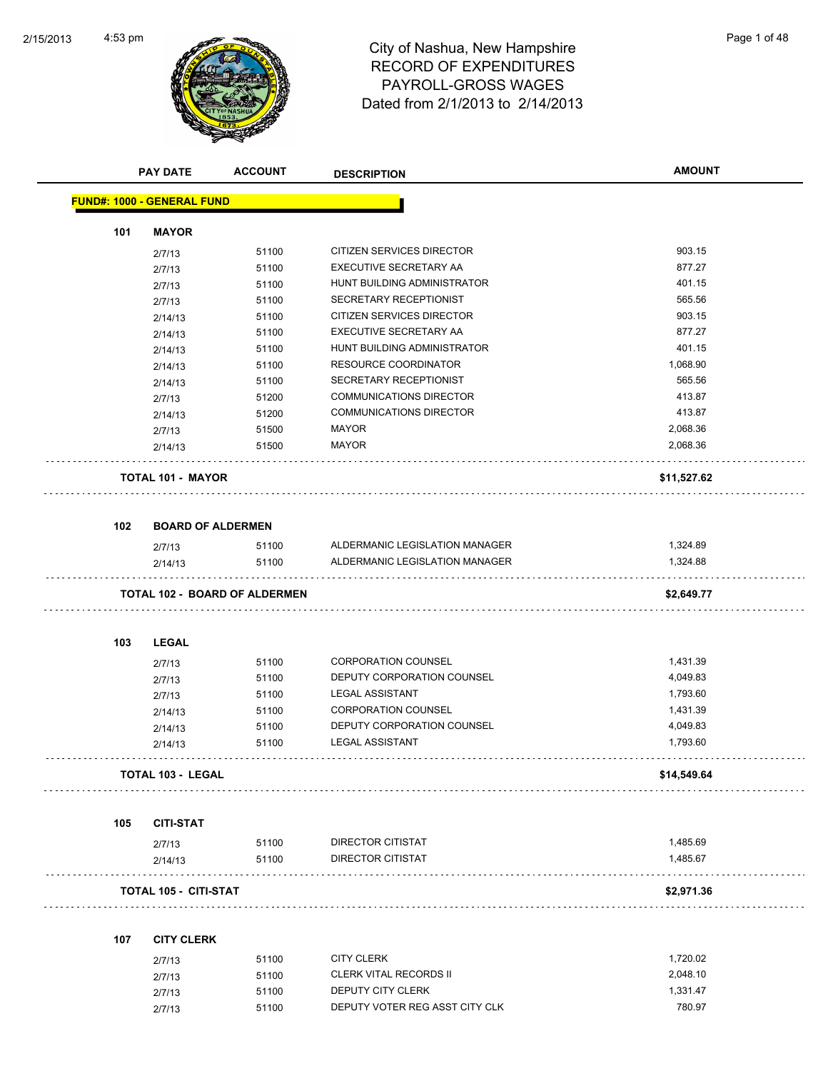# City of Nashua, New Hampshire
## RECORD OF EXPENDITURES
## PAYROLL-GROSS WAGES
## Dated from 2/1/2013 to 2/14/2013

| PAY DATE | ACCOUNT | DESCRIPTION | AMOUNT |
|---|---|---|---|

**FUND#: 1000 - GENERAL FUND**

### 101 MAYOR

| PAY DATE | ACCOUNT | DESCRIPTION | AMOUNT |
|---|---|---|---|
| 2/7/13 | 51100 | CITIZEN SERVICES DIRECTOR | 903.15 |
| 2/7/13 | 51100 | EXECUTIVE SECRETARY AA | 877.27 |
| 2/7/13 | 51100 | HUNT BUILDING ADMINISTRATOR | 401.15 |
| 2/7/13 | 51100 | SECRETARY RECEPTIONIST | 565.56 |
| 2/14/13 | 51100 | CITIZEN SERVICES DIRECTOR | 903.15 |
| 2/14/13 | 51100 | EXECUTIVE SECRETARY AA | 877.27 |
| 2/14/13 | 51100 | HUNT BUILDING ADMINISTRATOR | 401.15 |
| 2/14/13 | 51100 | RESOURCE COORDINATOR | 1,068.90 |
| 2/14/13 | 51100 | SECRETARY RECEPTIONIST | 565.56 |
| 2/7/13 | 51200 | COMMUNICATIONS DIRECTOR | 413.87 |
| 2/14/13 | 51200 | COMMUNICATIONS DIRECTOR | 413.87 |
| 2/7/13 | 51500 | MAYOR | 2,068.36 |
| 2/14/13 | 51500 | MAYOR | 2,068.36 |

**TOTAL 101 - MAYOR** **$11,527.62**

### 102 BOARD OF ALDERMEN

| PAY DATE | ACCOUNT | DESCRIPTION | AMOUNT |
|---|---|---|---|
| 2/7/13 | 51100 | ALDERMANIC LEGISLATION MANAGER | 1,324.89 |
| 2/14/13 | 51100 | ALDERMANIC LEGISLATION MANAGER | 1,324.88 |

**TOTAL 102 - BOARD OF ALDERMEN** **$2,649.77**

### 103 LEGAL

| PAY DATE | ACCOUNT | DESCRIPTION | AMOUNT |
|---|---|---|---|
| 2/7/13 | 51100 | CORPORATION COUNSEL | 1,431.39 |
| 2/7/13 | 51100 | DEPUTY CORPORATION COUNSEL | 4,049.83 |
| 2/7/13 | 51100 | LEGAL ASSISTANT | 1,793.60 |
| 2/14/13 | 51100 | CORPORATION COUNSEL | 1,431.39 |
| 2/14/13 | 51100 | DEPUTY CORPORATION COUNSEL | 4,049.83 |
| 2/14/13 | 51100 | LEGAL ASSISTANT | 1,793.60 |

**TOTAL 103 - LEGAL** **$14,549.64**

### 105 CITI-STAT

| PAY DATE | ACCOUNT | DESCRIPTION | AMOUNT |
|---|---|---|---|
| 2/7/13 | 51100 | DIRECTOR CITISTAT | 1,485.69 |
| 2/14/13 | 51100 | DIRECTOR CITISTAT | 1,485.67 |

**TOTAL 105 - CITI-STAT** **$2,971.36**

### 107 CITY CLERK

| PAY DATE | ACCOUNT | DESCRIPTION | AMOUNT |
|---|---|---|---|
| 2/7/13 | 51100 | CITY CLERK | 1,720.02 |
| 2/7/13 | 51100 | CLERK VITAL RECORDS II | 2,048.10 |
| 2/7/13 | 51100 | DEPUTY CITY CLERK | 1,331.47 |
| 2/7/13 | 51100 | DEPUTY VOTER REG ASST CITY CLK | 780.97 |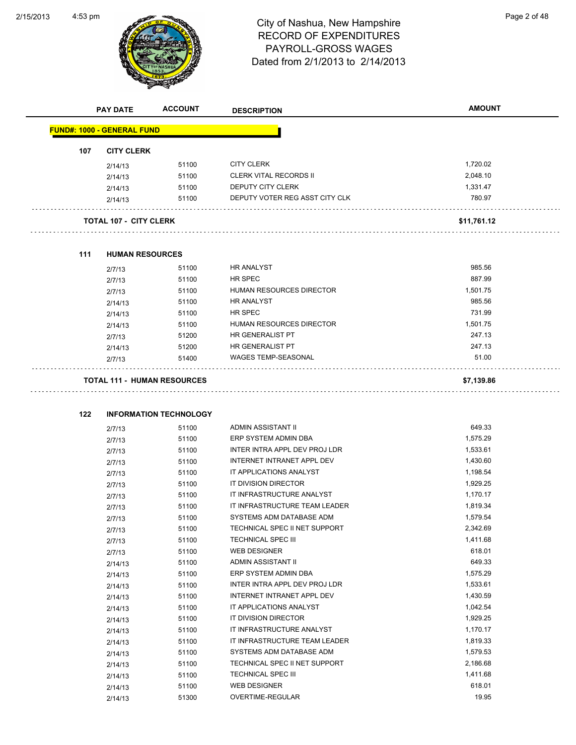# City of Nashua, New Hampshire
## RECORD OF EXPENDITURES
## PAYROLL-GROSS WAGES
## Dated from 2/1/2013 to 2/14/2013

| PAY DATE | ACCOUNT | DESCRIPTION | AMOUNT |
|---|---|---|---|
| **FUND#: 1000 - GENERAL FUND** | | | |
| **107 CITY CLERK** | | | |
| 2/14/13 | 51100 | CITY CLERK | 1,720.02 |
| 2/14/13 | 51100 | CLERK VITAL RECORDS II | 2,048.10 |
| 2/14/13 | 51100 | DEPUTY CITY CLERK | 1,331.47 |
| 2/14/13 | 51100 | DEPUTY VOTER REG ASST CITY CLK | 780.97 |
| **TOTAL 107 - CITY CLERK** | | | **$11,761.12** |
| **111 HUMAN RESOURCES** | | | |
| 2/7/13 | 51100 | HR ANALYST | 985.56 |
| 2/7/13 | 51100 | HR SPEC | 887.99 |
| 2/7/13 | 51100 | HUMAN RESOURCES DIRECTOR | 1,501.75 |
| 2/14/13 | 51100 | HR ANALYST | 985.56 |
| 2/14/13 | 51100 | HR SPEC | 731.99 |
| 2/14/13 | 51100 | HUMAN RESOURCES DIRECTOR | 1,501.75 |
| 2/7/13 | 51200 | HR GENERALIST PT | 247.13 |
| 2/14/13 | 51200 | HR GENERALIST PT | 247.13 |
| 2/7/13 | 51400 | WAGES TEMP-SEASONAL | 51.00 |
| **TOTAL 111 - HUMAN RESOURCES** | | | **$7,139.86** |
| **122 INFORMATION TECHNOLOGY** | | | |
| 2/7/13 | 51100 | ADMIN ASSISTANT II | 649.33 |
| 2/7/13 | 51100 | ERP SYSTEM ADMIN DBA | 1,575.29 |
| 2/7/13 | 51100 | INTER INTRA APPL DEV PROJ LDR | 1,533.61 |
| 2/7/13 | 51100 | INTERNET INTRANET APPL DEV | 1,430.60 |
| 2/7/13 | 51100 | IT APPLICATIONS ANALYST | 1,198.54 |
| 2/7/13 | 51100 | IT DIVISION DIRECTOR | 1,929.25 |
| 2/7/13 | 51100 | IT INFRASTRUCTURE ANALYST | 1,170.17 |
| 2/7/13 | 51100 | IT INFRASTRUCTURE TEAM LEADER | 1,819.34 |
| 2/7/13 | 51100 | SYSTEMS ADM DATABASE ADM | 1,579.54 |
| 2/7/13 | 51100 | TECHNICAL SPEC II NET SUPPORT | 2,342.69 |
| 2/7/13 | 51100 | TECHNICAL SPEC III | 1,411.68 |
| 2/7/13 | 51100 | WEB DESIGNER | 618.01 |
| 2/14/13 | 51100 | ADMIN ASSISTANT II | 649.33 |
| 2/14/13 | 51100 | ERP SYSTEM ADMIN DBA | 1,575.29 |
| 2/14/13 | 51100 | INTER INTRA APPL DEV PROJ LDR | 1,533.61 |
| 2/14/13 | 51100 | INTERNET INTRANET APPL DEV | 1,430.59 |
| 2/14/13 | 51100 | IT APPLICATIONS ANALYST | 1,042.54 |
| 2/14/13 | 51100 | IT DIVISION DIRECTOR | 1,929.25 |
| 2/14/13 | 51100 | IT INFRASTRUCTURE ANALYST | 1,170.17 |
| 2/14/13 | 51100 | IT INFRASTRUCTURE TEAM LEADER | 1,819.33 |
| 2/14/13 | 51100 | SYSTEMS ADM DATABASE ADM | 1,579.53 |
| 2/14/13 | 51100 | TECHNICAL SPEC II NET SUPPORT | 2,186.68 |
| 2/14/13 | 51100 | TECHNICAL SPEC III | 1,411.68 |
| 2/14/13 | 51100 | WEB DESIGNER | 618.01 |
| 2/14/13 | 51300 | OVERTIME-REGULAR | 19.95 |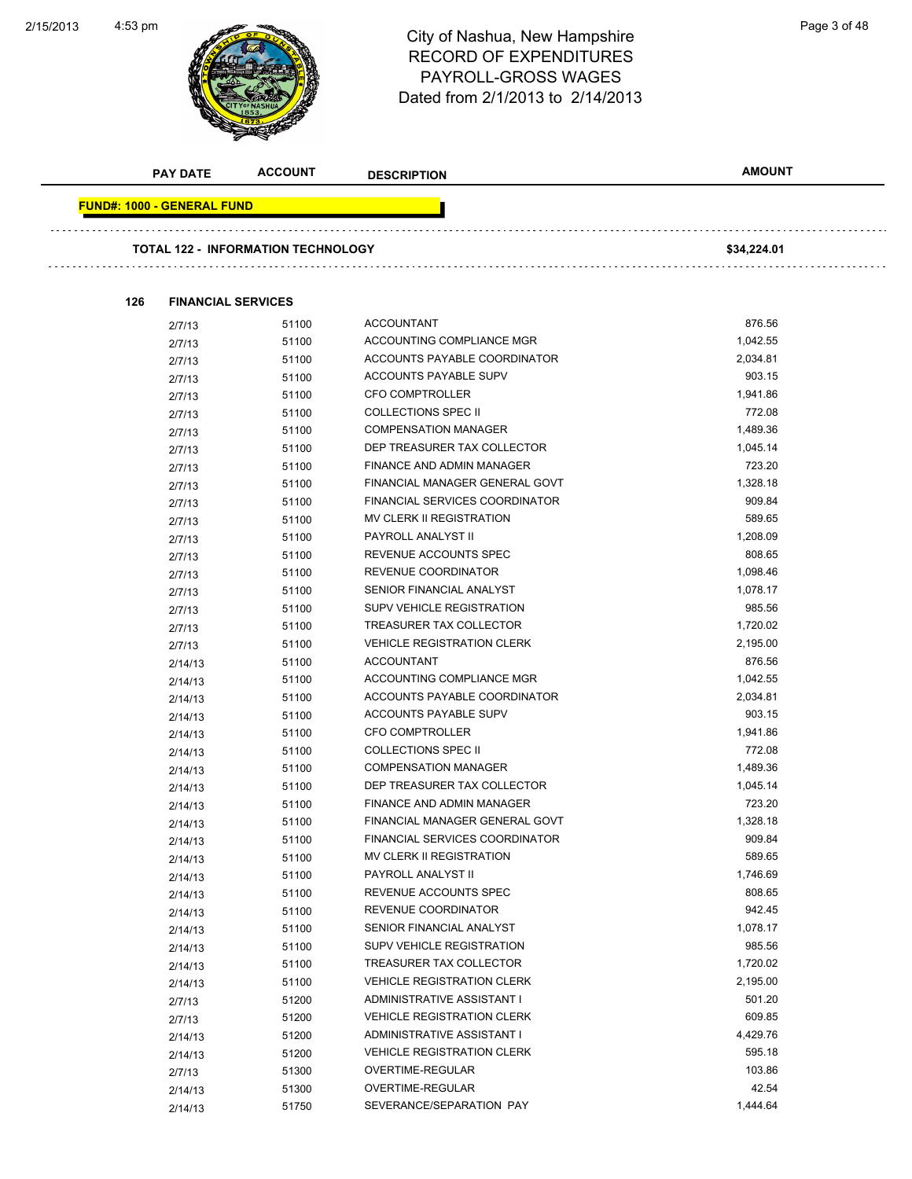# City of Nashua, New Hampshire
## RECORD OF EXPENDITURES
## PAYROLL-GROSS WAGES
### Dated from 2/1/2013 to 2/14/2013

| PAY DATE | ACCOUNT | DESCRIPTION | AMOUNT |
|---|---|---|---|

**FUND#: 1000 - GENERAL FUND**

**TOTAL 122 - INFORMATION TECHNOLOGY** — **$34,224.01**

**126 FINANCIAL SERVICES**

| PAY DATE | ACCOUNT | DESCRIPTION | AMOUNT |
|---|---|---|---|
| 2/7/13 | 51100 | ACCOUNTANT | 876.56 |
| 2/7/13 | 51100 | ACCOUNTING COMPLIANCE MGR | 1,042.55 |
| 2/7/13 | 51100 | ACCOUNTS PAYABLE COORDINATOR | 2,034.81 |
| 2/7/13 | 51100 | ACCOUNTS PAYABLE SUPV | 903.15 |
| 2/7/13 | 51100 | CFO COMPTROLLER | 1,941.86 |
| 2/7/13 | 51100 | COLLECTIONS SPEC II | 772.08 |
| 2/7/13 | 51100 | COMPENSATION MANAGER | 1,489.36 |
| 2/7/13 | 51100 | DEP TREASURER TAX COLLECTOR | 1,045.14 |
| 2/7/13 | 51100 | FINANCE AND ADMIN MANAGER | 723.20 |
| 2/7/13 | 51100 | FINANCIAL MANAGER GENERAL GOVT | 1,328.18 |
| 2/7/13 | 51100 | FINANCIAL SERVICES COORDINATOR | 909.84 |
| 2/7/13 | 51100 | MV CLERK II REGISTRATION | 589.65 |
| 2/7/13 | 51100 | PAYROLL ANALYST II | 1,208.09 |
| 2/7/13 | 51100 | REVENUE ACCOUNTS SPEC | 808.65 |
| 2/7/13 | 51100 | REVENUE COORDINATOR | 1,098.46 |
| 2/7/13 | 51100 | SENIOR FINANCIAL ANALYST | 1,078.17 |
| 2/7/13 | 51100 | SUPV VEHICLE REGISTRATION | 985.56 |
| 2/7/13 | 51100 | TREASURER TAX COLLECTOR | 1,720.02 |
| 2/7/13 | 51100 | VEHICLE REGISTRATION CLERK | 2,195.00 |
| 2/14/13 | 51100 | ACCOUNTANT | 876.56 |
| 2/14/13 | 51100 | ACCOUNTING COMPLIANCE MGR | 1,042.55 |
| 2/14/13 | 51100 | ACCOUNTS PAYABLE COORDINATOR | 2,034.81 |
| 2/14/13 | 51100 | ACCOUNTS PAYABLE SUPV | 903.15 |
| 2/14/13 | 51100 | CFO COMPTROLLER | 1,941.86 |
| 2/14/13 | 51100 | COLLECTIONS SPEC II | 772.08 |
| 2/14/13 | 51100 | COMPENSATION MANAGER | 1,489.36 |
| 2/14/13 | 51100 | DEP TREASURER TAX COLLECTOR | 1,045.14 |
| 2/14/13 | 51100 | FINANCE AND ADMIN MANAGER | 723.20 |
| 2/14/13 | 51100 | FINANCIAL MANAGER GENERAL GOVT | 1,328.18 |
| 2/14/13 | 51100 | FINANCIAL SERVICES COORDINATOR | 909.84 |
| 2/14/13 | 51100 | MV CLERK II REGISTRATION | 589.65 |
| 2/14/13 | 51100 | PAYROLL ANALYST II | 1,746.69 |
| 2/14/13 | 51100 | REVENUE ACCOUNTS SPEC | 808.65 |
| 2/14/13 | 51100 | REVENUE COORDINATOR | 942.45 |
| 2/14/13 | 51100 | SENIOR FINANCIAL ANALYST | 1,078.17 |
| 2/14/13 | 51100 | SUPV VEHICLE REGISTRATION | 985.56 |
| 2/14/13 | 51100 | TREASURER TAX COLLECTOR | 1,720.02 |
| 2/14/13 | 51100 | VEHICLE REGISTRATION CLERK | 2,195.00 |
| 2/7/13 | 51200 | ADMINISTRATIVE ASSISTANT I | 501.20 |
| 2/7/13 | 51200 | VEHICLE REGISTRATION CLERK | 609.85 |
| 2/14/13 | 51200 | ADMINISTRATIVE ASSISTANT I | 4,429.76 |
| 2/14/13 | 51200 | VEHICLE REGISTRATION CLERK | 595.18 |
| 2/7/13 | 51300 | OVERTIME-REGULAR | 103.86 |
| 2/14/13 | 51300 | OVERTIME-REGULAR | 42.54 |
| 2/14/13 | 51750 | SEVERANCE/SEPARATION PAY | 1,444.64 |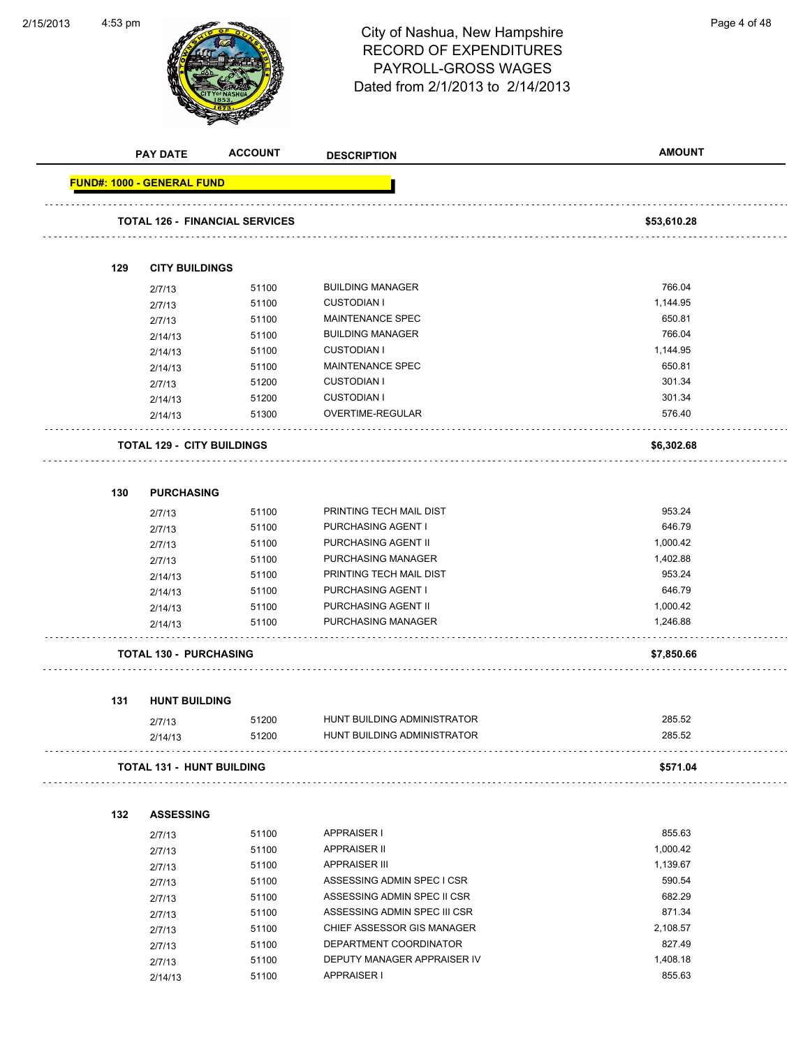# City of Nashua, New Hampshire
## RECORD OF EXPENDITURES
## PAYROLL-GROSS WAGES
### Dated from 2/1/2013 to 2/14/2013

| PAY DATE | ACCOUNT | DESCRIPTION | AMOUNT |
|---|---|---|---|
| **FUND#: 1000 - GENERAL FUND** | | | |
| **TOTAL 126 - FINANCIAL SERVICES** | | | **$53,610.28** |
| **129 CITY BUILDINGS** | | | |
| 2/7/13 | 51100 | BUILDING MANAGER | 766.04 |
| 2/7/13 | 51100 | CUSTODIAN I | 1,144.95 |
| 2/7/13 | 51100 | MAINTENANCE SPEC | 650.81 |
| 2/14/13 | 51100 | BUILDING MANAGER | 766.04 |
| 2/14/13 | 51100 | CUSTODIAN I | 1,144.95 |
| 2/14/13 | 51100 | MAINTENANCE SPEC | 650.81 |
| 2/7/13 | 51200 | CUSTODIAN I | 301.34 |
| 2/14/13 | 51200 | CUSTODIAN I | 301.34 |
| 2/14/13 | 51300 | OVERTIME-REGULAR | 576.40 |
| **TOTAL 129 - CITY BUILDINGS** | | | **$6,302.68** |
| **130 PURCHASING** | | | |
| 2/7/13 | 51100 | PRINTING TECH MAIL DIST | 953.24 |
| 2/7/13 | 51100 | PURCHASING AGENT I | 646.79 |
| 2/7/13 | 51100 | PURCHASING AGENT II | 1,000.42 |
| 2/7/13 | 51100 | PURCHASING MANAGER | 1,402.88 |
| 2/14/13 | 51100 | PRINTING TECH MAIL DIST | 953.24 |
| 2/14/13 | 51100 | PURCHASING AGENT I | 646.79 |
| 2/14/13 | 51100 | PURCHASING AGENT II | 1,000.42 |
| 2/14/13 | 51100 | PURCHASING MANAGER | 1,246.88 |
| **TOTAL 130 - PURCHASING** | | | **$7,850.66** |
| **131 HUNT BUILDING** | | | |
| 2/7/13 | 51200 | HUNT BUILDING ADMINISTRATOR | 285.52 |
| 2/14/13 | 51200 | HUNT BUILDING ADMINISTRATOR | 285.52 |
| **TOTAL 131 - HUNT BUILDING** | | | **$571.04** |
| **132 ASSESSING** | | | |
| 2/7/13 | 51100 | APPRAISER I | 855.63 |
| 2/7/13 | 51100 | APPRAISER II | 1,000.42 |
| 2/7/13 | 51100 | APPRAISER III | 1,139.67 |
| 2/7/13 | 51100 | ASSESSING ADMIN SPEC I CSR | 590.54 |
| 2/7/13 | 51100 | ASSESSING ADMIN SPEC II CSR | 682.29 |
| 2/7/13 | 51100 | ASSESSING ADMIN SPEC III CSR | 871.34 |
| 2/7/13 | 51100 | CHIEF ASSESSOR GIS MANAGER | 2,108.57 |
| 2/7/13 | 51100 | DEPARTMENT COORDINATOR | 827.49 |
| 2/7/13 | 51100 | DEPUTY MANAGER APPRAISER IV | 1,408.18 |
| 2/14/13 | 51100 | APPRAISER I | 855.63 |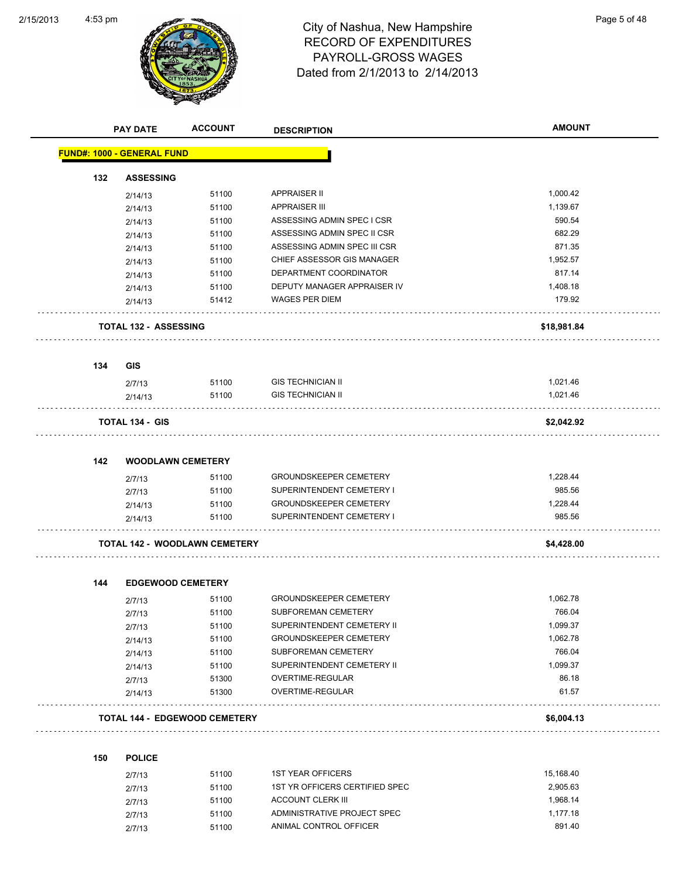# City of Nashua, New Hampshire
## RECORD OF EXPENDITURES
## PAYROLL-GROSS WAGES
## Dated from 2/1/2013 to 2/14/2013

| PAY DATE | ACCOUNT | DESCRIPTION | AMOUNT |
|---|---|---|---|
| **FUND#: 1000 - GENERAL FUND** | | | |
| **132 ASSESSING** | | | |
| 2/14/13 | 51100 | APPRAISER II | 1,000.42 |
| 2/14/13 | 51100 | APPRAISER III | 1,139.67 |
| 2/14/13 | 51100 | ASSESSING ADMIN SPEC I CSR | 590.54 |
| 2/14/13 | 51100 | ASSESSING ADMIN SPEC II CSR | 682.29 |
| 2/14/13 | 51100 | ASSESSING ADMIN SPEC III CSR | 871.35 |
| 2/14/13 | 51100 | CHIEF ASSESSOR GIS MANAGER | 1,952.57 |
| 2/14/13 | 51100 | DEPARTMENT COORDINATOR | 817.14 |
| 2/14/13 | 51100 | DEPUTY MANAGER APPRAISER IV | 1,408.18 |
| 2/14/13 | 51412 | WAGES PER DIEM | 179.92 |
| **TOTAL 132 - ASSESSING** | | | **$18,981.84** |
| **134 GIS** | | | |
| 2/7/13 | 51100 | GIS TECHNICIAN II | 1,021.46 |
| 2/14/13 | 51100 | GIS TECHNICIAN II | 1,021.46 |
| **TOTAL 134 - GIS** | | | **$2,042.92** |
| **142 WOODLAWN CEMETERY** | | | |
| 2/7/13 | 51100 | GROUNDSKEEPER CEMETERY | 1,228.44 |
| 2/7/13 | 51100 | SUPERINTENDENT CEMETERY I | 985.56 |
| 2/14/13 | 51100 | GROUNDSKEEPER CEMETERY | 1,228.44 |
| 2/14/13 | 51100 | SUPERINTENDENT CEMETERY I | 985.56 |
| **TOTAL 142 - WOODLAWN CEMETERY** | | | **$4,428.00** |
| **144 EDGEWOOD CEMETERY** | | | |
| 2/7/13 | 51100 | GROUNDSKEEPER CEMETERY | 1,062.78 |
| 2/7/13 | 51100 | SUBFOREMAN CEMETERY | 766.04 |
| 2/7/13 | 51100 | SUPERINTENDENT CEMETERY II | 1,099.37 |
| 2/14/13 | 51100 | GROUNDSKEEPER CEMETERY | 1,062.78 |
| 2/14/13 | 51100 | SUBFOREMAN CEMETERY | 766.04 |
| 2/14/13 | 51100 | SUPERINTENDENT CEMETERY II | 1,099.37 |
| 2/7/13 | 51300 | OVERTIME-REGULAR | 86.18 |
| 2/14/13 | 51300 | OVERTIME-REGULAR | 61.57 |
| **TOTAL 144 - EDGEWOOD CEMETERY** | | | **$6,004.13** |
| **150 POLICE** | | | |
| 2/7/13 | 51100 | 1ST YEAR OFFICERS | 15,168.40 |
| 2/7/13 | 51100 | 1ST YR OFFICERS CERTIFIED SPEC | 2,905.63 |
| 2/7/13 | 51100 | ACCOUNT CLERK III | 1,968.14 |
| 2/7/13 | 51100 | ADMINISTRATIVE PROJECT SPEC | 1,177.18 |
| 2/7/13 | 51100 | ANIMAL CONTROL OFFICER | 891.40 |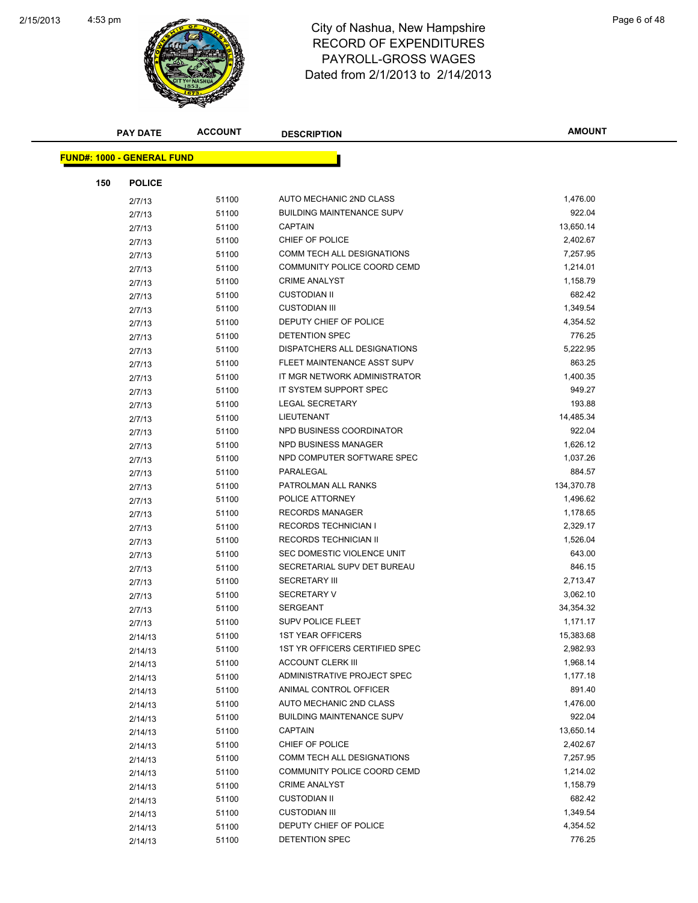# City of Nashua, New Hampshire
## RECORD OF EXPENDITURES
## PAYROLL-GROSS WAGES
## Dated from 2/1/2013 to 2/14/2013

| PAY DATE | ACCOUNT | DESCRIPTION | AMOUNT |
|---|---|---|---|

**FUND#: 1000 - GENERAL FUND**

**150 POLICE**

| PAY DATE | ACCOUNT | DESCRIPTION | AMOUNT |
|---|---|---|---|
| 2/7/13 | 51100 | AUTO MECHANIC 2ND CLASS | 1,476.00 |
| 2/7/13 | 51100 | BUILDING MAINTENANCE SUPV | 922.04 |
| 2/7/13 | 51100 | CAPTAIN | 13,650.14 |
| 2/7/13 | 51100 | CHIEF OF POLICE | 2,402.67 |
| 2/7/13 | 51100 | COMM TECH ALL DESIGNATIONS | 7,257.95 |
| 2/7/13 | 51100 | COMMUNITY POLICE COORD CEMD | 1,214.01 |
| 2/7/13 | 51100 | CRIME ANALYST | 1,158.79 |
| 2/7/13 | 51100 | CUSTODIAN II | 682.42 |
| 2/7/13 | 51100 | CUSTODIAN III | 1,349.54 |
| 2/7/13 | 51100 | DEPUTY CHIEF OF POLICE | 4,354.52 |
| 2/7/13 | 51100 | DETENTION SPEC | 776.25 |
| 2/7/13 | 51100 | DISPATCHERS ALL DESIGNATIONS | 5,222.95 |
| 2/7/13 | 51100 | FLEET MAINTENANCE ASST SUPV | 863.25 |
| 2/7/13 | 51100 | IT MGR NETWORK ADMINISTRATOR | 1,400.35 |
| 2/7/13 | 51100 | IT SYSTEM SUPPORT SPEC | 949.27 |
| 2/7/13 | 51100 | LEGAL SECRETARY | 193.88 |
| 2/7/13 | 51100 | LIEUTENANT | 14,485.34 |
| 2/7/13 | 51100 | NPD BUSINESS COORDINATOR | 922.04 |
| 2/7/13 | 51100 | NPD BUSINESS MANAGER | 1,626.12 |
| 2/7/13 | 51100 | NPD COMPUTER SOFTWARE SPEC | 1,037.26 |
| 2/7/13 | 51100 | PARALEGAL | 884.57 |
| 2/7/13 | 51100 | PATROLMAN ALL RANKS | 134,370.78 |
| 2/7/13 | 51100 | POLICE ATTORNEY | 1,496.62 |
| 2/7/13 | 51100 | RECORDS MANAGER | 1,178.65 |
| 2/7/13 | 51100 | RECORDS TECHNICIAN I | 2,329.17 |
| 2/7/13 | 51100 | RECORDS TECHNICIAN II | 1,526.04 |
| 2/7/13 | 51100 | SEC DOMESTIC VIOLENCE UNIT | 643.00 |
| 2/7/13 | 51100 | SECRETARIAL SUPV DET BUREAU | 846.15 |
| 2/7/13 | 51100 | SECRETARY III | 2,713.47 |
| 2/7/13 | 51100 | SECRETARY V | 3,062.10 |
| 2/7/13 | 51100 | SERGEANT | 34,354.32 |
| 2/7/13 | 51100 | SUPV POLICE FLEET | 1,171.17 |
| 2/14/13 | 51100 | 1ST YEAR OFFICERS | 15,383.68 |
| 2/14/13 | 51100 | 1ST YR OFFICERS CERTIFIED SPEC | 2,982.93 |
| 2/14/13 | 51100 | ACCOUNT CLERK III | 1,968.14 |
| 2/14/13 | 51100 | ADMINISTRATIVE PROJECT SPEC | 1,177.18 |
| 2/14/13 | 51100 | ANIMAL CONTROL OFFICER | 891.40 |
| 2/14/13 | 51100 | AUTO MECHANIC 2ND CLASS | 1,476.00 |
| 2/14/13 | 51100 | BUILDING MAINTENANCE SUPV | 922.04 |
| 2/14/13 | 51100 | CAPTAIN | 13,650.14 |
| 2/14/13 | 51100 | CHIEF OF POLICE | 2,402.67 |
| 2/14/13 | 51100 | COMM TECH ALL DESIGNATIONS | 7,257.95 |
| 2/14/13 | 51100 | COMMUNITY POLICE COORD CEMD | 1,214.02 |
| 2/14/13 | 51100 | CRIME ANALYST | 1,158.79 |
| 2/14/13 | 51100 | CUSTODIAN II | 682.42 |
| 2/14/13 | 51100 | CUSTODIAN III | 1,349.54 |
| 2/14/13 | 51100 | DEPUTY CHIEF OF POLICE | 4,354.52 |
| 2/14/13 | 51100 | DETENTION SPEC | 776.25 |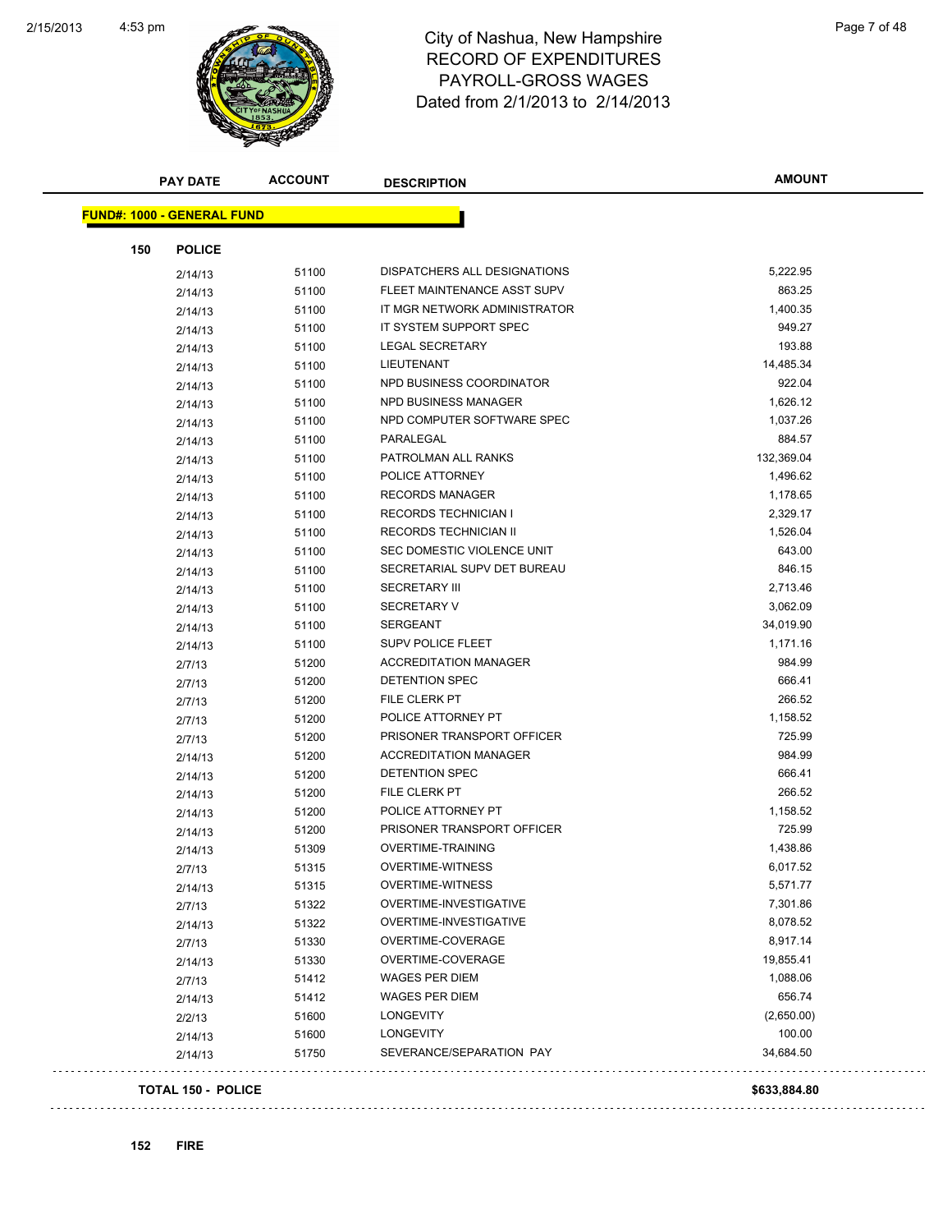# City of Nashua, New Hampshire
## RECORD OF EXPENDITURES
## PAYROLL-GROSS WAGES
## Dated from 2/1/2013 to 2/14/2013

| PAY DATE | ACCOUNT | DESCRIPTION | AMOUNT |
|---|---|---|---|
| **FUND#: 1000 - GENERAL FUND** | | | |
| **150 POLICE** | | | |
| 2/14/13 | 51100 | DISPATCHERS ALL DESIGNATIONS | 5,222.95 |
| 2/14/13 | 51100 | FLEET MAINTENANCE ASST SUPV | 863.25 |
| 2/14/13 | 51100 | IT MGR NETWORK ADMINISTRATOR | 1,400.35 |
| 2/14/13 | 51100 | IT SYSTEM SUPPORT SPEC | 949.27 |
| 2/14/13 | 51100 | LEGAL SECRETARY | 193.88 |
| 2/14/13 | 51100 | LIEUTENANT | 14,485.34 |
| 2/14/13 | 51100 | NPD BUSINESS COORDINATOR | 922.04 |
| 2/14/13 | 51100 | NPD BUSINESS MANAGER | 1,626.12 |
| 2/14/13 | 51100 | NPD COMPUTER SOFTWARE SPEC | 1,037.26 |
| 2/14/13 | 51100 | PARALEGAL | 884.57 |
| 2/14/13 | 51100 | PATROLMAN ALL RANKS | 132,369.04 |
| 2/14/13 | 51100 | POLICE ATTORNEY | 1,496.62 |
| 2/14/13 | 51100 | RECORDS MANAGER | 1,178.65 |
| 2/14/13 | 51100 | RECORDS TECHNICIAN I | 2,329.17 |
| 2/14/13 | 51100 | RECORDS TECHNICIAN II | 1,526.04 |
| 2/14/13 | 51100 | SEC DOMESTIC VIOLENCE UNIT | 643.00 |
| 2/14/13 | 51100 | SECRETARIAL SUPV DET BUREAU | 846.15 |
| 2/14/13 | 51100 | SECRETARY III | 2,713.46 |
| 2/14/13 | 51100 | SECRETARY V | 3,062.09 |
| 2/14/13 | 51100 | SERGEANT | 34,019.90 |
| 2/14/13 | 51100 | SUPV POLICE FLEET | 1,171.16 |
| 2/7/13 | 51200 | ACCREDITATION MANAGER | 984.99 |
| 2/7/13 | 51200 | DETENTION SPEC | 666.41 |
| 2/7/13 | 51200 | FILE CLERK PT | 266.52 |
| 2/7/13 | 51200 | POLICE ATTORNEY PT | 1,158.52 |
| 2/7/13 | 51200 | PRISONER TRANSPORT OFFICER | 725.99 |
| 2/14/13 | 51200 | ACCREDITATION MANAGER | 984.99 |
| 2/14/13 | 51200 | DETENTION SPEC | 666.41 |
| 2/14/13 | 51200 | FILE CLERK PT | 266.52 |
| 2/14/13 | 51200 | POLICE ATTORNEY PT | 1,158.52 |
| 2/14/13 | 51200 | PRISONER TRANSPORT OFFICER | 725.99 |
| 2/14/13 | 51309 | OVERTIME-TRAINING | 1,438.86 |
| 2/7/13 | 51315 | OVERTIME-WITNESS | 6,017.52 |
| 2/14/13 | 51315 | OVERTIME-WITNESS | 5,571.77 |
| 2/7/13 | 51322 | OVERTIME-INVESTIGATIVE | 7,301.86 |
| 2/14/13 | 51322 | OVERTIME-INVESTIGATIVE | 8,078.52 |
| 2/7/13 | 51330 | OVERTIME-COVERAGE | 8,917.14 |
| 2/14/13 | 51330 | OVERTIME-COVERAGE | 19,855.41 |
| 2/7/13 | 51412 | WAGES PER DIEM | 1,088.06 |
| 2/14/13 | 51412 | WAGES PER DIEM | 656.74 |
| 2/2/13 | 51600 | LONGEVITY | (2,650.00) |
| 2/14/13 | 51600 | LONGEVITY | 100.00 |
| 2/14/13 | 51750 | SEVERANCE/SEPARATION PAY | 34,684.50 |
| **TOTAL 150 - POLICE** | | | **$633,884.80** |

**152 FIRE**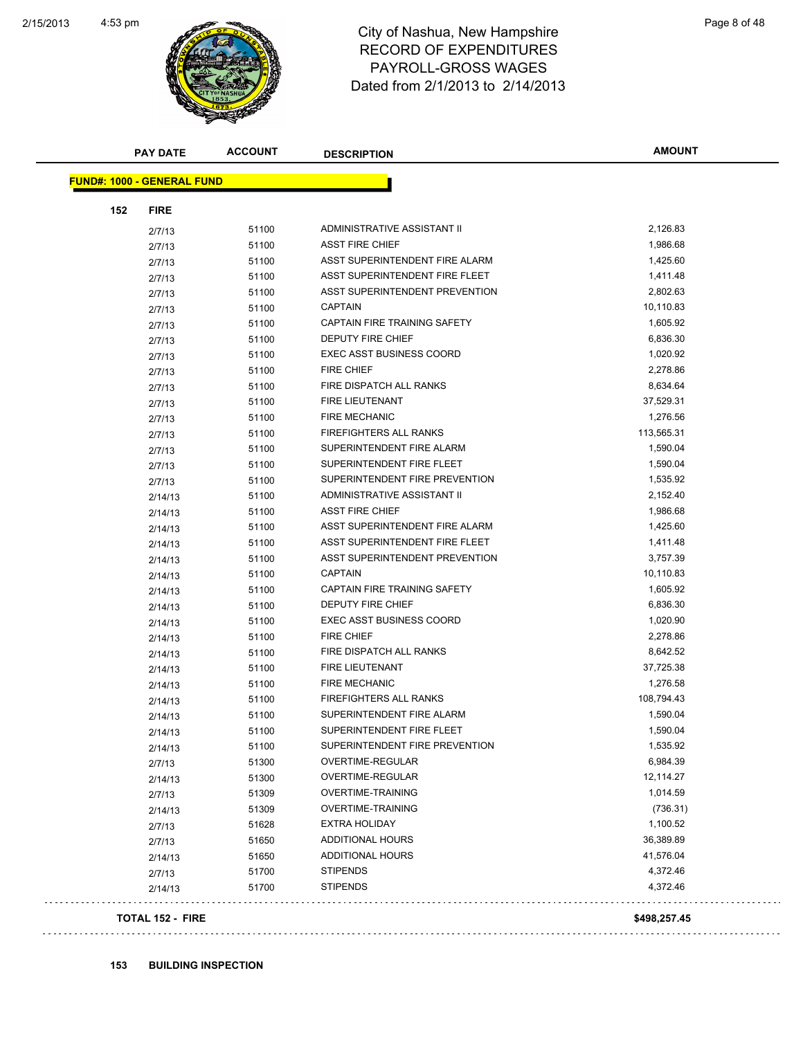# City of Nashua, New Hampshire
## RECORD OF EXPENDITURES
## PAYROLL-GROSS WAGES
## Dated from 2/1/2013 to 2/14/2013

| PAY DATE | ACCOUNT | DESCRIPTION | AMOUNT |
|---|---|---|---|
| **FUND#: 1000 - GENERAL FUND** | | | |
| **152 FIRE** | | | |
| 2/7/13 | 51100 | ADMINISTRATIVE ASSISTANT II | 2,126.83 |
| 2/7/13 | 51100 | ASST FIRE CHIEF | 1,986.68 |
| 2/7/13 | 51100 | ASST SUPERINTENDENT FIRE ALARM | 1,425.60 |
| 2/7/13 | 51100 | ASST SUPERINTENDENT FIRE FLEET | 1,411.48 |
| 2/7/13 | 51100 | ASST SUPERINTENDENT PREVENTION | 2,802.63 |
| 2/7/13 | 51100 | CAPTAIN | 10,110.83 |
| 2/7/13 | 51100 | CAPTAIN FIRE TRAINING SAFETY | 1,605.92 |
| 2/7/13 | 51100 | DEPUTY FIRE CHIEF | 6,836.30 |
| 2/7/13 | 51100 | EXEC ASST BUSINESS COORD | 1,020.92 |
| 2/7/13 | 51100 | FIRE CHIEF | 2,278.86 |
| 2/7/13 | 51100 | FIRE DISPATCH ALL RANKS | 8,634.64 |
| 2/7/13 | 51100 | FIRE LIEUTENANT | 37,529.31 |
| 2/7/13 | 51100 | FIRE MECHANIC | 1,276.56 |
| 2/7/13 | 51100 | FIREFIGHTERS ALL RANKS | 113,565.31 |
| 2/7/13 | 51100 | SUPERINTENDENT FIRE ALARM | 1,590.04 |
| 2/7/13 | 51100 | SUPERINTENDENT FIRE FLEET | 1,590.04 |
| 2/7/13 | 51100 | SUPERINTENDENT FIRE PREVENTION | 1,535.92 |
| 2/14/13 | 51100 | ADMINISTRATIVE ASSISTANT II | 2,152.40 |
| 2/14/13 | 51100 | ASST FIRE CHIEF | 1,986.68 |
| 2/14/13 | 51100 | ASST SUPERINTENDENT FIRE ALARM | 1,425.60 |
| 2/14/13 | 51100 | ASST SUPERINTENDENT FIRE FLEET | 1,411.48 |
| 2/14/13 | 51100 | ASST SUPERINTENDENT PREVENTION | 3,757.39 |
| 2/14/13 | 51100 | CAPTAIN | 10,110.83 |
| 2/14/13 | 51100 | CAPTAIN FIRE TRAINING SAFETY | 1,605.92 |
| 2/14/13 | 51100 | DEPUTY FIRE CHIEF | 6,836.30 |
| 2/14/13 | 51100 | EXEC ASST BUSINESS COORD | 1,020.90 |
| 2/14/13 | 51100 | FIRE CHIEF | 2,278.86 |
| 2/14/13 | 51100 | FIRE DISPATCH ALL RANKS | 8,642.52 |
| 2/14/13 | 51100 | FIRE LIEUTENANT | 37,725.38 |
| 2/14/13 | 51100 | FIRE MECHANIC | 1,276.58 |
| 2/14/13 | 51100 | FIREFIGHTERS ALL RANKS | 108,794.43 |
| 2/14/13 | 51100 | SUPERINTENDENT FIRE ALARM | 1,590.04 |
| 2/14/13 | 51100 | SUPERINTENDENT FIRE FLEET | 1,590.04 |
| 2/14/13 | 51100 | SUPERINTENDENT FIRE PREVENTION | 1,535.92 |
| 2/7/13 | 51300 | OVERTIME-REGULAR | 6,984.39 |
| 2/14/13 | 51300 | OVERTIME-REGULAR | 12,114.27 |
| 2/7/13 | 51309 | OVERTIME-TRAINING | 1,014.59 |
| 2/14/13 | 51309 | OVERTIME-TRAINING | (736.31) |
| 2/7/13 | 51628 | EXTRA HOLIDAY | 1,100.52 |
| 2/7/13 | 51650 | ADDITIONAL HOURS | 36,389.89 |
| 2/14/13 | 51650 | ADDITIONAL HOURS | 41,576.04 |
| 2/7/13 | 51700 | STIPENDS | 4,372.46 |
| 2/14/13 | 51700 | STIPENDS | 4,372.46 |
| **TOTAL 152 - FIRE** | | | **$498,257.45** |

**153 BUILDING INSPECTION**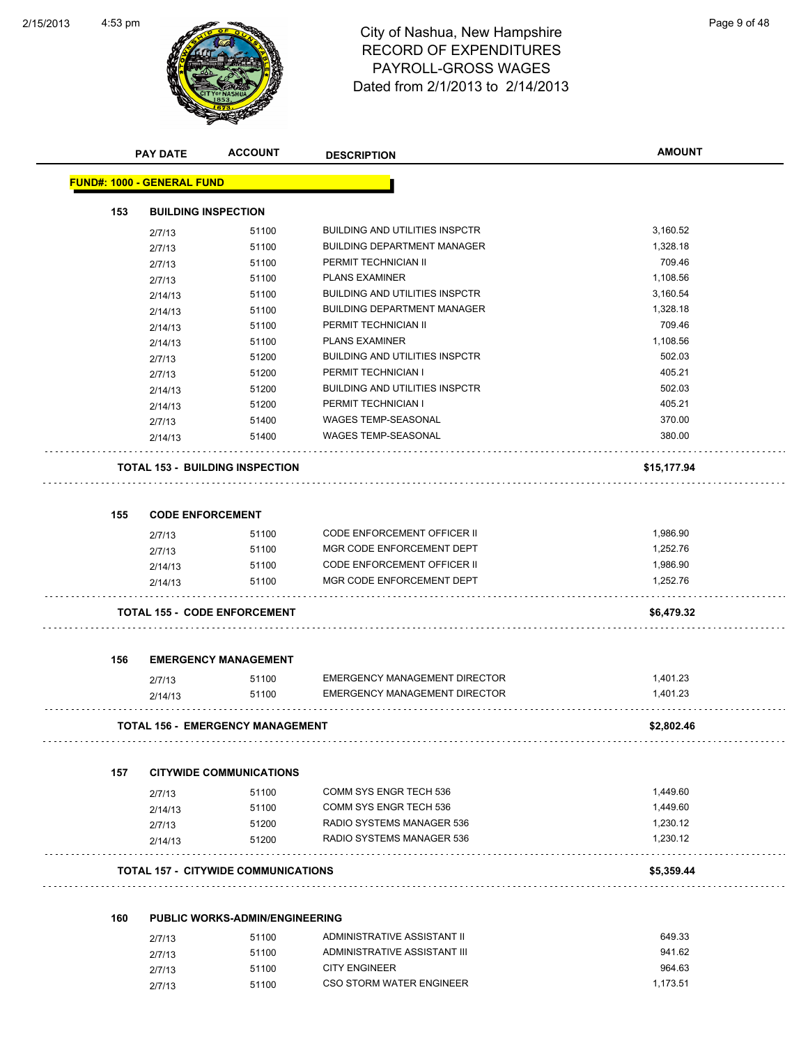# City of Nashua, New Hampshire
## RECORD OF EXPENDITURES
## PAYROLL-GROSS WAGES
## Dated from 2/1/2013 to 2/14/2013

| PAY DATE | ACCOUNT | DESCRIPTION | AMOUNT |
|---|---|---|---|
| **FUND#: 1000 - GENERAL FUND** | | | |
| **153 BUILDING INSPECTION** | | | |
| 2/7/13 | 51100 | BUILDING AND UTILITIES INSPCTR | 3,160.52 |
| 2/7/13 | 51100 | BUILDING DEPARTMENT MANAGER | 1,328.18 |
| 2/7/13 | 51100 | PERMIT TECHNICIAN II | 709.46 |
| 2/7/13 | 51100 | PLANS EXAMINER | 1,108.56 |
| 2/14/13 | 51100 | BUILDING AND UTILITIES INSPCTR | 3,160.54 |
| 2/14/13 | 51100 | BUILDING DEPARTMENT MANAGER | 1,328.18 |
| 2/14/13 | 51100 | PERMIT TECHNICIAN II | 709.46 |
| 2/14/13 | 51100 | PLANS EXAMINER | 1,108.56 |
| 2/7/13 | 51200 | BUILDING AND UTILITIES INSPCTR | 502.03 |
| 2/7/13 | 51200 | PERMIT TECHNICIAN I | 405.21 |
| 2/14/13 | 51200 | BUILDING AND UTILITIES INSPCTR | 502.03 |
| 2/14/13 | 51200 | PERMIT TECHNICIAN I | 405.21 |
| 2/7/13 | 51400 | WAGES TEMP-SEASONAL | 370.00 |
| 2/14/13 | 51400 | WAGES TEMP-SEASONAL | 380.00 |
| **TOTAL 153 - BUILDING INSPECTION** | | | **$15,177.94** |
| **155 CODE ENFORCEMENT** | | | |
| 2/7/13 | 51100 | CODE ENFORCEMENT OFFICER II | 1,986.90 |
| 2/7/13 | 51100 | MGR CODE ENFORCEMENT DEPT | 1,252.76 |
| 2/14/13 | 51100 | CODE ENFORCEMENT OFFICER II | 1,986.90 |
| 2/14/13 | 51100 | MGR CODE ENFORCEMENT DEPT | 1,252.76 |
| **TOTAL 155 - CODE ENFORCEMENT** | | | **$6,479.32** |
| **156 EMERGENCY MANAGEMENT** | | | |
| 2/7/13 | 51100 | EMERGENCY MANAGEMENT DIRECTOR | 1,401.23 |
| 2/14/13 | 51100 | EMERGENCY MANAGEMENT DIRECTOR | 1,401.23 |
| **TOTAL 156 - EMERGENCY MANAGEMENT** | | | **$2,802.46** |
| **157 CITYWIDE COMMUNICATIONS** | | | |
| 2/7/13 | 51100 | COMM SYS ENGR TECH 536 | 1,449.60 |
| 2/14/13 | 51100 | COMM SYS ENGR TECH 536 | 1,449.60 |
| 2/7/13 | 51200 | RADIO SYSTEMS MANAGER 536 | 1,230.12 |
| 2/14/13 | 51200 | RADIO SYSTEMS MANAGER 536 | 1,230.12 |
| **TOTAL 157 - CITYWIDE COMMUNICATIONS** | | | **$5,359.44** |
| **160 PUBLIC WORKS-ADMIN/ENGINEERING** | | | |
| 2/7/13 | 51100 | ADMINISTRATIVE ASSISTANT II | 649.33 |
| 2/7/13 | 51100 | ADMINISTRATIVE ASSISTANT III | 941.62 |
| 2/7/13 | 51100 | CITY ENGINEER | 964.63 |
| 2/7/13 | 51100 | CSO STORM WATER ENGINEER | 1,173.51 |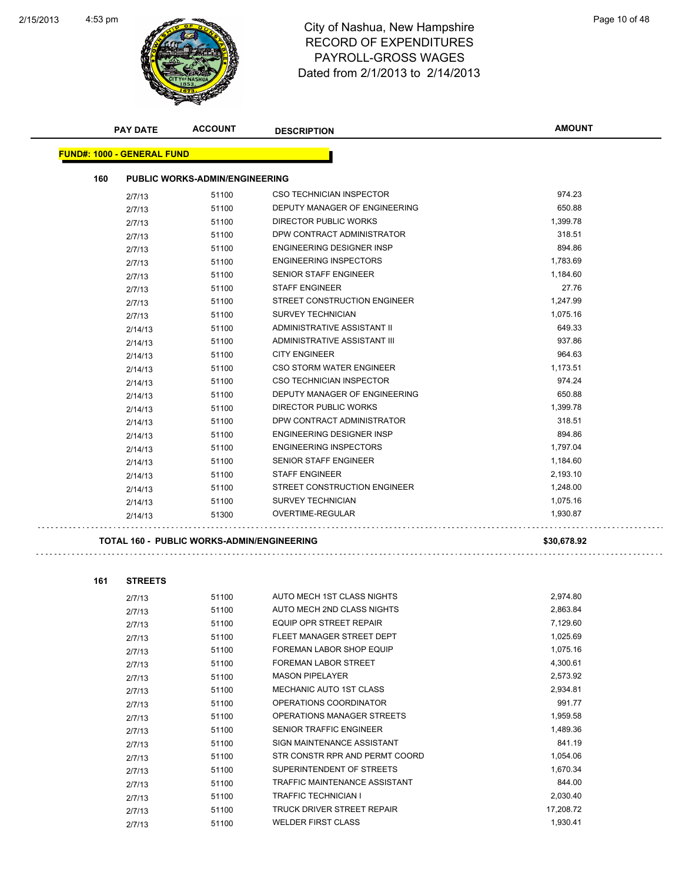# City of Nashua, New Hampshire
## RECORD OF EXPENDITURES
## PAYROLL-GROSS WAGES
## Dated from 2/1/2013 to 2/14/2013

| PAY DATE | ACCOUNT | DESCRIPTION | AMOUNT |
|---|---|---|---|

**FUND#: 1000 - GENERAL FUND**

**160 PUBLIC WORKS-ADMIN/ENGINEERING**

| PAY DATE | ACCOUNT | DESCRIPTION | AMOUNT |
|---|---|---|---|
| 2/7/13 | 51100 | CSO TECHNICIAN INSPECTOR | 974.23 |
| 2/7/13 | 51100 | DEPUTY MANAGER OF ENGINEERING | 650.88 |
| 2/7/13 | 51100 | DIRECTOR PUBLIC WORKS | 1,399.78 |
| 2/7/13 | 51100 | DPW CONTRACT ADMINISTRATOR | 318.51 |
| 2/7/13 | 51100 | ENGINEERING DESIGNER INSP | 894.86 |
| 2/7/13 | 51100 | ENGINEERING INSPECTORS | 1,783.69 |
| 2/7/13 | 51100 | SENIOR STAFF ENGINEER | 1,184.60 |
| 2/7/13 | 51100 | STAFF ENGINEER | 27.76 |
| 2/7/13 | 51100 | STREET CONSTRUCTION ENGINEER | 1,247.99 |
| 2/7/13 | 51100 | SURVEY TECHNICIAN | 1,075.16 |
| 2/14/13 | 51100 | ADMINISTRATIVE ASSISTANT II | 649.33 |
| 2/14/13 | 51100 | ADMINISTRATIVE ASSISTANT III | 937.86 |
| 2/14/13 | 51100 | CITY ENGINEER | 964.63 |
| 2/14/13 | 51100 | CSO STORM WATER ENGINEER | 1,173.51 |
| 2/14/13 | 51100 | CSO TECHNICIAN INSPECTOR | 974.24 |
| 2/14/13 | 51100 | DEPUTY MANAGER OF ENGINEERING | 650.88 |
| 2/14/13 | 51100 | DIRECTOR PUBLIC WORKS | 1,399.78 |
| 2/14/13 | 51100 | DPW CONTRACT ADMINISTRATOR | 318.51 |
| 2/14/13 | 51100 | ENGINEERING DESIGNER INSP | 894.86 |
| 2/14/13 | 51100 | ENGINEERING INSPECTORS | 1,797.04 |
| 2/14/13 | 51100 | SENIOR STAFF ENGINEER | 1,184.60 |
| 2/14/13 | 51100 | STAFF ENGINEER | 2,193.10 |
| 2/14/13 | 51100 | STREET CONSTRUCTION ENGINEER | 1,248.00 |
| 2/14/13 | 51100 | SURVEY TECHNICIAN | 1,075.16 |
| 2/14/13 | 51300 | OVERTIME-REGULAR | 1,930.87 |

**TOTAL 160 - PUBLIC WORKS-ADMIN/ENGINEERING** **$30,678.92**

**161 STREETS**

| PAY DATE | ACCOUNT | DESCRIPTION | AMOUNT |
|---|---|---|---|
| 2/7/13 | 51100 | AUTO MECH 1ST CLASS NIGHTS | 2,974.80 |
| 2/7/13 | 51100 | AUTO MECH 2ND CLASS NIGHTS | 2,863.84 |
| 2/7/13 | 51100 | EQUIP OPR STREET REPAIR | 7,129.60 |
| 2/7/13 | 51100 | FLEET MANAGER STREET DEPT | 1,025.69 |
| 2/7/13 | 51100 | FOREMAN LABOR SHOP EQUIP | 1,075.16 |
| 2/7/13 | 51100 | FOREMAN LABOR STREET | 4,300.61 |
| 2/7/13 | 51100 | MASON PIPELAYER | 2,573.92 |
| 2/7/13 | 51100 | MECHANIC AUTO 1ST CLASS | 2,934.81 |
| 2/7/13 | 51100 | OPERATIONS COORDINATOR | 991.77 |
| 2/7/13 | 51100 | OPERATIONS MANAGER STREETS | 1,959.58 |
| 2/7/13 | 51100 | SENIOR TRAFFIC ENGINEER | 1,489.36 |
| 2/7/13 | 51100 | SIGN MAINTENANCE ASSISTANT | 841.19 |
| 2/7/13 | 51100 | STR CONSTR RPR AND PERMT COORD | 1,054.06 |
| 2/7/13 | 51100 | SUPERINTENDENT OF STREETS | 1,670.34 |
| 2/7/13 | 51100 | TRAFFIC MAINTENANCE ASSISTANT | 844.00 |
| 2/7/13 | 51100 | TRAFFIC TECHNICIAN I | 2,030.40 |
| 2/7/13 | 51100 | TRUCK DRIVER STREET REPAIR | 17,208.72 |
| 2/7/13 | 51100 | WELDER FIRST CLASS | 1,930.41 |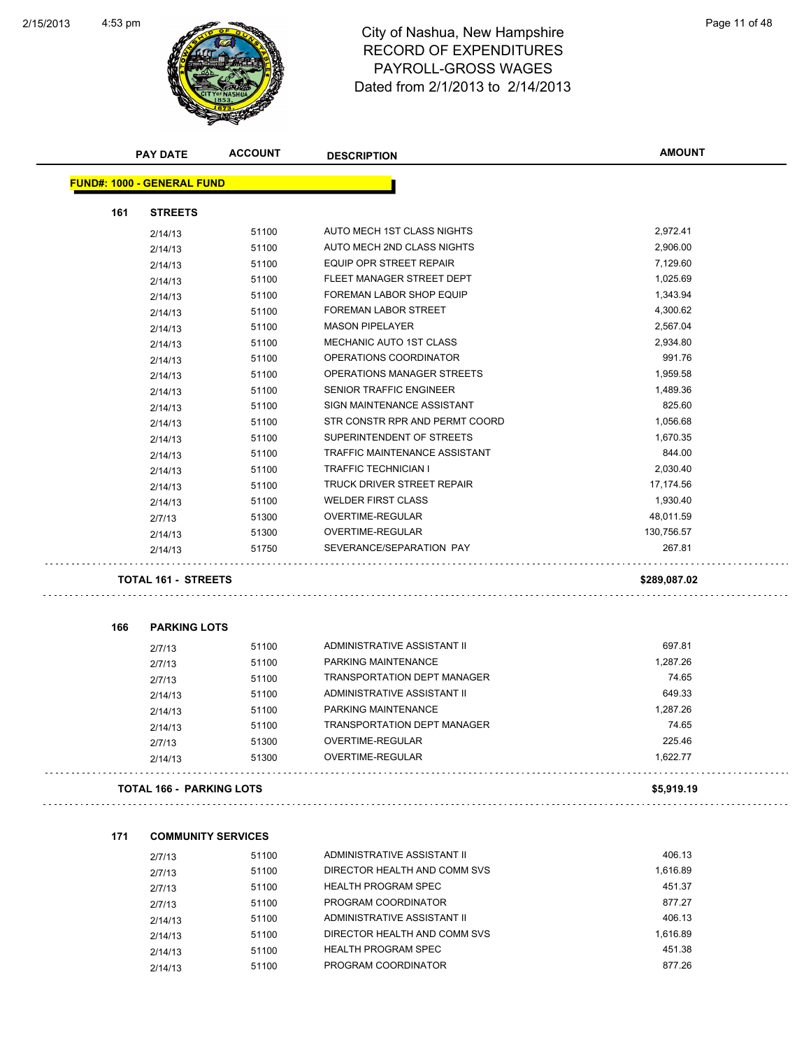# City of Nashua, New Hampshire
## RECORD OF EXPENDITURES
## PAYROLL-GROSS WAGES
## Dated from 2/1/2013 to 2/14/2013

**FUND#: 1000 - GENERAL FUND**

### 161 STREETS

| PAY DATE | ACCOUNT | DESCRIPTION | AMOUNT |
|---|---|---|---|
| 2/14/13 | 51100 | AUTO MECH 1ST CLASS NIGHTS | 2,972.41 |
| 2/14/13 | 51100 | AUTO MECH 2ND CLASS NIGHTS | 2,906.00 |
| 2/14/13 | 51100 | EQUIP OPR STREET REPAIR | 7,129.60 |
| 2/14/13 | 51100 | FLEET MANAGER STREET DEPT | 1,025.69 |
| 2/14/13 | 51100 | FOREMAN LABOR SHOP EQUIP | 1,343.94 |
| 2/14/13 | 51100 | FOREMAN LABOR STREET | 4,300.62 |
| 2/14/13 | 51100 | MASON PIPELAYER | 2,567.04 |
| 2/14/13 | 51100 | MECHANIC AUTO 1ST CLASS | 2,934.80 |
| 2/14/13 | 51100 | OPERATIONS COORDINATOR | 991.76 |
| 2/14/13 | 51100 | OPERATIONS MANAGER STREETS | 1,959.58 |
| 2/14/13 | 51100 | SENIOR TRAFFIC ENGINEER | 1,489.36 |
| 2/14/13 | 51100 | SIGN MAINTENANCE ASSISTANT | 825.60 |
| 2/14/13 | 51100 | STR CONSTR RPR AND PERMT COORD | 1,056.68 |
| 2/14/13 | 51100 | SUPERINTENDENT OF STREETS | 1,670.35 |
| 2/14/13 | 51100 | TRAFFIC MAINTENANCE ASSISTANT | 844.00 |
| 2/14/13 | 51100 | TRAFFIC TECHNICIAN I | 2,030.40 |
| 2/14/13 | 51100 | TRUCK DRIVER STREET REPAIR | 17,174.56 |
| 2/14/13 | 51100 | WELDER FIRST CLASS | 1,930.40 |
| 2/7/13 | 51300 | OVERTIME-REGULAR | 48,011.59 |
| 2/14/13 | 51300 | OVERTIME-REGULAR | 130,756.57 |
| 2/14/13 | 51750 | SEVERANCE/SEPARATION PAY | 267.81 |

**TOTAL 161 - STREETS** **$289,087.02**

### 166 PARKING LOTS

| PAY DATE | ACCOUNT | DESCRIPTION | AMOUNT |
|---|---|---|---|
| 2/7/13 | 51100 | ADMINISTRATIVE ASSISTANT II | 697.81 |
| 2/7/13 | 51100 | PARKING MAINTENANCE | 1,287.26 |
| 2/7/13 | 51100 | TRANSPORTATION DEPT MANAGER | 74.65 |
| 2/14/13 | 51100 | ADMINISTRATIVE ASSISTANT II | 649.33 |
| 2/14/13 | 51100 | PARKING MAINTENANCE | 1,287.26 |
| 2/14/13 | 51100 | TRANSPORTATION DEPT MANAGER | 74.65 |
| 2/7/13 | 51300 | OVERTIME-REGULAR | 225.46 |
| 2/14/13 | 51300 | OVERTIME-REGULAR | 1,622.77 |

**TOTAL 166 - PARKING LOTS** **$5,919.19**

### 171 COMMUNITY SERVICES

| PAY DATE | ACCOUNT | DESCRIPTION | AMOUNT |
|---|---|---|---|
| 2/7/13 | 51100 | ADMINISTRATIVE ASSISTANT II | 406.13 |
| 2/7/13 | 51100 | DIRECTOR HEALTH AND COMM SVS | 1,616.89 |
| 2/7/13 | 51100 | HEALTH PROGRAM SPEC | 451.37 |
| 2/7/13 | 51100 | PROGRAM COORDINATOR | 877.27 |
| 2/14/13 | 51100 | ADMINISTRATIVE ASSISTANT II | 406.13 |
| 2/14/13 | 51100 | DIRECTOR HEALTH AND COMM SVS | 1,616.89 |
| 2/14/13 | 51100 | HEALTH PROGRAM SPEC | 451.38 |
| 2/14/13 | 51100 | PROGRAM COORDINATOR | 877.26 |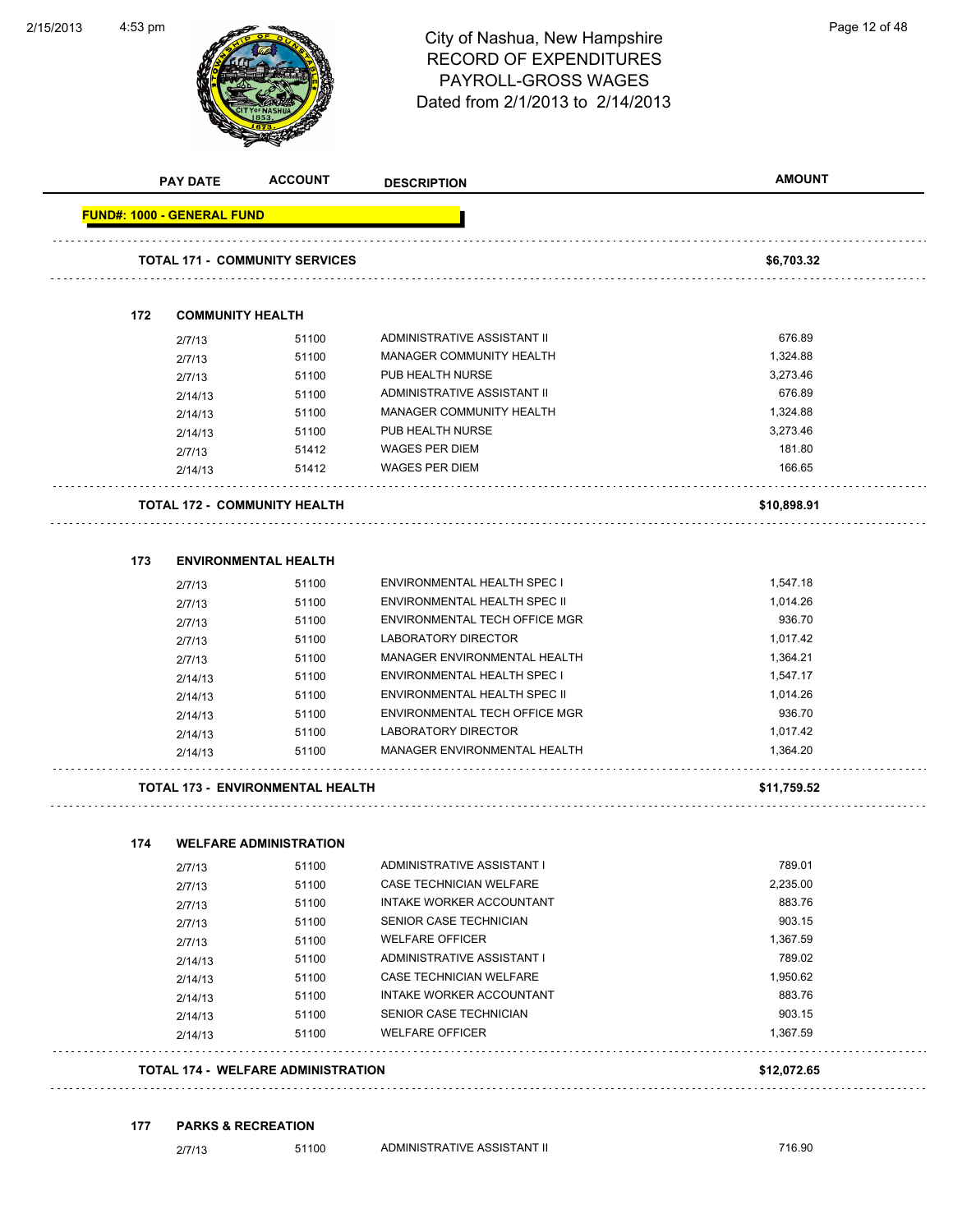# City of Nashua, New Hampshire
## RECORD OF EXPENDITURES
## PAYROLL-GROSS WAGES
## Dated from 2/1/2013 to 2/14/2013

| PAY DATE | ACCOUNT | DESCRIPTION | AMOUNT |
|---|---|---|---|
| **FUND#: 1000 - GENERAL FUND** | | | |
| **TOTAL 171 - COMMUNITY SERVICES** | | | **$6,703.32** |
| **172 COMMUNITY HEALTH** | | | |
| 2/7/13 | 51100 | ADMINISTRATIVE ASSISTANT II | 676.89 |
| 2/7/13 | 51100 | MANAGER COMMUNITY HEALTH | 1,324.88 |
| 2/7/13 | 51100 | PUB HEALTH NURSE | 3,273.46 |
| 2/14/13 | 51100 | ADMINISTRATIVE ASSISTANT II | 676.89 |
| 2/14/13 | 51100 | MANAGER COMMUNITY HEALTH | 1,324.88 |
| 2/14/13 | 51100 | PUB HEALTH NURSE | 3,273.46 |
| 2/7/13 | 51412 | WAGES PER DIEM | 181.80 |
| 2/14/13 | 51412 | WAGES PER DIEM | 166.65 |
| **TOTAL 172 - COMMUNITY HEALTH** | | | **$10,898.91** |
| **173 ENVIRONMENTAL HEALTH** | | | |
| 2/7/13 | 51100 | ENVIRONMENTAL HEALTH SPEC I | 1,547.18 |
| 2/7/13 | 51100 | ENVIRONMENTAL HEALTH SPEC II | 1,014.26 |
| 2/7/13 | 51100 | ENVIRONMENTAL TECH OFFICE MGR | 936.70 |
| 2/7/13 | 51100 | LABORATORY DIRECTOR | 1,017.42 |
| 2/7/13 | 51100 | MANAGER ENVIRONMENTAL HEALTH | 1,364.21 |
| 2/14/13 | 51100 | ENVIRONMENTAL HEALTH SPEC I | 1,547.17 |
| 2/14/13 | 51100 | ENVIRONMENTAL HEALTH SPEC II | 1,014.26 |
| 2/14/13 | 51100 | ENVIRONMENTAL TECH OFFICE MGR | 936.70 |
| 2/14/13 | 51100 | LABORATORY DIRECTOR | 1,017.42 |
| 2/14/13 | 51100 | MANAGER ENVIRONMENTAL HEALTH | 1,364.20 |
| **TOTAL 173 - ENVIRONMENTAL HEALTH** | | | **$11,759.52** |
| **174 WELFARE ADMINISTRATION** | | | |
| 2/7/13 | 51100 | ADMINISTRATIVE ASSISTANT I | 789.01 |
| 2/7/13 | 51100 | CASE TECHNICIAN WELFARE | 2,235.00 |
| 2/7/13 | 51100 | INTAKE WORKER ACCOUNTANT | 883.76 |
| 2/7/13 | 51100 | SENIOR CASE TECHNICIAN | 903.15 |
| 2/7/13 | 51100 | WELFARE OFFICER | 1,367.59 |
| 2/14/13 | 51100 | ADMINISTRATIVE ASSISTANT I | 789.02 |
| 2/14/13 | 51100 | CASE TECHNICIAN WELFARE | 1,950.62 |
| 2/14/13 | 51100 | INTAKE WORKER ACCOUNTANT | 883.76 |
| 2/14/13 | 51100 | SENIOR CASE TECHNICIAN | 903.15 |
| 2/14/13 | 51100 | WELFARE OFFICER | 1,367.59 |
| **TOTAL 174 - WELFARE ADMINISTRATION** | | | **$12,072.65** |
| **177 PARKS & RECREATION** | | | |
| 2/7/13 | 51100 | ADMINISTRATIVE ASSISTANT II | 716.90 |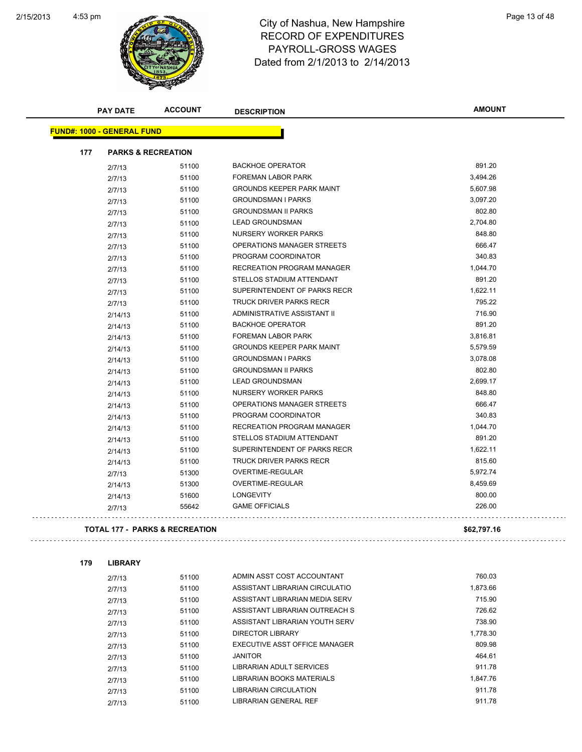# City of Nashua, New Hampshire
## RECORD OF EXPENDITURES
## PAYROLL-GROSS WAGES
## Dated from 2/1/2013 to 2/14/2013

| PAY DATE | ACCOUNT | DESCRIPTION | AMOUNT |
|---|---|---|---|

**FUND#: 1000 - GENERAL FUND**

**177 PARKS & RECREATION**

| PAY DATE | ACCOUNT | DESCRIPTION | AMOUNT |
|---|---|---|---|
| 2/7/13 | 51100 | BACKHOE OPERATOR | 891.20 |
| 2/7/13 | 51100 | FOREMAN LABOR PARK | 3,494.26 |
| 2/7/13 | 51100 | GROUNDS KEEPER PARK MAINT | 5,607.98 |
| 2/7/13 | 51100 | GROUNDSMAN I PARKS | 3,097.20 |
| 2/7/13 | 51100 | GROUNDSMAN II PARKS | 802.80 |
| 2/7/13 | 51100 | LEAD GROUNDSMAN | 2,704.80 |
| 2/7/13 | 51100 | NURSERY WORKER PARKS | 848.80 |
| 2/7/13 | 51100 | OPERATIONS MANAGER STREETS | 666.47 |
| 2/7/13 | 51100 | PROGRAM COORDINATOR | 340.83 |
| 2/7/13 | 51100 | RECREATION PROGRAM MANAGER | 1,044.70 |
| 2/7/13 | 51100 | STELLOS STADIUM ATTENDANT | 891.20 |
| 2/7/13 | 51100 | SUPERINTENDENT OF PARKS RECR | 1,622.11 |
| 2/7/13 | 51100 | TRUCK DRIVER PARKS RECR | 795.22 |
| 2/14/13 | 51100 | ADMINISTRATIVE ASSISTANT II | 716.90 |
| 2/14/13 | 51100 | BACKHOE OPERATOR | 891.20 |
| 2/14/13 | 51100 | FOREMAN LABOR PARK | 3,816.81 |
| 2/14/13 | 51100 | GROUNDS KEEPER PARK MAINT | 5,579.59 |
| 2/14/13 | 51100 | GROUNDSMAN I PARKS | 3,078.08 |
| 2/14/13 | 51100 | GROUNDSMAN II PARKS | 802.80 |
| 2/14/13 | 51100 | LEAD GROUNDSMAN | 2,699.17 |
| 2/14/13 | 51100 | NURSERY WORKER PARKS | 848.80 |
| 2/14/13 | 51100 | OPERATIONS MANAGER STREETS | 666.47 |
| 2/14/13 | 51100 | PROGRAM COORDINATOR | 340.83 |
| 2/14/13 | 51100 | RECREATION PROGRAM MANAGER | 1,044.70 |
| 2/14/13 | 51100 | STELLOS STADIUM ATTENDANT | 891.20 |
| 2/14/13 | 51100 | SUPERINTENDENT OF PARKS RECR | 1,622.11 |
| 2/14/13 | 51100 | TRUCK DRIVER PARKS RECR | 815.60 |
| 2/7/13 | 51300 | OVERTIME-REGULAR | 5,972.74 |
| 2/14/13 | 51300 | OVERTIME-REGULAR | 8,459.69 |
| 2/14/13 | 51600 | LONGEVITY | 800.00 |
| 2/7/13 | 55642 | GAME OFFICIALS | 226.00 |

**TOTAL 177 - PARKS & RECREATION** **$62,797.16**

**179 LIBRARY**

| PAY DATE | ACCOUNT | DESCRIPTION | AMOUNT |
|---|---|---|---|
| 2/7/13 | 51100 | ADMIN ASST COST ACCOUNTANT | 760.03 |
| 2/7/13 | 51100 | ASSISTANT LIBRARIAN CIRCULATIO | 1,873.66 |
| 2/7/13 | 51100 | ASSISTANT LIBRARIAN MEDIA SERV | 715.90 |
| 2/7/13 | 51100 | ASSISTANT LIBRARIAN OUTREACH S | 726.62 |
| 2/7/13 | 51100 | ASSISTANT LIBRARIAN YOUTH SERV | 738.90 |
| 2/7/13 | 51100 | DIRECTOR LIBRARY | 1,778.30 |
| 2/7/13 | 51100 | EXECUTIVE ASST OFFICE MANAGER | 809.98 |
| 2/7/13 | 51100 | JANITOR | 464.61 |
| 2/7/13 | 51100 | LIBRARIAN ADULT SERVICES | 911.78 |
| 2/7/13 | 51100 | LIBRARIAN BOOKS MATERIALS | 1,847.76 |
| 2/7/13 | 51100 | LIBRARIAN CIRCULATION | 911.78 |
| 2/7/13 | 51100 | LIBRARIAN GENERAL REF | 911.78 |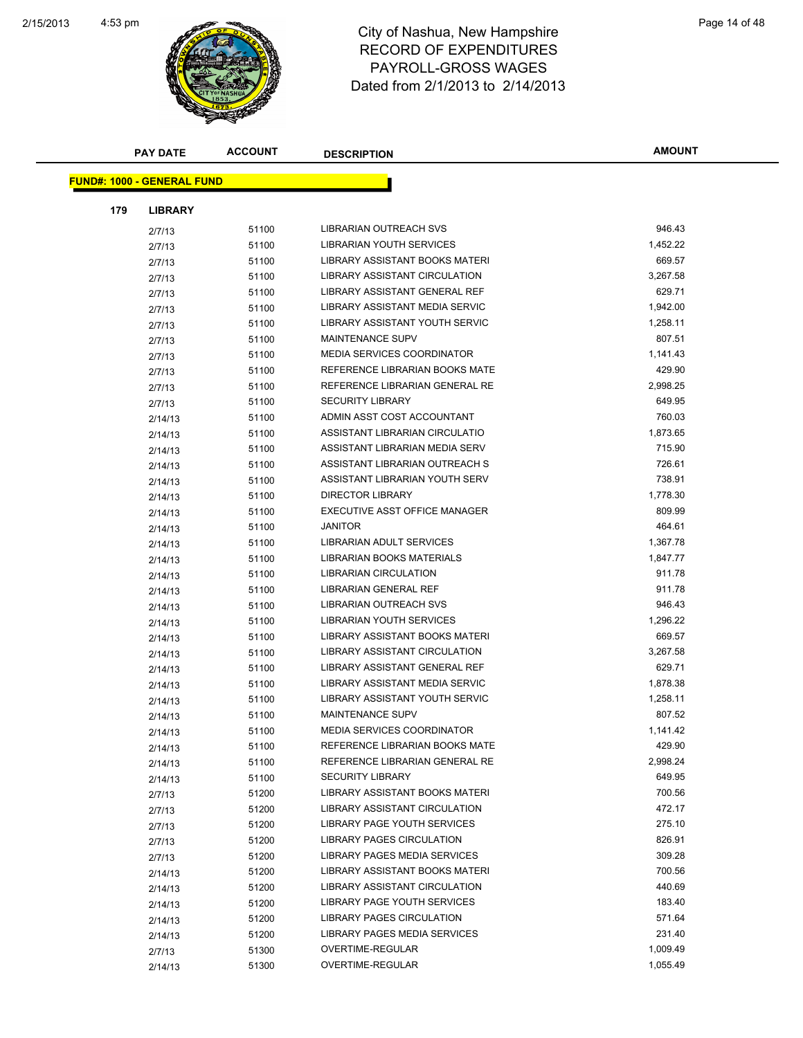# City of Nashua, New Hampshire
# RECORD OF EXPENDITURES
# PAYROLL-GROSS WAGES
# Dated from 2/1/2013 to 2/14/2013

| PAY DATE | ACCOUNT | DESCRIPTION | AMOUNT |
|---|---|---|---|

**FUND#: 1000 - GENERAL FUND**

**179 LIBRARY**

| PAY DATE | ACCOUNT | DESCRIPTION | AMOUNT |
|---|---|---|---|
| 2/7/13 | 51100 | LIBRARIAN OUTREACH SVS | 946.43 |
| 2/7/13 | 51100 | LIBRARIAN YOUTH SERVICES | 1,452.22 |
| 2/7/13 | 51100 | LIBRARY ASSISTANT BOOKS MATERI | 669.57 |
| 2/7/13 | 51100 | LIBRARY ASSISTANT CIRCULATION | 3,267.58 |
| 2/7/13 | 51100 | LIBRARY ASSISTANT GENERAL REF | 629.71 |
| 2/7/13 | 51100 | LIBRARY ASSISTANT MEDIA SERVIC | 1,942.00 |
| 2/7/13 | 51100 | LIBRARY ASSISTANT YOUTH SERVIC | 1,258.11 |
| 2/7/13 | 51100 | MAINTENANCE SUPV | 807.51 |
| 2/7/13 | 51100 | MEDIA SERVICES COORDINATOR | 1,141.43 |
| 2/7/13 | 51100 | REFERENCE LIBRARIAN BOOKS MATE | 429.90 |
| 2/7/13 | 51100 | REFERENCE LIBRARIAN GENERAL RE | 2,998.25 |
| 2/7/13 | 51100 | SECURITY LIBRARY | 649.95 |
| 2/14/13 | 51100 | ADMIN ASST COST ACCOUNTANT | 760.03 |
| 2/14/13 | 51100 | ASSISTANT LIBRARIAN CIRCULATIO | 1,873.65 |
| 2/14/13 | 51100 | ASSISTANT LIBRARIAN MEDIA SERV | 715.90 |
| 2/14/13 | 51100 | ASSISTANT LIBRARIAN OUTREACH S | 726.61 |
| 2/14/13 | 51100 | ASSISTANT LIBRARIAN YOUTH SERV | 738.91 |
| 2/14/13 | 51100 | DIRECTOR LIBRARY | 1,778.30 |
| 2/14/13 | 51100 | EXECUTIVE ASST OFFICE MANAGER | 809.99 |
| 2/14/13 | 51100 | JANITOR | 464.61 |
| 2/14/13 | 51100 | LIBRARIAN ADULT SERVICES | 1,367.78 |
| 2/14/13 | 51100 | LIBRARIAN BOOKS MATERIALS | 1,847.77 |
| 2/14/13 | 51100 | LIBRARIAN CIRCULATION | 911.78 |
| 2/14/13 | 51100 | LIBRARIAN GENERAL REF | 911.78 |
| 2/14/13 | 51100 | LIBRARIAN OUTREACH SVS | 946.43 |
| 2/14/13 | 51100 | LIBRARIAN YOUTH SERVICES | 1,296.22 |
| 2/14/13 | 51100 | LIBRARY ASSISTANT BOOKS MATERI | 669.57 |
| 2/14/13 | 51100 | LIBRARY ASSISTANT CIRCULATION | 3,267.58 |
| 2/14/13 | 51100 | LIBRARY ASSISTANT GENERAL REF | 629.71 |
| 2/14/13 | 51100 | LIBRARY ASSISTANT MEDIA SERVIC | 1,878.38 |
| 2/14/13 | 51100 | LIBRARY ASSISTANT YOUTH SERVIC | 1,258.11 |
| 2/14/13 | 51100 | MAINTENANCE SUPV | 807.52 |
| 2/14/13 | 51100 | MEDIA SERVICES COORDINATOR | 1,141.42 |
| 2/14/13 | 51100 | REFERENCE LIBRARIAN BOOKS MATE | 429.90 |
| 2/14/13 | 51100 | REFERENCE LIBRARIAN GENERAL RE | 2,998.24 |
| 2/14/13 | 51100 | SECURITY LIBRARY | 649.95 |
| 2/7/13 | 51200 | LIBRARY ASSISTANT BOOKS MATERI | 700.56 |
| 2/7/13 | 51200 | LIBRARY ASSISTANT CIRCULATION | 472.17 |
| 2/7/13 | 51200 | LIBRARY PAGE YOUTH SERVICES | 275.10 |
| 2/7/13 | 51200 | LIBRARY PAGES CIRCULATION | 826.91 |
| 2/7/13 | 51200 | LIBRARY PAGES MEDIA SERVICES | 309.28 |
| 2/14/13 | 51200 | LIBRARY ASSISTANT BOOKS MATERI | 700.56 |
| 2/14/13 | 51200 | LIBRARY ASSISTANT CIRCULATION | 440.69 |
| 2/14/13 | 51200 | LIBRARY PAGE YOUTH SERVICES | 183.40 |
| 2/14/13 | 51200 | LIBRARY PAGES CIRCULATION | 571.64 |
| 2/14/13 | 51200 | LIBRARY PAGES MEDIA SERVICES | 231.40 |
| 2/7/13 | 51300 | OVERTIME-REGULAR | 1,009.49 |
| 2/14/13 | 51300 | OVERTIME-REGULAR | 1,055.49 |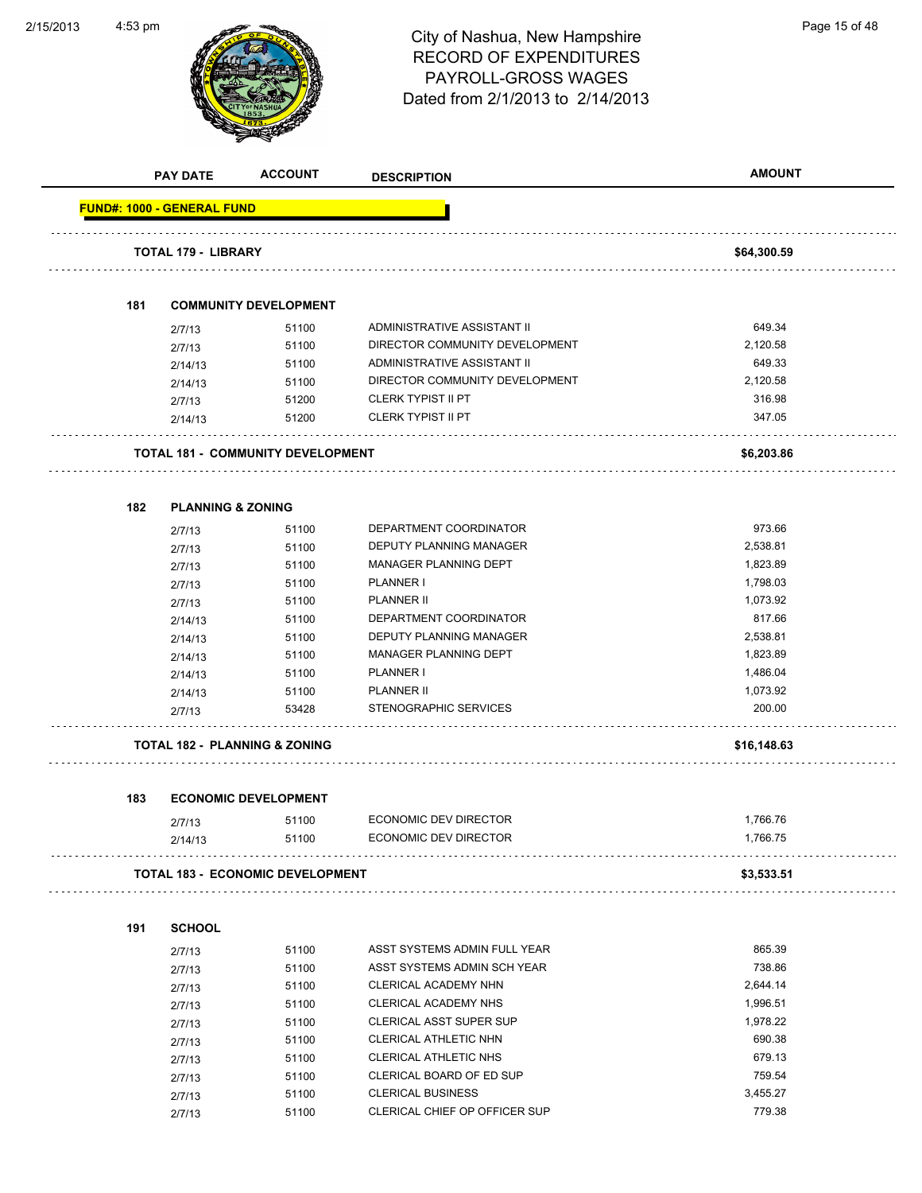# City of Nashua, New Hampshire
## RECORD OF EXPENDITURES
## PAYROLL-GROSS WAGES
### Dated from 2/1/2013 to 2/14/2013

| PAY DATE | ACCOUNT | DESCRIPTION | AMOUNT |
|---|---|---|---|

**FUND#: 1000 - GENERAL FUND**

| | | | |
|---|---|---|---|
| **TOTAL 179 - LIBRARY** | | | **$64,300.59** |

**181 COMMUNITY DEVELOPMENT**

| PAY DATE | ACCOUNT | DESCRIPTION | AMOUNT |
|---|---|---|---|
| 2/7/13 | 51100 | ADMINISTRATIVE ASSISTANT II | 649.34 |
| 2/7/13 | 51100 | DIRECTOR COMMUNITY DEVELOPMENT | 2,120.58 |
| 2/14/13 | 51100 | ADMINISTRATIVE ASSISTANT II | 649.33 |
| 2/14/13 | 51100 | DIRECTOR COMMUNITY DEVELOPMENT | 2,120.58 |
| 2/7/13 | 51200 | CLERK TYPIST II PT | 316.98 |
| 2/14/13 | 51200 | CLERK TYPIST II PT | 347.05 |
| **TOTAL 181 - COMMUNITY DEVELOPMENT** | | | **$6,203.86** |

**182 PLANNING & ZONING**

| PAY DATE | ACCOUNT | DESCRIPTION | AMOUNT |
|---|---|---|---|
| 2/7/13 | 51100 | DEPARTMENT COORDINATOR | 973.66 |
| 2/7/13 | 51100 | DEPUTY PLANNING MANAGER | 2,538.81 |
| 2/7/13 | 51100 | MANAGER PLANNING DEPT | 1,823.89 |
| 2/7/13 | 51100 | PLANNER I | 1,798.03 |
| 2/7/13 | 51100 | PLANNER II | 1,073.92 |
| 2/14/13 | 51100 | DEPARTMENT COORDINATOR | 817.66 |
| 2/14/13 | 51100 | DEPUTY PLANNING MANAGER | 2,538.81 |
| 2/14/13 | 51100 | MANAGER PLANNING DEPT | 1,823.89 |
| 2/14/13 | 51100 | PLANNER I | 1,486.04 |
| 2/14/13 | 51100 | PLANNER II | 1,073.92 |
| 2/7/13 | 53428 | STENOGRAPHIC SERVICES | 200.00 |
| **TOTAL 182 - PLANNING & ZONING** | | | **$16,148.63** |

**183 ECONOMIC DEVELOPMENT**

| PAY DATE | ACCOUNT | DESCRIPTION | AMOUNT |
|---|---|---|---|
| 2/7/13 | 51100 | ECONOMIC DEV DIRECTOR | 1,766.76 |
| 2/14/13 | 51100 | ECONOMIC DEV DIRECTOR | 1,766.75 |
| **TOTAL 183 - ECONOMIC DEVELOPMENT** | | | **$3,533.51** |

**191 SCHOOL**

| PAY DATE | ACCOUNT | DESCRIPTION | AMOUNT |
|---|---|---|---|
| 2/7/13 | 51100 | ASST SYSTEMS ADMIN FULL YEAR | 865.39 |
| 2/7/13 | 51100 | ASST SYSTEMS ADMIN SCH YEAR | 738.86 |
| 2/7/13 | 51100 | CLERICAL ACADEMY NHN | 2,644.14 |
| 2/7/13 | 51100 | CLERICAL ACADEMY NHS | 1,996.51 |
| 2/7/13 | 51100 | CLERICAL ASST SUPER SUP | 1,978.22 |
| 2/7/13 | 51100 | CLERICAL ATHLETIC NHN | 690.38 |
| 2/7/13 | 51100 | CLERICAL ATHLETIC NHS | 679.13 |
| 2/7/13 | 51100 | CLERICAL BOARD OF ED SUP | 759.54 |
| 2/7/13 | 51100 | CLERICAL BUSINESS | 3,455.27 |
| 2/7/13 | 51100 | CLERICAL CHIEF OP OFFICER SUP | 779.38 |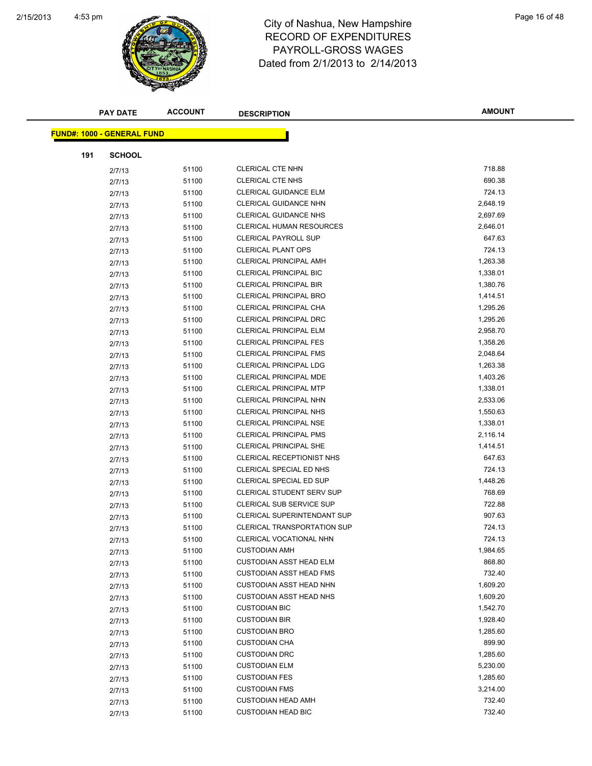# City of Nashua, New Hampshire
## RECORD OF EXPENDITURES
## PAYROLL-GROSS WAGES
## Dated from 2/1/2013 to 2/14/2013

**FUND#: 1000 - GENERAL FUND**

**191 SCHOOL**

| PAY DATE | ACCOUNT | DESCRIPTION | AMOUNT |
|---|---|---|---|
| 2/7/13 | 51100 | CLERICAL CTE NHN | 718.88 |
| 2/7/13 | 51100 | CLERICAL CTE NHS | 690.38 |
| 2/7/13 | 51100 | CLERICAL GUIDANCE ELM | 724.13 |
| 2/7/13 | 51100 | CLERICAL GUIDANCE NHN | 2,648.19 |
| 2/7/13 | 51100 | CLERICAL GUIDANCE NHS | 2,697.69 |
| 2/7/13 | 51100 | CLERICAL HUMAN RESOURCES | 2,646.01 |
| 2/7/13 | 51100 | CLERICAL PAYROLL SUP | 647.63 |
| 2/7/13 | 51100 | CLERICAL PLANT OPS | 724.13 |
| 2/7/13 | 51100 | CLERICAL PRINCIPAL AMH | 1,263.38 |
| 2/7/13 | 51100 | CLERICAL PRINCIPAL BIC | 1,338.01 |
| 2/7/13 | 51100 | CLERICAL PRINCIPAL BIR | 1,380.76 |
| 2/7/13 | 51100 | CLERICAL PRINCIPAL BRO | 1,414.51 |
| 2/7/13 | 51100 | CLERICAL PRINCIPAL CHA | 1,295.26 |
| 2/7/13 | 51100 | CLERICAL PRINCIPAL DRC | 1,295.26 |
| 2/7/13 | 51100 | CLERICAL PRINCIPAL ELM | 2,958.70 |
| 2/7/13 | 51100 | CLERICAL PRINCIPAL FES | 1,358.26 |
| 2/7/13 | 51100 | CLERICAL PRINCIPAL FMS | 2,048.64 |
| 2/7/13 | 51100 | CLERICAL PRINCIPAL LDG | 1,263.38 |
| 2/7/13 | 51100 | CLERICAL PRINCIPAL MDE | 1,403.26 |
| 2/7/13 | 51100 | CLERICAL PRINCIPAL MTP | 1,338.01 |
| 2/7/13 | 51100 | CLERICAL PRINCIPAL NHN | 2,533.06 |
| 2/7/13 | 51100 | CLERICAL PRINCIPAL NHS | 1,550.63 |
| 2/7/13 | 51100 | CLERICAL PRINCIPAL NSE | 1,338.01 |
| 2/7/13 | 51100 | CLERICAL PRINCIPAL PMS | 2,116.14 |
| 2/7/13 | 51100 | CLERICAL PRINCIPAL SHE | 1,414.51 |
| 2/7/13 | 51100 | CLERICAL RECEPTIONIST NHS | 647.63 |
| 2/7/13 | 51100 | CLERICAL SPECIAL ED NHS | 724.13 |
| 2/7/13 | 51100 | CLERICAL SPECIAL ED SUP | 1,448.26 |
| 2/7/13 | 51100 | CLERICAL STUDENT SERV SUP | 768.69 |
| 2/7/13 | 51100 | CLERICAL SUB SERVICE SUP | 722.88 |
| 2/7/13 | 51100 | CLERICAL SUPERINTENDANT SUP | 907.63 |
| 2/7/13 | 51100 | CLERICAL TRANSPORTATION SUP | 724.13 |
| 2/7/13 | 51100 | CLERICAL VOCATIONAL NHN | 724.13 |
| 2/7/13 | 51100 | CUSTODIAN AMH | 1,984.65 |
| 2/7/13 | 51100 | CUSTODIAN ASST HEAD ELM | 868.80 |
| 2/7/13 | 51100 | CUSTODIAN ASST HEAD FMS | 732.40 |
| 2/7/13 | 51100 | CUSTODIAN ASST HEAD NHN | 1,609.20 |
| 2/7/13 | 51100 | CUSTODIAN ASST HEAD NHS | 1,609.20 |
| 2/7/13 | 51100 | CUSTODIAN BIC | 1,542.70 |
| 2/7/13 | 51100 | CUSTODIAN BIR | 1,928.40 |
| 2/7/13 | 51100 | CUSTODIAN BRO | 1,285.60 |
| 2/7/13 | 51100 | CUSTODIAN CHA | 899.90 |
| 2/7/13 | 51100 | CUSTODIAN DRC | 1,285.60 |
| 2/7/13 | 51100 | CUSTODIAN ELM | 5,230.00 |
| 2/7/13 | 51100 | CUSTODIAN FES | 1,285.60 |
| 2/7/13 | 51100 | CUSTODIAN FMS | 3,214.00 |
| 2/7/13 | 51100 | CUSTODIAN HEAD AMH | 732.40 |
| 2/7/13 | 51100 | CUSTODIAN HEAD BIC | 732.40 |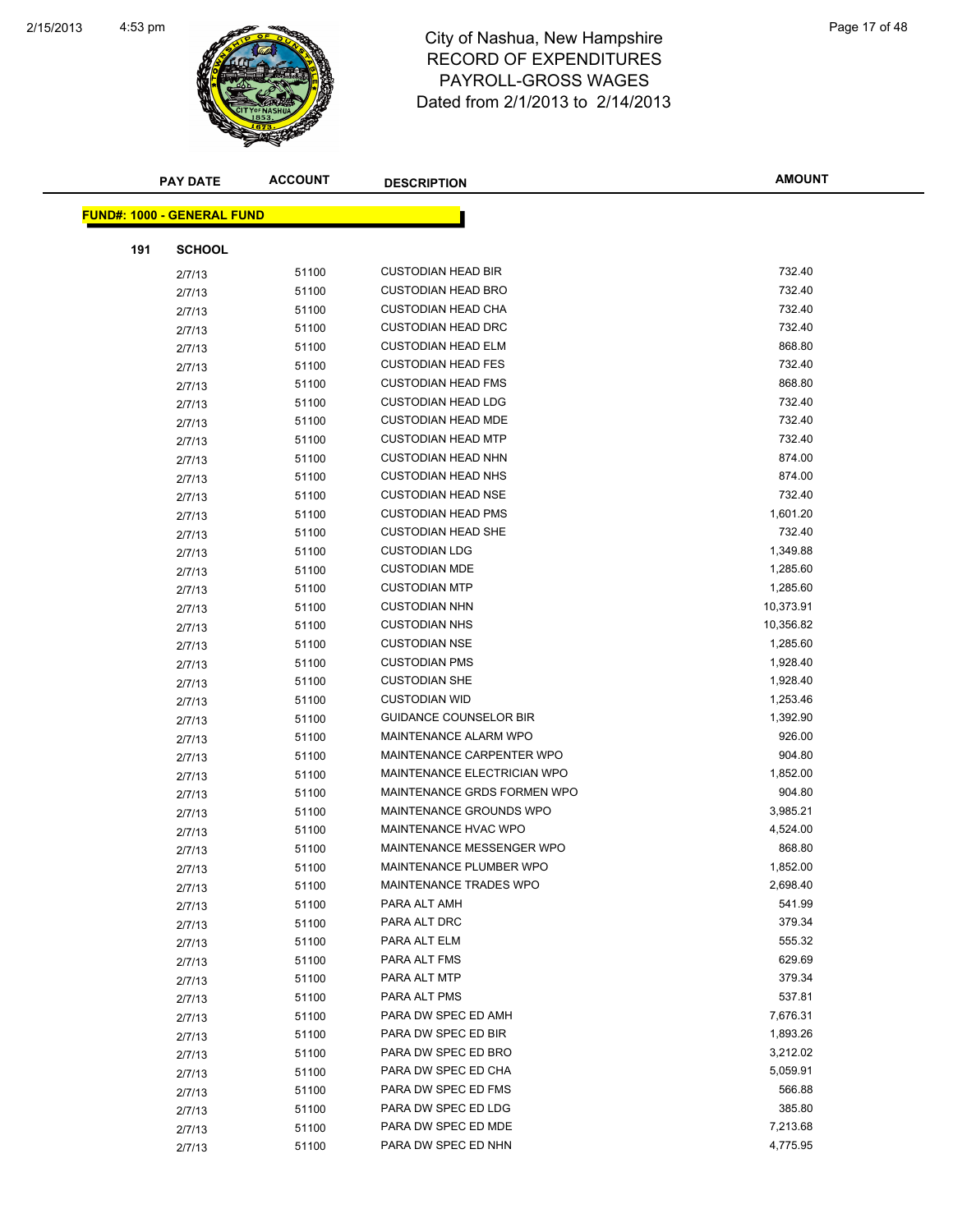# City of Nashua, New Hampshire
# RECORD OF EXPENDITURES
# PAYROLL-GROSS WAGES
# Dated from 2/1/2013 to 2/14/2013

| PAY DATE | ACCOUNT | DESCRIPTION | AMOUNT |
|---|---|---|---|

**FUND#: 1000 - GENERAL FUND**

**191 SCHOOL**

| PAY DATE | ACCOUNT | DESCRIPTION | AMOUNT |
|---|---|---|---|
| 2/7/13 | 51100 | CUSTODIAN HEAD BIR | 732.40 |
| 2/7/13 | 51100 | CUSTODIAN HEAD BRO | 732.40 |
| 2/7/13 | 51100 | CUSTODIAN HEAD CHA | 732.40 |
| 2/7/13 | 51100 | CUSTODIAN HEAD DRC | 732.40 |
| 2/7/13 | 51100 | CUSTODIAN HEAD ELM | 868.80 |
| 2/7/13 | 51100 | CUSTODIAN HEAD FES | 732.40 |
| 2/7/13 | 51100 | CUSTODIAN HEAD FMS | 868.80 |
| 2/7/13 | 51100 | CUSTODIAN HEAD LDG | 732.40 |
| 2/7/13 | 51100 | CUSTODIAN HEAD MDE | 732.40 |
| 2/7/13 | 51100 | CUSTODIAN HEAD MTP | 732.40 |
| 2/7/13 | 51100 | CUSTODIAN HEAD NHN | 874.00 |
| 2/7/13 | 51100 | CUSTODIAN HEAD NHS | 874.00 |
| 2/7/13 | 51100 | CUSTODIAN HEAD NSE | 732.40 |
| 2/7/13 | 51100 | CUSTODIAN HEAD PMS | 1,601.20 |
| 2/7/13 | 51100 | CUSTODIAN HEAD SHE | 732.40 |
| 2/7/13 | 51100 | CUSTODIAN LDG | 1,349.88 |
| 2/7/13 | 51100 | CUSTODIAN MDE | 1,285.60 |
| 2/7/13 | 51100 | CUSTODIAN MTP | 1,285.60 |
| 2/7/13 | 51100 | CUSTODIAN NHN | 10,373.91 |
| 2/7/13 | 51100 | CUSTODIAN NHS | 10,356.82 |
| 2/7/13 | 51100 | CUSTODIAN NSE | 1,285.60 |
| 2/7/13 | 51100 | CUSTODIAN PMS | 1,928.40 |
| 2/7/13 | 51100 | CUSTODIAN SHE | 1,928.40 |
| 2/7/13 | 51100 | CUSTODIAN WID | 1,253.46 |
| 2/7/13 | 51100 | GUIDANCE COUNSELOR BIR | 1,392.90 |
| 2/7/13 | 51100 | MAINTENANCE ALARM WPO | 926.00 |
| 2/7/13 | 51100 | MAINTENANCE CARPENTER WPO | 904.80 |
| 2/7/13 | 51100 | MAINTENANCE ELECTRICIAN WPO | 1,852.00 |
| 2/7/13 | 51100 | MAINTENANCE GRDS FORMEN WPO | 904.80 |
| 2/7/13 | 51100 | MAINTENANCE GROUNDS WPO | 3,985.21 |
| 2/7/13 | 51100 | MAINTENANCE HVAC WPO | 4,524.00 |
| 2/7/13 | 51100 | MAINTENANCE MESSENGER WPO | 868.80 |
| 2/7/13 | 51100 | MAINTENANCE PLUMBER WPO | 1,852.00 |
| 2/7/13 | 51100 | MAINTENANCE TRADES WPO | 2,698.40 |
| 2/7/13 | 51100 | PARA ALT AMH | 541.99 |
| 2/7/13 | 51100 | PARA ALT DRC | 379.34 |
| 2/7/13 | 51100 | PARA ALT ELM | 555.32 |
| 2/7/13 | 51100 | PARA ALT FMS | 629.69 |
| 2/7/13 | 51100 | PARA ALT MTP | 379.34 |
| 2/7/13 | 51100 | PARA ALT PMS | 537.81 |
| 2/7/13 | 51100 | PARA DW SPEC ED AMH | 7,676.31 |
| 2/7/13 | 51100 | PARA DW SPEC ED BIR | 1,893.26 |
| 2/7/13 | 51100 | PARA DW SPEC ED BRO | 3,212.02 |
| 2/7/13 | 51100 | PARA DW SPEC ED CHA | 5,059.91 |
| 2/7/13 | 51100 | PARA DW SPEC ED FMS | 566.88 |
| 2/7/13 | 51100 | PARA DW SPEC ED LDG | 385.80 |
| 2/7/13 | 51100 | PARA DW SPEC ED MDE | 7,213.68 |
| 2/7/13 | 51100 | PARA DW SPEC ED NHN | 4,775.95 |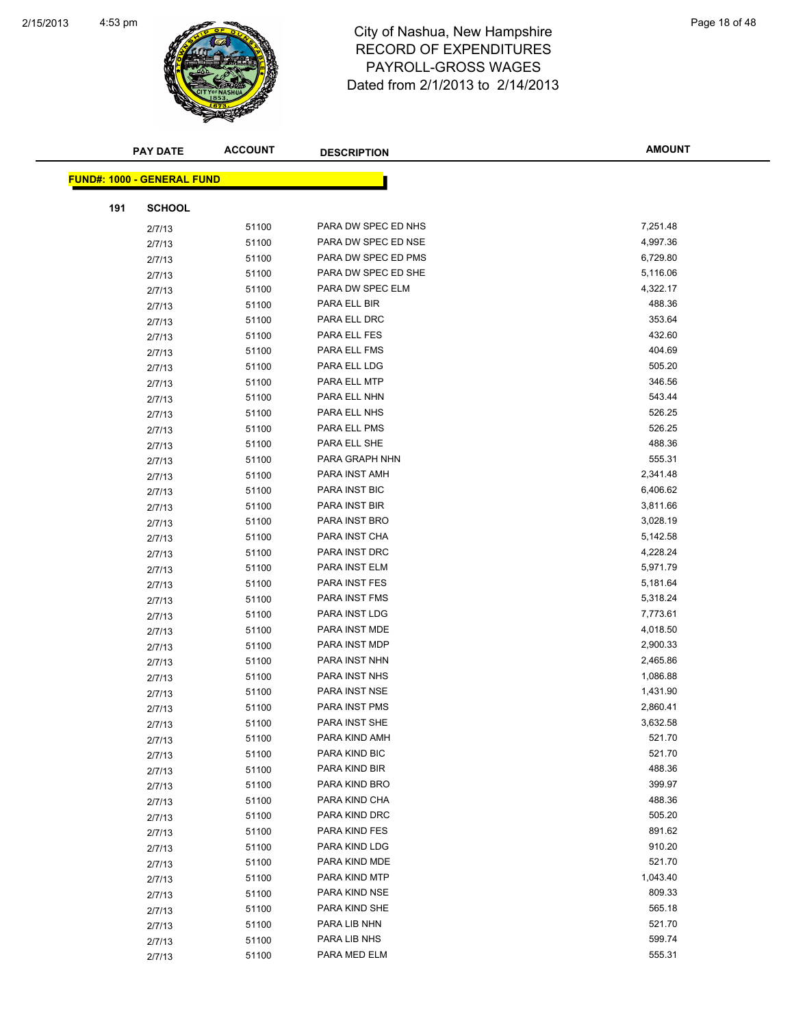# City of Nashua, New Hampshire
## RECORD OF EXPENDITURES
## PAYROLL-GROSS WAGES
## Dated from 2/1/2013 to 2/14/2013

**FUND#: 1000 - GENERAL FUND**

**191 SCHOOL**

| PAY DATE | ACCOUNT | DESCRIPTION | AMOUNT |
|---|---|---|---|
| 2/7/13 | 51100 | PARA DW SPEC ED NHS | 7,251.48 |
| 2/7/13 | 51100 | PARA DW SPEC ED NSE | 4,997.36 |
| 2/7/13 | 51100 | PARA DW SPEC ED PMS | 6,729.80 |
| 2/7/13 | 51100 | PARA DW SPEC ED SHE | 5,116.06 |
| 2/7/13 | 51100 | PARA DW SPEC ELM | 4,322.17 |
| 2/7/13 | 51100 | PARA ELL BIR | 488.36 |
| 2/7/13 | 51100 | PARA ELL DRC | 353.64 |
| 2/7/13 | 51100 | PARA ELL FES | 432.60 |
| 2/7/13 | 51100 | PARA ELL FMS | 404.69 |
| 2/7/13 | 51100 | PARA ELL LDG | 505.20 |
| 2/7/13 | 51100 | PARA ELL MTP | 346.56 |
| 2/7/13 | 51100 | PARA ELL NHN | 543.44 |
| 2/7/13 | 51100 | PARA ELL NHS | 526.25 |
| 2/7/13 | 51100 | PARA ELL PMS | 526.25 |
| 2/7/13 | 51100 | PARA ELL SHE | 488.36 |
| 2/7/13 | 51100 | PARA GRAPH NHN | 555.31 |
| 2/7/13 | 51100 | PARA INST AMH | 2,341.48 |
| 2/7/13 | 51100 | PARA INST BIC | 6,406.62 |
| 2/7/13 | 51100 | PARA INST BIR | 3,811.66 |
| 2/7/13 | 51100 | PARA INST BRO | 3,028.19 |
| 2/7/13 | 51100 | PARA INST CHA | 5,142.58 |
| 2/7/13 | 51100 | PARA INST DRC | 4,228.24 |
| 2/7/13 | 51100 | PARA INST ELM | 5,971.79 |
| 2/7/13 | 51100 | PARA INST FES | 5,181.64 |
| 2/7/13 | 51100 | PARA INST FMS | 5,318.24 |
| 2/7/13 | 51100 | PARA INST LDG | 7,773.61 |
| 2/7/13 | 51100 | PARA INST MDE | 4,018.50 |
| 2/7/13 | 51100 | PARA INST MDP | 2,900.33 |
| 2/7/13 | 51100 | PARA INST NHN | 2,465.86 |
| 2/7/13 | 51100 | PARA INST NHS | 1,086.88 |
| 2/7/13 | 51100 | PARA INST NSE | 1,431.90 |
| 2/7/13 | 51100 | PARA INST PMS | 2,860.41 |
| 2/7/13 | 51100 | PARA INST SHE | 3,632.58 |
| 2/7/13 | 51100 | PARA KIND AMH | 521.70 |
| 2/7/13 | 51100 | PARA KIND BIC | 521.70 |
| 2/7/13 | 51100 | PARA KIND BIR | 488.36 |
| 2/7/13 | 51100 | PARA KIND BRO | 399.97 |
| 2/7/13 | 51100 | PARA KIND CHA | 488.36 |
| 2/7/13 | 51100 | PARA KIND DRC | 505.20 |
| 2/7/13 | 51100 | PARA KIND FES | 891.62 |
| 2/7/13 | 51100 | PARA KIND LDG | 910.20 |
| 2/7/13 | 51100 | PARA KIND MDE | 521.70 |
| 2/7/13 | 51100 | PARA KIND MTP | 1,043.40 |
| 2/7/13 | 51100 | PARA KIND NSE | 809.33 |
| 2/7/13 | 51100 | PARA KIND SHE | 565.18 |
| 2/7/13 | 51100 | PARA LIB NHN | 521.70 |
| 2/7/13 | 51100 | PARA LIB NHS | 599.74 |
| 2/7/13 | 51100 | PARA MED ELM | 555.31 |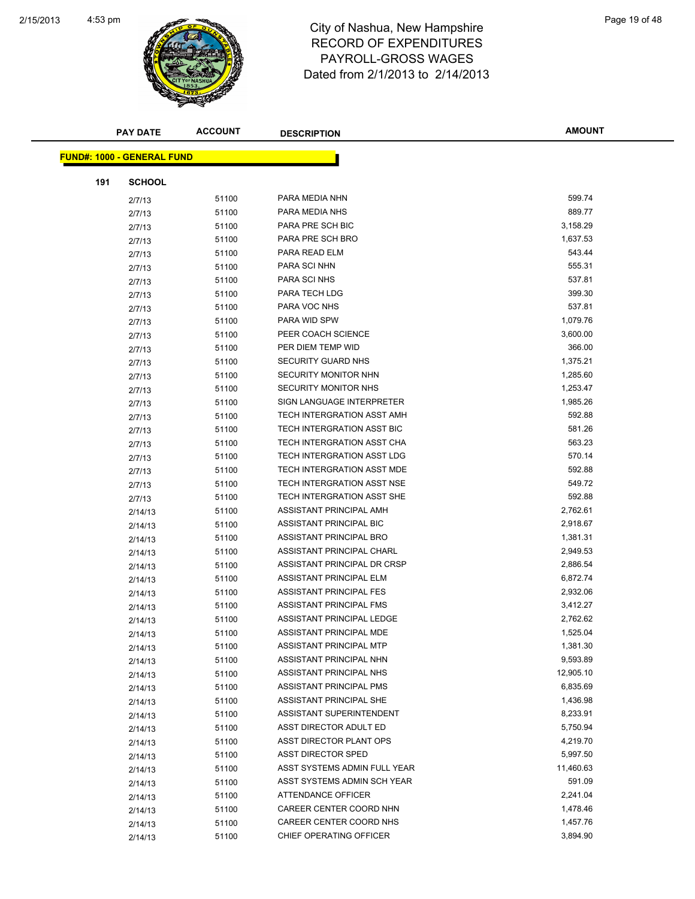# City of Nashua, New Hampshire
## RECORD OF EXPENDITURES
## PAYROLL-GROSS WAGES
### Dated from 2/1/2013 to 2/14/2013

**FUND#: 1000 - GENERAL FUND**

**191 SCHOOL**

| PAY DATE | ACCOUNT | DESCRIPTION | AMOUNT |
|---|---|---|---|
| 2/7/13 | 51100 | PARA MEDIA NHN | 599.74 |
| 2/7/13 | 51100 | PARA MEDIA NHS | 889.77 |
| 2/7/13 | 51100 | PARA PRE SCH BIC | 3,158.29 |
| 2/7/13 | 51100 | PARA PRE SCH BRO | 1,637.53 |
| 2/7/13 | 51100 | PARA READ ELM | 543.44 |
| 2/7/13 | 51100 | PARA SCI NHN | 555.31 |
| 2/7/13 | 51100 | PARA SCI NHS | 537.81 |
| 2/7/13 | 51100 | PARA TECH LDG | 399.30 |
| 2/7/13 | 51100 | PARA VOC NHS | 537.81 |
| 2/7/13 | 51100 | PARA WID SPW | 1,079.76 |
| 2/7/13 | 51100 | PEER COACH SCIENCE | 3,600.00 |
| 2/7/13 | 51100 | PER DIEM TEMP WID | 366.00 |
| 2/7/13 | 51100 | SECURITY GUARD NHS | 1,375.21 |
| 2/7/13 | 51100 | SECURITY MONITOR NHN | 1,285.60 |
| 2/7/13 | 51100 | SECURITY MONITOR NHS | 1,253.47 |
| 2/7/13 | 51100 | SIGN LANGUAGE INTERPRETER | 1,985.26 |
| 2/7/13 | 51100 | TECH INTERGRATION ASST AMH | 592.88 |
| 2/7/13 | 51100 | TECH INTERGRATION ASST BIC | 581.26 |
| 2/7/13 | 51100 | TECH INTERGRATION ASST CHA | 563.23 |
| 2/7/13 | 51100 | TECH INTERGRATION ASST LDG | 570.14 |
| 2/7/13 | 51100 | TECH INTERGRATION ASST MDE | 592.88 |
| 2/7/13 | 51100 | TECH INTERGRATION ASST NSE | 549.72 |
| 2/7/13 | 51100 | TECH INTERGRATION ASST SHE | 592.88 |
| 2/14/13 | 51100 | ASSISTANT PRINCIPAL AMH | 2,762.61 |
| 2/14/13 | 51100 | ASSISTANT PRINCIPAL BIC | 2,918.67 |
| 2/14/13 | 51100 | ASSISTANT PRINCIPAL BRO | 1,381.31 |
| 2/14/13 | 51100 | ASSISTANT PRINCIPAL CHARL | 2,949.53 |
| 2/14/13 | 51100 | ASSISTANT PRINCIPAL DR CRSP | 2,886.54 |
| 2/14/13 | 51100 | ASSISTANT PRINCIPAL ELM | 6,872.74 |
| 2/14/13 | 51100 | ASSISTANT PRINCIPAL FES | 2,932.06 |
| 2/14/13 | 51100 | ASSISTANT PRINCIPAL FMS | 3,412.27 |
| 2/14/13 | 51100 | ASSISTANT PRINCIPAL LEDGE | 2,762.62 |
| 2/14/13 | 51100 | ASSISTANT PRINCIPAL MDE | 1,525.04 |
| 2/14/13 | 51100 | ASSISTANT PRINCIPAL MTP | 1,381.30 |
| 2/14/13 | 51100 | ASSISTANT PRINCIPAL NHN | 9,593.89 |
| 2/14/13 | 51100 | ASSISTANT PRINCIPAL NHS | 12,905.10 |
| 2/14/13 | 51100 | ASSISTANT PRINCIPAL PMS | 6,835.69 |
| 2/14/13 | 51100 | ASSISTANT PRINCIPAL SHE | 1,436.98 |
| 2/14/13 | 51100 | ASSISTANT SUPERINTENDENT | 8,233.91 |
| 2/14/13 | 51100 | ASST DIRECTOR ADULT ED | 5,750.94 |
| 2/14/13 | 51100 | ASST DIRECTOR PLANT OPS | 4,219.70 |
| 2/14/13 | 51100 | ASST DIRECTOR SPED | 5,997.50 |
| 2/14/13 | 51100 | ASST SYSTEMS ADMIN FULL YEAR | 11,460.63 |
| 2/14/13 | 51100 | ASST SYSTEMS ADMIN SCH YEAR | 591.09 |
| 2/14/13 | 51100 | ATTENDANCE OFFICER | 2,241.04 |
| 2/14/13 | 51100 | CAREER CENTER COORD NHN | 1,478.46 |
| 2/14/13 | 51100 | CAREER CENTER COORD NHS | 1,457.76 |
| 2/14/13 | 51100 | CHIEF OPERATING OFFICER | 3,894.90 |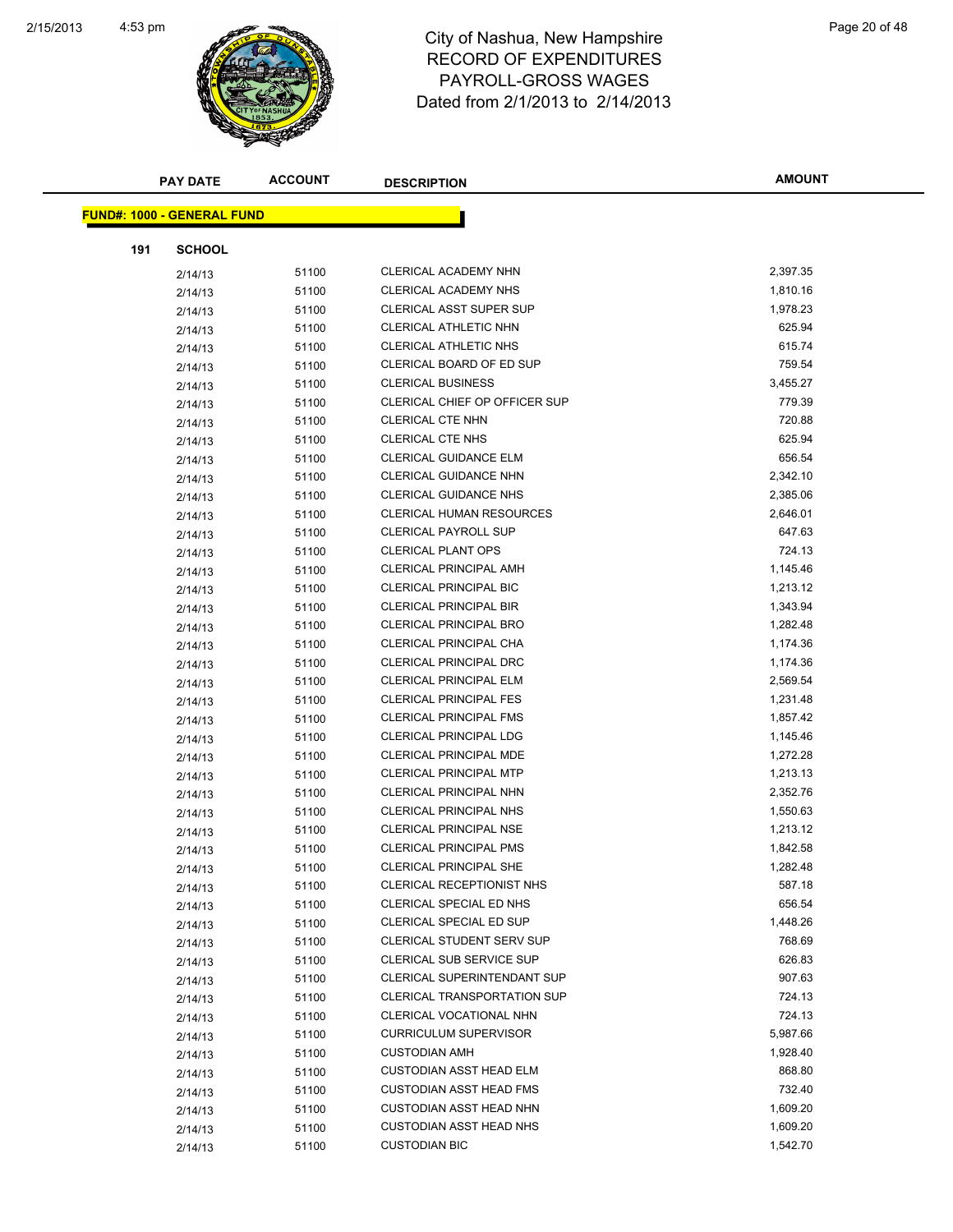# City of Nashua, New Hampshire
## RECORD OF EXPENDITURES
## PAYROLL-GROSS WAGES
Dated from 2/1/2013 to 2/14/2013

**FUND#: 1000 - GENERAL FUND**

**191 SCHOOL**

| PAY DATE | ACCOUNT | DESCRIPTION | AMOUNT |
|---|---|---|---|
| 2/14/13 | 51100 | CLERICAL ACADEMY NHN | 2,397.35 |
| 2/14/13 | 51100 | CLERICAL ACADEMY NHS | 1,810.16 |
| 2/14/13 | 51100 | CLERICAL ASST SUPER SUP | 1,978.23 |
| 2/14/13 | 51100 | CLERICAL ATHLETIC NHN | 625.94 |
| 2/14/13 | 51100 | CLERICAL ATHLETIC NHS | 615.74 |
| 2/14/13 | 51100 | CLERICAL BOARD OF ED SUP | 759.54 |
| 2/14/13 | 51100 | CLERICAL BUSINESS | 3,455.27 |
| 2/14/13 | 51100 | CLERICAL CHIEF OP OFFICER SUP | 779.39 |
| 2/14/13 | 51100 | CLERICAL CTE NHN | 720.88 |
| 2/14/13 | 51100 | CLERICAL CTE NHS | 625.94 |
| 2/14/13 | 51100 | CLERICAL GUIDANCE ELM | 656.54 |
| 2/14/13 | 51100 | CLERICAL GUIDANCE NHN | 2,342.10 |
| 2/14/13 | 51100 | CLERICAL GUIDANCE NHS | 2,385.06 |
| 2/14/13 | 51100 | CLERICAL HUMAN RESOURCES | 2,646.01 |
| 2/14/13 | 51100 | CLERICAL PAYROLL SUP | 647.63 |
| 2/14/13 | 51100 | CLERICAL PLANT OPS | 724.13 |
| 2/14/13 | 51100 | CLERICAL PRINCIPAL AMH | 1,145.46 |
| 2/14/13 | 51100 | CLERICAL PRINCIPAL BIC | 1,213.12 |
| 2/14/13 | 51100 | CLERICAL PRINCIPAL BIR | 1,343.94 |
| 2/14/13 | 51100 | CLERICAL PRINCIPAL BRO | 1,282.48 |
| 2/14/13 | 51100 | CLERICAL PRINCIPAL CHA | 1,174.36 |
| 2/14/13 | 51100 | CLERICAL PRINCIPAL DRC | 1,174.36 |
| 2/14/13 | 51100 | CLERICAL PRINCIPAL ELM | 2,569.54 |
| 2/14/13 | 51100 | CLERICAL PRINCIPAL FES | 1,231.48 |
| 2/14/13 | 51100 | CLERICAL PRINCIPAL FMS | 1,857.42 |
| 2/14/13 | 51100 | CLERICAL PRINCIPAL LDG | 1,145.46 |
| 2/14/13 | 51100 | CLERICAL PRINCIPAL MDE | 1,272.28 |
| 2/14/13 | 51100 | CLERICAL PRINCIPAL MTP | 1,213.13 |
| 2/14/13 | 51100 | CLERICAL PRINCIPAL NHN | 2,352.76 |
| 2/14/13 | 51100 | CLERICAL PRINCIPAL NHS | 1,550.63 |
| 2/14/13 | 51100 | CLERICAL PRINCIPAL NSE | 1,213.12 |
| 2/14/13 | 51100 | CLERICAL PRINCIPAL PMS | 1,842.58 |
| 2/14/13 | 51100 | CLERICAL PRINCIPAL SHE | 1,282.48 |
| 2/14/13 | 51100 | CLERICAL RECEPTIONIST NHS | 587.18 |
| 2/14/13 | 51100 | CLERICAL SPECIAL ED NHS | 656.54 |
| 2/14/13 | 51100 | CLERICAL SPECIAL ED SUP | 1,448.26 |
| 2/14/13 | 51100 | CLERICAL STUDENT SERV SUP | 768.69 |
| 2/14/13 | 51100 | CLERICAL SUB SERVICE SUP | 626.83 |
| 2/14/13 | 51100 | CLERICAL SUPERINTENDANT SUP | 907.63 |
| 2/14/13 | 51100 | CLERICAL TRANSPORTATION SUP | 724.13 |
| 2/14/13 | 51100 | CLERICAL VOCATIONAL NHN | 724.13 |
| 2/14/13 | 51100 | CURRICULUM SUPERVISOR | 5,987.66 |
| 2/14/13 | 51100 | CUSTODIAN AMH | 1,928.40 |
| 2/14/13 | 51100 | CUSTODIAN ASST HEAD ELM | 868.80 |
| 2/14/13 | 51100 | CUSTODIAN ASST HEAD FMS | 732.40 |
| 2/14/13 | 51100 | CUSTODIAN ASST HEAD NHN | 1,609.20 |
| 2/14/13 | 51100 | CUSTODIAN ASST HEAD NHS | 1,609.20 |
| 2/14/13 | 51100 | CUSTODIAN BIC | 1,542.70 |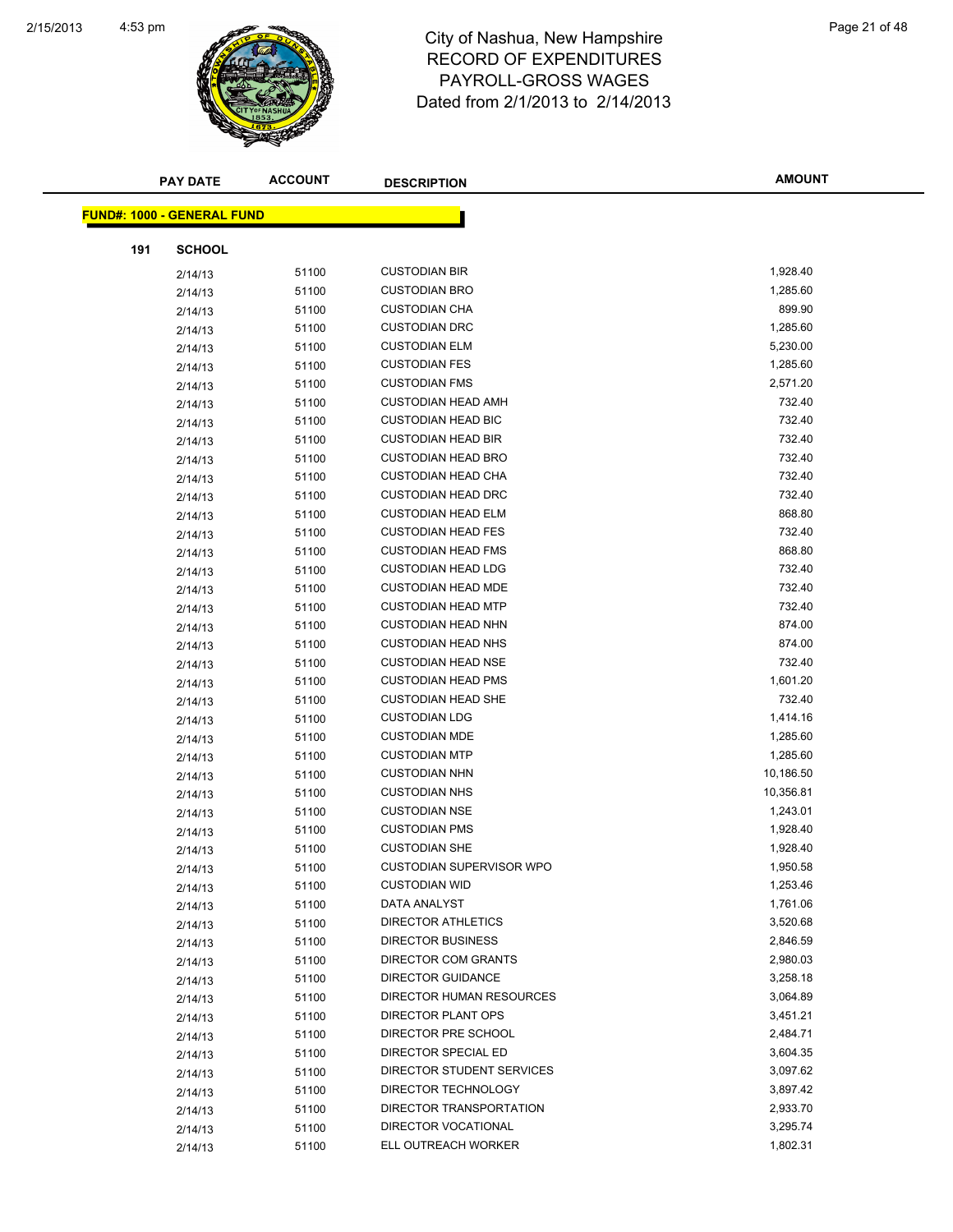# City of Nashua, New Hampshire
## RECORD OF EXPENDITURES
## PAYROLL-GROSS WAGES
### Dated from 2/1/2013 to 2/14/2013

**FUND#: 1000 - GENERAL FUND**

**191 SCHOOL**

| PAY DATE | ACCOUNT | DESCRIPTION | AMOUNT |
|---|---|---|---|
| 2/14/13 | 51100 | CUSTODIAN BIR | 1,928.40 |
| 2/14/13 | 51100 | CUSTODIAN BRO | 1,285.60 |
| 2/14/13 | 51100 | CUSTODIAN CHA | 899.90 |
| 2/14/13 | 51100 | CUSTODIAN DRC | 1,285.60 |
| 2/14/13 | 51100 | CUSTODIAN ELM | 5,230.00 |
| 2/14/13 | 51100 | CUSTODIAN FES | 1,285.60 |
| 2/14/13 | 51100 | CUSTODIAN FMS | 2,571.20 |
| 2/14/13 | 51100 | CUSTODIAN HEAD AMH | 732.40 |
| 2/14/13 | 51100 | CUSTODIAN HEAD BIC | 732.40 |
| 2/14/13 | 51100 | CUSTODIAN HEAD BIR | 732.40 |
| 2/14/13 | 51100 | CUSTODIAN HEAD BRO | 732.40 |
| 2/14/13 | 51100 | CUSTODIAN HEAD CHA | 732.40 |
| 2/14/13 | 51100 | CUSTODIAN HEAD DRC | 732.40 |
| 2/14/13 | 51100 | CUSTODIAN HEAD ELM | 868.80 |
| 2/14/13 | 51100 | CUSTODIAN HEAD FES | 732.40 |
| 2/14/13 | 51100 | CUSTODIAN HEAD FMS | 868.80 |
| 2/14/13 | 51100 | CUSTODIAN HEAD LDG | 732.40 |
| 2/14/13 | 51100 | CUSTODIAN HEAD MDE | 732.40 |
| 2/14/13 | 51100 | CUSTODIAN HEAD MTP | 732.40 |
| 2/14/13 | 51100 | CUSTODIAN HEAD NHN | 874.00 |
| 2/14/13 | 51100 | CUSTODIAN HEAD NHS | 874.00 |
| 2/14/13 | 51100 | CUSTODIAN HEAD NSE | 732.40 |
| 2/14/13 | 51100 | CUSTODIAN HEAD PMS | 1,601.20 |
| 2/14/13 | 51100 | CUSTODIAN HEAD SHE | 732.40 |
| 2/14/13 | 51100 | CUSTODIAN LDG | 1,414.16 |
| 2/14/13 | 51100 | CUSTODIAN MDE | 1,285.60 |
| 2/14/13 | 51100 | CUSTODIAN MTP | 1,285.60 |
| 2/14/13 | 51100 | CUSTODIAN NHN | 10,186.50 |
| 2/14/13 | 51100 | CUSTODIAN NHS | 10,356.81 |
| 2/14/13 | 51100 | CUSTODIAN NSE | 1,243.01 |
| 2/14/13 | 51100 | CUSTODIAN PMS | 1,928.40 |
| 2/14/13 | 51100 | CUSTODIAN SHE | 1,928.40 |
| 2/14/13 | 51100 | CUSTODIAN SUPERVISOR WPO | 1,950.58 |
| 2/14/13 | 51100 | CUSTODIAN WID | 1,253.46 |
| 2/14/13 | 51100 | DATA ANALYST | 1,761.06 |
| 2/14/13 | 51100 | DIRECTOR ATHLETICS | 3,520.68 |
| 2/14/13 | 51100 | DIRECTOR BUSINESS | 2,846.59 |
| 2/14/13 | 51100 | DIRECTOR COM GRANTS | 2,980.03 |
| 2/14/13 | 51100 | DIRECTOR GUIDANCE | 3,258.18 |
| 2/14/13 | 51100 | DIRECTOR HUMAN RESOURCES | 3,064.89 |
| 2/14/13 | 51100 | DIRECTOR PLANT OPS | 3,451.21 |
| 2/14/13 | 51100 | DIRECTOR PRE SCHOOL | 2,484.71 |
| 2/14/13 | 51100 | DIRECTOR SPECIAL ED | 3,604.35 |
| 2/14/13 | 51100 | DIRECTOR STUDENT SERVICES | 3,097.62 |
| 2/14/13 | 51100 | DIRECTOR TECHNOLOGY | 3,897.42 |
| 2/14/13 | 51100 | DIRECTOR TRANSPORTATION | 2,933.70 |
| 2/14/13 | 51100 | DIRECTOR VOCATIONAL | 3,295.74 |
| 2/14/13 | 51100 | ELL OUTREACH WORKER | 1,802.31 |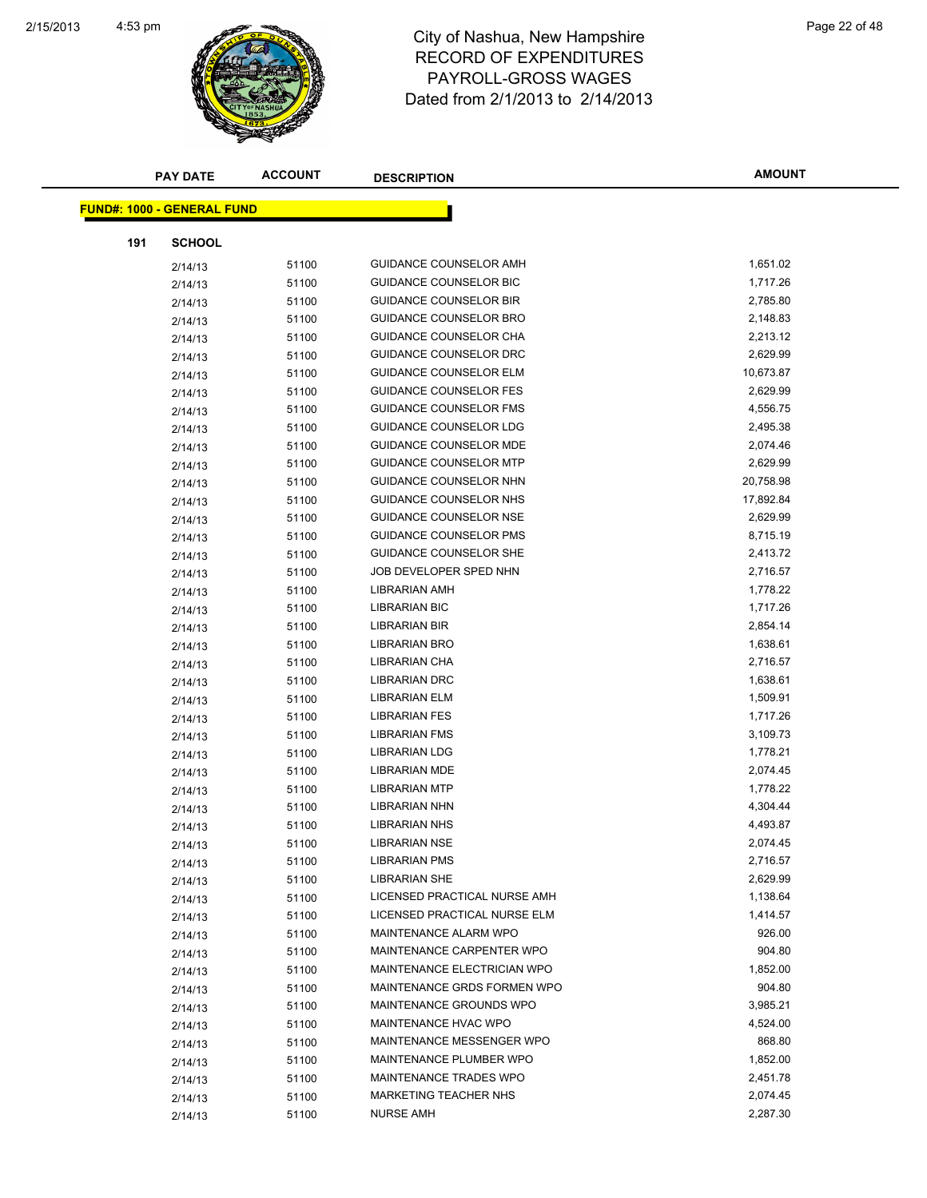# City of Nashua, New Hampshire
## RECORD OF EXPENDITURES
## PAYROLL-GROSS WAGES
## Dated from 2/1/2013 to 2/14/2013

**FUND#: 1000 - GENERAL FUND**

**191 SCHOOL**

| PAY DATE | ACCOUNT | DESCRIPTION | AMOUNT |
|---|---|---|---|
| 2/14/13 | 51100 | GUIDANCE COUNSELOR AMH | 1,651.02 |
| 2/14/13 | 51100 | GUIDANCE COUNSELOR BIC | 1,717.26 |
| 2/14/13 | 51100 | GUIDANCE COUNSELOR BIR | 2,785.80 |
| 2/14/13 | 51100 | GUIDANCE COUNSELOR BRO | 2,148.83 |
| 2/14/13 | 51100 | GUIDANCE COUNSELOR CHA | 2,213.12 |
| 2/14/13 | 51100 | GUIDANCE COUNSELOR DRC | 2,629.99 |
| 2/14/13 | 51100 | GUIDANCE COUNSELOR ELM | 10,673.87 |
| 2/14/13 | 51100 | GUIDANCE COUNSELOR FES | 2,629.99 |
| 2/14/13 | 51100 | GUIDANCE COUNSELOR FMS | 4,556.75 |
| 2/14/13 | 51100 | GUIDANCE COUNSELOR LDG | 2,495.38 |
| 2/14/13 | 51100 | GUIDANCE COUNSELOR MDE | 2,074.46 |
| 2/14/13 | 51100 | GUIDANCE COUNSELOR MTP | 2,629.99 |
| 2/14/13 | 51100 | GUIDANCE COUNSELOR NHN | 20,758.98 |
| 2/14/13 | 51100 | GUIDANCE COUNSELOR NHS | 17,892.84 |
| 2/14/13 | 51100 | GUIDANCE COUNSELOR NSE | 2,629.99 |
| 2/14/13 | 51100 | GUIDANCE COUNSELOR PMS | 8,715.19 |
| 2/14/13 | 51100 | GUIDANCE COUNSELOR SHE | 2,413.72 |
| 2/14/13 | 51100 | JOB DEVELOPER SPED NHN | 2,716.57 |
| 2/14/13 | 51100 | LIBRARIAN AMH | 1,778.22 |
| 2/14/13 | 51100 | LIBRARIAN BIC | 1,717.26 |
| 2/14/13 | 51100 | LIBRARIAN BIR | 2,854.14 |
| 2/14/13 | 51100 | LIBRARIAN BRO | 1,638.61 |
| 2/14/13 | 51100 | LIBRARIAN CHA | 2,716.57 |
| 2/14/13 | 51100 | LIBRARIAN DRC | 1,638.61 |
| 2/14/13 | 51100 | LIBRARIAN ELM | 1,509.91 |
| 2/14/13 | 51100 | LIBRARIAN FES | 1,717.26 |
| 2/14/13 | 51100 | LIBRARIAN FMS | 3,109.73 |
| 2/14/13 | 51100 | LIBRARIAN LDG | 1,778.21 |
| 2/14/13 | 51100 | LIBRARIAN MDE | 2,074.45 |
| 2/14/13 | 51100 | LIBRARIAN MTP | 1,778.22 |
| 2/14/13 | 51100 | LIBRARIAN NHN | 4,304.44 |
| 2/14/13 | 51100 | LIBRARIAN NHS | 4,493.87 |
| 2/14/13 | 51100 | LIBRARIAN NSE | 2,074.45 |
| 2/14/13 | 51100 | LIBRARIAN PMS | 2,716.57 |
| 2/14/13 | 51100 | LIBRARIAN SHE | 2,629.99 |
| 2/14/13 | 51100 | LICENSED PRACTICAL NURSE AMH | 1,138.64 |
| 2/14/13 | 51100 | LICENSED PRACTICAL NURSE ELM | 1,414.57 |
| 2/14/13 | 51100 | MAINTENANCE ALARM WPO | 926.00 |
| 2/14/13 | 51100 | MAINTENANCE CARPENTER WPO | 904.80 |
| 2/14/13 | 51100 | MAINTENANCE ELECTRICIAN WPO | 1,852.00 |
| 2/14/13 | 51100 | MAINTENANCE GRDS FORMEN WPO | 904.80 |
| 2/14/13 | 51100 | MAINTENANCE GROUNDS WPO | 3,985.21 |
| 2/14/13 | 51100 | MAINTENANCE HVAC WPO | 4,524.00 |
| 2/14/13 | 51100 | MAINTENANCE MESSENGER WPO | 868.80 |
| 2/14/13 | 51100 | MAINTENANCE PLUMBER WPO | 1,852.00 |
| 2/14/13 | 51100 | MAINTENANCE TRADES WPO | 2,451.78 |
| 2/14/13 | 51100 | MARKETING TEACHER NHS | 2,074.45 |
| 2/14/13 | 51100 | NURSE AMH | 2,287.30 |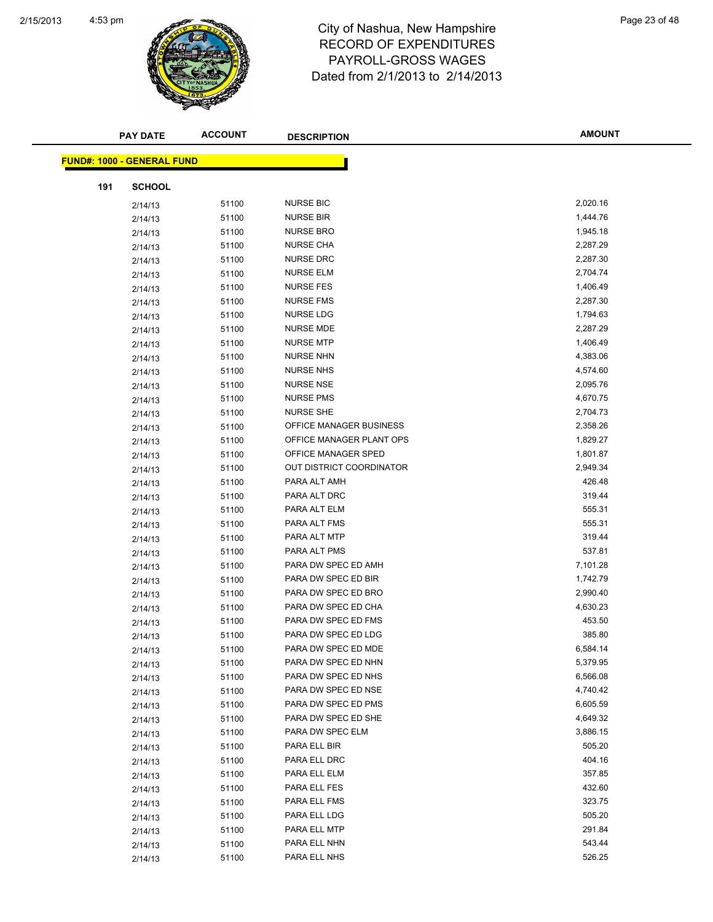# City of Nashua, New Hampshire
## RECORD OF EXPENDITURES
## PAYROLL-GROSS WAGES
Dated from 2/1/2013 to 2/14/2013

| PAY DATE | ACCOUNT | DESCRIPTION | AMOUNT |
|---|---|---|---|

**FUND#: 1000 - GENERAL FUND**

**191 SCHOOL**

| PAY DATE | ACCOUNT | DESCRIPTION | AMOUNT |
|---|---|---|---|
| 2/14/13 | 51100 | NURSE BIC | 2,020.16 |
| 2/14/13 | 51100 | NURSE BIR | 1,444.76 |
| 2/14/13 | 51100 | NURSE BRO | 1,945.18 |
| 2/14/13 | 51100 | NURSE CHA | 2,287.29 |
| 2/14/13 | 51100 | NURSE DRC | 2,287.30 |
| 2/14/13 | 51100 | NURSE ELM | 2,704.74 |
| 2/14/13 | 51100 | NURSE FES | 1,406.49 |
| 2/14/13 | 51100 | NURSE FMS | 2,287.30 |
| 2/14/13 | 51100 | NURSE LDG | 1,794.63 |
| 2/14/13 | 51100 | NURSE MDE | 2,287.29 |
| 2/14/13 | 51100 | NURSE MTP | 1,406.49 |
| 2/14/13 | 51100 | NURSE NHN | 4,383.06 |
| 2/14/13 | 51100 | NURSE NHS | 4,574.60 |
| 2/14/13 | 51100 | NURSE NSE | 2,095.76 |
| 2/14/13 | 51100 | NURSE PMS | 4,670.75 |
| 2/14/13 | 51100 | NURSE SHE | 2,704.73 |
| 2/14/13 | 51100 | OFFICE MANAGER BUSINESS | 2,358.26 |
| 2/14/13 | 51100 | OFFICE MANAGER PLANT OPS | 1,829.27 |
| 2/14/13 | 51100 | OFFICE MANAGER SPED | 1,801.87 |
| 2/14/13 | 51100 | OUT DISTRICT COORDINATOR | 2,949.34 |
| 2/14/13 | 51100 | PARA ALT AMH | 426.48 |
| 2/14/13 | 51100 | PARA ALT DRC | 319.44 |
| 2/14/13 | 51100 | PARA ALT ELM | 555.31 |
| 2/14/13 | 51100 | PARA ALT FMS | 555.31 |
| 2/14/13 | 51100 | PARA ALT MTP | 319.44 |
| 2/14/13 | 51100 | PARA ALT PMS | 537.81 |
| 2/14/13 | 51100 | PARA DW SPEC ED AMH | 7,101.28 |
| 2/14/13 | 51100 | PARA DW SPEC ED BIR | 1,742.79 |
| 2/14/13 | 51100 | PARA DW SPEC ED BRO | 2,990.40 |
| 2/14/13 | 51100 | PARA DW SPEC ED CHA | 4,630.23 |
| 2/14/13 | 51100 | PARA DW SPEC ED FMS | 453.50 |
| 2/14/13 | 51100 | PARA DW SPEC ED LDG | 385.80 |
| 2/14/13 | 51100 | PARA DW SPEC ED MDE | 6,584.14 |
| 2/14/13 | 51100 | PARA DW SPEC ED NHN | 5,379.95 |
| 2/14/13 | 51100 | PARA DW SPEC ED NHS | 6,566.08 |
| 2/14/13 | 51100 | PARA DW SPEC ED NSE | 4,740.42 |
| 2/14/13 | 51100 | PARA DW SPEC ED PMS | 6,605.59 |
| 2/14/13 | 51100 | PARA DW SPEC ED SHE | 4,649.32 |
| 2/14/13 | 51100 | PARA DW SPEC ELM | 3,886.15 |
| 2/14/13 | 51100 | PARA ELL BIR | 505.20 |
| 2/14/13 | 51100 | PARA ELL DRC | 404.16 |
| 2/14/13 | 51100 | PARA ELL ELM | 357.85 |
| 2/14/13 | 51100 | PARA ELL FES | 432.60 |
| 2/14/13 | 51100 | PARA ELL FMS | 323.75 |
| 2/14/13 | 51100 | PARA ELL LDG | 505.20 |
| 2/14/13 | 51100 | PARA ELL MTP | 291.84 |
| 2/14/13 | 51100 | PARA ELL NHN | 543.44 |
| 2/14/13 | 51100 | PARA ELL NHS | 526.25 |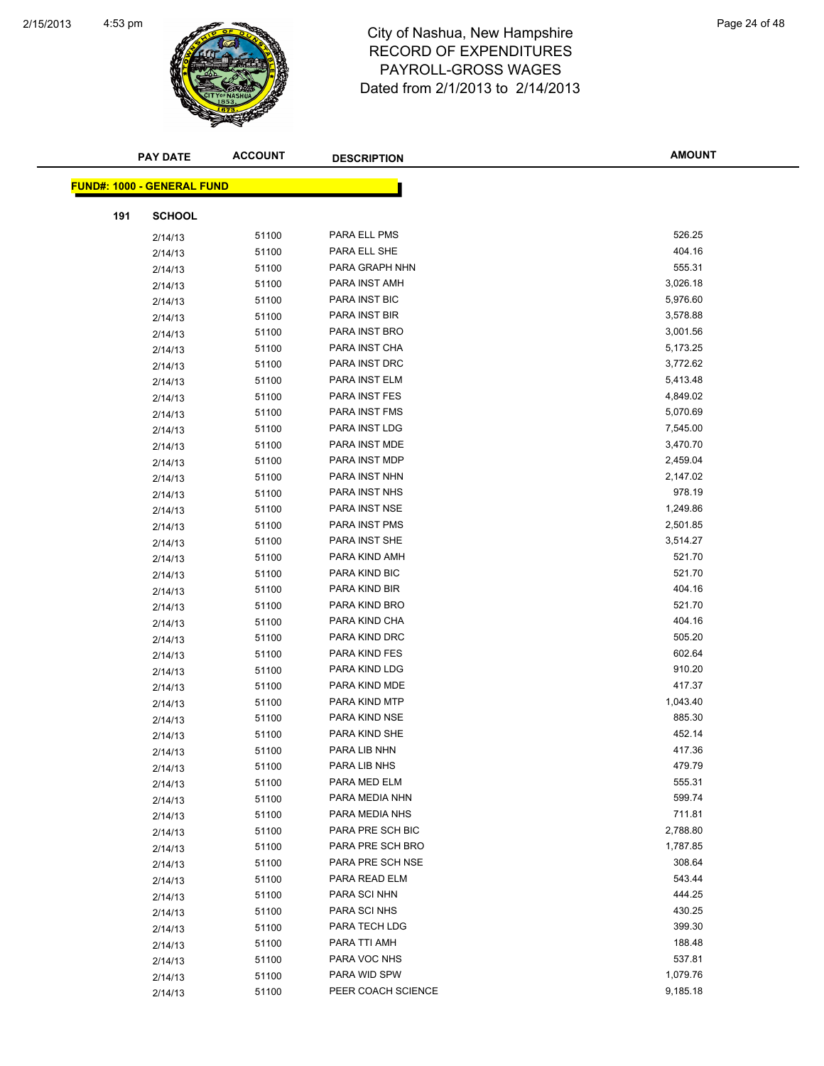# City of Nashua, New Hampshire
# RECORD OF EXPENDITURES
# PAYROLL-GROSS WAGES
# Dated from 2/1/2013 to 2/14/2013

| PAY DATE | ACCOUNT | DESCRIPTION | AMOUNT |
|---|---|---|---|

**FUND#: 1000 - GENERAL FUND**

**191 SCHOOL**

| PAY DATE | ACCOUNT | DESCRIPTION | AMOUNT |
|---|---|---|---|
| 2/14/13 | 51100 | PARA ELL PMS | 526.25 |
| 2/14/13 | 51100 | PARA ELL SHE | 404.16 |
| 2/14/13 | 51100 | PARA GRAPH NHN | 555.31 |
| 2/14/13 | 51100 | PARA INST AMH | 3,026.18 |
| 2/14/13 | 51100 | PARA INST BIC | 5,976.60 |
| 2/14/13 | 51100 | PARA INST BIR | 3,578.88 |
| 2/14/13 | 51100 | PARA INST BRO | 3,001.56 |
| 2/14/13 | 51100 | PARA INST CHA | 5,173.25 |
| 2/14/13 | 51100 | PARA INST DRC | 3,772.62 |
| 2/14/13 | 51100 | PARA INST ELM | 5,413.48 |
| 2/14/13 | 51100 | PARA INST FES | 4,849.02 |
| 2/14/13 | 51100 | PARA INST FMS | 5,070.69 |
| 2/14/13 | 51100 | PARA INST LDG | 7,545.00 |
| 2/14/13 | 51100 | PARA INST MDE | 3,470.70 |
| 2/14/13 | 51100 | PARA INST MDP | 2,459.04 |
| 2/14/13 | 51100 | PARA INST NHN | 2,147.02 |
| 2/14/13 | 51100 | PARA INST NHS | 978.19 |
| 2/14/13 | 51100 | PARA INST NSE | 1,249.86 |
| 2/14/13 | 51100 | PARA INST PMS | 2,501.85 |
| 2/14/13 | 51100 | PARA INST SHE | 3,514.27 |
| 2/14/13 | 51100 | PARA KIND AMH | 521.70 |
| 2/14/13 | 51100 | PARA KIND BIC | 521.70 |
| 2/14/13 | 51100 | PARA KIND BIR | 404.16 |
| 2/14/13 | 51100 | PARA KIND BRO | 521.70 |
| 2/14/13 | 51100 | PARA KIND CHA | 404.16 |
| 2/14/13 | 51100 | PARA KIND DRC | 505.20 |
| 2/14/13 | 51100 | PARA KIND FES | 602.64 |
| 2/14/13 | 51100 | PARA KIND LDG | 910.20 |
| 2/14/13 | 51100 | PARA KIND MDE | 417.37 |
| 2/14/13 | 51100 | PARA KIND MTP | 1,043.40 |
| 2/14/13 | 51100 | PARA KIND NSE | 885.30 |
| 2/14/13 | 51100 | PARA KIND SHE | 452.14 |
| 2/14/13 | 51100 | PARA LIB NHN | 417.36 |
| 2/14/13 | 51100 | PARA LIB NHS | 479.79 |
| 2/14/13 | 51100 | PARA MED ELM | 555.31 |
| 2/14/13 | 51100 | PARA MEDIA NHN | 599.74 |
| 2/14/13 | 51100 | PARA MEDIA NHS | 711.81 |
| 2/14/13 | 51100 | PARA PRE SCH BIC | 2,788.80 |
| 2/14/13 | 51100 | PARA PRE SCH BRO | 1,787.85 |
| 2/14/13 | 51100 | PARA PRE SCH NSE | 308.64 |
| 2/14/13 | 51100 | PARA READ ELM | 543.44 |
| 2/14/13 | 51100 | PARA SCI NHN | 444.25 |
| 2/14/13 | 51100 | PARA SCI NHS | 430.25 |
| 2/14/13 | 51100 | PARA TECH LDG | 399.30 |
| 2/14/13 | 51100 | PARA TTI AMH | 188.48 |
| 2/14/13 | 51100 | PARA VOC NHS | 537.81 |
| 2/14/13 | 51100 | PARA WID SPW | 1,079.76 |
| 2/14/13 | 51100 | PEER COACH SCIENCE | 9,185.18 |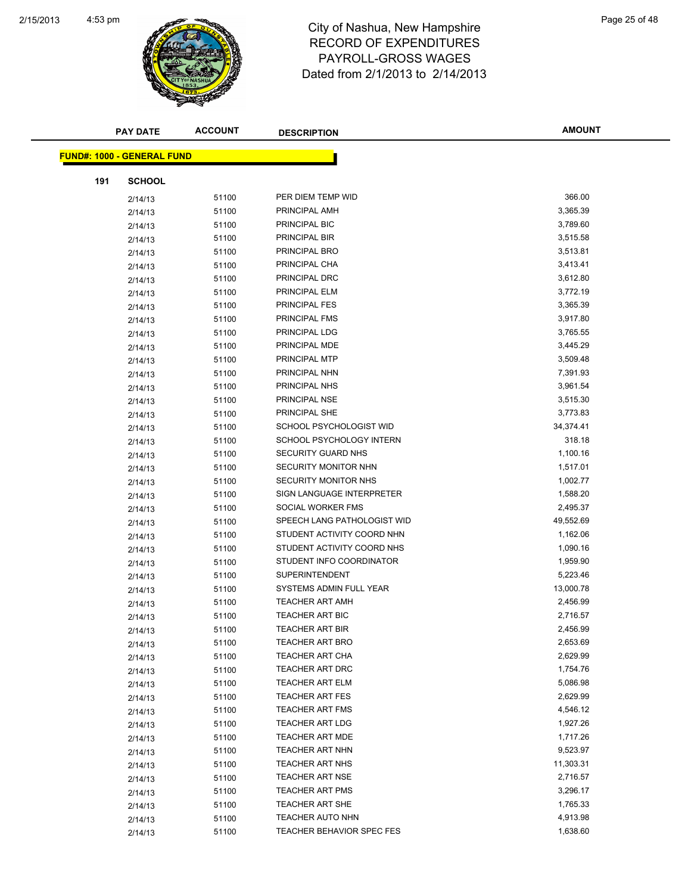# City of Nashua, New Hampshire
# RECORD OF EXPENDITURES
# PAYROLL-GROSS WAGES
# Dated from 2/1/2013 to 2/14/2013

**FUND#: 1000 - GENERAL FUND**

**191 SCHOOL**

| PAY DATE | ACCOUNT | DESCRIPTION | AMOUNT |
|---|---|---|---|
| 2/14/13 | 51100 | PER DIEM TEMP WID | 366.00 |
| 2/14/13 | 51100 | PRINCIPAL AMH | 3,365.39 |
| 2/14/13 | 51100 | PRINCIPAL BIC | 3,789.60 |
| 2/14/13 | 51100 | PRINCIPAL BIR | 3,515.58 |
| 2/14/13 | 51100 | PRINCIPAL BRO | 3,513.81 |
| 2/14/13 | 51100 | PRINCIPAL CHA | 3,413.41 |
| 2/14/13 | 51100 | PRINCIPAL DRC | 3,612.80 |
| 2/14/13 | 51100 | PRINCIPAL ELM | 3,772.19 |
| 2/14/13 | 51100 | PRINCIPAL FES | 3,365.39 |
| 2/14/13 | 51100 | PRINCIPAL FMS | 3,917.80 |
| 2/14/13 | 51100 | PRINCIPAL LDG | 3,765.55 |
| 2/14/13 | 51100 | PRINCIPAL MDE | 3,445.29 |
| 2/14/13 | 51100 | PRINCIPAL MTP | 3,509.48 |
| 2/14/13 | 51100 | PRINCIPAL NHN | 7,391.93 |
| 2/14/13 | 51100 | PRINCIPAL NHS | 3,961.54 |
| 2/14/13 | 51100 | PRINCIPAL NSE | 3,515.30 |
| 2/14/13 | 51100 | PRINCIPAL SHE | 3,773.83 |
| 2/14/13 | 51100 | SCHOOL PSYCHOLOGIST WID | 34,374.41 |
| 2/14/13 | 51100 | SCHOOL PSYCHOLOGY INTERN | 318.18 |
| 2/14/13 | 51100 | SECURITY GUARD NHS | 1,100.16 |
| 2/14/13 | 51100 | SECURITY MONITOR NHN | 1,517.01 |
| 2/14/13 | 51100 | SECURITY MONITOR NHS | 1,002.77 |
| 2/14/13 | 51100 | SIGN LANGUAGE INTERPRETER | 1,588.20 |
| 2/14/13 | 51100 | SOCIAL WORKER FMS | 2,495.37 |
| 2/14/13 | 51100 | SPEECH LANG PATHOLOGIST WID | 49,552.69 |
| 2/14/13 | 51100 | STUDENT ACTIVITY COORD NHN | 1,162.06 |
| 2/14/13 | 51100 | STUDENT ACTIVITY COORD NHS | 1,090.16 |
| 2/14/13 | 51100 | STUDENT INFO COORDINATOR | 1,959.90 |
| 2/14/13 | 51100 | SUPERINTENDENT | 5,223.46 |
| 2/14/13 | 51100 | SYSTEMS ADMIN FULL YEAR | 13,000.78 |
| 2/14/13 | 51100 | TEACHER ART AMH | 2,456.99 |
| 2/14/13 | 51100 | TEACHER ART BIC | 2,716.57 |
| 2/14/13 | 51100 | TEACHER ART BIR | 2,456.99 |
| 2/14/13 | 51100 | TEACHER ART BRO | 2,653.69 |
| 2/14/13 | 51100 | TEACHER ART CHA | 2,629.99 |
| 2/14/13 | 51100 | TEACHER ART DRC | 1,754.76 |
| 2/14/13 | 51100 | TEACHER ART ELM | 5,086.98 |
| 2/14/13 | 51100 | TEACHER ART FES | 2,629.99 |
| 2/14/13 | 51100 | TEACHER ART FMS | 4,546.12 |
| 2/14/13 | 51100 | TEACHER ART LDG | 1,927.26 |
| 2/14/13 | 51100 | TEACHER ART MDE | 1,717.26 |
| 2/14/13 | 51100 | TEACHER ART NHN | 9,523.97 |
| 2/14/13 | 51100 | TEACHER ART NHS | 11,303.31 |
| 2/14/13 | 51100 | TEACHER ART NSE | 2,716.57 |
| 2/14/13 | 51100 | TEACHER ART PMS | 3,296.17 |
| 2/14/13 | 51100 | TEACHER ART SHE | 1,765.33 |
| 2/14/13 | 51100 | TEACHER AUTO NHN | 4,913.98 |
| 2/14/13 | 51100 | TEACHER BEHAVIOR SPEC FES | 1,638.60 |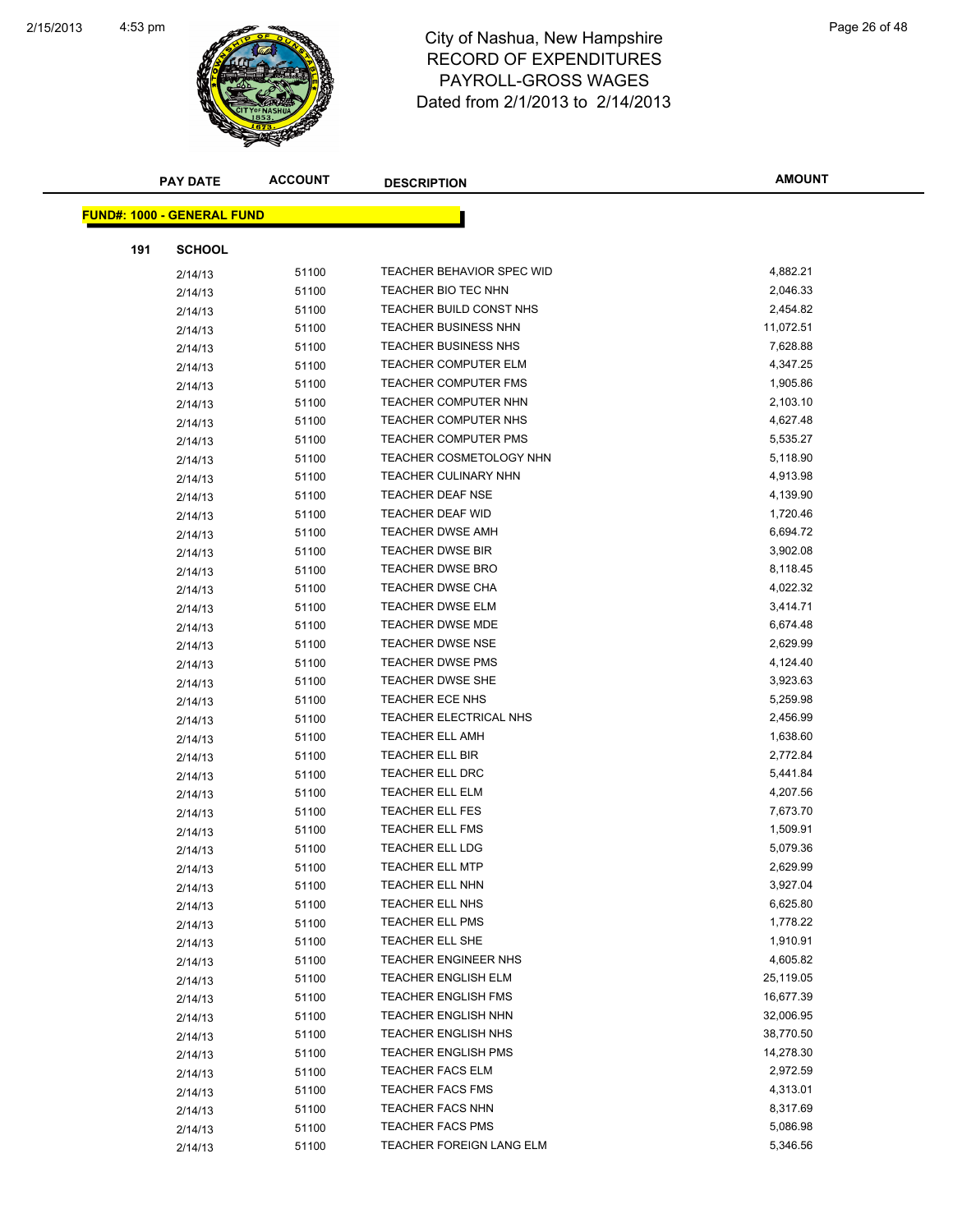# City of Nashua, New Hampshire
## RECORD OF EXPENDITURES
## PAYROLL-GROSS WAGES
### Dated from 2/1/2013 to 2/14/2013

| PAY DATE | ACCOUNT | DESCRIPTION | AMOUNT |
|---|---|---|---|

**FUND#: 1000 - GENERAL FUND**

**191 SCHOOL**

| PAY DATE | ACCOUNT | DESCRIPTION | AMOUNT |
|---|---|---|---|
| 2/14/13 | 51100 | TEACHER BEHAVIOR SPEC WID | 4,882.21 |
| 2/14/13 | 51100 | TEACHER BIO TEC NHN | 2,046.33 |
| 2/14/13 | 51100 | TEACHER BUILD CONST NHS | 2,454.82 |
| 2/14/13 | 51100 | TEACHER BUSINESS NHN | 11,072.51 |
| 2/14/13 | 51100 | TEACHER BUSINESS NHS | 7,628.88 |
| 2/14/13 | 51100 | TEACHER COMPUTER ELM | 4,347.25 |
| 2/14/13 | 51100 | TEACHER COMPUTER FMS | 1,905.86 |
| 2/14/13 | 51100 | TEACHER COMPUTER NHN | 2,103.10 |
| 2/14/13 | 51100 | TEACHER COMPUTER NHS | 4,627.48 |
| 2/14/13 | 51100 | TEACHER COMPUTER PMS | 5,535.27 |
| 2/14/13 | 51100 | TEACHER COSMETOLOGY NHN | 5,118.90 |
| 2/14/13 | 51100 | TEACHER CULINARY NHN | 4,913.98 |
| 2/14/13 | 51100 | TEACHER DEAF NSE | 4,139.90 |
| 2/14/13 | 51100 | TEACHER DEAF WID | 1,720.46 |
| 2/14/13 | 51100 | TEACHER DWSE AMH | 6,694.72 |
| 2/14/13 | 51100 | TEACHER DWSE BIR | 3,902.08 |
| 2/14/13 | 51100 | TEACHER DWSE BRO | 8,118.45 |
| 2/14/13 | 51100 | TEACHER DWSE CHA | 4,022.32 |
| 2/14/13 | 51100 | TEACHER DWSE ELM | 3,414.71 |
| 2/14/13 | 51100 | TEACHER DWSE MDE | 6,674.48 |
| 2/14/13 | 51100 | TEACHER DWSE NSE | 2,629.99 |
| 2/14/13 | 51100 | TEACHER DWSE PMS | 4,124.40 |
| 2/14/13 | 51100 | TEACHER DWSE SHE | 3,923.63 |
| 2/14/13 | 51100 | TEACHER ECE NHS | 5,259.98 |
| 2/14/13 | 51100 | TEACHER ELECTRICAL NHS | 2,456.99 |
| 2/14/13 | 51100 | TEACHER ELL AMH | 1,638.60 |
| 2/14/13 | 51100 | TEACHER ELL BIR | 2,772.84 |
| 2/14/13 | 51100 | TEACHER ELL DRC | 5,441.84 |
| 2/14/13 | 51100 | TEACHER ELL ELM | 4,207.56 |
| 2/14/13 | 51100 | TEACHER ELL FES | 7,673.70 |
| 2/14/13 | 51100 | TEACHER ELL FMS | 1,509.91 |
| 2/14/13 | 51100 | TEACHER ELL LDG | 5,079.36 |
| 2/14/13 | 51100 | TEACHER ELL MTP | 2,629.99 |
| 2/14/13 | 51100 | TEACHER ELL NHN | 3,927.04 |
| 2/14/13 | 51100 | TEACHER ELL NHS | 6,625.80 |
| 2/14/13 | 51100 | TEACHER ELL PMS | 1,778.22 |
| 2/14/13 | 51100 | TEACHER ELL SHE | 1,910.91 |
| 2/14/13 | 51100 | TEACHER ENGINEER NHS | 4,605.82 |
| 2/14/13 | 51100 | TEACHER ENGLISH ELM | 25,119.05 |
| 2/14/13 | 51100 | TEACHER ENGLISH FMS | 16,677.39 |
| 2/14/13 | 51100 | TEACHER ENGLISH NHN | 32,006.95 |
| 2/14/13 | 51100 | TEACHER ENGLISH NHS | 38,770.50 |
| 2/14/13 | 51100 | TEACHER ENGLISH PMS | 14,278.30 |
| 2/14/13 | 51100 | TEACHER FACS ELM | 2,972.59 |
| 2/14/13 | 51100 | TEACHER FACS FMS | 4,313.01 |
| 2/14/13 | 51100 | TEACHER FACS NHN | 8,317.69 |
| 2/14/13 | 51100 | TEACHER FACS PMS | 5,086.98 |
| 2/14/13 | 51100 | TEACHER FOREIGN LANG ELM | 5,346.56 |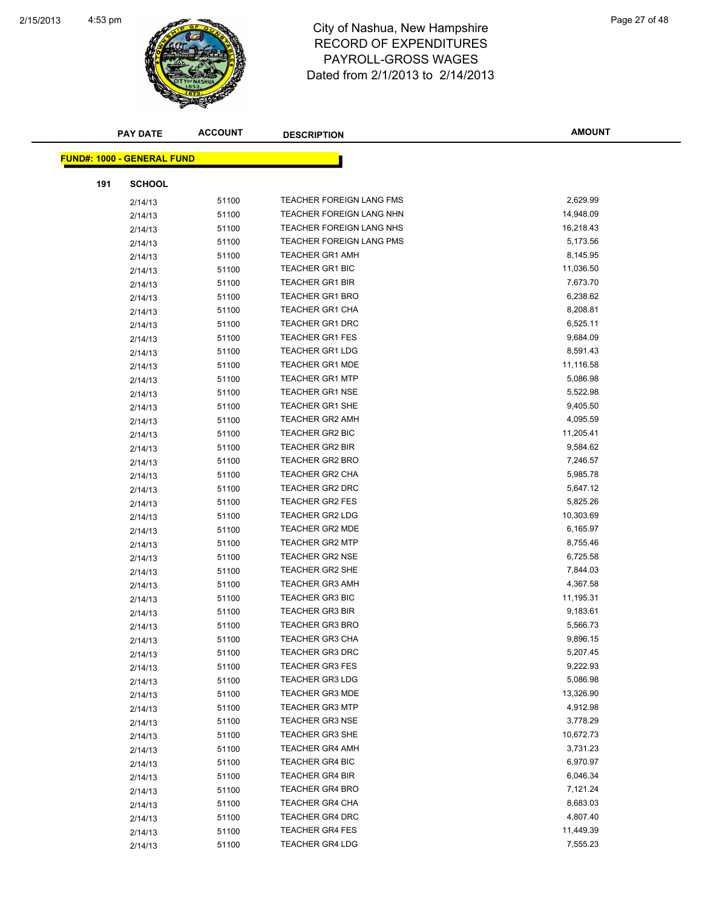# City of Nashua, New Hampshire
## RECORD OF EXPENDITURES
## PAYROLL-GROSS WAGES
## Dated from 2/1/2013 to 2/14/2013

**FUND#: 1000 - GENERAL FUND**

**191 SCHOOL**

| PAY DATE | ACCOUNT | DESCRIPTION | AMOUNT |
|---|---|---|---|
| 2/14/13 | 51100 | TEACHER FOREIGN LANG FMS | 2,629.99 |
| 2/14/13 | 51100 | TEACHER FOREIGN LANG NHN | 14,948.09 |
| 2/14/13 | 51100 | TEACHER FOREIGN LANG NHS | 16,218.43 |
| 2/14/13 | 51100 | TEACHER FOREIGN LANG PMS | 5,173.56 |
| 2/14/13 | 51100 | TEACHER GR1 AMH | 8,145.95 |
| 2/14/13 | 51100 | TEACHER GR1 BIC | 11,036.50 |
| 2/14/13 | 51100 | TEACHER GR1 BIR | 7,673.70 |
| 2/14/13 | 51100 | TEACHER GR1 BRO | 6,238.62 |
| 2/14/13 | 51100 | TEACHER GR1 CHA | 8,208.81 |
| 2/14/13 | 51100 | TEACHER GR1 DRC | 6,525.11 |
| 2/14/13 | 51100 | TEACHER GR1 FES | 9,684.09 |
| 2/14/13 | 51100 | TEACHER GR1 LDG | 8,591.43 |
| 2/14/13 | 51100 | TEACHER GR1 MDE | 11,116.58 |
| 2/14/13 | 51100 | TEACHER GR1 MTP | 5,086.98 |
| 2/14/13 | 51100 | TEACHER GR1 NSE | 5,522.98 |
| 2/14/13 | 51100 | TEACHER GR1 SHE | 9,405.50 |
| 2/14/13 | 51100 | TEACHER GR2 AMH | 4,095.59 |
| 2/14/13 | 51100 | TEACHER GR2 BIC | 11,205.41 |
| 2/14/13 | 51100 | TEACHER GR2 BIR | 9,584.62 |
| 2/14/13 | 51100 | TEACHER GR2 BRO | 7,246.57 |
| 2/14/13 | 51100 | TEACHER GR2 CHA | 5,985.78 |
| 2/14/13 | 51100 | TEACHER GR2 DRC | 5,647.12 |
| 2/14/13 | 51100 | TEACHER GR2 FES | 5,825.26 |
| 2/14/13 | 51100 | TEACHER GR2 LDG | 10,303.69 |
| 2/14/13 | 51100 | TEACHER GR2 MDE | 6,165.97 |
| 2/14/13 | 51100 | TEACHER GR2 MTP | 8,755.46 |
| 2/14/13 | 51100 | TEACHER GR2 NSE | 6,725.58 |
| 2/14/13 | 51100 | TEACHER GR2 SHE | 7,844.03 |
| 2/14/13 | 51100 | TEACHER GR3 AMH | 4,367.58 |
| 2/14/13 | 51100 | TEACHER GR3 BIC | 11,195.31 |
| 2/14/13 | 51100 | TEACHER GR3 BIR | 9,183.61 |
| 2/14/13 | 51100 | TEACHER GR3 BRO | 5,566.73 |
| 2/14/13 | 51100 | TEACHER GR3 CHA | 9,896.15 |
| 2/14/13 | 51100 | TEACHER GR3 DRC | 5,207.45 |
| 2/14/13 | 51100 | TEACHER GR3 FES | 9,222.93 |
| 2/14/13 | 51100 | TEACHER GR3 LDG | 5,086.98 |
| 2/14/13 | 51100 | TEACHER GR3 MDE | 13,326.90 |
| 2/14/13 | 51100 | TEACHER GR3 MTP | 4,912.98 |
| 2/14/13 | 51100 | TEACHER GR3 NSE | 3,778.29 |
| 2/14/13 | 51100 | TEACHER GR3 SHE | 10,672.73 |
| 2/14/13 | 51100 | TEACHER GR4 AMH | 3,731.23 |
| 2/14/13 | 51100 | TEACHER GR4 BIC | 6,970.97 |
| 2/14/13 | 51100 | TEACHER GR4 BIR | 6,046.34 |
| 2/14/13 | 51100 | TEACHER GR4 BRO | 7,121.24 |
| 2/14/13 | 51100 | TEACHER GR4 CHA | 8,683.03 |
| 2/14/13 | 51100 | TEACHER GR4 DRC | 4,807.40 |
| 2/14/13 | 51100 | TEACHER GR4 FES | 11,449.39 |
| 2/14/13 | 51100 | TEACHER GR4 LDG | 7,555.23 |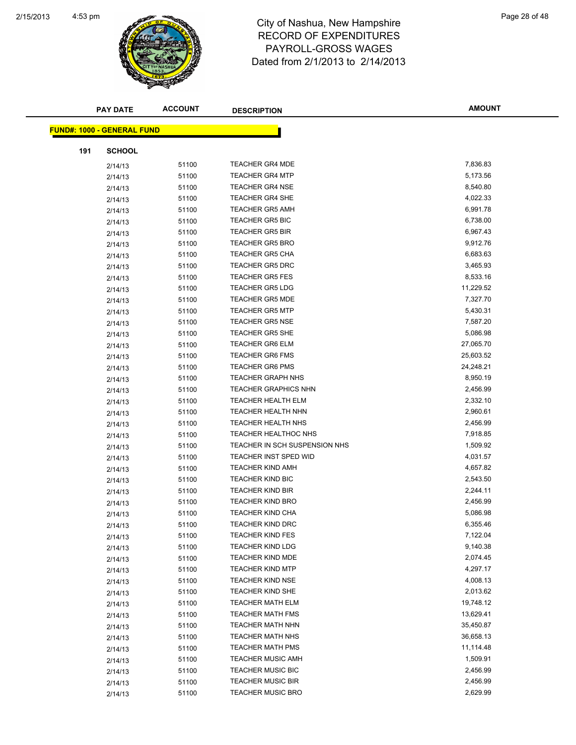# City of Nashua, New Hampshire
## RECORD OF EXPENDITURES
## PAYROLL-GROSS WAGES
## Dated from 2/1/2013 to 2/14/2013

| PAY DATE | ACCOUNT | DESCRIPTION | AMOUNT |
|---|---|---|---|

**FUND#: 1000 - GENERAL FUND**

**191 SCHOOL**

| PAY DATE | ACCOUNT | DESCRIPTION | AMOUNT |
|---|---|---|---|
| 2/14/13 | 51100 | TEACHER GR4 MDE | 7,836.83 |
| 2/14/13 | 51100 | TEACHER GR4 MTP | 5,173.56 |
| 2/14/13 | 51100 | TEACHER GR4 NSE | 8,540.80 |
| 2/14/13 | 51100 | TEACHER GR4 SHE | 4,022.33 |
| 2/14/13 | 51100 | TEACHER GR5 AMH | 6,991.78 |
| 2/14/13 | 51100 | TEACHER GR5 BIC | 6,738.00 |
| 2/14/13 | 51100 | TEACHER GR5 BIR | 6,967.43 |
| 2/14/13 | 51100 | TEACHER GR5 BRO | 9,912.76 |
| 2/14/13 | 51100 | TEACHER GR5 CHA | 6,683.63 |
| 2/14/13 | 51100 | TEACHER GR5 DRC | 3,465.93 |
| 2/14/13 | 51100 | TEACHER GR5 FES | 8,533.16 |
| 2/14/13 | 51100 | TEACHER GR5 LDG | 11,229.52 |
| 2/14/13 | 51100 | TEACHER GR5 MDE | 7,327.70 |
| 2/14/13 | 51100 | TEACHER GR5 MTP | 5,430.31 |
| 2/14/13 | 51100 | TEACHER GR5 NSE | 7,587.20 |
| 2/14/13 | 51100 | TEACHER GR5 SHE | 5,086.98 |
| 2/14/13 | 51100 | TEACHER GR6 ELM | 27,065.70 |
| 2/14/13 | 51100 | TEACHER GR6 FMS | 25,603.52 |
| 2/14/13 | 51100 | TEACHER GR6 PMS | 24,248.21 |
| 2/14/13 | 51100 | TEACHER GRAPH NHS | 8,950.19 |
| 2/14/13 | 51100 | TEACHER GRAPHICS NHN | 2,456.99 |
| 2/14/13 | 51100 | TEACHER HEALTH ELM | 2,332.10 |
| 2/14/13 | 51100 | TEACHER HEALTH NHN | 2,960.61 |
| 2/14/13 | 51100 | TEACHER HEALTH NHS | 2,456.99 |
| 2/14/13 | 51100 | TEACHER HEALTHOC NHS | 7,918.85 |
| 2/14/13 | 51100 | TEACHER IN SCH SUSPENSION NHS | 1,509.92 |
| 2/14/13 | 51100 | TEACHER INST SPED WID | 4,031.57 |
| 2/14/13 | 51100 | TEACHER KIND AMH | 4,657.82 |
| 2/14/13 | 51100 | TEACHER KIND BIC | 2,543.50 |
| 2/14/13 | 51100 | TEACHER KIND BIR | 2,244.11 |
| 2/14/13 | 51100 | TEACHER KIND BRO | 2,456.99 |
| 2/14/13 | 51100 | TEACHER KIND CHA | 5,086.98 |
| 2/14/13 | 51100 | TEACHER KIND DRC | 6,355.46 |
| 2/14/13 | 51100 | TEACHER KIND FES | 7,122.04 |
| 2/14/13 | 51100 | TEACHER KIND LDG | 9,140.38 |
| 2/14/13 | 51100 | TEACHER KIND MDE | 2,074.45 |
| 2/14/13 | 51100 | TEACHER KIND MTP | 4,297.17 |
| 2/14/13 | 51100 | TEACHER KIND NSE | 4,008.13 |
| 2/14/13 | 51100 | TEACHER KIND SHE | 2,013.62 |
| 2/14/13 | 51100 | TEACHER MATH ELM | 19,748.12 |
| 2/14/13 | 51100 | TEACHER MATH FMS | 13,629.41 |
| 2/14/13 | 51100 | TEACHER MATH NHN | 35,450.87 |
| 2/14/13 | 51100 | TEACHER MATH NHS | 36,658.13 |
| 2/14/13 | 51100 | TEACHER MATH PMS | 11,114.48 |
| 2/14/13 | 51100 | TEACHER MUSIC AMH | 1,509.91 |
| 2/14/13 | 51100 | TEACHER MUSIC BIC | 2,456.99 |
| 2/14/13 | 51100 | TEACHER MUSIC BIR | 2,456.99 |
| 2/14/13 | 51100 | TEACHER MUSIC BRO | 2,629.99 |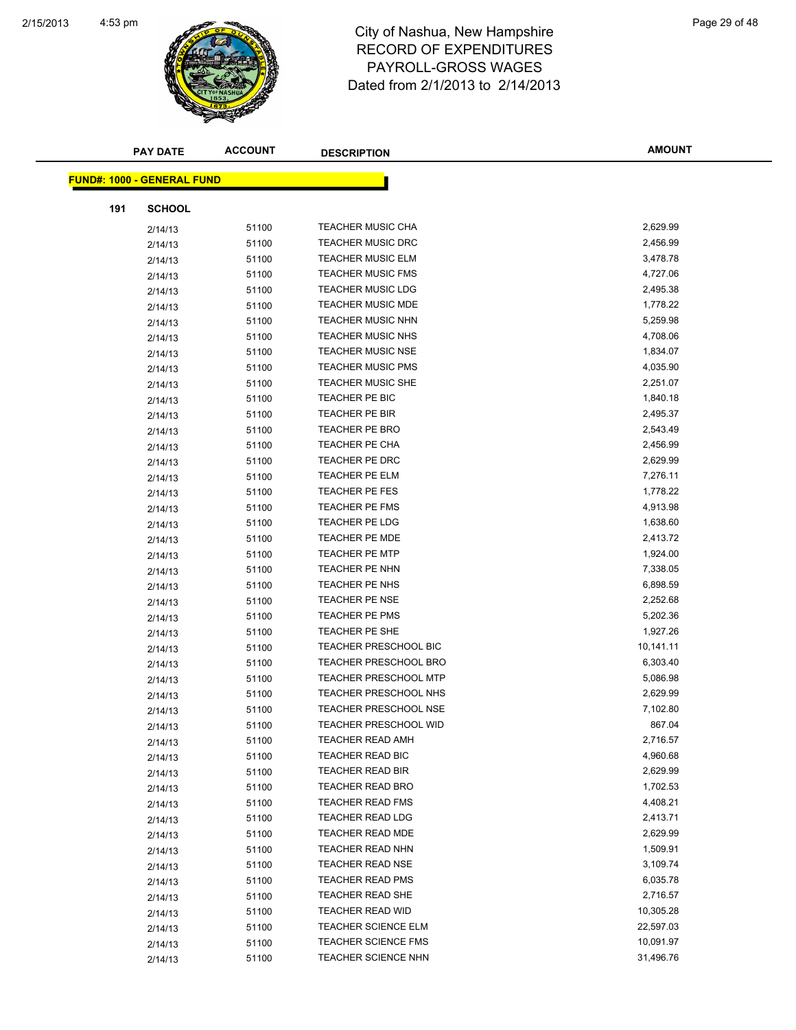# City of Nashua, New Hampshire
## RECORD OF EXPENDITURES
## PAYROLL-GROSS WAGES
## Dated from 2/1/2013 to 2/14/2013

**FUND#: 1000 - GENERAL FUND**

**191 SCHOOL**

| PAY DATE | ACCOUNT | DESCRIPTION | AMOUNT |
|---|---|---|---|
| 2/14/13 | 51100 | TEACHER MUSIC CHA | 2,629.99 |
| 2/14/13 | 51100 | TEACHER MUSIC DRC | 2,456.99 |
| 2/14/13 | 51100 | TEACHER MUSIC ELM | 3,478.78 |
| 2/14/13 | 51100 | TEACHER MUSIC FMS | 4,727.06 |
| 2/14/13 | 51100 | TEACHER MUSIC LDG | 2,495.38 |
| 2/14/13 | 51100 | TEACHER MUSIC MDE | 1,778.22 |
| 2/14/13 | 51100 | TEACHER MUSIC NHN | 5,259.98 |
| 2/14/13 | 51100 | TEACHER MUSIC NHS | 4,708.06 |
| 2/14/13 | 51100 | TEACHER MUSIC NSE | 1,834.07 |
| 2/14/13 | 51100 | TEACHER MUSIC PMS | 4,035.90 |
| 2/14/13 | 51100 | TEACHER MUSIC SHE | 2,251.07 |
| 2/14/13 | 51100 | TEACHER PE BIC | 1,840.18 |
| 2/14/13 | 51100 | TEACHER PE BIR | 2,495.37 |
| 2/14/13 | 51100 | TEACHER PE BRO | 2,543.49 |
| 2/14/13 | 51100 | TEACHER PE CHA | 2,456.99 |
| 2/14/13 | 51100 | TEACHER PE DRC | 2,629.99 |
| 2/14/13 | 51100 | TEACHER PE ELM | 7,276.11 |
| 2/14/13 | 51100 | TEACHER PE FES | 1,778.22 |
| 2/14/13 | 51100 | TEACHER PE FMS | 4,913.98 |
| 2/14/13 | 51100 | TEACHER PE LDG | 1,638.60 |
| 2/14/13 | 51100 | TEACHER PE MDE | 2,413.72 |
| 2/14/13 | 51100 | TEACHER PE MTP | 1,924.00 |
| 2/14/13 | 51100 | TEACHER PE NHN | 7,338.05 |
| 2/14/13 | 51100 | TEACHER PE NHS | 6,898.59 |
| 2/14/13 | 51100 | TEACHER PE NSE | 2,252.68 |
| 2/14/13 | 51100 | TEACHER PE PMS | 5,202.36 |
| 2/14/13 | 51100 | TEACHER PE SHE | 1,927.26 |
| 2/14/13 | 51100 | TEACHER PRESCHOOL BIC | 10,141.11 |
| 2/14/13 | 51100 | TEACHER PRESCHOOL BRO | 6,303.40 |
| 2/14/13 | 51100 | TEACHER PRESCHOOL MTP | 5,086.98 |
| 2/14/13 | 51100 | TEACHER PRESCHOOL NHS | 2,629.99 |
| 2/14/13 | 51100 | TEACHER PRESCHOOL NSE | 7,102.80 |
| 2/14/13 | 51100 | TEACHER PRESCHOOL WID | 867.04 |
| 2/14/13 | 51100 | TEACHER READ AMH | 2,716.57 |
| 2/14/13 | 51100 | TEACHER READ BIC | 4,960.68 |
| 2/14/13 | 51100 | TEACHER READ BIR | 2,629.99 |
| 2/14/13 | 51100 | TEACHER READ BRO | 1,702.53 |
| 2/14/13 | 51100 | TEACHER READ FMS | 4,408.21 |
| 2/14/13 | 51100 | TEACHER READ LDG | 2,413.71 |
| 2/14/13 | 51100 | TEACHER READ MDE | 2,629.99 |
| 2/14/13 | 51100 | TEACHER READ NHN | 1,509.91 |
| 2/14/13 | 51100 | TEACHER READ NSE | 3,109.74 |
| 2/14/13 | 51100 | TEACHER READ PMS | 6,035.78 |
| 2/14/13 | 51100 | TEACHER READ SHE | 2,716.57 |
| 2/14/13 | 51100 | TEACHER READ WID | 10,305.28 |
| 2/14/13 | 51100 | TEACHER SCIENCE ELM | 22,597.03 |
| 2/14/13 | 51100 | TEACHER SCIENCE FMS | 10,091.97 |
| 2/14/13 | 51100 | TEACHER SCIENCE NHN | 31,496.76 |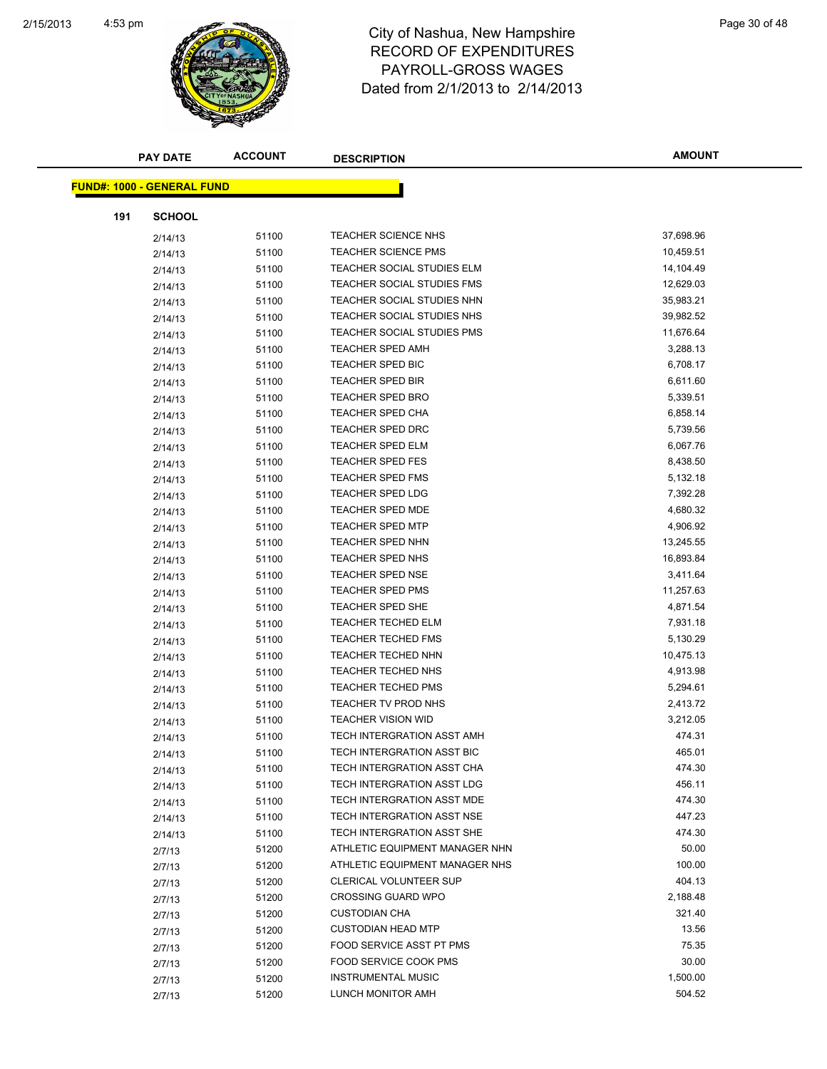# City of Nashua, New Hampshire
## RECORD OF EXPENDITURES
## PAYROLL-GROSS WAGES
### Dated from 2/1/2013 to 2/14/2013

| PAY DATE | ACCOUNT | DESCRIPTION | AMOUNT |
|---|---|---|---|

**FUND#: 1000 - GENERAL FUND**

**191 SCHOOL**

| PAY DATE | ACCOUNT | DESCRIPTION | AMOUNT |
|---|---|---|---|
| 2/14/13 | 51100 | TEACHER SCIENCE NHS | 37,698.96 |
| 2/14/13 | 51100 | TEACHER SCIENCE PMS | 10,459.51 |
| 2/14/13 | 51100 | TEACHER SOCIAL STUDIES ELM | 14,104.49 |
| 2/14/13 | 51100 | TEACHER SOCIAL STUDIES FMS | 12,629.03 |
| 2/14/13 | 51100 | TEACHER SOCIAL STUDIES NHN | 35,983.21 |
| 2/14/13 | 51100 | TEACHER SOCIAL STUDIES NHS | 39,982.52 |
| 2/14/13 | 51100 | TEACHER SOCIAL STUDIES PMS | 11,676.64 |
| 2/14/13 | 51100 | TEACHER SPED AMH | 3,288.13 |
| 2/14/13 | 51100 | TEACHER SPED BIC | 6,708.17 |
| 2/14/13 | 51100 | TEACHER SPED BIR | 6,611.60 |
| 2/14/13 | 51100 | TEACHER SPED BRO | 5,339.51 |
| 2/14/13 | 51100 | TEACHER SPED CHA | 6,858.14 |
| 2/14/13 | 51100 | TEACHER SPED DRC | 5,739.56 |
| 2/14/13 | 51100 | TEACHER SPED ELM | 6,067.76 |
| 2/14/13 | 51100 | TEACHER SPED FES | 8,438.50 |
| 2/14/13 | 51100 | TEACHER SPED FMS | 5,132.18 |
| 2/14/13 | 51100 | TEACHER SPED LDG | 7,392.28 |
| 2/14/13 | 51100 | TEACHER SPED MDE | 4,680.32 |
| 2/14/13 | 51100 | TEACHER SPED MTP | 4,906.92 |
| 2/14/13 | 51100 | TEACHER SPED NHN | 13,245.55 |
| 2/14/13 | 51100 | TEACHER SPED NHS | 16,893.84 |
| 2/14/13 | 51100 | TEACHER SPED NSE | 3,411.64 |
| 2/14/13 | 51100 | TEACHER SPED PMS | 11,257.63 |
| 2/14/13 | 51100 | TEACHER SPED SHE | 4,871.54 |
| 2/14/13 | 51100 | TEACHER TECHED ELM | 7,931.18 |
| 2/14/13 | 51100 | TEACHER TECHED FMS | 5,130.29 |
| 2/14/13 | 51100 | TEACHER TECHED NHN | 10,475.13 |
| 2/14/13 | 51100 | TEACHER TECHED NHS | 4,913.98 |
| 2/14/13 | 51100 | TEACHER TECHED PMS | 5,294.61 |
| 2/14/13 | 51100 | TEACHER TV PROD NHS | 2,413.72 |
| 2/14/13 | 51100 | TEACHER VISION WID | 3,212.05 |
| 2/14/13 | 51100 | TECH INTERGRATION ASST AMH | 474.31 |
| 2/14/13 | 51100 | TECH INTERGRATION ASST BIC | 465.01 |
| 2/14/13 | 51100 | TECH INTERGRATION ASST CHA | 474.30 |
| 2/14/13 | 51100 | TECH INTERGRATION ASST LDG | 456.11 |
| 2/14/13 | 51100 | TECH INTERGRATION ASST MDE | 474.30 |
| 2/14/13 | 51100 | TECH INTERGRATION ASST NSE | 447.23 |
| 2/14/13 | 51100 | TECH INTERGRATION ASST SHE | 474.30 |
| 2/7/13 | 51200 | ATHLETIC EQUIPMENT MANAGER NHN | 50.00 |
| 2/7/13 | 51200 | ATHLETIC EQUIPMENT MANAGER NHS | 100.00 |
| 2/7/13 | 51200 | CLERICAL VOLUNTEER SUP | 404.13 |
| 2/7/13 | 51200 | CROSSING GUARD WPO | 2,188.48 |
| 2/7/13 | 51200 | CUSTODIAN CHA | 321.40 |
| 2/7/13 | 51200 | CUSTODIAN HEAD MTP | 13.56 |
| 2/7/13 | 51200 | FOOD SERVICE ASST PT PMS | 75.35 |
| 2/7/13 | 51200 | FOOD SERVICE COOK PMS | 30.00 |
| 2/7/13 | 51200 | INSTRUMENTAL MUSIC | 1,500.00 |
| 2/7/13 | 51200 | LUNCH MONITOR AMH | 504.52 |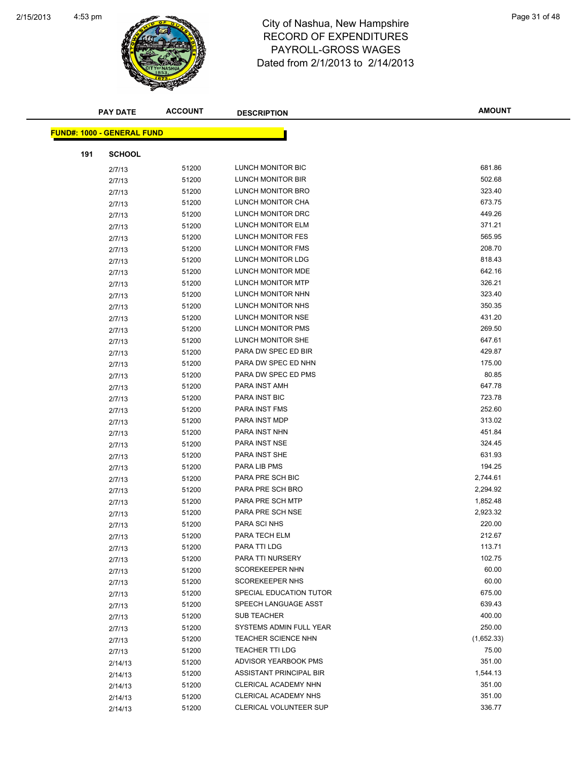# City of Nashua, New Hampshire
## RECORD OF EXPENDITURES
## PAYROLL-GROSS WAGES
## Dated from 2/1/2013 to 2/14/2013

**FUND#: 1000 - GENERAL FUND**

**191 SCHOOL**

| PAY DATE | ACCOUNT | DESCRIPTION | AMOUNT |
|---|---|---|---|
| 2/7/13 | 51200 | LUNCH MONITOR BIC | 681.86 |
| 2/7/13 | 51200 | LUNCH MONITOR BIR | 502.68 |
| 2/7/13 | 51200 | LUNCH MONITOR BRO | 323.40 |
| 2/7/13 | 51200 | LUNCH MONITOR CHA | 673.75 |
| 2/7/13 | 51200 | LUNCH MONITOR DRC | 449.26 |
| 2/7/13 | 51200 | LUNCH MONITOR ELM | 371.21 |
| 2/7/13 | 51200 | LUNCH MONITOR FES | 565.95 |
| 2/7/13 | 51200 | LUNCH MONITOR FMS | 208.70 |
| 2/7/13 | 51200 | LUNCH MONITOR LDG | 818.43 |
| 2/7/13 | 51200 | LUNCH MONITOR MDE | 642.16 |
| 2/7/13 | 51200 | LUNCH MONITOR MTP | 326.21 |
| 2/7/13 | 51200 | LUNCH MONITOR NHN | 323.40 |
| 2/7/13 | 51200 | LUNCH MONITOR NHS | 350.35 |
| 2/7/13 | 51200 | LUNCH MONITOR NSE | 431.20 |
| 2/7/13 | 51200 | LUNCH MONITOR PMS | 269.50 |
| 2/7/13 | 51200 | LUNCH MONITOR SHE | 647.61 |
| 2/7/13 | 51200 | PARA DW SPEC ED BIR | 429.87 |
| 2/7/13 | 51200 | PARA DW SPEC ED NHN | 175.00 |
| 2/7/13 | 51200 | PARA DW SPEC ED PMS | 80.85 |
| 2/7/13 | 51200 | PARA INST AMH | 647.78 |
| 2/7/13 | 51200 | PARA INST BIC | 723.78 |
| 2/7/13 | 51200 | PARA INST FMS | 252.60 |
| 2/7/13 | 51200 | PARA INST MDP | 313.02 |
| 2/7/13 | 51200 | PARA INST NHN | 451.84 |
| 2/7/13 | 51200 | PARA INST NSE | 324.45 |
| 2/7/13 | 51200 | PARA INST SHE | 631.93 |
| 2/7/13 | 51200 | PARA LIB PMS | 194.25 |
| 2/7/13 | 51200 | PARA PRE SCH BIC | 2,744.61 |
| 2/7/13 | 51200 | PARA PRE SCH BRO | 2,294.92 |
| 2/7/13 | 51200 | PARA PRE SCH MTP | 1,852.48 |
| 2/7/13 | 51200 | PARA PRE SCH NSE | 2,923.32 |
| 2/7/13 | 51200 | PARA SCI NHS | 220.00 |
| 2/7/13 | 51200 | PARA TECH ELM | 212.67 |
| 2/7/13 | 51200 | PARA TTI LDG | 113.71 |
| 2/7/13 | 51200 | PARA TTI NURSERY | 102.75 |
| 2/7/13 | 51200 | SCOREKEEPER NHN | 60.00 |
| 2/7/13 | 51200 | SCOREKEEPER NHS | 60.00 |
| 2/7/13 | 51200 | SPECIAL EDUCATION TUTOR | 675.00 |
| 2/7/13 | 51200 | SPEECH LANGUAGE ASST | 639.43 |
| 2/7/13 | 51200 | SUB TEACHER | 400.00 |
| 2/7/13 | 51200 | SYSTEMS ADMIN FULL YEAR | 250.00 |
| 2/7/13 | 51200 | TEACHER SCIENCE NHN | (1,652.33) |
| 2/7/13 | 51200 | TEACHER TTI LDG | 75.00 |
| 2/14/13 | 51200 | ADVISOR YEARBOOK PMS | 351.00 |
| 2/14/13 | 51200 | ASSISTANT PRINCIPAL BIR | 1,544.13 |
| 2/14/13 | 51200 | CLERICAL ACADEMY NHN | 351.00 |
| 2/14/13 | 51200 | CLERICAL ACADEMY NHS | 351.00 |
| 2/14/13 | 51200 | CLERICAL VOLUNTEER SUP | 336.77 |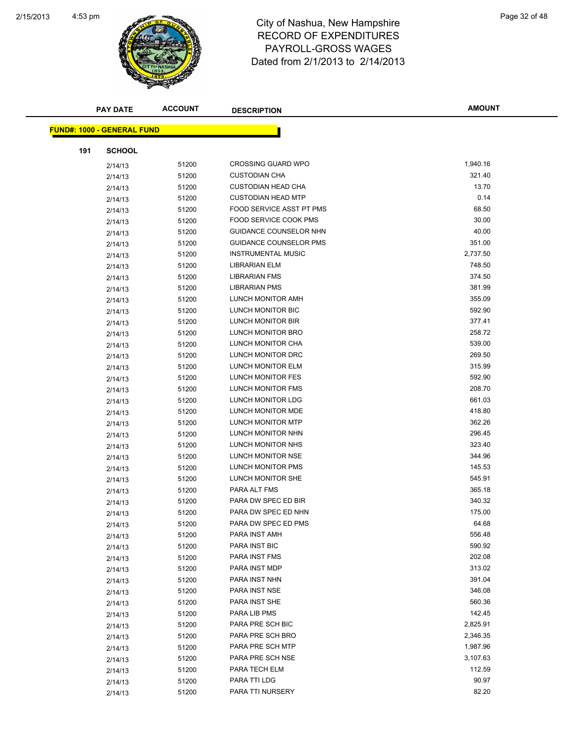# City of Nashua, New Hampshire
## RECORD OF EXPENDITURES
## PAYROLL-GROSS WAGES
### Dated from 2/1/2013 to 2/14/2013

**FUND#: 1000 - GENERAL FUND**

**191 SCHOOL**

| PAY DATE | ACCOUNT | DESCRIPTION | AMOUNT |
|---|---|---|---|
| 2/14/13 | 51200 | CROSSING GUARD WPO | 1,940.16 |
| 2/14/13 | 51200 | CUSTODIAN CHA | 321.40 |
| 2/14/13 | 51200 | CUSTODIAN HEAD CHA | 13.70 |
| 2/14/13 | 51200 | CUSTODIAN HEAD MTP | 0.14 |
| 2/14/13 | 51200 | FOOD SERVICE ASST PT PMS | 68.50 |
| 2/14/13 | 51200 | FOOD SERVICE COOK PMS | 30.00 |
| 2/14/13 | 51200 | GUIDANCE COUNSELOR NHN | 40.00 |
| 2/14/13 | 51200 | GUIDANCE COUNSELOR PMS | 351.00 |
| 2/14/13 | 51200 | INSTRUMENTAL MUSIC | 2,737.50 |
| 2/14/13 | 51200 | LIBRARIAN ELM | 748.50 |
| 2/14/13 | 51200 | LIBRARIAN FMS | 374.50 |
| 2/14/13 | 51200 | LIBRARIAN PMS | 381.99 |
| 2/14/13 | 51200 | LUNCH MONITOR AMH | 355.09 |
| 2/14/13 | 51200 | LUNCH MONITOR BIC | 592.90 |
| 2/14/13 | 51200 | LUNCH MONITOR BIR | 377.41 |
| 2/14/13 | 51200 | LUNCH MONITOR BRO | 258.72 |
| 2/14/13 | 51200 | LUNCH MONITOR CHA | 539.00 |
| 2/14/13 | 51200 | LUNCH MONITOR DRC | 269.50 |
| 2/14/13 | 51200 | LUNCH MONITOR ELM | 315.99 |
| 2/14/13 | 51200 | LUNCH MONITOR FES | 592.90 |
| 2/14/13 | 51200 | LUNCH MONITOR FMS | 208.70 |
| 2/14/13 | 51200 | LUNCH MONITOR LDG | 661.03 |
| 2/14/13 | 51200 | LUNCH MONITOR MDE | 418.80 |
| 2/14/13 | 51200 | LUNCH MONITOR MTP | 362.26 |
| 2/14/13 | 51200 | LUNCH MONITOR NHN | 296.45 |
| 2/14/13 | 51200 | LUNCH MONITOR NHS | 323.40 |
| 2/14/13 | 51200 | LUNCH MONITOR NSE | 344.96 |
| 2/14/13 | 51200 | LUNCH MONITOR PMS | 145.53 |
| 2/14/13 | 51200 | LUNCH MONITOR SHE | 545.91 |
| 2/14/13 | 51200 | PARA ALT FMS | 365.18 |
| 2/14/13 | 51200 | PARA DW SPEC ED BIR | 340.32 |
| 2/14/13 | 51200 | PARA DW SPEC ED NHN | 175.00 |
| 2/14/13 | 51200 | PARA DW SPEC ED PMS | 64.68 |
| 2/14/13 | 51200 | PARA INST AMH | 556.48 |
| 2/14/13 | 51200 | PARA INST BIC | 590.92 |
| 2/14/13 | 51200 | PARA INST FMS | 202.08 |
| 2/14/13 | 51200 | PARA INST MDP | 313.02 |
| 2/14/13 | 51200 | PARA INST NHN | 391.04 |
| 2/14/13 | 51200 | PARA INST NSE | 346.08 |
| 2/14/13 | 51200 | PARA INST SHE | 560.36 |
| 2/14/13 | 51200 | PARA LIB PMS | 142.45 |
| 2/14/13 | 51200 | PARA PRE SCH BIC | 2,825.91 |
| 2/14/13 | 51200 | PARA PRE SCH BRO | 2,346.35 |
| 2/14/13 | 51200 | PARA PRE SCH MTP | 1,987.96 |
| 2/14/13 | 51200 | PARA PRE SCH NSE | 3,107.63 |
| 2/14/13 | 51200 | PARA TECH ELM | 112.59 |
| 2/14/13 | 51200 | PARA TTI LDG | 90.97 |
| 2/14/13 | 51200 | PARA TTI NURSERY | 82.20 |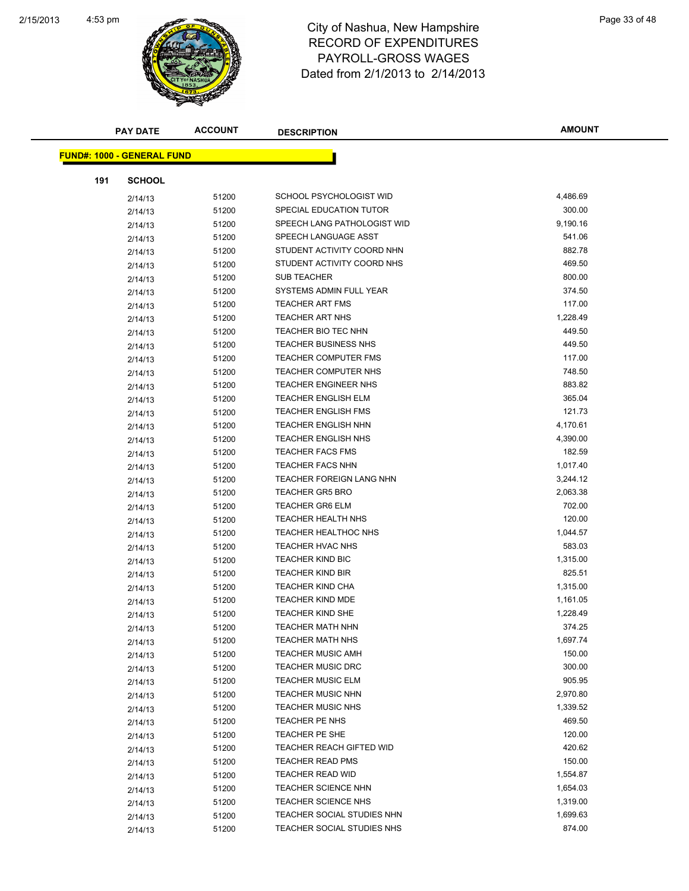# City of Nashua, New Hampshire
## RECORD OF EXPENDITURES
## PAYROLL-GROSS WAGES
### Dated from 2/1/2013 to 2/14/2013

| PAY DATE | ACCOUNT | DESCRIPTION | AMOUNT |
|---|---|---|---|

**FUND#: 1000 - GENERAL FUND**

**191 SCHOOL**

| PAY DATE | ACCOUNT | DESCRIPTION | AMOUNT |
|---|---|---|---|
| 2/14/13 | 51200 | SCHOOL PSYCHOLOGIST WID | 4,486.69 |
| 2/14/13 | 51200 | SPECIAL EDUCATION TUTOR | 300.00 |
| 2/14/13 | 51200 | SPEECH LANG PATHOLOGIST WID | 9,190.16 |
| 2/14/13 | 51200 | SPEECH LANGUAGE ASST | 541.06 |
| 2/14/13 | 51200 | STUDENT ACTIVITY COORD NHN | 882.78 |
| 2/14/13 | 51200 | STUDENT ACTIVITY COORD NHS | 469.50 |
| 2/14/13 | 51200 | SUB TEACHER | 800.00 |
| 2/14/13 | 51200 | SYSTEMS ADMIN FULL YEAR | 374.50 |
| 2/14/13 | 51200 | TEACHER ART FMS | 117.00 |
| 2/14/13 | 51200 | TEACHER ART NHS | 1,228.49 |
| 2/14/13 | 51200 | TEACHER BIO TEC NHN | 449.50 |
| 2/14/13 | 51200 | TEACHER BUSINESS NHS | 449.50 |
| 2/14/13 | 51200 | TEACHER COMPUTER FMS | 117.00 |
| 2/14/13 | 51200 | TEACHER COMPUTER NHS | 748.50 |
| 2/14/13 | 51200 | TEACHER ENGINEER NHS | 883.82 |
| 2/14/13 | 51200 | TEACHER ENGLISH ELM | 365.04 |
| 2/14/13 | 51200 | TEACHER ENGLISH FMS | 121.73 |
| 2/14/13 | 51200 | TEACHER ENGLISH NHN | 4,170.61 |
| 2/14/13 | 51200 | TEACHER ENGLISH NHS | 4,390.00 |
| 2/14/13 | 51200 | TEACHER FACS FMS | 182.59 |
| 2/14/13 | 51200 | TEACHER FACS NHN | 1,017.40 |
| 2/14/13 | 51200 | TEACHER FOREIGN LANG NHN | 3,244.12 |
| 2/14/13 | 51200 | TEACHER GR5 BRO | 2,063.38 |
| 2/14/13 | 51200 | TEACHER GR6 ELM | 702.00 |
| 2/14/13 | 51200 | TEACHER HEALTH NHS | 120.00 |
| 2/14/13 | 51200 | TEACHER HEALTHOC NHS | 1,044.57 |
| 2/14/13 | 51200 | TEACHER HVAC NHS | 583.03 |
| 2/14/13 | 51200 | TEACHER KIND BIC | 1,315.00 |
| 2/14/13 | 51200 | TEACHER KIND BIR | 825.51 |
| 2/14/13 | 51200 | TEACHER KIND CHA | 1,315.00 |
| 2/14/13 | 51200 | TEACHER KIND MDE | 1,161.05 |
| 2/14/13 | 51200 | TEACHER KIND SHE | 1,228.49 |
| 2/14/13 | 51200 | TEACHER MATH NHN | 374.25 |
| 2/14/13 | 51200 | TEACHER MATH NHS | 1,697.74 |
| 2/14/13 | 51200 | TEACHER MUSIC AMH | 150.00 |
| 2/14/13 | 51200 | TEACHER MUSIC DRC | 300.00 |
| 2/14/13 | 51200 | TEACHER MUSIC ELM | 905.95 |
| 2/14/13 | 51200 | TEACHER MUSIC NHN | 2,970.80 |
| 2/14/13 | 51200 | TEACHER MUSIC NHS | 1,339.52 |
| 2/14/13 | 51200 | TEACHER PE NHS | 469.50 |
| 2/14/13 | 51200 | TEACHER PE SHE | 120.00 |
| 2/14/13 | 51200 | TEACHER REACH GIFTED WID | 420.62 |
| 2/14/13 | 51200 | TEACHER READ PMS | 150.00 |
| 2/14/13 | 51200 | TEACHER READ WID | 1,554.87 |
| 2/14/13 | 51200 | TEACHER SCIENCE NHN | 1,654.03 |
| 2/14/13 | 51200 | TEACHER SCIENCE NHS | 1,319.00 |
| 2/14/13 | 51200 | TEACHER SOCIAL STUDIES NHN | 1,699.63 |
| 2/14/13 | 51200 | TEACHER SOCIAL STUDIES NHS | 874.00 |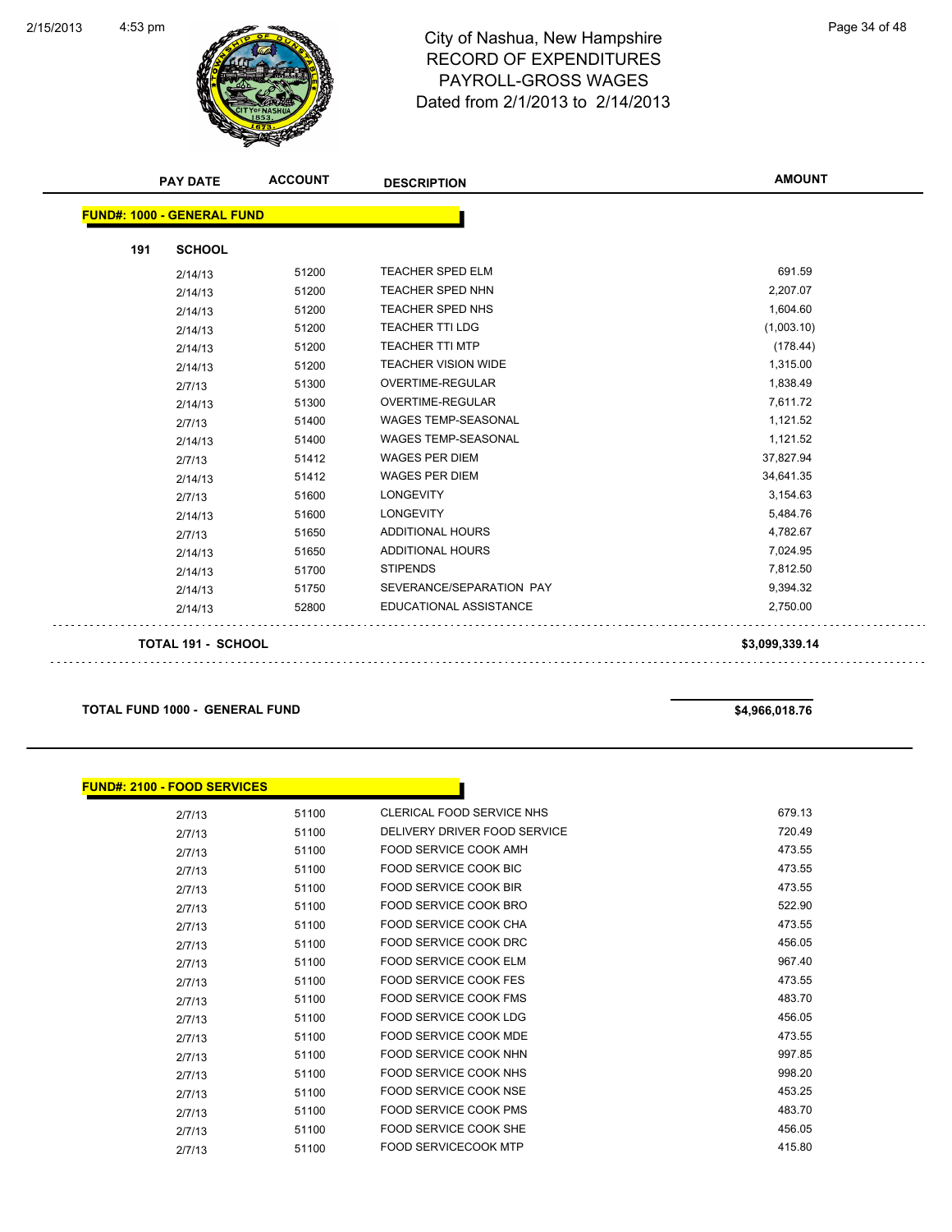City of Nashua, New Hampshire
RECORD OF EXPENDITURES
PAYROLL-GROSS WAGES
Dated from 2/1/2013 to 2/14/2013

| PAY DATE | ACCOUNT | DESCRIPTION | AMOUNT |
|---|---|---|---|

**FUND#: 1000 - GENERAL FUND**

**191 SCHOOL**

| PAY DATE | ACCOUNT | DESCRIPTION | AMOUNT |
|---|---|---|---|
| 2/14/13 | 51200 | TEACHER SPED ELM | 691.59 |
| 2/14/13 | 51200 | TEACHER SPED NHN | 2,207.07 |
| 2/14/13 | 51200 | TEACHER SPED NHS | 1,604.60 |
| 2/14/13 | 51200 | TEACHER TTI LDG | (1,003.10) |
| 2/14/13 | 51200 | TEACHER TTI MTP | (178.44) |
| 2/14/13 | 51200 | TEACHER VISION WIDE | 1,315.00 |
| 2/7/13 | 51300 | OVERTIME-REGULAR | 1,838.49 |
| 2/14/13 | 51300 | OVERTIME-REGULAR | 7,611.72 |
| 2/7/13 | 51400 | WAGES TEMP-SEASONAL | 1,121.52 |
| 2/14/13 | 51400 | WAGES TEMP-SEASONAL | 1,121.52 |
| 2/7/13 | 51412 | WAGES PER DIEM | 37,827.94 |
| 2/14/13 | 51412 | WAGES PER DIEM | 34,641.35 |
| 2/7/13 | 51600 | LONGEVITY | 3,154.63 |
| 2/14/13 | 51600 | LONGEVITY | 5,484.76 |
| 2/7/13 | 51650 | ADDITIONAL HOURS | 4,782.67 |
| 2/14/13 | 51650 | ADDITIONAL HOURS | 7,024.95 |
| 2/14/13 | 51700 | STIPENDS | 7,812.50 |
| 2/14/13 | 51750 | SEVERANCE/SEPARATION PAY | 9,394.32 |
| 2/14/13 | 52800 | EDUCATIONAL ASSISTANCE | 2,750.00 |

**TOTAL 191 - SCHOOL** **$3,099,339.14**

**TOTAL FUND 1000 - GENERAL FUND** **$4,966,018.76**

**FUND#: 2100 - FOOD SERVICES**

| PAY DATE | ACCOUNT | DESCRIPTION | AMOUNT |
|---|---|---|---|
| 2/7/13 | 51100 | CLERICAL FOOD SERVICE NHS | 679.13 |
| 2/7/13 | 51100 | DELIVERY DRIVER FOOD SERVICE | 720.49 |
| 2/7/13 | 51100 | FOOD SERVICE COOK AMH | 473.55 |
| 2/7/13 | 51100 | FOOD SERVICE COOK BIC | 473.55 |
| 2/7/13 | 51100 | FOOD SERVICE COOK BIR | 473.55 |
| 2/7/13 | 51100 | FOOD SERVICE COOK BRO | 522.90 |
| 2/7/13 | 51100 | FOOD SERVICE COOK CHA | 473.55 |
| 2/7/13 | 51100 | FOOD SERVICE COOK DRC | 456.05 |
| 2/7/13 | 51100 | FOOD SERVICE COOK ELM | 967.40 |
| 2/7/13 | 51100 | FOOD SERVICE COOK FES | 473.55 |
| 2/7/13 | 51100 | FOOD SERVICE COOK FMS | 483.70 |
| 2/7/13 | 51100 | FOOD SERVICE COOK LDG | 456.05 |
| 2/7/13 | 51100 | FOOD SERVICE COOK MDE | 473.55 |
| 2/7/13 | 51100 | FOOD SERVICE COOK NHN | 997.85 |
| 2/7/13 | 51100 | FOOD SERVICE COOK NHS | 998.20 |
| 2/7/13 | 51100 | FOOD SERVICE COOK NSE | 453.25 |
| 2/7/13 | 51100 | FOOD SERVICE COOK PMS | 483.70 |
| 2/7/13 | 51100 | FOOD SERVICE COOK SHE | 456.05 |
| 2/7/13 | 51100 | FOOD SERVICECOOK MTP | 415.80 |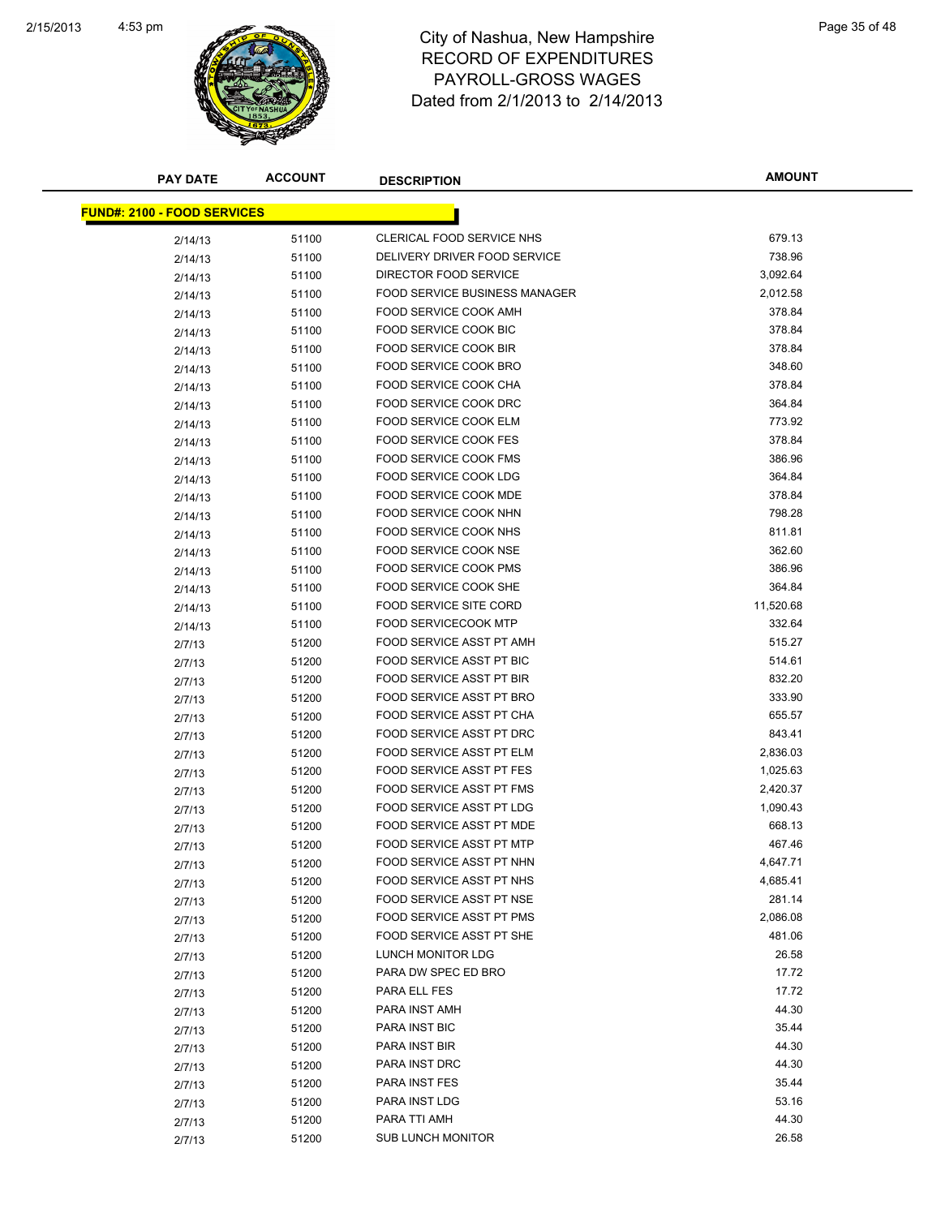# City of Nashua, New Hampshire
## RECORD OF EXPENDITURES
## PAYROLL-GROSS WAGES
## Dated from 2/1/2013 to 2/14/2013

| PAY DATE | ACCOUNT | DESCRIPTION | AMOUNT |
|---|---|---|---|
| **FUND#: 2100 - FOOD SERVICES** | | | |
| 2/14/13 | 51100 | CLERICAL FOOD SERVICE NHS | 679.13 |
| 2/14/13 | 51100 | DELIVERY DRIVER FOOD SERVICE | 738.96 |
| 2/14/13 | 51100 | DIRECTOR FOOD SERVICE | 3,092.64 |
| 2/14/13 | 51100 | FOOD SERVICE BUSINESS MANAGER | 2,012.58 |
| 2/14/13 | 51100 | FOOD SERVICE COOK AMH | 378.84 |
| 2/14/13 | 51100 | FOOD SERVICE COOK BIC | 378.84 |
| 2/14/13 | 51100 | FOOD SERVICE COOK BIR | 378.84 |
| 2/14/13 | 51100 | FOOD SERVICE COOK BRO | 348.60 |
| 2/14/13 | 51100 | FOOD SERVICE COOK CHA | 378.84 |
| 2/14/13 | 51100 | FOOD SERVICE COOK DRC | 364.84 |
| 2/14/13 | 51100 | FOOD SERVICE COOK ELM | 773.92 |
| 2/14/13 | 51100 | FOOD SERVICE COOK FES | 378.84 |
| 2/14/13 | 51100 | FOOD SERVICE COOK FMS | 386.96 |
| 2/14/13 | 51100 | FOOD SERVICE COOK LDG | 364.84 |
| 2/14/13 | 51100 | FOOD SERVICE COOK MDE | 378.84 |
| 2/14/13 | 51100 | FOOD SERVICE COOK NHN | 798.28 |
| 2/14/13 | 51100 | FOOD SERVICE COOK NHS | 811.81 |
| 2/14/13 | 51100 | FOOD SERVICE COOK NSE | 362.60 |
| 2/14/13 | 51100 | FOOD SERVICE COOK PMS | 386.96 |
| 2/14/13 | 51100 | FOOD SERVICE COOK SHE | 364.84 |
| 2/14/13 | 51100 | FOOD SERVICE SITE CORD | 11,520.68 |
| 2/14/13 | 51100 | FOOD SERVICECOOK MTP | 332.64 |
| 2/7/13 | 51200 | FOOD SERVICE ASST PT AMH | 515.27 |
| 2/7/13 | 51200 | FOOD SERVICE ASST PT BIC | 514.61 |
| 2/7/13 | 51200 | FOOD SERVICE ASST PT BIR | 832.20 |
| 2/7/13 | 51200 | FOOD SERVICE ASST PT BRO | 333.90 |
| 2/7/13 | 51200 | FOOD SERVICE ASST PT CHA | 655.57 |
| 2/7/13 | 51200 | FOOD SERVICE ASST PT DRC | 843.41 |
| 2/7/13 | 51200 | FOOD SERVICE ASST PT ELM | 2,836.03 |
| 2/7/13 | 51200 | FOOD SERVICE ASST PT FES | 1,025.63 |
| 2/7/13 | 51200 | FOOD SERVICE ASST PT FMS | 2,420.37 |
| 2/7/13 | 51200 | FOOD SERVICE ASST PT LDG | 1,090.43 |
| 2/7/13 | 51200 | FOOD SERVICE ASST PT MDE | 668.13 |
| 2/7/13 | 51200 | FOOD SERVICE ASST PT MTP | 467.46 |
| 2/7/13 | 51200 | FOOD SERVICE ASST PT NHN | 4,647.71 |
| 2/7/13 | 51200 | FOOD SERVICE ASST PT NHS | 4,685.41 |
| 2/7/13 | 51200 | FOOD SERVICE ASST PT NSE | 281.14 |
| 2/7/13 | 51200 | FOOD SERVICE ASST PT PMS | 2,086.08 |
| 2/7/13 | 51200 | FOOD SERVICE ASST PT SHE | 481.06 |
| 2/7/13 | 51200 | LUNCH MONITOR LDG | 26.58 |
| 2/7/13 | 51200 | PARA DW SPEC ED BRO | 17.72 |
| 2/7/13 | 51200 | PARA ELL FES | 17.72 |
| 2/7/13 | 51200 | PARA INST AMH | 44.30 |
| 2/7/13 | 51200 | PARA INST BIC | 35.44 |
| 2/7/13 | 51200 | PARA INST BIR | 44.30 |
| 2/7/13 | 51200 | PARA INST DRC | 44.30 |
| 2/7/13 | 51200 | PARA INST FES | 35.44 |
| 2/7/13 | 51200 | PARA INST LDG | 53.16 |
| 2/7/13 | 51200 | PARA TTI AMH | 44.30 |
| 2/7/13 | 51200 | SUB LUNCH MONITOR | 26.58 |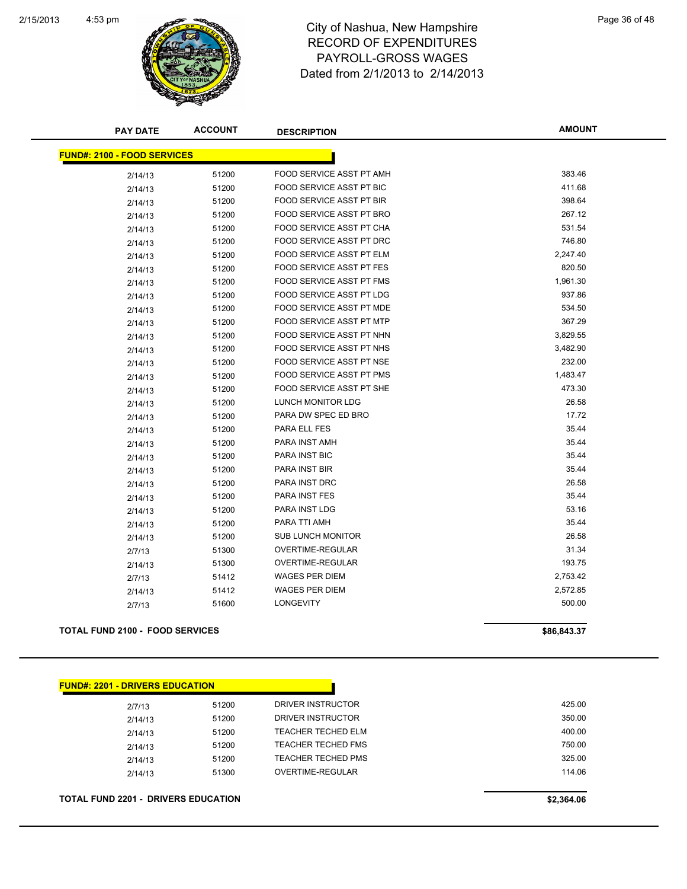# City of Nashua, New Hampshire
## RECORD OF EXPENDITURES
## PAYROLL-GROSS WAGES
## Dated from 2/1/2013 to 2/14/2013

| PAY DATE | ACCOUNT | DESCRIPTION | AMOUNT |
|---|---|---|---|
| **FUND#: 2100 - FOOD SERVICES** | | | |
| 2/14/13 | 51200 | FOOD SERVICE ASST PT AMH | 383.46 |
| 2/14/13 | 51200 | FOOD SERVICE ASST PT BIC | 411.68 |
| 2/14/13 | 51200 | FOOD SERVICE ASST PT BIR | 398.64 |
| 2/14/13 | 51200 | FOOD SERVICE ASST PT BRO | 267.12 |
| 2/14/13 | 51200 | FOOD SERVICE ASST PT CHA | 531.54 |
| 2/14/13 | 51200 | FOOD SERVICE ASST PT DRC | 746.80 |
| 2/14/13 | 51200 | FOOD SERVICE ASST PT ELM | 2,247.40 |
| 2/14/13 | 51200 | FOOD SERVICE ASST PT FES | 820.50 |
| 2/14/13 | 51200 | FOOD SERVICE ASST PT FMS | 1,961.30 |
| 2/14/13 | 51200 | FOOD SERVICE ASST PT LDG | 937.86 |
| 2/14/13 | 51200 | FOOD SERVICE ASST PT MDE | 534.50 |
| 2/14/13 | 51200 | FOOD SERVICE ASST PT MTP | 367.29 |
| 2/14/13 | 51200 | FOOD SERVICE ASST PT NHN | 3,829.55 |
| 2/14/13 | 51200 | FOOD SERVICE ASST PT NHS | 3,482.90 |
| 2/14/13 | 51200 | FOOD SERVICE ASST PT NSE | 232.00 |
| 2/14/13 | 51200 | FOOD SERVICE ASST PT PMS | 1,483.47 |
| 2/14/13 | 51200 | FOOD SERVICE ASST PT SHE | 473.30 |
| 2/14/13 | 51200 | LUNCH MONITOR LDG | 26.58 |
| 2/14/13 | 51200 | PARA DW SPEC ED BRO | 17.72 |
| 2/14/13 | 51200 | PARA ELL FES | 35.44 |
| 2/14/13 | 51200 | PARA INST AMH | 35.44 |
| 2/14/13 | 51200 | PARA INST BIC | 35.44 |
| 2/14/13 | 51200 | PARA INST BIR | 35.44 |
| 2/14/13 | 51200 | PARA INST DRC | 26.58 |
| 2/14/13 | 51200 | PARA INST FES | 35.44 |
| 2/14/13 | 51200 | PARA INST LDG | 53.16 |
| 2/14/13 | 51200 | PARA TTI AMH | 35.44 |
| 2/14/13 | 51200 | SUB LUNCH MONITOR | 26.58 |
| 2/7/13 | 51300 | OVERTIME-REGULAR | 31.34 |
| 2/14/13 | 51300 | OVERTIME-REGULAR | 193.75 |
| 2/7/13 | 51412 | WAGES PER DIEM | 2,753.42 |
| 2/14/13 | 51412 | WAGES PER DIEM | 2,572.85 |
| 2/7/13 | 51600 | LONGEVITY | 500.00 |
| **TOTAL FUND 2100 - FOOD SERVICES** | | | **$86,843.37** |

| PAY DATE | ACCOUNT | DESCRIPTION | AMOUNT |
|---|---|---|---|
| **FUND#: 2201 - DRIVERS EDUCATION** | | | |
| 2/7/13 | 51200 | DRIVER INSTRUCTOR | 425.00 |
| 2/14/13 | 51200 | DRIVER INSTRUCTOR | 350.00 |
| 2/14/13 | 51200 | TEACHER TECHED ELM | 400.00 |
| 2/14/13 | 51200 | TEACHER TECHED FMS | 750.00 |
| 2/14/13 | 51200 | TEACHER TECHED PMS | 325.00 |
| 2/14/13 | 51300 | OVERTIME-REGULAR | 114.06 |
| **TOTAL FUND 2201 - DRIVERS EDUCATION** | | | **$2,364.06** |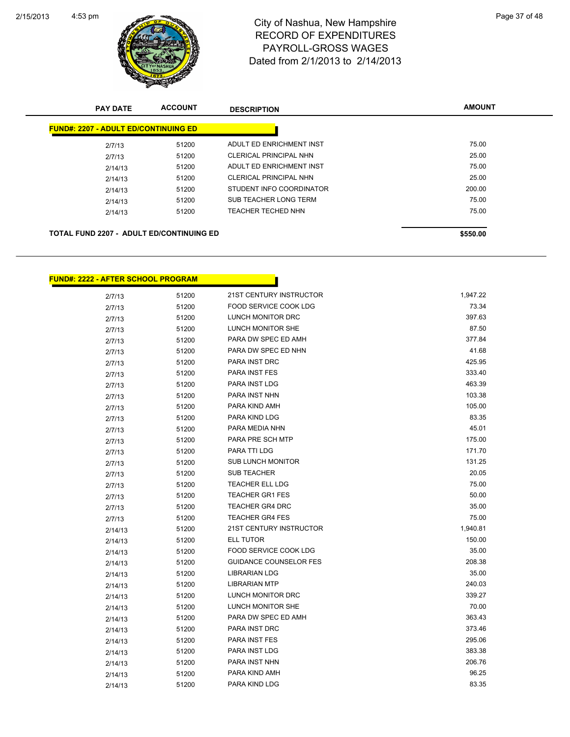# City of Nashua, New Hampshire
## RECORD OF EXPENDITURES
## PAYROLL-GROSS WAGES
### Dated from 2/1/2013 to 2/14/2013

| PAY DATE | ACCOUNT | DESCRIPTION | AMOUNT |
|---|---|---|---|
| **FUND#: 2207 - ADULT ED/CONTINUING ED** | | | |
| 2/7/13 | 51200 | ADULT ED ENRICHMENT INST | 75.00 |
| 2/7/13 | 51200 | CLERICAL PRINCIPAL NHN | 25.00 |
| 2/14/13 | 51200 | ADULT ED ENRICHMENT INST | 75.00 |
| 2/14/13 | 51200 | CLERICAL PRINCIPAL NHN | 25.00 |
| 2/14/13 | 51200 | STUDENT INFO COORDINATOR | 200.00 |
| 2/14/13 | 51200 | SUB TEACHER LONG TERM | 75.00 |
| 2/14/13 | 51200 | TEACHER TECHED NHN | 75.00 |
| **TOTAL FUND 2207 - ADULT ED/CONTINUING ED** | | | **$550.00** |

| PAY DATE | ACCOUNT | DESCRIPTION | AMOUNT |
|---|---|---|---|
| **FUND#: 2222 - AFTER SCHOOL PROGRAM** | | | |
| 2/7/13 | 51200 | 21ST CENTURY INSTRUCTOR | 1,947.22 |
| 2/7/13 | 51200 | FOOD SERVICE COOK LDG | 73.34 |
| 2/7/13 | 51200 | LUNCH MONITOR DRC | 397.63 |
| 2/7/13 | 51200 | LUNCH MONITOR SHE | 87.50 |
| 2/7/13 | 51200 | PARA DW SPEC ED AMH | 377.84 |
| 2/7/13 | 51200 | PARA DW SPEC ED NHN | 41.68 |
| 2/7/13 | 51200 | PARA INST DRC | 425.95 |
| 2/7/13 | 51200 | PARA INST FES | 333.40 |
| 2/7/13 | 51200 | PARA INST LDG | 463.39 |
| 2/7/13 | 51200 | PARA INST NHN | 103.38 |
| 2/7/13 | 51200 | PARA KIND AMH | 105.00 |
| 2/7/13 | 51200 | PARA KIND LDG | 83.35 |
| 2/7/13 | 51200 | PARA MEDIA NHN | 45.01 |
| 2/7/13 | 51200 | PARA PRE SCH MTP | 175.00 |
| 2/7/13 | 51200 | PARA TTI LDG | 171.70 |
| 2/7/13 | 51200 | SUB LUNCH MONITOR | 131.25 |
| 2/7/13 | 51200 | SUB TEACHER | 20.05 |
| 2/7/13 | 51200 | TEACHER ELL LDG | 75.00 |
| 2/7/13 | 51200 | TEACHER GR1 FES | 50.00 |
| 2/7/13 | 51200 | TEACHER GR4 DRC | 35.00 |
| 2/7/13 | 51200 | TEACHER GR4 FES | 75.00 |
| 2/14/13 | 51200 | 21ST CENTURY INSTRUCTOR | 1,940.81 |
| 2/14/13 | 51200 | ELL TUTOR | 150.00 |
| 2/14/13 | 51200 | FOOD SERVICE COOK LDG | 35.00 |
| 2/14/13 | 51200 | GUIDANCE COUNSELOR FES | 208.38 |
| 2/14/13 | 51200 | LIBRARIAN LDG | 35.00 |
| 2/14/13 | 51200 | LIBRARIAN MTP | 240.03 |
| 2/14/13 | 51200 | LUNCH MONITOR DRC | 339.27 |
| 2/14/13 | 51200 | LUNCH MONITOR SHE | 70.00 |
| 2/14/13 | 51200 | PARA DW SPEC ED AMH | 363.43 |
| 2/14/13 | 51200 | PARA INST DRC | 373.46 |
| 2/14/13 | 51200 | PARA INST FES | 295.06 |
| 2/14/13 | 51200 | PARA INST LDG | 383.38 |
| 2/14/13 | 51200 | PARA INST NHN | 206.76 |
| 2/14/13 | 51200 | PARA KIND AMH | 96.25 |
| 2/14/13 | 51200 | PARA KIND LDG | 83.35 |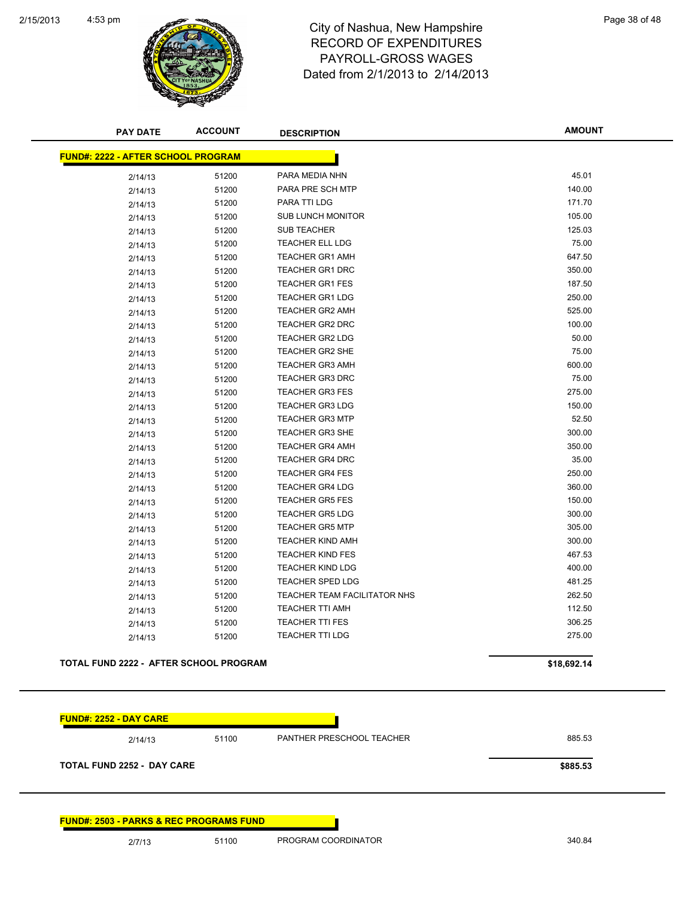# City of Nashua, New Hampshire
## RECORD OF EXPENDITURES
## PAYROLL-GROSS WAGES
## Dated from 2/1/2013 to 2/14/2013

| PAY DATE | ACCOUNT | DESCRIPTION | AMOUNT |
|---|---|---|---|
| **FUND#: 2222 - AFTER SCHOOL PROGRAM** | | | |
| 2/14/13 | 51200 | PARA MEDIA NHN | 45.01 |
| 2/14/13 | 51200 | PARA PRE SCH MTP | 140.00 |
| 2/14/13 | 51200 | PARA TTI LDG | 171.70 |
| 2/14/13 | 51200 | SUB LUNCH MONITOR | 105.00 |
| 2/14/13 | 51200 | SUB TEACHER | 125.03 |
| 2/14/13 | 51200 | TEACHER ELL LDG | 75.00 |
| 2/14/13 | 51200 | TEACHER GR1 AMH | 647.50 |
| 2/14/13 | 51200 | TEACHER GR1 DRC | 350.00 |
| 2/14/13 | 51200 | TEACHER GR1 FES | 187.50 |
| 2/14/13 | 51200 | TEACHER GR1 LDG | 250.00 |
| 2/14/13 | 51200 | TEACHER GR2 AMH | 525.00 |
| 2/14/13 | 51200 | TEACHER GR2 DRC | 100.00 |
| 2/14/13 | 51200 | TEACHER GR2 LDG | 50.00 |
| 2/14/13 | 51200 | TEACHER GR2 SHE | 75.00 |
| 2/14/13 | 51200 | TEACHER GR3 AMH | 600.00 |
| 2/14/13 | 51200 | TEACHER GR3 DRC | 75.00 |
| 2/14/13 | 51200 | TEACHER GR3 FES | 275.00 |
| 2/14/13 | 51200 | TEACHER GR3 LDG | 150.00 |
| 2/14/13 | 51200 | TEACHER GR3 MTP | 52.50 |
| 2/14/13 | 51200 | TEACHER GR3 SHE | 300.00 |
| 2/14/13 | 51200 | TEACHER GR4 AMH | 350.00 |
| 2/14/13 | 51200 | TEACHER GR4 DRC | 35.00 |
| 2/14/13 | 51200 | TEACHER GR4 FES | 250.00 |
| 2/14/13 | 51200 | TEACHER GR4 LDG | 360.00 |
| 2/14/13 | 51200 | TEACHER GR5 FES | 150.00 |
| 2/14/13 | 51200 | TEACHER GR5 LDG | 300.00 |
| 2/14/13 | 51200 | TEACHER GR5 MTP | 305.00 |
| 2/14/13 | 51200 | TEACHER KIND AMH | 300.00 |
| 2/14/13 | 51200 | TEACHER KIND FES | 467.53 |
| 2/14/13 | 51200 | TEACHER KIND LDG | 400.00 |
| 2/14/13 | 51200 | TEACHER SPED LDG | 481.25 |
| 2/14/13 | 51200 | TEACHER TEAM FACILITATOR NHS | 262.50 |
| 2/14/13 | 51200 | TEACHER TTI AMH | 112.50 |
| 2/14/13 | 51200 | TEACHER TTI FES | 306.25 |
| 2/14/13 | 51200 | TEACHER TTI LDG | 275.00 |
| **TOTAL FUND 2222 - AFTER SCHOOL PROGRAM** | | | **$18,692.14** |
| **FUND#: 2252 - DAY CARE** | | | |
| 2/14/13 | 51100 | PANTHER PRESCHOOL TEACHER | 885.53 |
| **TOTAL FUND 2252 - DAY CARE** | | | **$885.53** |
| **FUND#: 2503 - PARKS & REC PROGRAMS FUND** | | | |
| 2/7/13 | 51100 | PROGRAM COORDINATOR | 340.84 |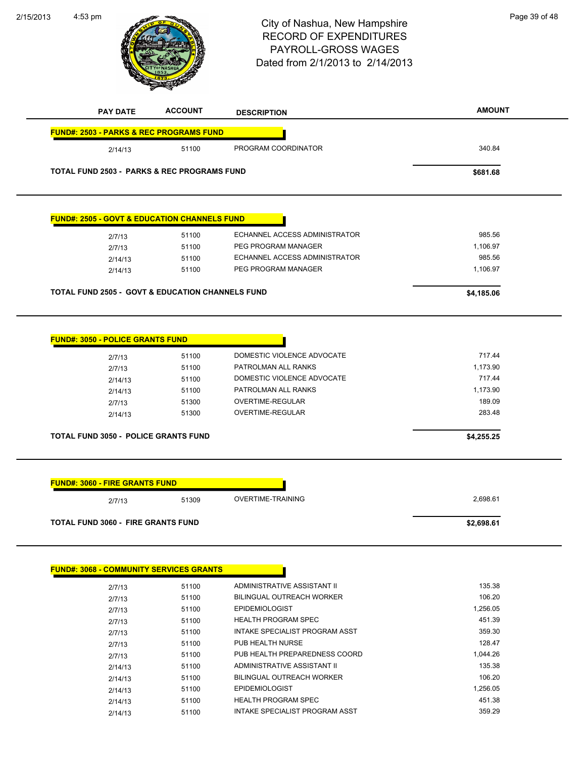# City of Nashua, New Hampshire
## RECORD OF EXPENDITURES
## PAYROLL-GROSS WAGES
## Dated from 2/1/2013 to 2/14/2013

| PAY DATE | ACCOUNT | DESCRIPTION | AMOUNT |
|---|---|---|---|
| **FUND#: 2503 - PARKS & REC PROGRAMS FUND** | | | |
| 2/14/13 | 51100 | PROGRAM COORDINATOR | 340.84 |
| **TOTAL FUND 2503 - PARKS & REC PROGRAMS FUND** | | | **$681.68** |

| PAY DATE | ACCOUNT | DESCRIPTION | AMOUNT |
|---|---|---|---|
| **FUND#: 2505 - GOVT & EDUCATION CHANNELS FUND** | | | |
| 2/7/13 | 51100 | ECHANNEL ACCESS ADMINISTRATOR | 985.56 |
| 2/7/13 | 51100 | PEG PROGRAM MANAGER | 1,106.97 |
| 2/14/13 | 51100 | ECHANNEL ACCESS ADMINISTRATOR | 985.56 |
| 2/14/13 | 51100 | PEG PROGRAM MANAGER | 1,106.97 |
| **TOTAL FUND 2505 - GOVT & EDUCATION CHANNELS FUND** | | | **$4,185.06** |

| PAY DATE | ACCOUNT | DESCRIPTION | AMOUNT |
|---|---|---|---|
| **FUND#: 3050 - POLICE GRANTS FUND** | | | |
| 2/7/13 | 51100 | DOMESTIC VIOLENCE ADVOCATE | 717.44 |
| 2/7/13 | 51100 | PATROLMAN ALL RANKS | 1,173.90 |
| 2/14/13 | 51100 | DOMESTIC VIOLENCE ADVOCATE | 717.44 |
| 2/14/13 | 51100 | PATROLMAN ALL RANKS | 1,173.90 |
| 2/7/13 | 51300 | OVERTIME-REGULAR | 189.09 |
| 2/14/13 | 51300 | OVERTIME-REGULAR | 283.48 |
| **TOTAL FUND 3050 - POLICE GRANTS FUND** | | | **$4,255.25** |

| PAY DATE | ACCOUNT | DESCRIPTION | AMOUNT |
|---|---|---|---|
| **FUND#: 3060 - FIRE GRANTS FUND** | | | |
| 2/7/13 | 51309 | OVERTIME-TRAINING | 2,698.61 |
| **TOTAL FUND 3060 - FIRE GRANTS FUND** | | | **$2,698.61** |

| PAY DATE | ACCOUNT | DESCRIPTION | AMOUNT |
|---|---|---|---|
| **FUND#: 3068 - COMMUNITY SERVICES GRANTS** | | | |
| 2/7/13 | 51100 | ADMINISTRATIVE ASSISTANT II | 135.38 |
| 2/7/13 | 51100 | BILINGUAL OUTREACH WORKER | 106.20 |
| 2/7/13 | 51100 | EPIDEMIOLOGIST | 1,256.05 |
| 2/7/13 | 51100 | HEALTH PROGRAM SPEC | 451.39 |
| 2/7/13 | 51100 | INTAKE SPECIALIST PROGRAM ASST | 359.30 |
| 2/7/13 | 51100 | PUB HEALTH NURSE | 128.47 |
| 2/7/13 | 51100 | PUB HEALTH PREPAREDNESS COORD | 1,044.26 |
| 2/14/13 | 51100 | ADMINISTRATIVE ASSISTANT II | 135.38 |
| 2/14/13 | 51100 | BILINGUAL OUTREACH WORKER | 106.20 |
| 2/14/13 | 51100 | EPIDEMIOLOGIST | 1,256.05 |
| 2/14/13 | 51100 | HEALTH PROGRAM SPEC | 451.38 |
| 2/14/13 | 51100 | INTAKE SPECIALIST PROGRAM ASST | 359.29 |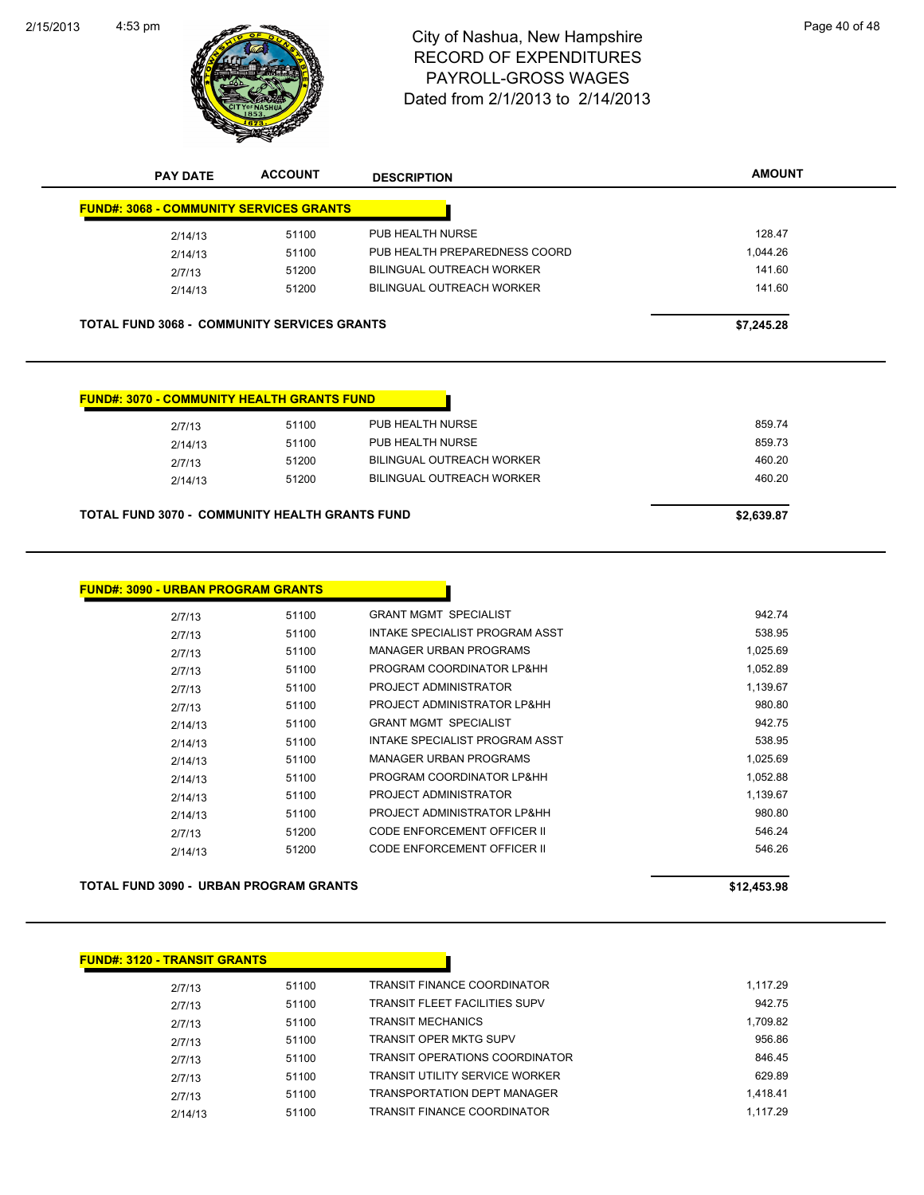# City of Nashua, New Hampshire
# RECORD OF EXPENDITURES
# PAYROLL-GROSS WAGES
# Dated from 2/1/2013 to 2/14/2013

| PAY DATE | ACCOUNT | DESCRIPTION | AMOUNT |
|---|---|---|---|
| **FUND#: 3068 - COMMUNITY SERVICES GRANTS** | | | |
| 2/14/13 | 51100 | PUB HEALTH NURSE | 128.47 |
| 2/14/13 | 51100 | PUB HEALTH PREPAREDNESS COORD | 1,044.26 |
| 2/7/13 | 51200 | BILINGUAL OUTREACH WORKER | 141.60 |
| 2/14/13 | 51200 | BILINGUAL OUTREACH WORKER | 141.60 |
| **TOTAL FUND 3068 - COMMUNITY SERVICES GRANTS** | | | **$7,245.28** |
| **FUND#: 3070 - COMMUNITY HEALTH GRANTS FUND** | | | |
| 2/7/13 | 51100 | PUB HEALTH NURSE | 859.74 |
| 2/14/13 | 51100 | PUB HEALTH NURSE | 859.73 |
| 2/7/13 | 51200 | BILINGUAL OUTREACH WORKER | 460.20 |
| 2/14/13 | 51200 | BILINGUAL OUTREACH WORKER | 460.20 |
| **TOTAL FUND 3070 - COMMUNITY HEALTH GRANTS FUND** | | | **$2,639.87** |
| **FUND#: 3090 - URBAN PROGRAM GRANTS** | | | |
| 2/7/13 | 51100 | GRANT MGMT SPECIALIST | 942.74 |
| 2/7/13 | 51100 | INTAKE SPECIALIST PROGRAM ASST | 538.95 |
| 2/7/13 | 51100 | MANAGER URBAN PROGRAMS | 1,025.69 |
| 2/7/13 | 51100 | PROGRAM COORDINATOR LP&HH | 1,052.89 |
| 2/7/13 | 51100 | PROJECT ADMINISTRATOR | 1,139.67 |
| 2/7/13 | 51100 | PROJECT ADMINISTRATOR LP&HH | 980.80 |
| 2/14/13 | 51100 | GRANT MGMT SPECIALIST | 942.75 |
| 2/14/13 | 51100 | INTAKE SPECIALIST PROGRAM ASST | 538.95 |
| 2/14/13 | 51100 | MANAGER URBAN PROGRAMS | 1,025.69 |
| 2/14/13 | 51100 | PROGRAM COORDINATOR LP&HH | 1,052.88 |
| 2/14/13 | 51100 | PROJECT ADMINISTRATOR | 1,139.67 |
| 2/14/13 | 51100 | PROJECT ADMINISTRATOR LP&HH | 980.80 |
| 2/7/13 | 51200 | CODE ENFORCEMENT OFFICER II | 546.24 |
| 2/14/13 | 51200 | CODE ENFORCEMENT OFFICER II | 546.26 |
| **TOTAL FUND 3090 - URBAN PROGRAM GRANTS** | | | **$12,453.98** |
| **FUND#: 3120 - TRANSIT GRANTS** | | | |
| 2/7/13 | 51100 | TRANSIT FINANCE COORDINATOR | 1,117.29 |
| 2/7/13 | 51100 | TRANSIT FLEET FACILITIES SUPV | 942.75 |
| 2/7/13 | 51100 | TRANSIT MECHANICS | 1,709.82 |
| 2/7/13 | 51100 | TRANSIT OPER MKTG SUPV | 956.86 |
| 2/7/13 | 51100 | TRANSIT OPERATIONS COORDINATOR | 846.45 |
| 2/7/13 | 51100 | TRANSIT UTILITY SERVICE WORKER | 629.89 |
| 2/7/13 | 51100 | TRANSPORTATION DEPT MANAGER | 1,418.41 |
| 2/14/13 | 51100 | TRANSIT FINANCE COORDINATOR | 1,117.29 |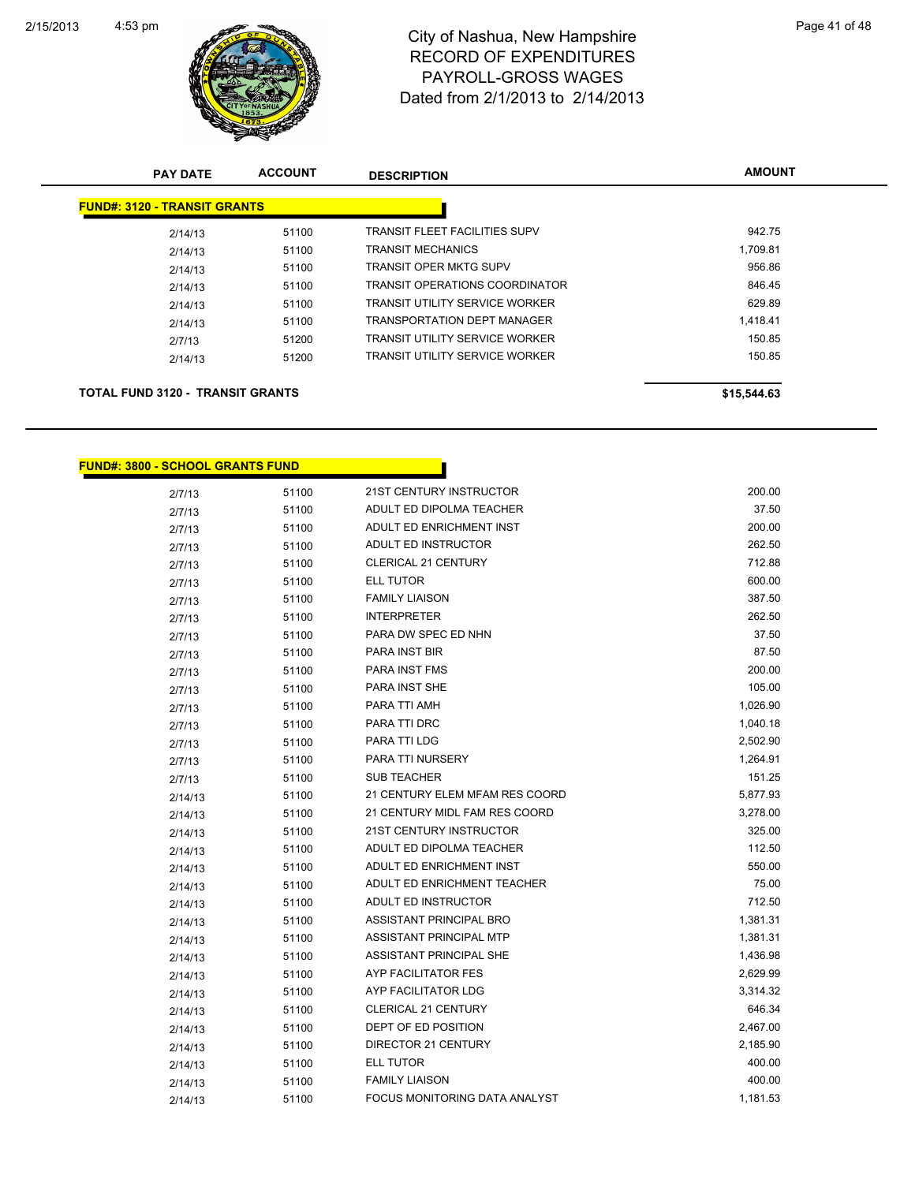# City of Nashua, New Hampshire
## RECORD OF EXPENDITURES
## PAYROLL-GROSS WAGES
## Dated from 2/1/2013 to 2/14/2013

| PAY DATE | ACCOUNT | DESCRIPTION | AMOUNT |
|---|---|---|---|
| **FUND#: 3120 - TRANSIT GRANTS** | | | |
| 2/14/13 | 51100 | TRANSIT FLEET FACILITIES SUPV | 942.75 |
| 2/14/13 | 51100 | TRANSIT MECHANICS | 1,709.81 |
| 2/14/13 | 51100 | TRANSIT OPER MKTG SUPV | 956.86 |
| 2/14/13 | 51100 | TRANSIT OPERATIONS COORDINATOR | 846.45 |
| 2/14/13 | 51100 | TRANSIT UTILITY SERVICE WORKER | 629.89 |
| 2/14/13 | 51100 | TRANSPORTATION DEPT MANAGER | 1,418.41 |
| 2/7/13 | 51200 | TRANSIT UTILITY SERVICE WORKER | 150.85 |
| 2/14/13 | 51200 | TRANSIT UTILITY SERVICE WORKER | 150.85 |
| **TOTAL FUND 3120 - TRANSIT GRANTS** | | | **$15,544.63** |

| PAY DATE | ACCOUNT | DESCRIPTION | AMOUNT |
|---|---|---|---|
| **FUND#: 3800 - SCHOOL GRANTS FUND** | | | |
| 2/7/13 | 51100 | 21ST CENTURY INSTRUCTOR | 200.00 |
| 2/7/13 | 51100 | ADULT ED DIPOLMA TEACHER | 37.50 |
| 2/7/13 | 51100 | ADULT ED ENRICHMENT INST | 200.00 |
| 2/7/13 | 51100 | ADULT ED INSTRUCTOR | 262.50 |
| 2/7/13 | 51100 | CLERICAL 21 CENTURY | 712.88 |
| 2/7/13 | 51100 | ELL TUTOR | 600.00 |
| 2/7/13 | 51100 | FAMILY LIAISON | 387.50 |
| 2/7/13 | 51100 | INTERPRETER | 262.50 |
| 2/7/13 | 51100 | PARA DW SPEC ED NHN | 37.50 |
| 2/7/13 | 51100 | PARA INST BIR | 87.50 |
| 2/7/13 | 51100 | PARA INST FMS | 200.00 |
| 2/7/13 | 51100 | PARA INST SHE | 105.00 |
| 2/7/13 | 51100 | PARA TTI AMH | 1,026.90 |
| 2/7/13 | 51100 | PARA TTI DRC | 1,040.18 |
| 2/7/13 | 51100 | PARA TTI LDG | 2,502.90 |
| 2/7/13 | 51100 | PARA TTI NURSERY | 1,264.91 |
| 2/7/13 | 51100 | SUB TEACHER | 151.25 |
| 2/14/13 | 51100 | 21 CENTURY ELEM MFAM RES COORD | 5,877.93 |
| 2/14/13 | 51100 | 21 CENTURY MIDL FAM RES COORD | 3,278.00 |
| 2/14/13 | 51100 | 21ST CENTURY INSTRUCTOR | 325.00 |
| 2/14/13 | 51100 | ADULT ED DIPOLMA TEACHER | 112.50 |
| 2/14/13 | 51100 | ADULT ED ENRICHMENT INST | 550.00 |
| 2/14/13 | 51100 | ADULT ED ENRICHMENT TEACHER | 75.00 |
| 2/14/13 | 51100 | ADULT ED INSTRUCTOR | 712.50 |
| 2/14/13 | 51100 | ASSISTANT PRINCIPAL BRO | 1,381.31 |
| 2/14/13 | 51100 | ASSISTANT PRINCIPAL MTP | 1,381.31 |
| 2/14/13 | 51100 | ASSISTANT PRINCIPAL SHE | 1,436.98 |
| 2/14/13 | 51100 | AYP FACILITATOR FES | 2,629.99 |
| 2/14/13 | 51100 | AYP FACILITATOR LDG | 3,314.32 |
| 2/14/13 | 51100 | CLERICAL 21 CENTURY | 646.34 |
| 2/14/13 | 51100 | DEPT OF ED POSITION | 2,467.00 |
| 2/14/13 | 51100 | DIRECTOR 21 CENTURY | 2,185.90 |
| 2/14/13 | 51100 | ELL TUTOR | 400.00 |
| 2/14/13 | 51100 | FAMILY LIAISON | 400.00 |
| 2/14/13 | 51100 | FOCUS MONITORING DATA ANALYST | 1,181.53 |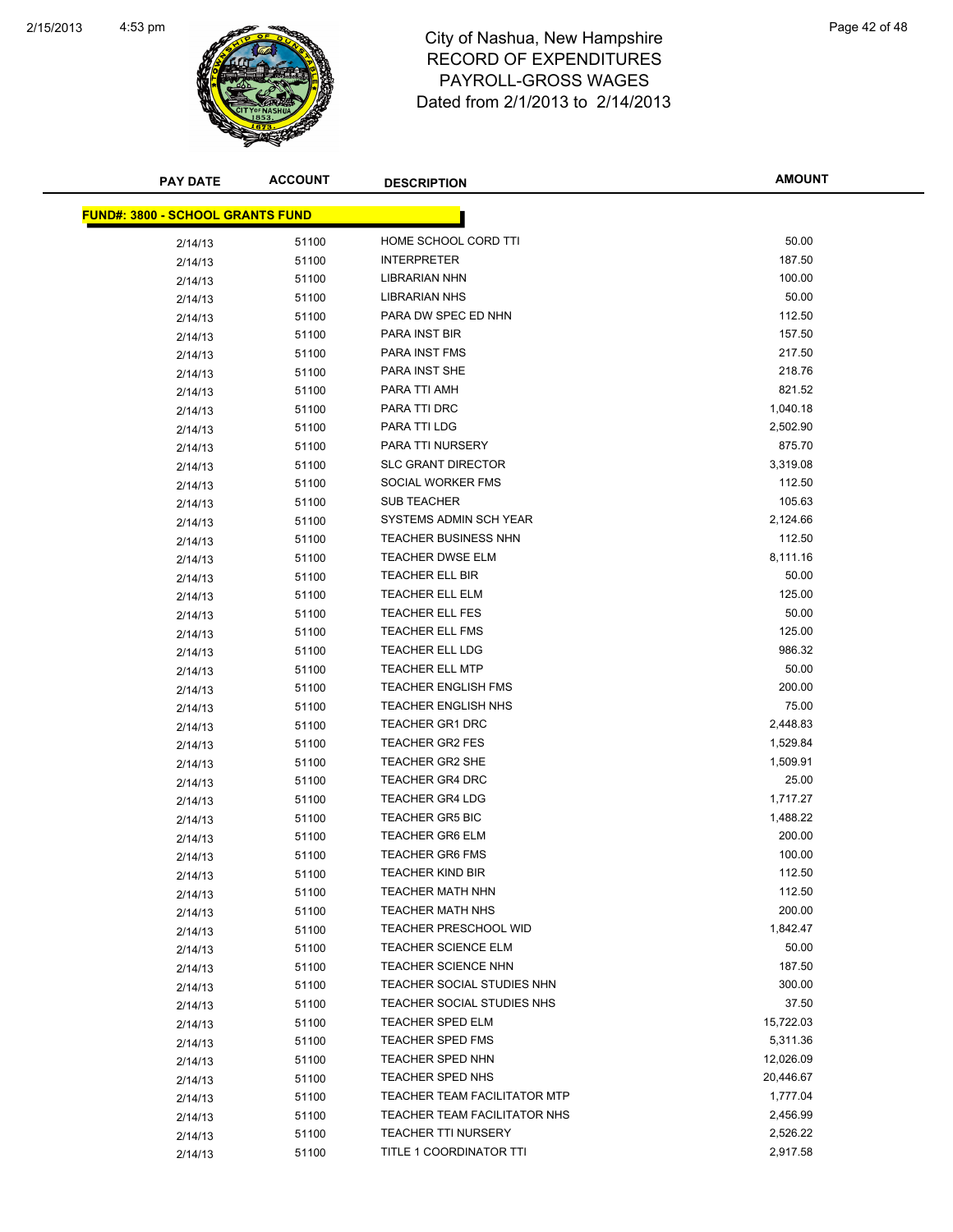# City of Nashua, New Hampshire
## RECORD OF EXPENDITURES
## PAYROLL-GROSS WAGES
## Dated from 2/1/2013 to 2/14/2013

| PAY DATE | ACCOUNT | DESCRIPTION | AMOUNT |
|---|---|---|---|
| **FUND#: 3800 - SCHOOL GRANTS FUND** | | | |
| 2/14/13 | 51100 | HOME SCHOOL CORD TTI | 50.00 |
| 2/14/13 | 51100 | INTERPRETER | 187.50 |
| 2/14/13 | 51100 | LIBRARIAN NHN | 100.00 |
| 2/14/13 | 51100 | LIBRARIAN NHS | 50.00 |
| 2/14/13 | 51100 | PARA DW SPEC ED NHN | 112.50 |
| 2/14/13 | 51100 | PARA INST BIR | 157.50 |
| 2/14/13 | 51100 | PARA INST FMS | 217.50 |
| 2/14/13 | 51100 | PARA INST SHE | 218.76 |
| 2/14/13 | 51100 | PARA TTI AMH | 821.52 |
| 2/14/13 | 51100 | PARA TTI DRC | 1,040.18 |
| 2/14/13 | 51100 | PARA TTI LDG | 2,502.90 |
| 2/14/13 | 51100 | PARA TTI NURSERY | 875.70 |
| 2/14/13 | 51100 | SLC GRANT DIRECTOR | 3,319.08 |
| 2/14/13 | 51100 | SOCIAL WORKER FMS | 112.50 |
| 2/14/13 | 51100 | SUB TEACHER | 105.63 |
| 2/14/13 | 51100 | SYSTEMS ADMIN SCH YEAR | 2,124.66 |
| 2/14/13 | 51100 | TEACHER BUSINESS NHN | 112.50 |
| 2/14/13 | 51100 | TEACHER DWSE ELM | 8,111.16 |
| 2/14/13 | 51100 | TEACHER ELL BIR | 50.00 |
| 2/14/13 | 51100 | TEACHER ELL ELM | 125.00 |
| 2/14/13 | 51100 | TEACHER ELL FES | 50.00 |
| 2/14/13 | 51100 | TEACHER ELL FMS | 125.00 |
| 2/14/13 | 51100 | TEACHER ELL LDG | 986.32 |
| 2/14/13 | 51100 | TEACHER ELL MTP | 50.00 |
| 2/14/13 | 51100 | TEACHER ENGLISH FMS | 200.00 |
| 2/14/13 | 51100 | TEACHER ENGLISH NHS | 75.00 |
| 2/14/13 | 51100 | TEACHER GR1 DRC | 2,448.83 |
| 2/14/13 | 51100 | TEACHER GR2 FES | 1,529.84 |
| 2/14/13 | 51100 | TEACHER GR2 SHE | 1,509.91 |
| 2/14/13 | 51100 | TEACHER GR4 DRC | 25.00 |
| 2/14/13 | 51100 | TEACHER GR4 LDG | 1,717.27 |
| 2/14/13 | 51100 | TEACHER GR5 BIC | 1,488.22 |
| 2/14/13 | 51100 | TEACHER GR6 ELM | 200.00 |
| 2/14/13 | 51100 | TEACHER GR6 FMS | 100.00 |
| 2/14/13 | 51100 | TEACHER KIND BIR | 112.50 |
| 2/14/13 | 51100 | TEACHER MATH NHN | 112.50 |
| 2/14/13 | 51100 | TEACHER MATH NHS | 200.00 |
| 2/14/13 | 51100 | TEACHER PRESCHOOL WID | 1,842.47 |
| 2/14/13 | 51100 | TEACHER SCIENCE ELM | 50.00 |
| 2/14/13 | 51100 | TEACHER SCIENCE NHN | 187.50 |
| 2/14/13 | 51100 | TEACHER SOCIAL STUDIES NHN | 300.00 |
| 2/14/13 | 51100 | TEACHER SOCIAL STUDIES NHS | 37.50 |
| 2/14/13 | 51100 | TEACHER SPED ELM | 15,722.03 |
| 2/14/13 | 51100 | TEACHER SPED FMS | 5,311.36 |
| 2/14/13 | 51100 | TEACHER SPED NHN | 12,026.09 |
| 2/14/13 | 51100 | TEACHER SPED NHS | 20,446.67 |
| 2/14/13 | 51100 | TEACHER TEAM FACILITATOR MTP | 1,777.04 |
| 2/14/13 | 51100 | TEACHER TEAM FACILITATOR NHS | 2,456.99 |
| 2/14/13 | 51100 | TEACHER TTI NURSERY | 2,526.22 |
| 2/14/13 | 51100 | TITLE 1 COORDINATOR TTI | 2,917.58 |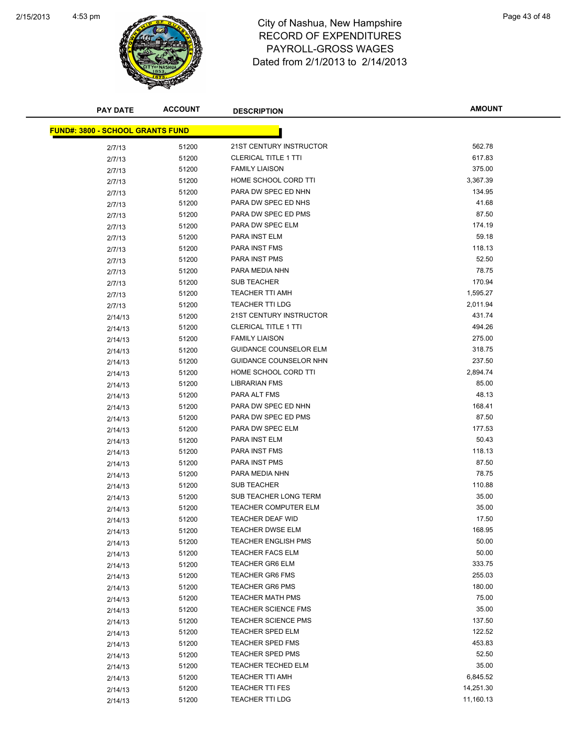# City of Nashua, New Hampshire
## RECORD OF EXPENDITURES
## PAYROLL-GROSS WAGES
## Dated from 2/1/2013 to 2/14/2013

| PAY DATE | ACCOUNT | DESCRIPTION | AMOUNT |
|---|---|---|---|
| **FUND#: 3800 - SCHOOL GRANTS FUND** | | | |
| 2/7/13 | 51200 | 21ST CENTURY INSTRUCTOR | 562.78 |
| 2/7/13 | 51200 | CLERICAL TITLE 1 TTI | 617.83 |
| 2/7/13 | 51200 | FAMILY LIAISON | 375.00 |
| 2/7/13 | 51200 | HOME SCHOOL CORD TTI | 3,367.39 |
| 2/7/13 | 51200 | PARA DW SPEC ED NHN | 134.95 |
| 2/7/13 | 51200 | PARA DW SPEC ED NHS | 41.68 |
| 2/7/13 | 51200 | PARA DW SPEC ED PMS | 87.50 |
| 2/7/13 | 51200 | PARA DW SPEC ELM | 174.19 |
| 2/7/13 | 51200 | PARA INST ELM | 59.18 |
| 2/7/13 | 51200 | PARA INST FMS | 118.13 |
| 2/7/13 | 51200 | PARA INST PMS | 52.50 |
| 2/7/13 | 51200 | PARA MEDIA NHN | 78.75 |
| 2/7/13 | 51200 | SUB TEACHER | 170.94 |
| 2/7/13 | 51200 | TEACHER TTI AMH | 1,595.27 |
| 2/7/13 | 51200 | TEACHER TTI LDG | 2,011.94 |
| 2/14/13 | 51200 | 21ST CENTURY INSTRUCTOR | 431.74 |
| 2/14/13 | 51200 | CLERICAL TITLE 1 TTI | 494.26 |
| 2/14/13 | 51200 | FAMILY LIAISON | 275.00 |
| 2/14/13 | 51200 | GUIDANCE COUNSELOR ELM | 318.75 |
| 2/14/13 | 51200 | GUIDANCE COUNSELOR NHN | 237.50 |
| 2/14/13 | 51200 | HOME SCHOOL CORD TTI | 2,894.74 |
| 2/14/13 | 51200 | LIBRARIAN FMS | 85.00 |
| 2/14/13 | 51200 | PARA ALT FMS | 48.13 |
| 2/14/13 | 51200 | PARA DW SPEC ED NHN | 168.41 |
| 2/14/13 | 51200 | PARA DW SPEC ED PMS | 87.50 |
| 2/14/13 | 51200 | PARA DW SPEC ELM | 177.53 |
| 2/14/13 | 51200 | PARA INST ELM | 50.43 |
| 2/14/13 | 51200 | PARA INST FMS | 118.13 |
| 2/14/13 | 51200 | PARA INST PMS | 87.50 |
| 2/14/13 | 51200 | PARA MEDIA NHN | 78.75 |
| 2/14/13 | 51200 | SUB TEACHER | 110.88 |
| 2/14/13 | 51200 | SUB TEACHER LONG TERM | 35.00 |
| 2/14/13 | 51200 | TEACHER COMPUTER ELM | 35.00 |
| 2/14/13 | 51200 | TEACHER DEAF WID | 17.50 |
| 2/14/13 | 51200 | TEACHER DWSE ELM | 168.95 |
| 2/14/13 | 51200 | TEACHER ENGLISH PMS | 50.00 |
| 2/14/13 | 51200 | TEACHER FACS ELM | 50.00 |
| 2/14/13 | 51200 | TEACHER GR6 ELM | 333.75 |
| 2/14/13 | 51200 | TEACHER GR6 FMS | 255.03 |
| 2/14/13 | 51200 | TEACHER GR6 PMS | 180.00 |
| 2/14/13 | 51200 | TEACHER MATH PMS | 75.00 |
| 2/14/13 | 51200 | TEACHER SCIENCE FMS | 35.00 |
| 2/14/13 | 51200 | TEACHER SCIENCE PMS | 137.50 |
| 2/14/13 | 51200 | TEACHER SPED ELM | 122.52 |
| 2/14/13 | 51200 | TEACHER SPED FMS | 453.83 |
| 2/14/13 | 51200 | TEACHER SPED PMS | 52.50 |
| 2/14/13 | 51200 | TEACHER TECHED ELM | 35.00 |
| 2/14/13 | 51200 | TEACHER TTI AMH | 6,845.52 |
| 2/14/13 | 51200 | TEACHER TTI FES | 14,251.30 |
| 2/14/13 | 51200 | TEACHER TTI LDG | 11,160.13 |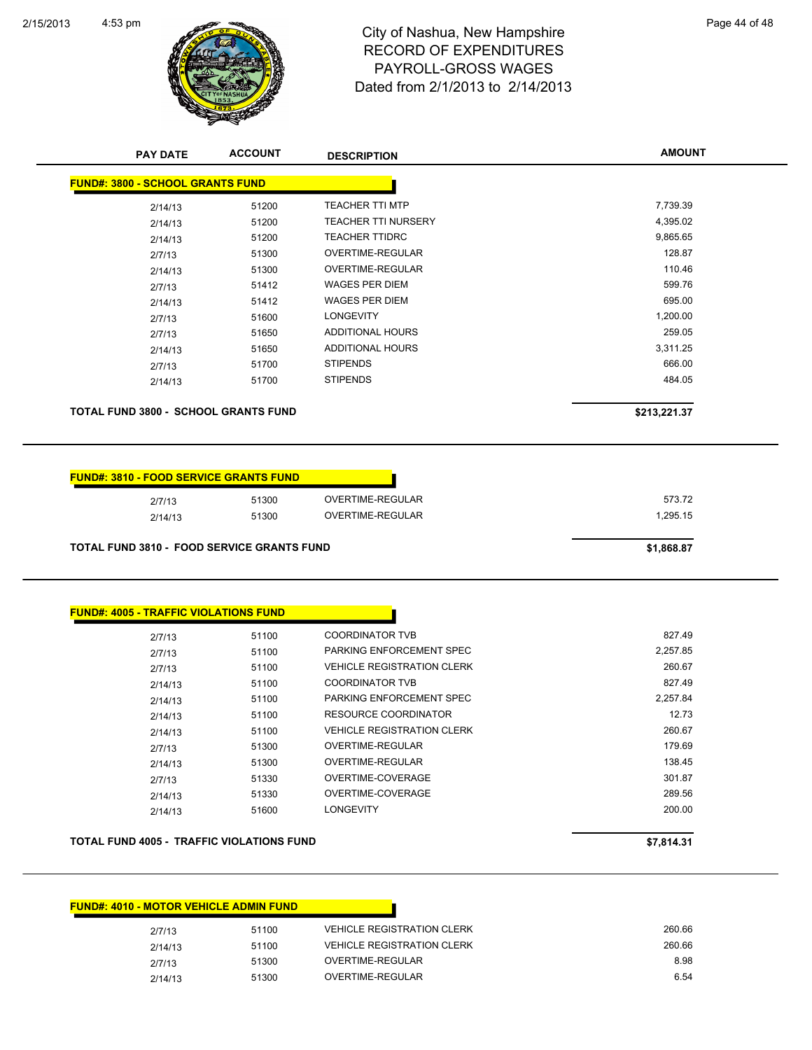# City of Nashua, New Hampshire
## RECORD OF EXPENDITURES
## PAYROLL-GROSS WAGES
## Dated from 2/1/2013 to 2/14/2013

| PAY DATE | ACCOUNT | DESCRIPTION | AMOUNT |
|---|---|---|---|
| **FUND#: 3800 - SCHOOL GRANTS FUND** | | | |
| 2/14/13 | 51200 | TEACHER TTI MTP | 7,739.39 |
| 2/14/13 | 51200 | TEACHER TTI NURSERY | 4,395.02 |
| 2/14/13 | 51200 | TEACHER TTIDRC | 9,865.65 |
| 2/7/13 | 51300 | OVERTIME-REGULAR | 128.87 |
| 2/14/13 | 51300 | OVERTIME-REGULAR | 110.46 |
| 2/7/13 | 51412 | WAGES PER DIEM | 599.76 |
| 2/14/13 | 51412 | WAGES PER DIEM | 695.00 |
| 2/7/13 | 51600 | LONGEVITY | 1,200.00 |
| 2/7/13 | 51650 | ADDITIONAL HOURS | 259.05 |
| 2/14/13 | 51650 | ADDITIONAL HOURS | 3,311.25 |
| 2/7/13 | 51700 | STIPENDS | 666.00 |
| 2/14/13 | 51700 | STIPENDS | 484.05 |
| **TOTAL FUND 3800 - SCHOOL GRANTS FUND** | | | **$213,221.37** |

| PAY DATE | ACCOUNT | DESCRIPTION | AMOUNT |
|---|---|---|---|
| **FUND#: 3810 - FOOD SERVICE GRANTS FUND** | | | |
| 2/7/13 | 51300 | OVERTIME-REGULAR | 573.72 |
| 2/14/13 | 51300 | OVERTIME-REGULAR | 1,295.15 |
| **TOTAL FUND 3810 - FOOD SERVICE GRANTS FUND** | | | **$1,868.87** |

| PAY DATE | ACCOUNT | DESCRIPTION | AMOUNT |
|---|---|---|---|
| **FUND#: 4005 - TRAFFIC VIOLATIONS FUND** | | | |
| 2/7/13 | 51100 | COORDINATOR TVB | 827.49 |
| 2/7/13 | 51100 | PARKING ENFORCEMENT SPEC | 2,257.85 |
| 2/7/13 | 51100 | VEHICLE REGISTRATION CLERK | 260.67 |
| 2/14/13 | 51100 | COORDINATOR TVB | 827.49 |
| 2/14/13 | 51100 | PARKING ENFORCEMENT SPEC | 2,257.84 |
| 2/14/13 | 51100 | RESOURCE COORDINATOR | 12.73 |
| 2/14/13 | 51100 | VEHICLE REGISTRATION CLERK | 260.67 |
| 2/7/13 | 51300 | OVERTIME-REGULAR | 179.69 |
| 2/14/13 | 51300 | OVERTIME-REGULAR | 138.45 |
| 2/7/13 | 51330 | OVERTIME-COVERAGE | 301.87 |
| 2/14/13 | 51330 | OVERTIME-COVERAGE | 289.56 |
| 2/14/13 | 51600 | LONGEVITY | 200.00 |
| **TOTAL FUND 4005 - TRAFFIC VIOLATIONS FUND** | | | **$7,814.31** |

| PAY DATE | ACCOUNT | DESCRIPTION | AMOUNT |
|---|---|---|---|
| **FUND#: 4010 - MOTOR VEHICLE ADMIN FUND** | | | |
| 2/7/13 | 51100 | VEHICLE REGISTRATION CLERK | 260.66 |
| 2/14/13 | 51100 | VEHICLE REGISTRATION CLERK | 260.66 |
| 2/7/13 | 51300 | OVERTIME-REGULAR | 8.98 |
| 2/14/13 | 51300 | OVERTIME-REGULAR | 6.54 |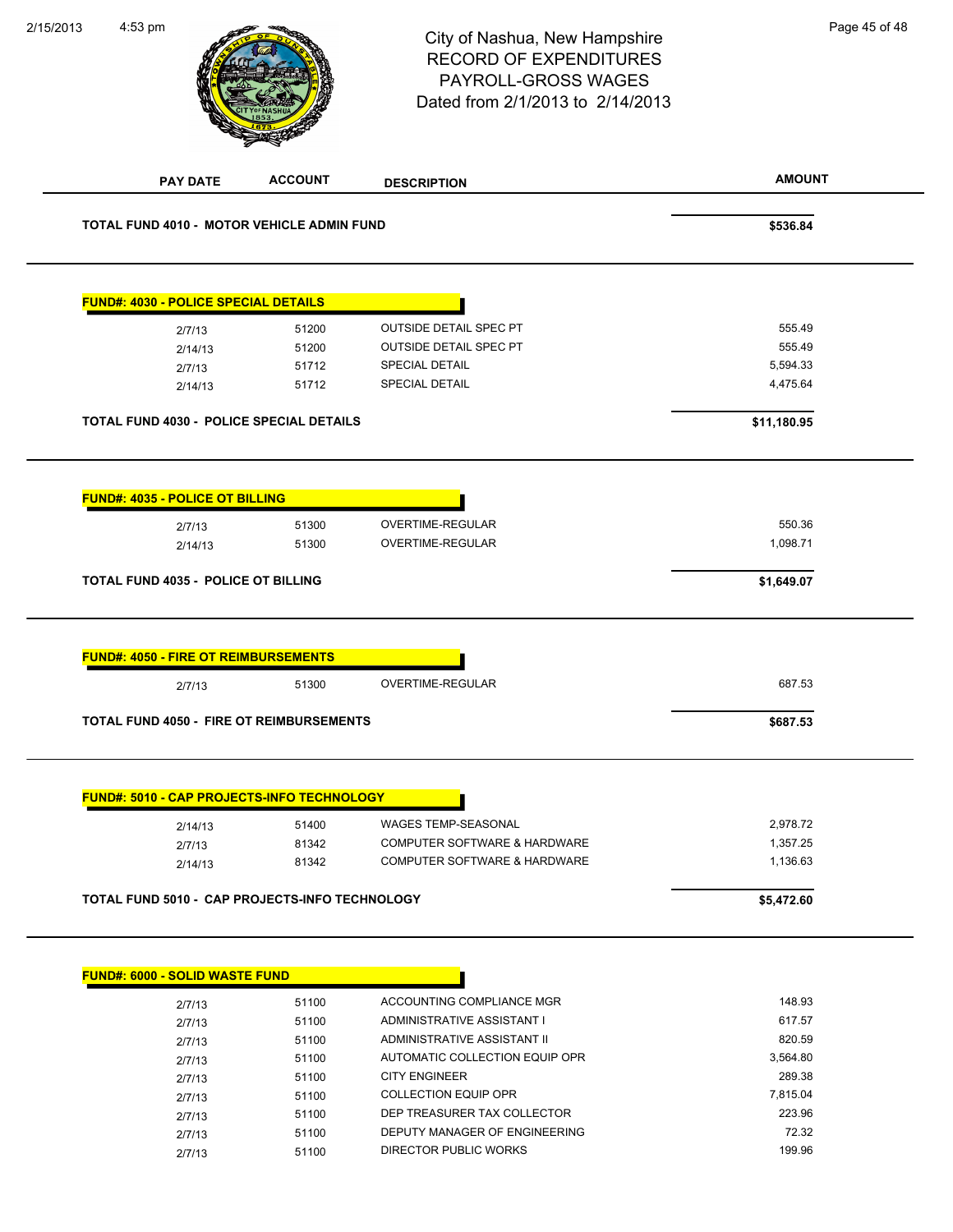City of Nashua, New Hampshire
RECORD OF EXPENDITURES
PAYROLL-GROSS WAGES
Dated from 2/1/2013 to 2/14/2013

| PAY DATE | ACCOUNT | DESCRIPTION | AMOUNT |
|---|---|---|---|
| **TOTAL FUND 4010 - MOTOR VEHICLE ADMIN FUND** | | | **$536.84** |

**FUND#: 4030 - POLICE SPECIAL DETAILS**

| PAY DATE | ACCOUNT | DESCRIPTION | AMOUNT |
|---|---|---|---|
| 2/7/13 | 51200 | OUTSIDE DETAIL SPEC PT | 555.49 |
| 2/14/13 | 51200 | OUTSIDE DETAIL SPEC PT | 555.49 |
| 2/7/13 | 51712 | SPECIAL DETAIL | 5,594.33 |
| 2/14/13 | 51712 | SPECIAL DETAIL | 4,475.64 |
| **TOTAL FUND 4030 - POLICE SPECIAL DETAILS** | | | **$11,180.95** |

**FUND#: 4035 - POLICE OT BILLING**

| PAY DATE | ACCOUNT | DESCRIPTION | AMOUNT |
|---|---|---|---|
| 2/7/13 | 51300 | OVERTIME-REGULAR | 550.36 |
| 2/14/13 | 51300 | OVERTIME-REGULAR | 1,098.71 |
| **TOTAL FUND 4035 - POLICE OT BILLING** | | | **$1,649.07** |

**FUND#: 4050 - FIRE OT REIMBURSEMENTS**

| PAY DATE | ACCOUNT | DESCRIPTION | AMOUNT |
|---|---|---|---|
| 2/7/13 | 51300 | OVERTIME-REGULAR | 687.53 |
| **TOTAL FUND 4050 - FIRE OT REIMBURSEMENTS** | | | **$687.53** |

**FUND#: 5010 - CAP PROJECTS-INFO TECHNOLOGY**

| PAY DATE | ACCOUNT | DESCRIPTION | AMOUNT |
|---|---|---|---|
| 2/14/13 | 51400 | WAGES TEMP-SEASONAL | 2,978.72 |
| 2/7/13 | 81342 | COMPUTER SOFTWARE & HARDWARE | 1,357.25 |
| 2/14/13 | 81342 | COMPUTER SOFTWARE & HARDWARE | 1,136.63 |
| **TOTAL FUND 5010 - CAP PROJECTS-INFO TECHNOLOGY** | | | **$5,472.60** |

**FUND#: 6000 - SOLID WASTE FUND**

| PAY DATE | ACCOUNT | DESCRIPTION | AMOUNT |
|---|---|---|---|
| 2/7/13 | 51100 | ACCOUNTING COMPLIANCE MGR | 148.93 |
| 2/7/13 | 51100 | ADMINISTRATIVE ASSISTANT I | 617.57 |
| 2/7/13 | 51100 | ADMINISTRATIVE ASSISTANT II | 820.59 |
| 2/7/13 | 51100 | AUTOMATIC COLLECTION EQUIP OPR | 3,564.80 |
| 2/7/13 | 51100 | CITY ENGINEER | 289.38 |
| 2/7/13 | 51100 | COLLECTION EQUIP OPR | 7,815.04 |
| 2/7/13 | 51100 | DEP TREASURER TAX COLLECTOR | 223.96 |
| 2/7/13 | 51100 | DEPUTY MANAGER OF ENGINEERING | 72.32 |
| 2/7/13 | 51100 | DIRECTOR PUBLIC WORKS | 199.96 |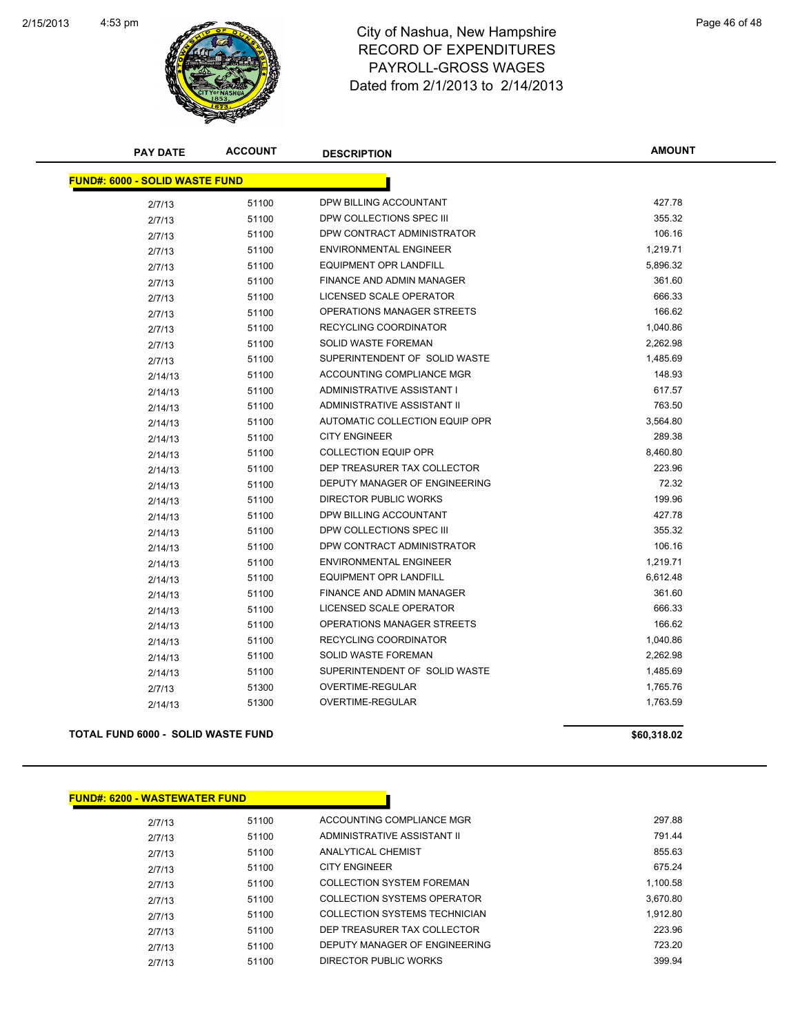# City of Nashua, New Hampshire
## RECORD OF EXPENDITURES
## PAYROLL-GROSS WAGES
## Dated from 2/1/2013 to 2/14/2013

| PAY DATE | ACCOUNT | DESCRIPTION | AMOUNT |
|---|---|---|---|
| **FUND#: 6000 - SOLID WASTE FUND** | | | |
| 2/7/13 | 51100 | DPW BILLING ACCOUNTANT | 427.78 |
| 2/7/13 | 51100 | DPW COLLECTIONS SPEC III | 355.32 |
| 2/7/13 | 51100 | DPW CONTRACT ADMINISTRATOR | 106.16 |
| 2/7/13 | 51100 | ENVIRONMENTAL ENGINEER | 1,219.71 |
| 2/7/13 | 51100 | EQUIPMENT OPR LANDFILL | 5,896.32 |
| 2/7/13 | 51100 | FINANCE AND ADMIN MANAGER | 361.60 |
| 2/7/13 | 51100 | LICENSED SCALE OPERATOR | 666.33 |
| 2/7/13 | 51100 | OPERATIONS MANAGER STREETS | 166.62 |
| 2/7/13 | 51100 | RECYCLING COORDINATOR | 1,040.86 |
| 2/7/13 | 51100 | SOLID WASTE FOREMAN | 2,262.98 |
| 2/7/13 | 51100 | SUPERINTENDENT OF SOLID WASTE | 1,485.69 |
| 2/14/13 | 51100 | ACCOUNTING COMPLIANCE MGR | 148.93 |
| 2/14/13 | 51100 | ADMINISTRATIVE ASSISTANT I | 617.57 |
| 2/14/13 | 51100 | ADMINISTRATIVE ASSISTANT II | 763.50 |
| 2/14/13 | 51100 | AUTOMATIC COLLECTION EQUIP OPR | 3,564.80 |
| 2/14/13 | 51100 | CITY ENGINEER | 289.38 |
| 2/14/13 | 51100 | COLLECTION EQUIP OPR | 8,460.80 |
| 2/14/13 | 51100 | DEP TREASURER TAX COLLECTOR | 223.96 |
| 2/14/13 | 51100 | DEPUTY MANAGER OF ENGINEERING | 72.32 |
| 2/14/13 | 51100 | DIRECTOR PUBLIC WORKS | 199.96 |
| 2/14/13 | 51100 | DPW BILLING ACCOUNTANT | 427.78 |
| 2/14/13 | 51100 | DPW COLLECTIONS SPEC III | 355.32 |
| 2/14/13 | 51100 | DPW CONTRACT ADMINISTRATOR | 106.16 |
| 2/14/13 | 51100 | ENVIRONMENTAL ENGINEER | 1,219.71 |
| 2/14/13 | 51100 | EQUIPMENT OPR LANDFILL | 6,612.48 |
| 2/14/13 | 51100 | FINANCE AND ADMIN MANAGER | 361.60 |
| 2/14/13 | 51100 | LICENSED SCALE OPERATOR | 666.33 |
| 2/14/13 | 51100 | OPERATIONS MANAGER STREETS | 166.62 |
| 2/14/13 | 51100 | RECYCLING COORDINATOR | 1,040.86 |
| 2/14/13 | 51100 | SOLID WASTE FOREMAN | 2,262.98 |
| 2/14/13 | 51100 | SUPERINTENDENT OF SOLID WASTE | 1,485.69 |
| 2/7/13 | 51300 | OVERTIME-REGULAR | 1,765.76 |
| 2/14/13 | 51300 | OVERTIME-REGULAR | 1,763.59 |
| **TOTAL FUND 6000 - SOLID WASTE FUND** | | | **$60,318.02** |

| PAY DATE | ACCOUNT | DESCRIPTION | AMOUNT |
|---|---|---|---|
| **FUND#: 6200 - WASTEWATER FUND** | | | |
| 2/7/13 | 51100 | ACCOUNTING COMPLIANCE MGR | 297.88 |
| 2/7/13 | 51100 | ADMINISTRATIVE ASSISTANT II | 791.44 |
| 2/7/13 | 51100 | ANALYTICAL CHEMIST | 855.63 |
| 2/7/13 | 51100 | CITY ENGINEER | 675.24 |
| 2/7/13 | 51100 | COLLECTION SYSTEM FOREMAN | 1,100.58 |
| 2/7/13 | 51100 | COLLECTION SYSTEMS OPERATOR | 3,670.80 |
| 2/7/13 | 51100 | COLLECTION SYSTEMS TECHNICIAN | 1,912.80 |
| 2/7/13 | 51100 | DEP TREASURER TAX COLLECTOR | 223.96 |
| 2/7/13 | 51100 | DEPUTY MANAGER OF ENGINEERING | 723.20 |
| 2/7/13 | 51100 | DIRECTOR PUBLIC WORKS | 399.94 |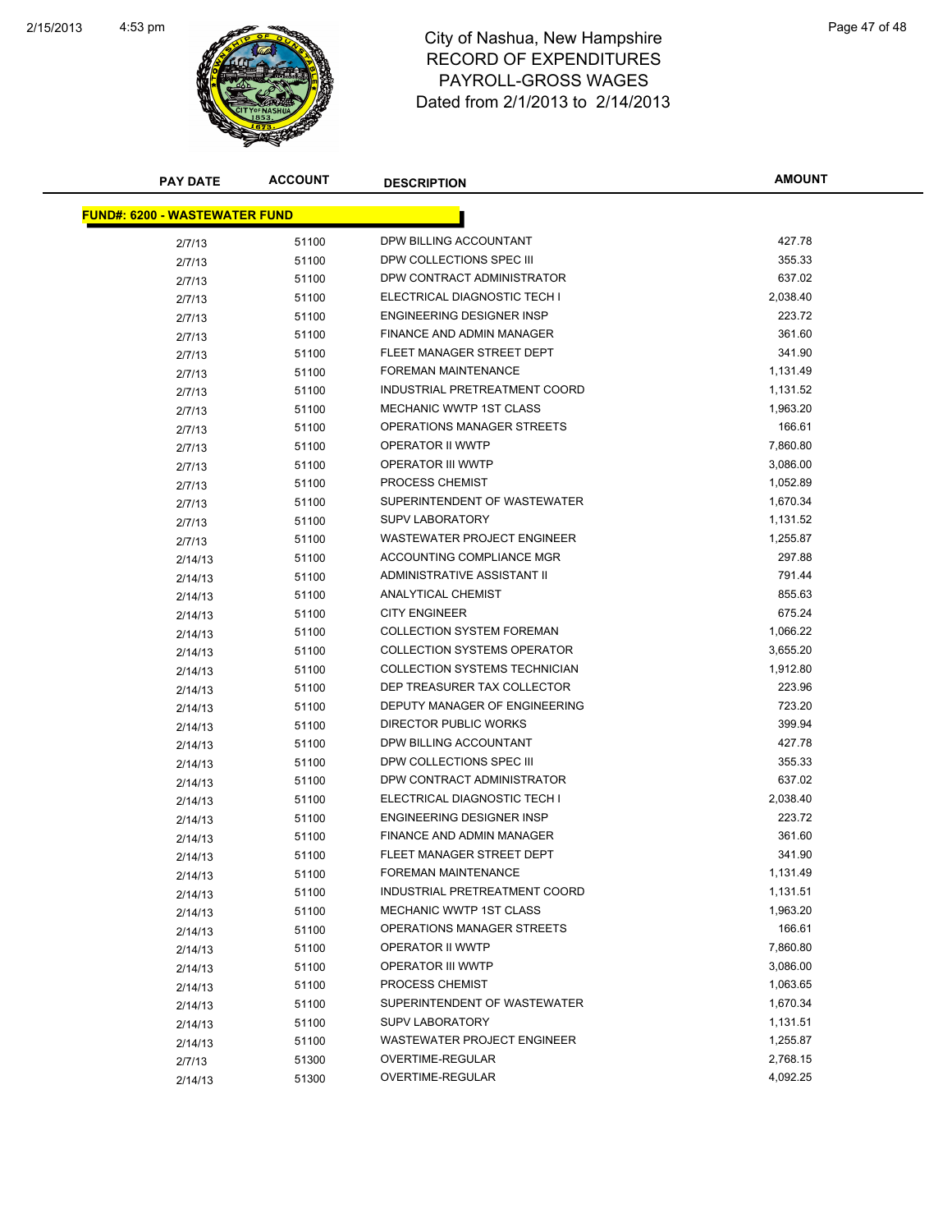# City of Nashua, New Hampshire
## RECORD OF EXPENDITURES
## PAYROLL-GROSS WAGES
## Dated from 2/1/2013 to 2/14/2013

| PAY DATE | ACCOUNT | DESCRIPTION | AMOUNT |
|---|---|---|---|
| **FUND#: 6200 - WASTEWATER FUND** | | | |
| 2/7/13 | 51100 | DPW BILLING ACCOUNTANT | 427.78 |
| 2/7/13 | 51100 | DPW COLLECTIONS SPEC III | 355.33 |
| 2/7/13 | 51100 | DPW CONTRACT ADMINISTRATOR | 637.02 |
| 2/7/13 | 51100 | ELECTRICAL DIAGNOSTIC TECH I | 2,038.40 |
| 2/7/13 | 51100 | ENGINEERING DESIGNER INSP | 223.72 |
| 2/7/13 | 51100 | FINANCE AND ADMIN MANAGER | 361.60 |
| 2/7/13 | 51100 | FLEET MANAGER STREET DEPT | 341.90 |
| 2/7/13 | 51100 | FOREMAN MAINTENANCE | 1,131.49 |
| 2/7/13 | 51100 | INDUSTRIAL PRETREATMENT COORD | 1,131.52 |
| 2/7/13 | 51100 | MECHANIC WWTP 1ST CLASS | 1,963.20 |
| 2/7/13 | 51100 | OPERATIONS MANAGER STREETS | 166.61 |
| 2/7/13 | 51100 | OPERATOR II WWTP | 7,860.80 |
| 2/7/13 | 51100 | OPERATOR III WWTP | 3,086.00 |
| 2/7/13 | 51100 | PROCESS CHEMIST | 1,052.89 |
| 2/7/13 | 51100 | SUPERINTENDENT OF WASTEWATER | 1,670.34 |
| 2/7/13 | 51100 | SUPV LABORATORY | 1,131.52 |
| 2/7/13 | 51100 | WASTEWATER PROJECT ENGINEER | 1,255.87 |
| 2/14/13 | 51100 | ACCOUNTING COMPLIANCE MGR | 297.88 |
| 2/14/13 | 51100 | ADMINISTRATIVE ASSISTANT II | 791.44 |
| 2/14/13 | 51100 | ANALYTICAL CHEMIST | 855.63 |
| 2/14/13 | 51100 | CITY ENGINEER | 675.24 |
| 2/14/13 | 51100 | COLLECTION SYSTEM FOREMAN | 1,066.22 |
| 2/14/13 | 51100 | COLLECTION SYSTEMS OPERATOR | 3,655.20 |
| 2/14/13 | 51100 | COLLECTION SYSTEMS TECHNICIAN | 1,912.80 |
| 2/14/13 | 51100 | DEP TREASURER TAX COLLECTOR | 223.96 |
| 2/14/13 | 51100 | DEPUTY MANAGER OF ENGINEERING | 723.20 |
| 2/14/13 | 51100 | DIRECTOR PUBLIC WORKS | 399.94 |
| 2/14/13 | 51100 | DPW BILLING ACCOUNTANT | 427.78 |
| 2/14/13 | 51100 | DPW COLLECTIONS SPEC III | 355.33 |
| 2/14/13 | 51100 | DPW CONTRACT ADMINISTRATOR | 637.02 |
| 2/14/13 | 51100 | ELECTRICAL DIAGNOSTIC TECH I | 2,038.40 |
| 2/14/13 | 51100 | ENGINEERING DESIGNER INSP | 223.72 |
| 2/14/13 | 51100 | FINANCE AND ADMIN MANAGER | 361.60 |
| 2/14/13 | 51100 | FLEET MANAGER STREET DEPT | 341.90 |
| 2/14/13 | 51100 | FOREMAN MAINTENANCE | 1,131.49 |
| 2/14/13 | 51100 | INDUSTRIAL PRETREATMENT COORD | 1,131.51 |
| 2/14/13 | 51100 | MECHANIC WWTP 1ST CLASS | 1,963.20 |
| 2/14/13 | 51100 | OPERATIONS MANAGER STREETS | 166.61 |
| 2/14/13 | 51100 | OPERATOR II WWTP | 7,860.80 |
| 2/14/13 | 51100 | OPERATOR III WWTP | 3,086.00 |
| 2/14/13 | 51100 | PROCESS CHEMIST | 1,063.65 |
| 2/14/13 | 51100 | SUPERINTENDENT OF WASTEWATER | 1,670.34 |
| 2/14/13 | 51100 | SUPV LABORATORY | 1,131.51 |
| 2/14/13 | 51100 | WASTEWATER PROJECT ENGINEER | 1,255.87 |
| 2/7/13 | 51300 | OVERTIME-REGULAR | 2,768.15 |
| 2/14/13 | 51300 | OVERTIME-REGULAR | 4,092.25 |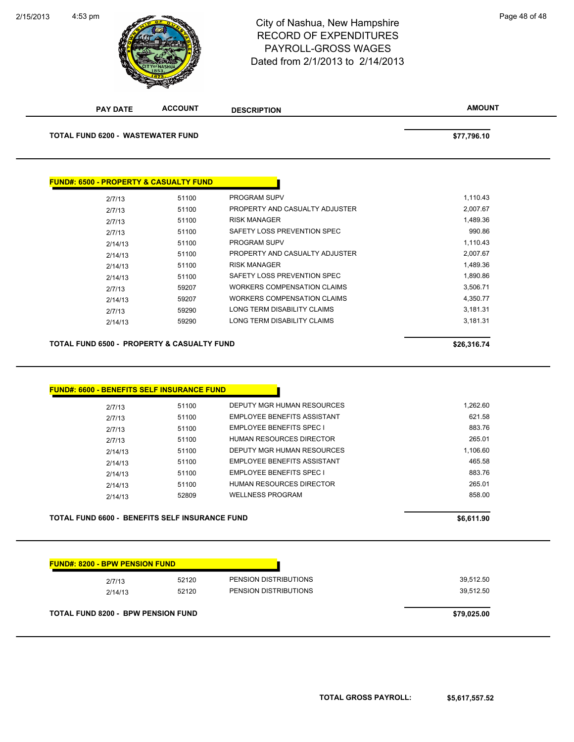| PAY DATE | ACCOUNT | DESCRIPTION | AMOUNT |
|---|---|---|---|

**TOTAL FUND 6200 - WASTEWATER FUND** **$77,796.10**

**FUND#: 6500 - PROPERTY & CASUALTY FUND**

| PAY DATE | ACCOUNT | DESCRIPTION | AMOUNT |
|---|---|---|---|
| 2/7/13 | 51100 | PROGRAM SUPV | 1,110.43 |
| 2/7/13 | 51100 | PROPERTY AND CASUALTY ADJUSTER | 2,007.67 |
| 2/7/13 | 51100 | RISK MANAGER | 1,489.36 |
| 2/7/13 | 51100 | SAFETY LOSS PREVENTION SPEC | 990.86 |
| 2/14/13 | 51100 | PROGRAM SUPV | 1,110.43 |
| 2/14/13 | 51100 | PROPERTY AND CASUALTY ADJUSTER | 2,007.67 |
| 2/14/13 | 51100 | RISK MANAGER | 1,489.36 |
| 2/14/13 | 51100 | SAFETY LOSS PREVENTION SPEC | 1,890.86 |
| 2/7/13 | 59207 | WORKERS COMPENSATION CLAIMS | 3,506.71 |
| 2/14/13 | 59207 | WORKERS COMPENSATION CLAIMS | 4,350.77 |
| 2/7/13 | 59290 | LONG TERM DISABILITY CLAIMS | 3,181.31 |
| 2/14/13 | 59290 | LONG TERM DISABILITY CLAIMS | 3,181.31 |

**TOTAL FUND 6500 - PROPERTY & CASUALTY FUND** **$26,316.74**

**FUND#: 6600 - BENEFITS SELF INSURANCE FUND**

| PAY DATE | ACCOUNT | DESCRIPTION | AMOUNT |
|---|---|---|---|
| 2/7/13 | 51100 | DEPUTY MGR HUMAN RESOURCES | 1,262.60 |
| 2/7/13 | 51100 | EMPLOYEE BENEFITS ASSISTANT | 621.58 |
| 2/7/13 | 51100 | EMPLOYEE BENEFITS SPEC I | 883.76 |
| 2/7/13 | 51100 | HUMAN RESOURCES DIRECTOR | 265.01 |
| 2/14/13 | 51100 | DEPUTY MGR HUMAN RESOURCES | 1,106.60 |
| 2/14/13 | 51100 | EMPLOYEE BENEFITS ASSISTANT | 465.58 |
| 2/14/13 | 51100 | EMPLOYEE BENEFITS SPEC I | 883.76 |
| 2/14/13 | 51100 | HUMAN RESOURCES DIRECTOR | 265.01 |
| 2/14/13 | 52809 | WELLNESS PROGRAM | 858.00 |

**TOTAL FUND 6600 - BENEFITS SELF INSURANCE FUND** **$6,611.90**

**FUND#: 8200 - BPW PENSION FUND**

| PAY DATE | ACCOUNT | DESCRIPTION | AMOUNT |
|---|---|---|---|
| 2/7/13 | 52120 | PENSION DISTRIBUTIONS | 39,512.50 |
| 2/14/13 | 52120 | PENSION DISTRIBUTIONS | 39,512.50 |

**TOTAL FUND 8200 - BPW PENSION FUND** **$79,025.00**

**TOTAL GROSS PAYROLL:** **$5,617,557.52**